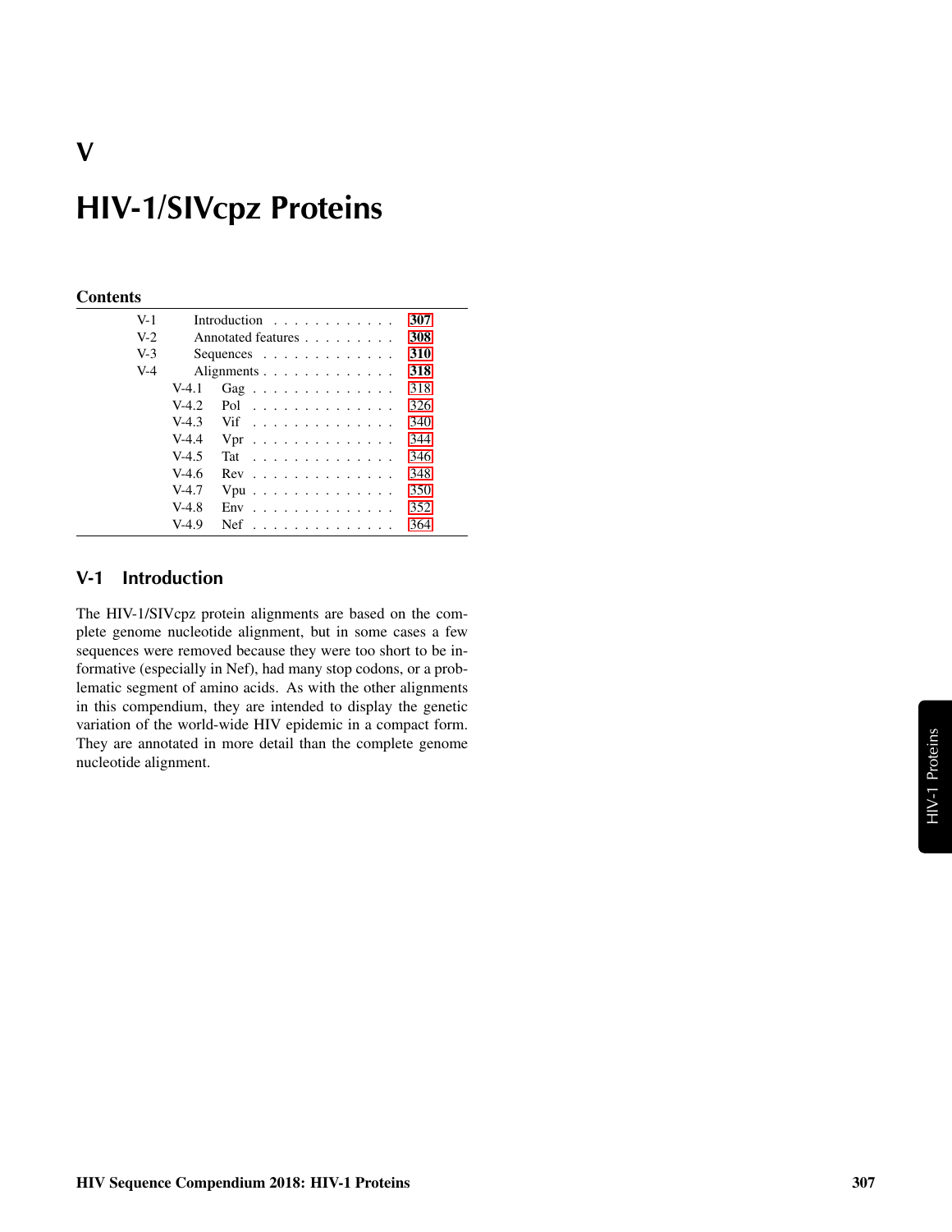# V

# HIV-1/SIVcpz Proteins

**Contents**

| | | |
|---|---|---|
| V-1 | Introduction | **307** |
| V-2 | Annotated features | **308** |
| V-3 | Sequences | **310** |
| V-4 | Alignments | **318** |
| V-4.1 | Gag | 318 |
| V-4.2 | Pol | 326 |
| V-4.3 | Vif | 340 |
| V-4.4 | Vpr | 344 |
| V-4.5 | Tat | 346 |
| V-4.6 | Rev | 348 |
| V-4.7 | Vpu | 350 |
| V-4.8 | Env | 352 |
| V-4.9 | Nef | 364 |

## V-1 Introduction

The HIV-1/SIVcpz protein alignments are based on the complete genome nucleotide alignment, but in some cases a few sequences were removed because they were too short to be informative (especially in Nef), had many stop codons, or a problematic segment of amino acids. As with the other alignments in this compendium, they are intended to display the genetic variation of the world-wide HIV epidemic in a compact form. They are annotated in more detail than the complete genome nucleotide alignment.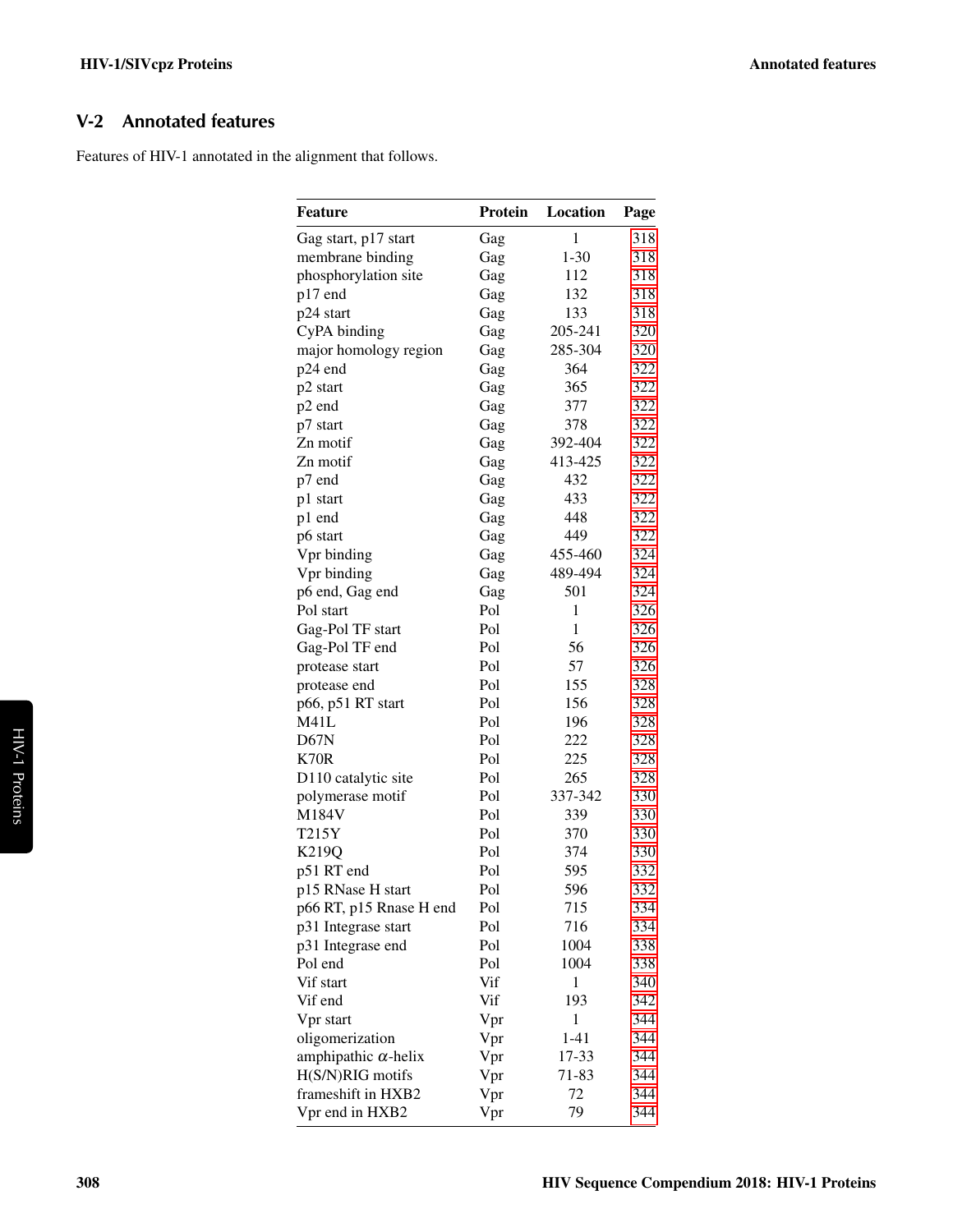## V-2 Annotated features

Features of HIV-1 annotated in the alignment that follows.

| Feature | Protein | Location | Page |
|---|---|---|---|
| Gag start, p17 start | Gag | 1 | 318 |
| membrane binding | Gag | 1-30 | 318 |
| phosphorylation site | Gag | 112 | 318 |
| p17 end | Gag | 132 | 318 |
| p24 start | Gag | 133 | 318 |
| CyPA binding | Gag | 205-241 | 320 |
| major homology region | Gag | 285-304 | 320 |
| p24 end | Gag | 364 | 322 |
| p2 start | Gag | 365 | 322 |
| p2 end | Gag | 377 | 322 |
| p7 start | Gag | 378 | 322 |
| Zn motif | Gag | 392-404 | 322 |
| Zn motif | Gag | 413-425 | 322 |
| p7 end | Gag | 432 | 322 |
| p1 start | Gag | 433 | 322 |
| p1 end | Gag | 448 | 322 |
| p6 start | Gag | 449 | 322 |
| Vpr binding | Gag | 455-460 | 324 |
| Vpr binding | Gag | 489-494 | 324 |
| p6 end, Gag end | Gag | 501 | 324 |
| Pol start | Pol | 1 | 326 |
| Gag-Pol TF start | Pol | 1 | 326 |
| Gag-Pol TF end | Pol | 56 | 326 |
| protease start | Pol | 57 | 326 |
| protease end | Pol | 155 | 328 |
| p66, p51 RT start | Pol | 156 | 328 |
| M41L | Pol | 196 | 328 |
| D67N | Pol | 222 | 328 |
| K70R | Pol | 225 | 328 |
| D110 catalytic site | Pol | 265 | 328 |
| polymerase motif | Pol | 337-342 | 330 |
| M184V | Pol | 339 | 330 |
| T215Y | Pol | 370 | 330 |
| K219Q | Pol | 374 | 330 |
| p51 RT end | Pol | 595 | 332 |
| p15 RNase H start | Pol | 596 | 332 |
| p66 RT, p15 Rnase H end | Pol | 715 | 334 |
| p31 Integrase start | Pol | 716 | 334 |
| p31 Integrase end | Pol | 1004 | 338 |
| Pol end | Pol | 1004 | 338 |
| Vif start | Vif | 1 | 340 |
| Vif end | Vif | 193 | 342 |
| Vpr start | Vpr | 1 | 344 |
| oligomerization | Vpr | 1-41 | 344 |
| amphipathic $\alpha$-helix | Vpr | 17-33 | 344 |
| H(S/N)RIG motifs | Vpr | 71-83 | 344 |
| frameshift in HXB2 | Vpr | 72 | 344 |
| Vpr end in HXB2 | Vpr | 79 | 344 |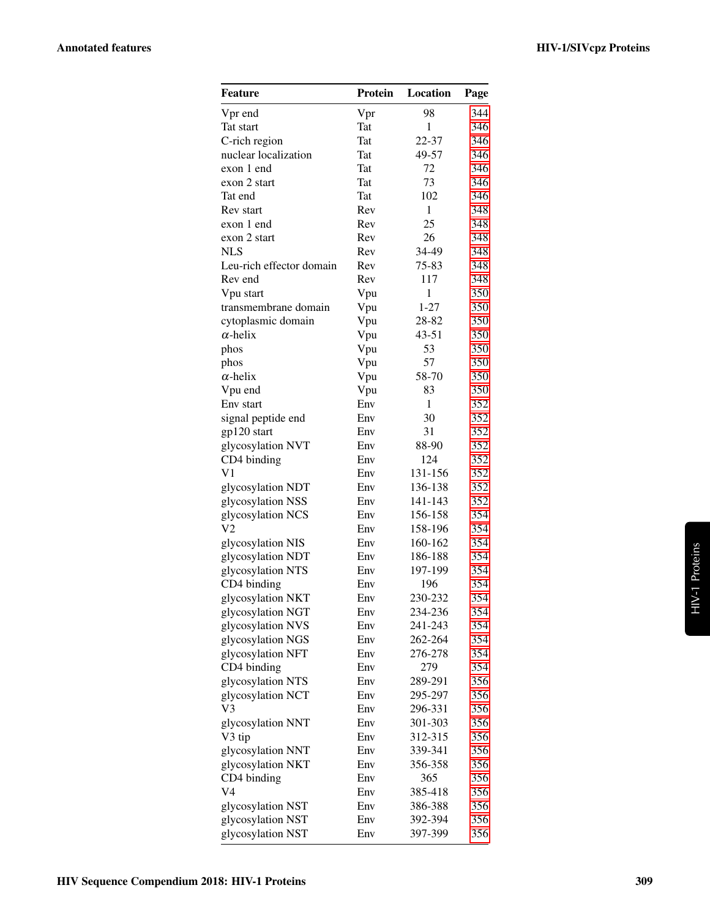| Feature | Protein | Location | Page |
|---|---|---|---|
| Vpr end | Vpr | 98 | 344 |
| Tat start | Tat | 1 | 346 |
| C-rich region | Tat | 22-37 | 346 |
| nuclear localization | Tat | 49-57 | 346 |
| exon 1 end | Tat | 72 | 346 |
| exon 2 start | Tat | 73 | 346 |
| Tat end | Tat | 102 | 346 |
| Rev start | Rev | 1 | 348 |
| exon 1 end | Rev | 25 | 348 |
| exon 2 start | Rev | 26 | 348 |
| NLS | Rev | 34-49 | 348 |
| Leu-rich effector domain | Rev | 75-83 | 348 |
| Rev end | Rev | 117 | 348 |
| Vpu start | Vpu | 1 | 350 |
| transmembrane domain | Vpu | 1-27 | 350 |
| cytoplasmic domain | Vpu | 28-82 | 350 |
| $\alpha$-helix | Vpu | 43-51 | 350 |
| phos | Vpu | 53 | 350 |
| phos | Vpu | 57 | 350 |
| $\alpha$-helix | Vpu | 58-70 | 350 |
| Vpu end | Vpu | 83 | 350 |
| Env start | Env | 1 | 352 |
| signal peptide end | Env | 30 | 352 |
| gp120 start | Env | 31 | 352 |
| glycosylation NVT | Env | 88-90 | 352 |
| CD4 binding | Env | 124 | 352 |
| V1 | Env | 131-156 | 352 |
| glycosylation NDT | Env | 136-138 | 352 |
| glycosylation NSS | Env | 141-143 | 352 |
| glycosylation NCS | Env | 156-158 | 354 |
| V2 | Env | 158-196 | 354 |
| glycosylation NIS | Env | 160-162 | 354 |
| glycosylation NDT | Env | 186-188 | 354 |
| glycosylation NTS | Env | 197-199 | 354 |
| CD4 binding | Env | 196 | 354 |
| glycosylation NKT | Env | 230-232 | 354 |
| glycosylation NGT | Env | 234-236 | 354 |
| glycosylation NVS | Env | 241-243 | 354 |
| glycosylation NGS | Env | 262-264 | 354 |
| glycosylation NFT | Env | 276-278 | 354 |
| CD4 binding | Env | 279 | 354 |
| glycosylation NTS | Env | 289-291 | 356 |
| glycosylation NCT | Env | 295-297 | 356 |
| V3 | Env | 296-331 | 356 |
| glycosylation NNT | Env | 301-303 | 356 |
| V3 tip | Env | 312-315 | 356 |
| glycosylation NNT | Env | 339-341 | 356 |
| glycosylation NKT | Env | 356-358 | 356 |
| CD4 binding | Env | 365 | 356 |
| V4 | Env | 385-418 | 356 |
| glycosylation NST | Env | 386-388 | 356 |
| glycosylation NST | Env | 392-394 | 356 |
| glycosylation NST | Env | 397-399 | 356 |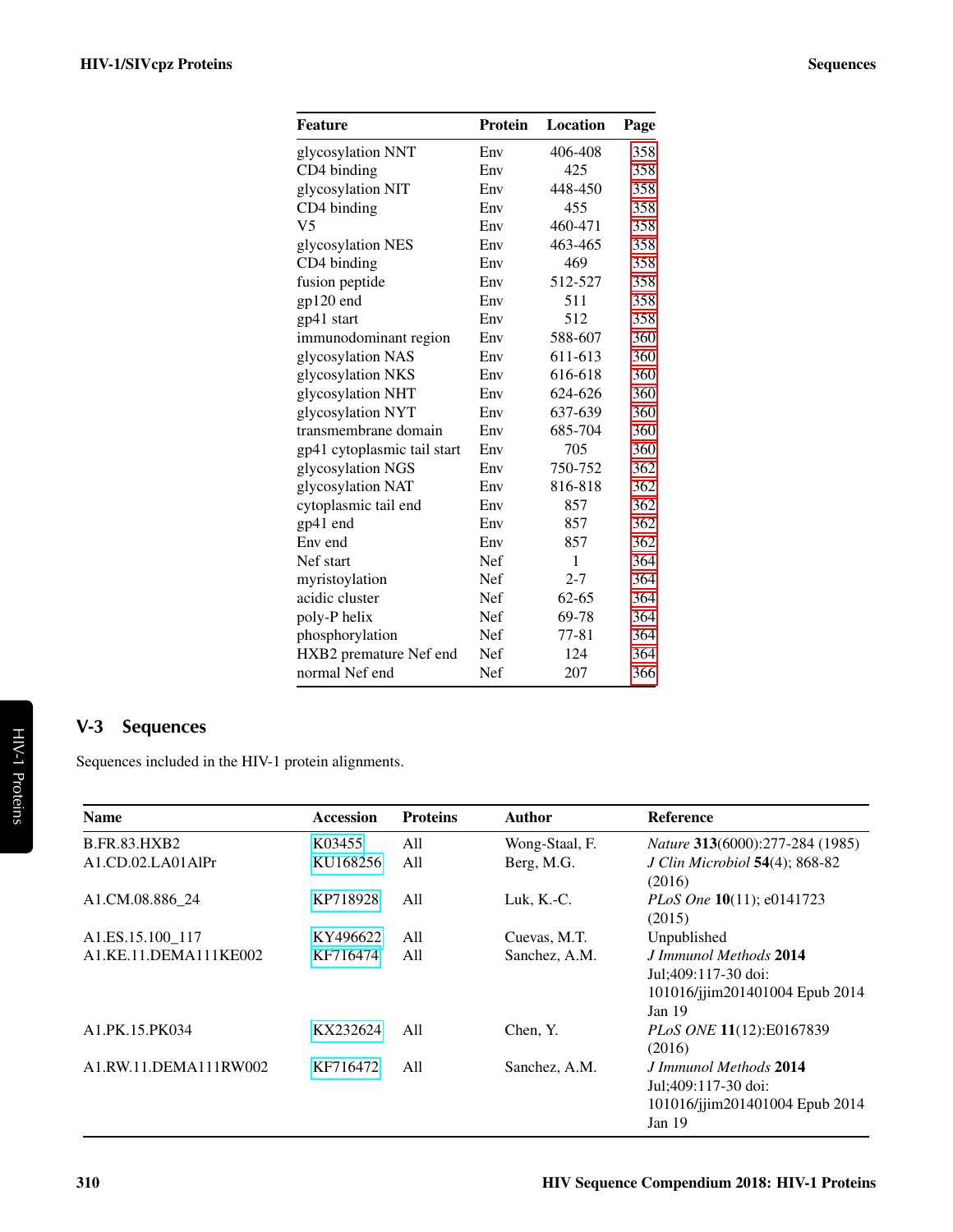| Feature | Protein | Location | Page |
|---|---|---|---|
| glycosylation NNT | Env | 406-408 | 358 |
| CD4 binding | Env | 425 | 358 |
| glycosylation NIT | Env | 448-450 | 358 |
| CD4 binding | Env | 455 | 358 |
| V5 | Env | 460-471 | 358 |
| glycosylation NES | Env | 463-465 | 358 |
| CD4 binding | Env | 469 | 358 |
| fusion peptide | Env | 512-527 | 358 |
| gp120 end | Env | 511 | 358 |
| gp41 start | Env | 512 | 358 |
| immunodominant region | Env | 588-607 | 360 |
| glycosylation NAS | Env | 611-613 | 360 |
| glycosylation NKS | Env | 616-618 | 360 |
| glycosylation NHT | Env | 624-626 | 360 |
| glycosylation NYT | Env | 637-639 | 360 |
| transmembrane domain | Env | 685-704 | 360 |
| gp41 cytoplasmic tail start | Env | 705 | 360 |
| glycosylation NGS | Env | 750-752 | 362 |
| glycosylation NAT | Env | 816-818 | 362 |
| cytoplasmic tail end | Env | 857 | 362 |
| gp41 end | Env | 857 | 362 |
| Env end | Env | 857 | 362 |
| Nef start | Nef | 1 | 364 |
| myristoylation | Nef | 2-7 | 364 |
| acidic cluster | Nef | 62-65 | 364 |
| poly-P helix | Nef | 69-78 | 364 |
| phosphorylation | Nef | 77-81 | 364 |
| HXB2 premature Nef end | Nef | 124 | 364 |
| normal Nef end | Nef | 207 | 366 |

## V-3 Sequences

Sequences included in the HIV-1 protein alignments.

| Name | Accession | Proteins | Author | Reference |
|---|---|---|---|---|
| B.FR.83.HXB2 | K03455 | All | Wong-Staal, F. | *Nature* **313**(6000):277-284 (1985) |
| A1.CD.02.LA01AlPr | KU168256 | All | Berg, M.G. | *J Clin Microbiol* **54**(4); 868-82 (2016) |
| A1.CM.08.886_24 | KP718928 | All | Luk, K.-C. | *PLoS One* **10**(11); e0141723 (2015) |
| A1.ES.15.100_117 | KY496622 | All | Cuevas, M.T. | Unpublished |
| A1.KE.11.DEMA111KE002 | KF716474 | All | Sanchez, A.M. | *J Immunol Methods* **2014** Jul;409:117-30 doi: 101016/jjim201401004 Epub 2014 Jan 19 |
| A1.PK.15.PK034 | KX232624 | All | Chen, Y. | *PLoS ONE* **11**(12):E0167839 (2016) |
| A1.RW.11.DEMA111RW002 | KF716472 | All | Sanchez, A.M. | *J Immunol Methods* **2014** Jul;409:117-30 doi: 101016/jjim201401004 Epub 2014 Jan 19 |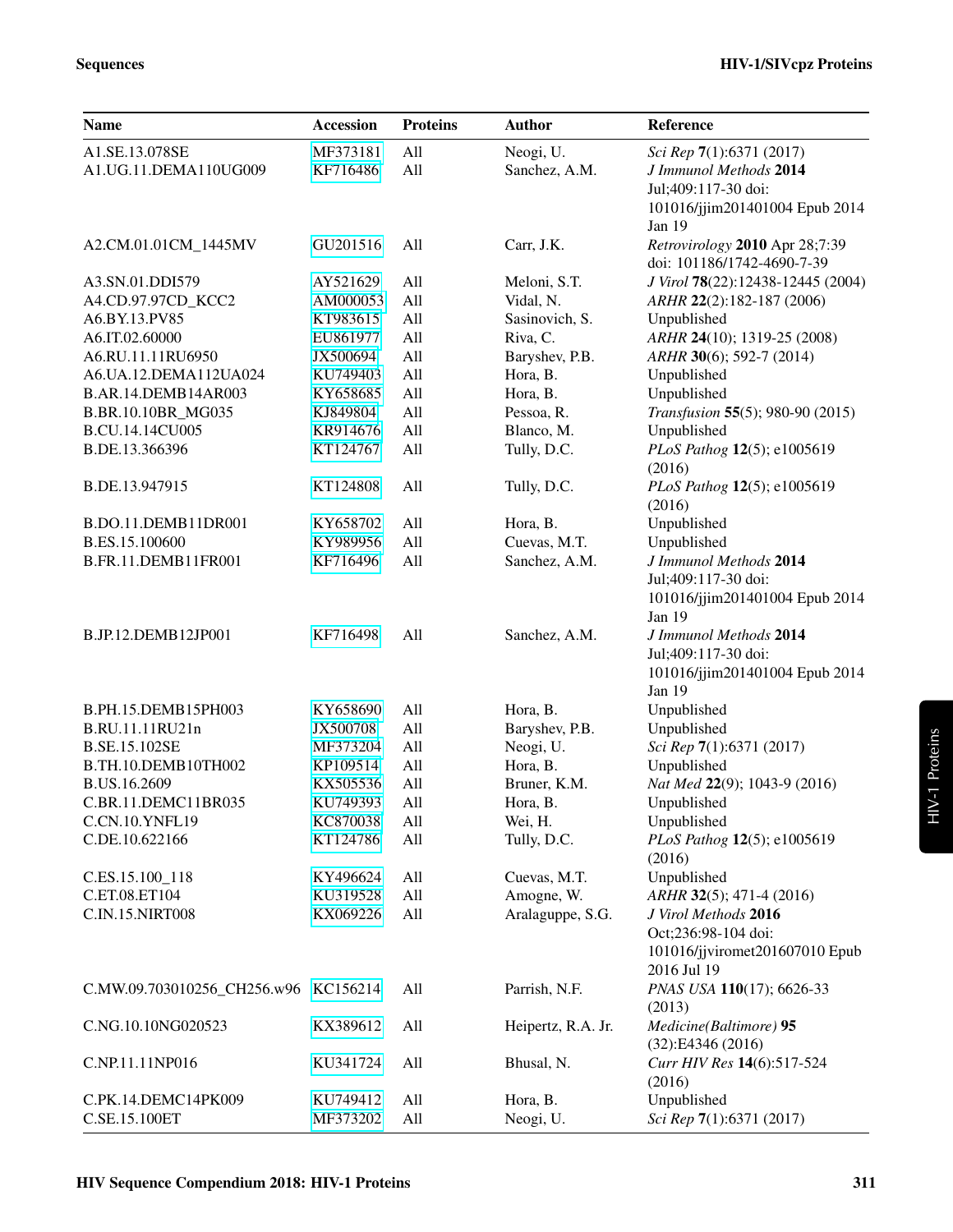| Name | Accession | Proteins | Author | Reference |
|---|---|---|---|---|
| A1.SE.13.078SE | MF373181 | All | Neogi, U. | *Sci Rep* **7**(1):6371 (2017) |
| A1.UG.11.DEMA110UG009 | KF716486 | All | Sanchez, A.M. | *J Immunol Methods* **2014** Jul;409:117-30 doi: 101016/jjim201401004 Epub 2014 Jan 19 |
| A2.CM.01.01CM_1445MV | GU201516 | All | Carr, J.K. | *Retrovirology* **2010** Apr 28;7:39 doi: 101186/1742-4690-7-39 |
| A3.SN.01.DDI579 | AY521629 | All | Meloni, S.T. | *J Virol* **78**(22):12438-12445 (2004) |
| A4.CD.97.97CD_KCC2 | AM000053 | All | Vidal, N. | *ARHR* **22**(2):182-187 (2006) |
| A6.BY.13.PV85 | KT983615 | All | Sasinovich, S. | Unpublished |
| A6.IT.02.60000 | EU861977 | All | Riva, C. | *ARHR* **24**(10); 1319-25 (2008) |
| A6.RU.11.11RU6950 | JX500694 | All | Baryshev, P.B. | *ARHR* **30**(6); 592-7 (2014) |
| A6.UA.12.DEMA112UA024 | KU749403 | All | Hora, B. | Unpublished |
| B.AR.14.DEMB14AR003 | KY658685 | All | Hora, B. | Unpublished |
| B.BR.10.10BR_MG035 | KJ849804 | All | Pessoa, R. | *Transfusion* **55**(5); 980-90 (2015) |
| B.CU.14.14CU005 | KR914676 | All | Blanco, M. | Unpublished |
| B.DE.13.366396 | KT124767 | All | Tully, D.C. | *PLoS Pathog* **12**(5); e1005619 (2016) |
| B.DE.13.947915 | KT124808 | All | Tully, D.C. | *PLoS Pathog* **12**(5); e1005619 (2016) |
| B.DO.11.DEMB11DR001 | KY658702 | All | Hora, B. | Unpublished |
| B.ES.15.100600 | KY989956 | All | Cuevas, M.T. | Unpublished |
| B.FR.11.DEMB11FR001 | KF716496 | All | Sanchez, A.M. | *J Immunol Methods* **2014** Jul;409:117-30 doi: 101016/jjim201401004 Epub 2014 Jan 19 |
| B.JP.12.DEMB12JP001 | KF716498 | All | Sanchez, A.M. | *J Immunol Methods* **2014** Jul;409:117-30 doi: 101016/jjim201401004 Epub 2014 Jan 19 |
| B.PH.15.DEMB15PH003 | KY658690 | All | Hora, B. | Unpublished |
| B.RU.11.11RU21n | JX500708 | All | Baryshev, P.B. | Unpublished |
| B.SE.15.102SE | MF373204 | All | Neogi, U. | *Sci Rep* **7**(1):6371 (2017) |
| B.TH.10.DEMB10TH002 | KP109514 | All | Hora, B. | Unpublished |
| B.US.16.2609 | KX505536 | All | Bruner, K.M. | *Nat Med* **22**(9); 1043-9 (2016) |
| C.BR.11.DEMC11BR035 | KU749393 | All | Hora, B. | Unpublished |
| C.CN.10.YNFL19 | KC870038 | All | Wei, H. | Unpublished |
| C.DE.10.622166 | KT124786 | All | Tully, D.C. | *PLoS Pathog* **12**(5); e1005619 (2016) |
| C.ES.15.100_118 | KY496624 | All | Cuevas, M.T. | Unpublished |
| C.ET.08.ET104 | KU319528 | All | Amogne, W. | *ARHR* **32**(5); 471-4 (2016) |
| C.IN.15.NIRT008 | KX069226 | All | Aralaguppe, S.G. | *J Virol Methods* **2016** Oct;236:98-104 doi: 101016/jjviromet201607010 Epub 2016 Jul 19 |
| C.MW.09.703010256_CH256.w96 | KC156214 | All | Parrish, N.F. | *PNAS USA* **110**(17); 6626-33 (2013) |
| C.NG.10.10NG020523 | KX389612 | All | Heipertz, R.A. Jr. | *Medicine(Baltimore)* **95** (32):E4346 (2016) |
| C.NP.11.11NP016 | KU341724 | All | Bhusal, N. | *Curr HIV Res* **14**(6):517-524 (2016) |
| C.PK.14.DEMC14PK009 | KU749412 | All | Hora, B. | Unpublished |
| C.SE.15.100ET | MF373202 | All | Neogi, U. | *Sci Rep* **7**(1):6371 (2017) |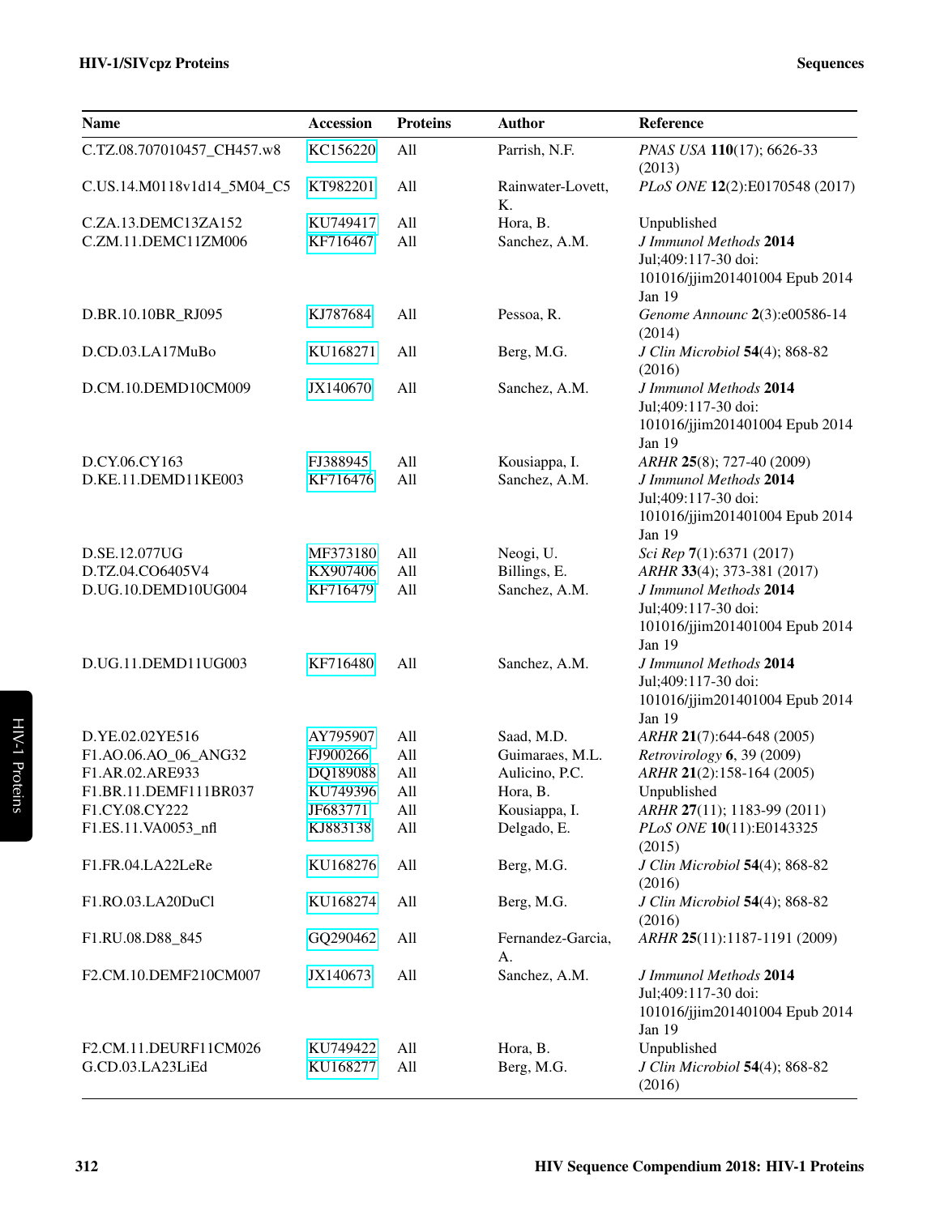| Name | Accession | Proteins | Author | Reference |
|---|---|---|---|---|
| C.TZ.08.707010457_CH457.w8 | KC156220 | All | Parrish, N.F. | *PNAS USA* **110**(17); 6626-33 (2013) |
| C.US.14.M0118v1d14_5M04_C5 | KT982201 | All | Rainwater-Lovett, K. | *PLoS ONE* **12**(2):E0170548 (2017) |
| C.ZA.13.DEMC13ZA152 | KU749417 | All | Hora, B. | Unpublished |
| C.ZM.11.DEMC11ZM006 | KF716467 | All | Sanchez, A.M. | *J Immunol Methods* **2014** Jul;409:117-30 doi: 101016/jjim201401004 Epub 2014 Jan 19 |
| D.BR.10.10BR_RJ095 | KJ787684 | All | Pessoa, R. | *Genome Announc* **2**(3):e00586-14 (2014) |
| D.CD.03.LA17MuBo | KU168271 | All | Berg, M.G. | *J Clin Microbiol* **54**(4); 868-82 (2016) |
| D.CM.10.DEMD10CM009 | JX140670 | All | Sanchez, A.M. | *J Immunol Methods* **2014** Jul;409:117-30 doi: 101016/jjim201401004 Epub 2014 Jan 19 |
| D.CY.06.CY163 | FJ388945 | All | Kousiappa, I. | *ARHR* **25**(8); 727-40 (2009) |
| D.KE.11.DEMD11KE003 | KF716476 | All | Sanchez, A.M. | *J Immunol Methods* **2014** Jul;409:117-30 doi: 101016/jjim201401004 Epub 2014 Jan 19 |
| D.SE.12.077UG | MF373180 | All | Neogi, U. | *Sci Rep* **7**(1):6371 (2017) |
| D.TZ.04.CO6405V4 | KX907406 | All | Billings, E. | *ARHR* **33**(4); 373-381 (2017) |
| D.UG.10.DEMD10UG004 | KF716479 | All | Sanchez, A.M. | *J Immunol Methods* **2014** Jul;409:117-30 doi: 101016/jjim201401004 Epub 2014 Jan 19 |
| D.UG.11.DEMD11UG003 | KF716480 | All | Sanchez, A.M. | *J Immunol Methods* **2014** Jul;409:117-30 doi: 101016/jjim201401004 Epub 2014 Jan 19 |
| D.YE.02.02YE516 | AY795907 | All | Saad, M.D. | *ARHR* **21**(7):644-648 (2005) |
| F1.AO.06.AO_06_ANG32 | FJ900266 | All | Guimaraes, M.L. | *Retrovirology* **6**, 39 (2009) |
| F1.AR.02.ARE933 | DQ189088 | All | Aulicino, P.C. | *ARHR* **21**(2):158-164 (2005) |
| F1.BR.11.DEMF111BR037 | KU749396 | All | Hora, B. | Unpublished |
| F1.CY.08.CY222 | JF683771 | All | Kousiappa, I. | *ARHR* **27**(11); 1183-99 (2011) |
| F1.ES.11.VA0053_nfl | KJ883138 | All | Delgado, E. | *PLoS ONE* **10**(11):E0143325 (2015) |
| F1.FR.04.LA22LeRe | KU168276 | All | Berg, M.G. | *J Clin Microbiol* **54**(4); 868-82 (2016) |
| F1.RO.03.LA20DuCl | KU168274 | All | Berg, M.G. | *J Clin Microbiol* **54**(4); 868-82 (2016) |
| F1.RU.08.D88_845 | GQ290462 | All | Fernandez-Garcia, A. | *ARHR* **25**(11):1187-1191 (2009) |
| F2.CM.10.DEMF210CM007 | JX140673 | All | Sanchez, A.M. | *J Immunol Methods* **2014** Jul;409:117-30 doi: 101016/jjim201401004 Epub 2014 Jan 19 |
| F2.CM.11.DEURF11CM026 | KU749422 | All | Hora, B. | Unpublished |
| G.CD.03.LA23LiEd | KU168277 | All | Berg, M.G. | *J Clin Microbiol* **54**(4); 868-82 (2016) |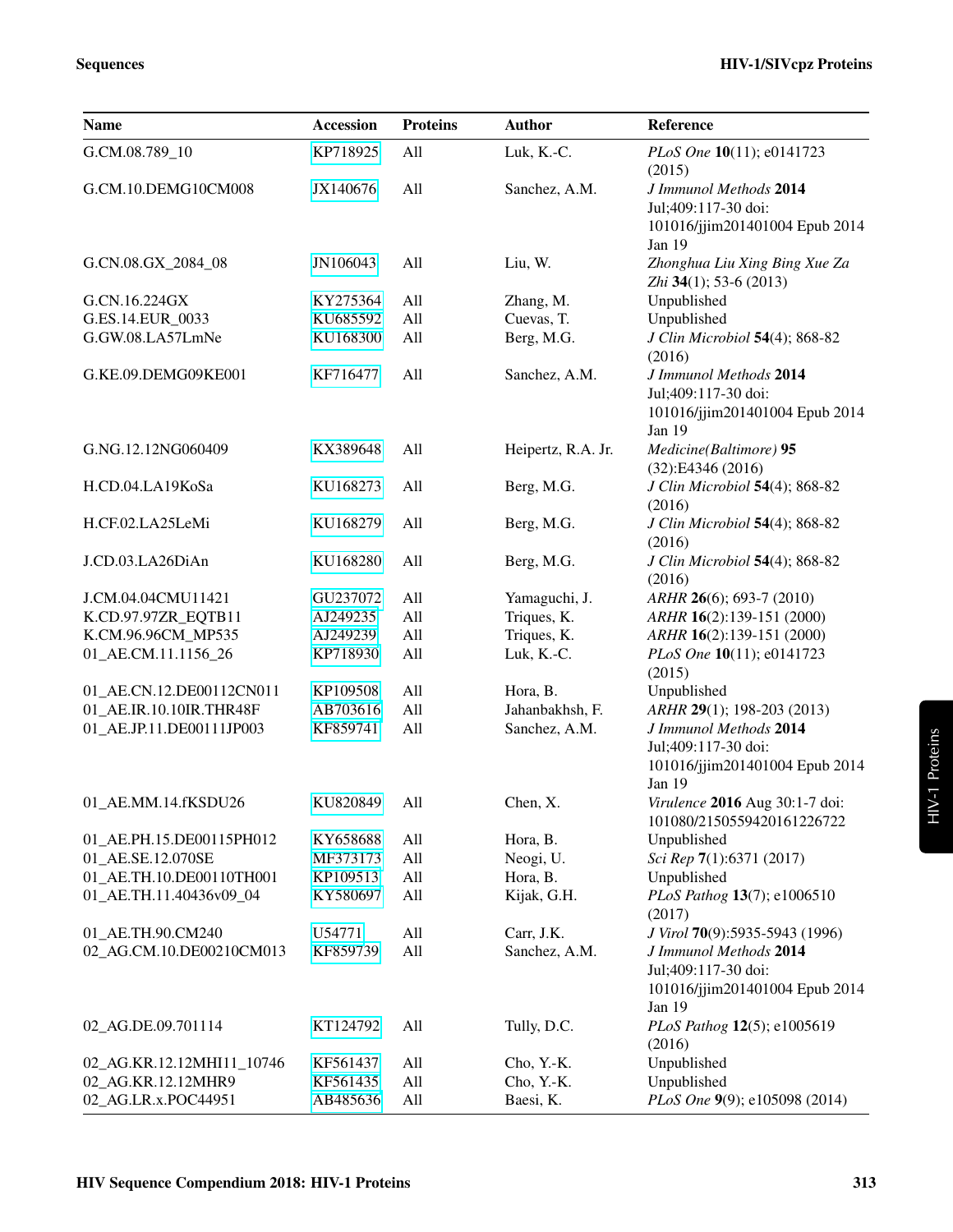| Name | Accession | Proteins | Author | Reference |
|---|---|---|---|---|
| G.CM.08.789_10 | KP718925 | All | Luk, K.-C. | *PLoS One* **10**(11); e0141723 (2015) |
| G.CM.10.DEMG10CM008 | JX140676 | All | Sanchez, A.M. | *J Immunol Methods* **2014** Jul;409:117-30 doi: 101016/jjim201401004 Epub 2014 Jan 19 |
| G.CN.08.GX_2084_08 | JN106043 | All | Liu, W. | *Zhonghua Liu Xing Bing Xue Za Zhi* **34**(1); 53-6 (2013) |
| G.CN.16.224GX | KY275364 | All | Zhang, M. | Unpublished |
| G.ES.14.EUR_0033 | KU685592 | All | Cuevas, T. | Unpublished |
| G.GW.08.LA57LmNe | KU168300 | All | Berg, M.G. | *J Clin Microbiol* **54**(4); 868-82 (2016) |
| G.KE.09.DEMG09KE001 | KF716477 | All | Sanchez, A.M. | *J Immunol Methods* **2014** Jul;409:117-30 doi: 101016/jjim201401004 Epub 2014 Jan 19 |
| G.NG.12.12NG060409 | KX389648 | All | Heipertz, R.A. Jr. | *Medicine(Baltimore)* **95** (32):E4346 (2016) |
| H.CD.04.LA19KoSa | KU168273 | All | Berg, M.G. | *J Clin Microbiol* **54**(4); 868-82 (2016) |
| H.CF.02.LA25LeMi | KU168279 | All | Berg, M.G. | *J Clin Microbiol* **54**(4); 868-82 (2016) |
| J.CD.03.LA26DiAn | KU168280 | All | Berg, M.G. | *J Clin Microbiol* **54**(4); 868-82 (2016) |
| J.CM.04.04CMU11421 | GU237072 | All | Yamaguchi, J. | *ARHR* **26**(6); 693-7 (2010) |
| K.CD.97.97ZR_EQTB11 | AJ249235 | All | Triques, K. | *ARHR* **16**(2):139-151 (2000) |
| K.CM.96.96CM_MP535 | AJ249239 | All | Triques, K. | *ARHR* **16**(2):139-151 (2000) |
| 01_AE.CM.11.1156_26 | KP718930 | All | Luk, K.-C. | *PLoS One* **10**(11); e0141723 (2015) |
| 01_AE.CN.12.DE00112CN011 | KP109508 | All | Hora, B. | Unpublished |
| 01_AE.IR.10.10IR.THR48F | AB703616 | All | Jahanbakhsh, F. | *ARHR* **29**(1); 198-203 (2013) |
| 01_AE.JP.11.DE00111JP003 | KF859741 | All | Sanchez, A.M. | *J Immunol Methods* **2014** Jul;409:117-30 doi: 101016/jjim201401004 Epub 2014 Jan 19 |
| 01_AE.MM.14.fKSDU26 | KU820849 | All | Chen, X. | *Virulence* **2016** Aug 30:1-7 doi: 101080/2150559420161226722 |
| 01_AE.PH.15.DE00115PH012 | KY658688 | All | Hora, B. | Unpublished |
| 01_AE.SE.12.070SE | MF373173 | All | Neogi, U. | *Sci Rep* **7**(1):6371 (2017) |
| 01_AE.TH.10.DE00110TH001 | KP109513 | All | Hora, B. | Unpublished |
| 01_AE.TH.11.40436v09_04 | KY580697 | All | Kijak, G.H. | *PLoS Pathog* **13**(7); e1006510 (2017) |
| 01_AE.TH.90.CM240 | U54771 | All | Carr, J.K. | *J Virol* **70**(9):5935-5943 (1996) |
| 02_AG.CM.10.DE00210CM013 | KF859739 | All | Sanchez, A.M. | *J Immunol Methods* **2014** Jul;409:117-30 doi: 101016/jjim201401004 Epub 2014 Jan 19 |
| 02_AG.DE.09.701114 | KT124792 | All | Tully, D.C. | *PLoS Pathog* **12**(5); e1005619 (2016) |
| 02_AG.KR.12.12MHI11_10746 | KF561437 | All | Cho, Y.-K. | Unpublished |
| 02_AG.KR.12.12MHR9 | KF561435 | All | Cho, Y.-K. | Unpublished |
| 02_AG.LR.x.POC44951 | AB485636 | All | Baesi, K. | *PLoS One* **9**(9); e105098 (2014) |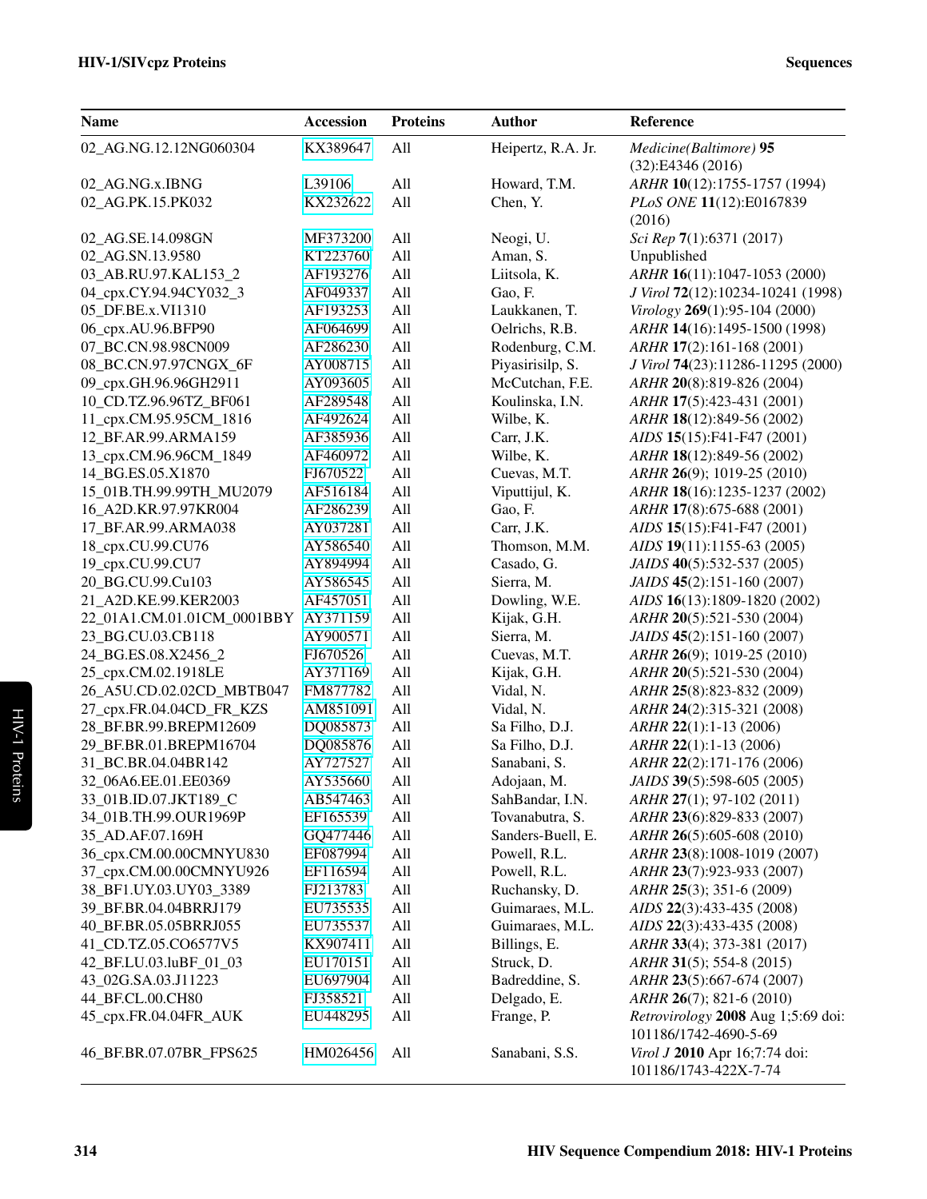| Name | Accession | Proteins | Author | Reference |
|---|---|---|---|---|
| 02_AG.NG.12.12NG060304 | KX389647 | All | Heipertz, R.A. Jr. | *Medicine(Baltimore)* **95** (32):E4346 (2016) |
| 02_AG.NG.x.IBNG | L39106 | All | Howard, T.M. | *ARHR* **10**(12):1755-1757 (1994) |
| 02_AG.PK.15.PK032 | KX232622 | All | Chen, Y. | *PLoS ONE* **11**(12):E0167839 (2016) |
| 02_AG.SE.14.098GN | MF373200 | All | Neogi, U. | *Sci Rep* **7**(1):6371 (2017) |
| 02_AG.SN.13.9580 | KT223760 | All | Aman, S. | Unpublished |
| 03_AB.RU.97.KAL153_2 | AF193276 | All | Liitsola, K. | *ARHR* **16**(11):1047-1053 (2000) |
| 04_cpx.CY.94.94CY032_3 | AF049337 | All | Gao, F. | *J Virol* **72**(12):10234-10241 (1998) |
| 05_DF.BE.x.VI1310 | AF193253 | All | Laukkanen, T. | *Virology* **269**(1):95-104 (2000) |
| 06_cpx.AU.96.BFP90 | AF064699 | All | Oelrichs, R.B. | *ARHR* **14**(16):1495-1500 (1998) |
| 07_BC.CN.98.98CN009 | AF286230 | All | Rodenburg, C.M. | *ARHR* **17**(2):161-168 (2001) |
| 08_BC.CN.97.97CNGX_6F | AY008715 | All | Piyasirisilp, S. | *J Virol* **74**(23):11286-11295 (2000) |
| 09_cpx.GH.96.96GH2911 | AY093605 | All | McCutchan, F.E. | *ARHR* **20**(8):819-826 (2004) |
| 10_CD.TZ.96.96TZ_BF061 | AF289548 | All | Koulinska, I.N. | *ARHR* **17**(5):423-431 (2001) |
| 11_cpx.CM.95.95CM_1816 | AF492624 | All | Wilbe, K. | *ARHR* **18**(12):849-56 (2002) |
| 12_BF.AR.99.ARMA159 | AF385936 | All | Carr, J.K. | *AIDS* **15**(15):F41-F47 (2001) |
| 13_cpx.CM.96.96CM_1849 | AF460972 | All | Wilbe, K. | *ARHR* **18**(12):849-56 (2002) |
| 14_BG.ES.05.X1870 | FJ670522 | All | Cuevas, M.T. | *ARHR* **26**(9); 1019-25 (2010) |
| 15_01B.TH.99.99TH_MU2079 | AF516184 | All | Viputtijul, K. | *ARHR* **18**(16):1235-1237 (2002) |
| 16_A2D.KR.97.97KR004 | AF286239 | All | Gao, F. | *ARHR* **17**(8):675-688 (2001) |
| 17_BF.AR.99.ARMA038 | AY037281 | All | Carr, J.K. | *AIDS* **15**(15):F41-F47 (2001) |
| 18_cpx.CU.99.CU76 | AY586540 | All | Thomson, M.M. | *AIDS* **19**(11):1155-63 (2005) |
| 19_cpx.CU.99.CU7 | AY894994 | All | Casado, G. | *JAIDS* **40**(5):532-537 (2005) |
| 20_BG.CU.99.Cu103 | AY586545 | All | Sierra, M. | *JAIDS* **45**(2):151-160 (2007) |
| 21_A2D.KE.99.KER2003 | AF457051 | All | Dowling, W.E. | *AIDS* **16**(13):1809-1820 (2002) |
| 22_01A1.CM.01.01CM_0001BBY | AY371159 | All | Kijak, G.H. | *ARHR* **20**(5):521-530 (2004) |
| 23_BG.CU.03.CB118 | AY900571 | All | Sierra, M. | *JAIDS* **45**(2):151-160 (2007) |
| 24_BG.ES.08.X2456_2 | FJ670526 | All | Cuevas, M.T. | *ARHR* **26**(9); 1019-25 (2010) |
| 25_cpx.CM.02.1918LE | AY371169 | All | Kijak, G.H. | *ARHR* **20**(5):521-530 (2004) |
| 26_A5U.CD.02.02CD_MBTB047 | FM877782 | All | Vidal, N. | *ARHR* **25**(8):823-832 (2009) |
| 27_cpx.FR.04.04CD_FR_KZS | AM851091 | All | Vidal, N. | *ARHR* **24**(2):315-321 (2008) |
| 28_BF.BR.99.BREPM12609 | DQ085873 | All | Sa Filho, D.J. | *ARHR* **22**(1):1-13 (2006) |
| 29_BF.BR.01.BREPM16704 | DQ085876 | All | Sa Filho, D.J. | *ARHR* **22**(1):1-13 (2006) |
| 31_BC.BR.04.04BR142 | AY727527 | All | Sanabani, S. | *ARHR* **22**(2):171-176 (2006) |
| 32_06A6.EE.01.EE0369 | AY535660 | All | Adojaan, M. | *JAIDS* **39**(5):598-605 (2005) |
| 33_01B.ID.07.JKT189_C | AB547463 | All | SahBandar, I.N. | *ARHR* **27**(1); 97-102 (2011) |
| 34_01B.TH.99.OUR1969P | EF165539 | All | Tovanabutra, S. | *ARHR* **23**(6):829-833 (2007) |
| 35_AD.AF.07.169H | GQ477446 | All | Sanders-Buell, E. | *ARHR* **26**(5):605-608 (2010) |
| 36_cpx.CM.00.00CMNYU830 | EF087994 | All | Powell, R.L. | *ARHR* **23**(8):1008-1019 (2007) |
| 37_cpx.CM.00.00CMNYU926 | EF116594 | All | Powell, R.L. | *ARHR* **23**(7):923-933 (2007) |
| 38_BF1.UY.03.UY03_3389 | FJ213783 | All | Ruchansky, D. | *ARHR* **25**(3); 351-6 (2009) |
| 39_BF.BR.04.04BRRJ179 | EU735535 | All | Guimaraes, M.L. | *AIDS* **22**(3):433-435 (2008) |
| 40_BF.BR.05.05BRRJ055 | EU735537 | All | Guimaraes, M.L. | *AIDS* **22**(3):433-435 (2008) |
| 41_CD.TZ.05.CO6577V5 | KX907411 | All | Billings, E. | *ARHR* **33**(4); 373-381 (2017) |
| 42_BF.LU.03.luBF_01_03 | EU170151 | All | Struck, D. | *ARHR* **31**(5); 554-8 (2015) |
| 43_02G.SA.03.J11223 | EU697904 | All | Badreddine, S. | *ARHR* **23**(5):667-674 (2007) |
| 44_BF.CL.00.CH80 | FJ358521 | All | Delgado, E. | *ARHR* **26**(7); 821-6 (2010) |
| 45_cpx.FR.04.04FR_AUK | EU448295 | All | Frange, P. | *Retrovirology* **2008** Aug 1;5:69 doi: 101186/1742-4690-5-69 |
| 46_BF.BR.07.07BR_FPS625 | HM026456 | All | Sanabani, S.S. | *Virol J* **2010** Apr 16;7:74 doi: 101186/1743-422X-7-74 |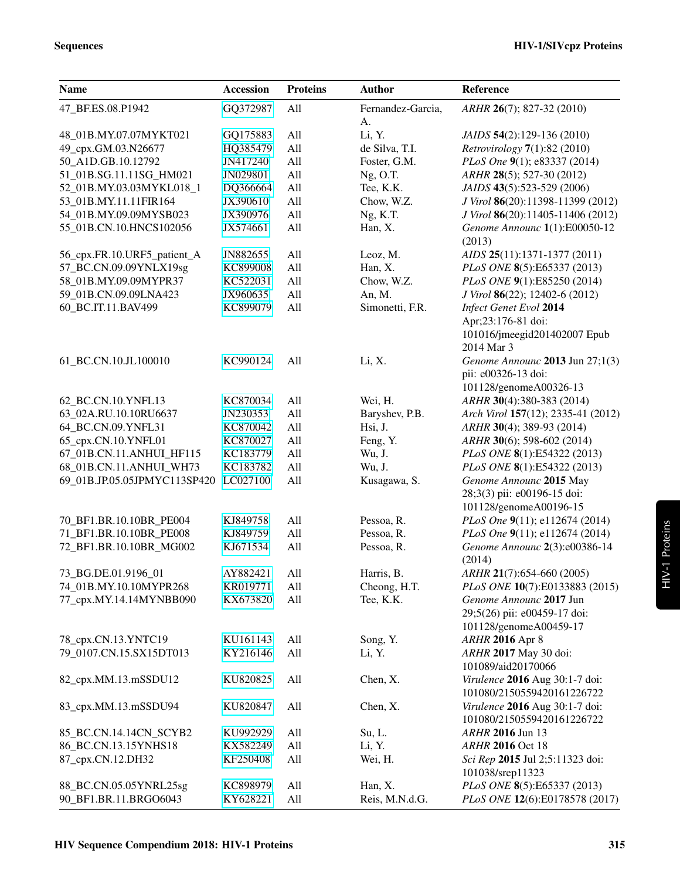| Name | Accession | Proteins | Author | Reference |
|---|---|---|---|---|
| 47_BF.ES.08.P1942 | GQ372987 | All | Fernandez-Garcia, A. | *ARHR* **26**(7); 827-32 (2010) |
| 48_01B.MY.07.07MYKT021 | GQ175883 | All | Li, Y. | *JAIDS* **54**(2):129-136 (2010) |
| 49_cpx.GM.03.N26677 | HQ385479 | All | de Silva, T.I. | *Retrovirology* **7**(1):82 (2010) |
| 50_A1D.GB.10.12792 | JN417240 | All | Foster, G.M. | *PLoS One* **9**(1); e83337 (2014) |
| 51_01B.SG.11.11SG_HM021 | JN029801 | All | Ng, O.T. | *ARHR* **28**(5); 527-30 (2012) |
| 52_01B.MY.03.03MYKL018_1 | DQ366664 | All | Tee, K.K. | *JAIDS* **43**(5):523-529 (2006) |
| 53_01B.MY.11.11FIR164 | JX390610 | All | Chow, W.Z. | *J Virol* **86**(20):11398-11399 (2012) |
| 54_01B.MY.09.09MYSB023 | JX390976 | All | Ng, K.T. | *J Virol* **86**(20):11405-11406 (2012) |
| 55_01B.CN.10.HNCS102056 | JX574661 | All | Han, X. | *Genome Announc* **1**(1):E00050-12 (2013) |
| 56_cpx.FR.10.URF5_patient_A | JN882655 | All | Leoz, M. | *AIDS* **25**(11):1371-1377 (2011) |
| 57_BC.CN.09.09YNLX19sg | KC899008 | All | Han, X. | *PLoS ONE* **8**(5):E65337 (2013) |
| 58_01B.MY.09.09MYPR37 | KC522031 | All | Chow, W.Z. | *PLoS ONE* **9**(1):E85250 (2014) |
| 59_01B.CN.09.09LNA423 | JX960635 | All | An, M. | *J Virol* **86**(22); 12402-6 (2012) |
| 60_BC.IT.11.BAV499 | KC899079 | All | Simonetti, F.R. | *Infect Genet Evol* **2014** Apr;23:176-81 doi: 101016/jmeegid201402007 Epub 2014 Mar 3 |
| 61_BC.CN.10.JL100010 | KC990124 | All | Li, X. | *Genome Announc* **2013** Jun 27;1(3) pii: e00326-13 doi: 101128/genomeA00326-13 |
| 62_BC.CN.10.YNFL13 | KC870034 | All | Wei, H. | *ARHR* **30**(4):380-383 (2014) |
| 63_02A.RU.10.10RU6637 | JN230353 | All | Baryshev, P.B. | *Arch Virol* **157**(12); 2335-41 (2012) |
| 64_BC.CN.09.YNFL31 | KC870042 | All | Hsi, J. | *ARHR* **30**(4); 389-93 (2014) |
| 65_cpx.CN.10.YNFL01 | KC870027 | All | Feng, Y. | *ARHR* **30**(6); 598-602 (2014) |
| 67_01B.CN.11.ANHUI_HF115 | KC183779 | All | Wu, J. | *PLoS ONE* **8**(1):E54322 (2013) |
| 68_01B.CN.11.ANHUI_WH73 | KC183782 | All | Wu, J. | *PLoS ONE* **8**(1):E54322 (2013) |
| 69_01B.JP.05.05JPMYC113SP420 | LC027100 | All | Kusagawa, S. | *Genome Announc* **2015** May 28;3(3) pii: e00196-15 doi: 101128/genomeA00196-15 |
| 70_BF1.BR.10.10BR_PE004 | KJ849758 | All | Pessoa, R. | *PLoS One* **9**(11); e112674 (2014) |
| 71_BF1.BR.10.10BR_PE008 | KJ849759 | All | Pessoa, R. | *PLoS One* **9**(11); e112674 (2014) |
| 72_BF1.BR.10.10BR_MG002 | KJ671534 | All | Pessoa, R. | *Genome Announc* **2**(3):e00386-14 (2014) |
| 73_BG.DE.01.9196_01 | AY882421 | All | Harris, B. | *ARHR* **21**(7):654-660 (2005) |
| 74_01B.MY.10.10MYPR268 | KR019771 | All | Cheong, H.T. | *PLoS ONE* **10**(7):E0133883 (2015) |
| 77_cpx.MY.14.14MYNBB090 | KX673820 | All | Tee, K.K. | *Genome Announc* **2017** Jun 29;5(26) pii: e00459-17 doi: 101128/genomeA00459-17 |
| 78_cpx.CN.13.YNTC19 | KU161143 | All | Song, Y. | *ARHR* **2016** Apr 8 |
| 79_0107.CN.15.SX15DT013 | KY216146 | All | Li, Y. | *ARHR* **2017** May 30 doi: 101089/aid20170066 |
| 82_cpx.MM.13.mSSDU12 | KU820825 | All | Chen, X. | *Virulence* **2016** Aug 30:1-7 doi: 101080/2150559420161226722 |
| 83_cpx.MM.13.mSSDU94 | KU820847 | All | Chen, X. | *Virulence* **2016** Aug 30:1-7 doi: 101080/2150559420161226722 |
| 85_BC.CN.14.14CN_SCYB2 | KU992929 | All | Su, L. | *ARHR* **2016** Jun 13 |
| 86_BC.CN.13.15YNHS18 | KX582249 | All | Li, Y. | *ARHR* **2016** Oct 18 |
| 87_cpx.CN.12.DH32 | KF250408 | All | Wei, H. | *Sci Rep* **2015** Jul 2;5:11323 doi: 101038/srep11323 |
| 88_BC.CN.05.05YNRL25sg | KC898979 | All | Han, X. | *PLoS ONE* **8**(5):E65337 (2013) |
| 90_BF1.BR.11.BRGO6043 | KY628221 | All | Reis, M.N.d.G. | *PLoS ONE* **12**(6):E0178578 (2017) |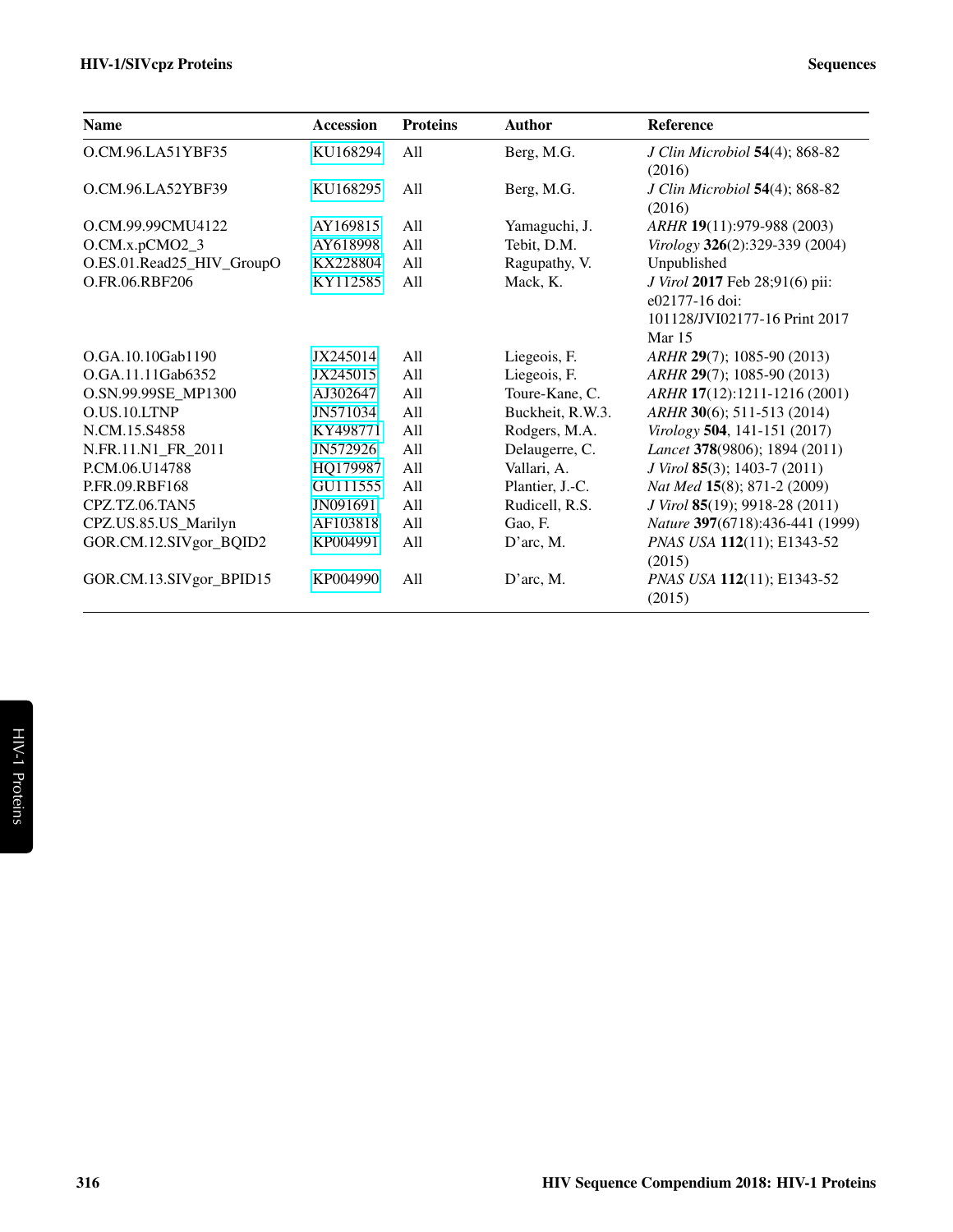| Name | Accession | Proteins | Author | Reference |
|---|---|---|---|---|
| O.CM.96.LA51YBF35 | KU168294 | All | Berg, M.G. | *J Clin Microbiol* **54**(4); 868-82 (2016) |
| O.CM.96.LA52YBF39 | KU168295 | All | Berg, M.G. | *J Clin Microbiol* **54**(4); 868-82 (2016) |
| O.CM.99.99CMU4122 | AY169815 | All | Yamaguchi, J. | *ARHR* **19**(11):979-988 (2003) |
| O.CM.x.pCMO2_3 | AY618998 | All | Tebit, D.M. | *Virology* **326**(2):329-339 (2004) |
| O.ES.01.Read25_HIV_GroupO | KX228804 | All | Ragupathy, V. | Unpublished |
| O.FR.06.RBF206 | KY112585 | All | Mack, K. | *J Virol* **2017** Feb 28;91(6) pii: e02177-16 doi: 101128/JVI02177-16 Print 2017 Mar 15 |
| O.GA.10.10Gab1190 | JX245014 | All | Liegeois, F. | *ARHR* **29**(7); 1085-90 (2013) |
| O.GA.11.11Gab6352 | JX245015 | All | Liegeois, F. | *ARHR* **29**(7); 1085-90 (2013) |
| O.SN.99.99SE_MP1300 | AJ302647 | All | Toure-Kane, C. | *ARHR* **17**(12):1211-1216 (2001) |
| O.US.10.LTNP | JN571034 | All | Buckheit, R.W.3. | *ARHR* **30**(6); 511-513 (2014) |
| N.CM.15.S4858 | KY498771 | All | Rodgers, M.A. | *Virology* **504**, 141-151 (2017) |
| N.FR.11.N1_FR_2011 | JN572926 | All | Delaugerre, C. | *Lancet* **378**(9806); 1894 (2011) |
| P.CM.06.U14788 | HQ179987 | All | Vallari, A. | *J Virol* **85**(3); 1403-7 (2011) |
| P.FR.09.RBF168 | GU111555 | All | Plantier, J.-C. | *Nat Med* **15**(8); 871-2 (2009) |
| CPZ.TZ.06.TAN5 | JN091691 | All | Rudicell, R.S. | *J Virol* **85**(19); 9918-28 (2011) |
| CPZ.US.85.US_Marilyn | AF103818 | All | Gao, F. | *Nature* **397**(6718):436-441 (1999) |
| GOR.CM.12.SIVgor_BQID2 | KP004991 | All | D'arc, M. | *PNAS USA* **112**(11); E1343-52 (2015) |
| GOR.CM.13.SIVgor_BPID15 | KP004990 | All | D'arc, M. | *PNAS USA* **112**(11); E1343-52 (2015) |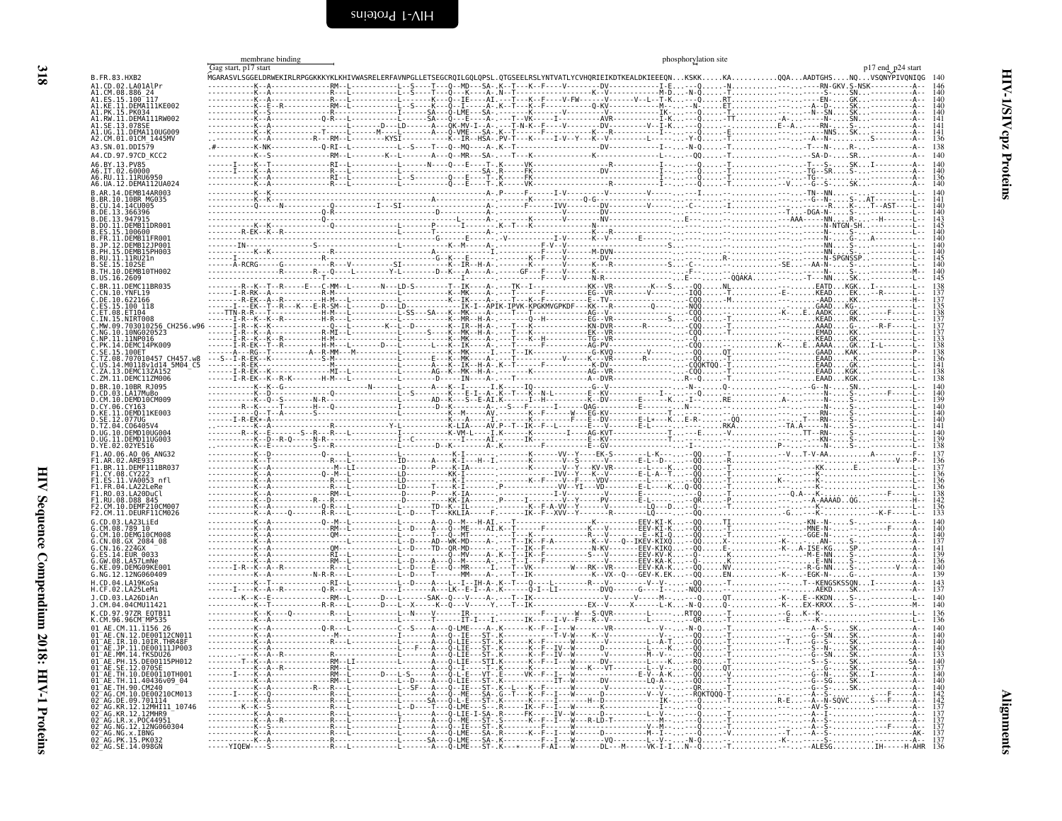membrane binding — Gag start, p17 start — phosphorylation site — p17 end, p24 start

```
B.FR.83.HXB2                 MGARASVLSGGELDRWEKIRLRPGGKKKYKLKHIVWASRELERFAVNPGLLETSEGCRQILGQLQPSL.QTGSEELRSLYNTVATLYCVHQRIEIKDTKEALDKIEEEQN...KSKK.....KA...........QQA...AADTGHS....NQ...VSQNYPIVQNIQG  140
```

| Sequence | End position |
|---|---|
| A1.CD.02.LA01AlPr | 146 |
| A1.CM.08.886_24 | 140 |
| A1.ES.15.100_117 | 140 |
| A1.KE.11.DEMA111KE002 | 140 |
| A1.PK.15.PK034 | 140 |
| A1.RW.11.DEMA111RW002 | 141 |
| A1.SE.13.078SE | 140 |
| A1.UG.11.DEMA110UG009 | 141 |
| A2.CM.01.01CM_1445MV | 136 |
| A3.SN.01.DDI579 | 138 |
| A4.CD.97.97CD_KCC2 | 140 |
| A6.BY.13.PV85 | 140 |
| A6.IT.02.60000 | 140 |
| A6.RU.11.11RU6950 | 136 |
| A6.UA.12.DEMA112UA024 | 140 |
| B.AR.14.DEMB14AR003 | 140 |
| B.BR.10.10BR_MG035 | 141 |
| B.CU.14.14CU005 | 140 |
| B.DE.13.366396 | 140 |
| B.DE.13.947915 | 143 |
| B.DO.11.DEMB11DR001 | 145 |
| B.ES.15.100600 | 140 |
| B.FR.11.DEMB11FR001 | 140 |
| B.JP.12.DEMB12JP001 | 140 |
| B.PH.15.DEMB15PH003 | 140 |
| B.RU.11.11RU21n | 145 |
| B.SE.15.102SE | 140 |
| B.TH.10.DEMB10TH002 | 140 |
| B.US.16.2609 | 145 |
| C.BR.11.DEMC11BR035 | 138 |
| C.CN.10.YNFL19 | 137 |
| C.DE.10.622166 | 137 |
| C.ES.15.100_118 | 135 |
| C.ET.08.ET104 | 138 |
| C.IN.15.NIRT008 | 137 |
| C.MW.09.703010256_CH256.w96 | 137 |
| C.NG.10.10NG020523 | 137 |
| C.NP.11.11NP016 | 133 |
| C.PK.14.DEMC14PK009 | 138 |
| C.SE.15.100ET | 138 |
| C.TZ.08.707010457_CH457.w8 | 136 |
| C.US.14.M0118v1d14_5M04_C5 | 141 |
| C.ZA.13.DEMC13ZA152 | 138 |
| C.ZM.11.DEMC11ZM006 | 138 |
| D.BR.10.10BR_RJ095 | 140 |
| D.CD.03.LA17MuBo | 140 |
| D.CM.10.DEMD10CM009 | 139 |
| D.CY.06.CY163 | 140 |
| D.KE.11.DEMD11KE003 | 140 |
| D.SE.12.077UG | 140 |
| D.TZ.04.C06405V4 | 140 |
| D.UG.10.DEMD10UG004 | 140 |
| D.UG.11.DEMD11UG003 | 139 |
| D.YE.02.02YE516 | 138 |
| F1.AO.06.AO_06_ANG32 | 137 |
| F1.AR.02.ARE933 | 136 |
| F1.BR.11.DEMF111BR037 | 137 |
| F1.CY.08.CY222 | 136 |
| F1.ES.11.VA0053_nfl | 136 |
| F1.FR.04.LA22LeRe | 136 |
| F1.RO.03.LA20DuCl | 138 |
| F1.RU.08.D88_845 | 142 |
| F2.CM.10.DEMF210CM007 | 136 |
| F2.CM.11.DEURF11CM026 | 133 |
| G.CD.03.LA23LiEd | 140 |
| G.CM.08.789_10 | 140 |
| G.CM.10.DEMG10CM008 | 140 |
| G.CN.08.GX_2084_08 | 137 |
| G.CN.16.224GX | 141 |
| G.ES.14.EUR_0033 | 139 |
| G.GW.08.LA57LmNe | 136 |
| G.KE.09.DEMG09KE001 | 140 |
| G.NG.12.12NG060409 | 139 |
| H.CD.04.LA19KoSa | 143 |
| H.CF.02.LA25LeMi | 137 |
| J.CD.03.LA26DiAn | 140 |
| J.CM.04.04CMU11421 | 140 |
| K.CD.97.97ZR_EQTB11 | 136 |
| K.CM.96.96CM_MP535 | 136 |
| 01_AE.CM.11.1156_26 | 140 |
| 01_AE.CN.12.DE00112CN011 | 140 |
| 01_AE.IR.10.10IR.THR48F | 140 |
| 01_AE.JP.11.DE00111JP003 | 140 |
| 01_AE.MM.14.fKSDU26 | 133 |
| 01_AE.PH.15.DE00115PH012 | 140 |
| 01_AE.SE.12.070SE | 137 |
| 01_AE.TH.11.DE00110TH001 | 140 |
| 01_AE.TH.11.40436v09_04 | 140 |
| 01_AE.TH.90.CM240 | 140 |
| 02_AG.CM.10.DE00210CM013 | 142 |
| 02_AG.DE.09.701114 | 142 |
| 02_AG.KR.12.12MHI11_10746 | 137 |
| 02_AG.KR.12.12MHR9 | 137 |
| 02_AG.LR.x.POC44951 | 137 |
| 02_AG.NG.12.12NG060304 | 137 |
| 02_AG.NG.x.IBNG | 137 |
| 02_AG.PK.15.PK032 | 137 |
| 02_AG.SE.14.098GN | 136 |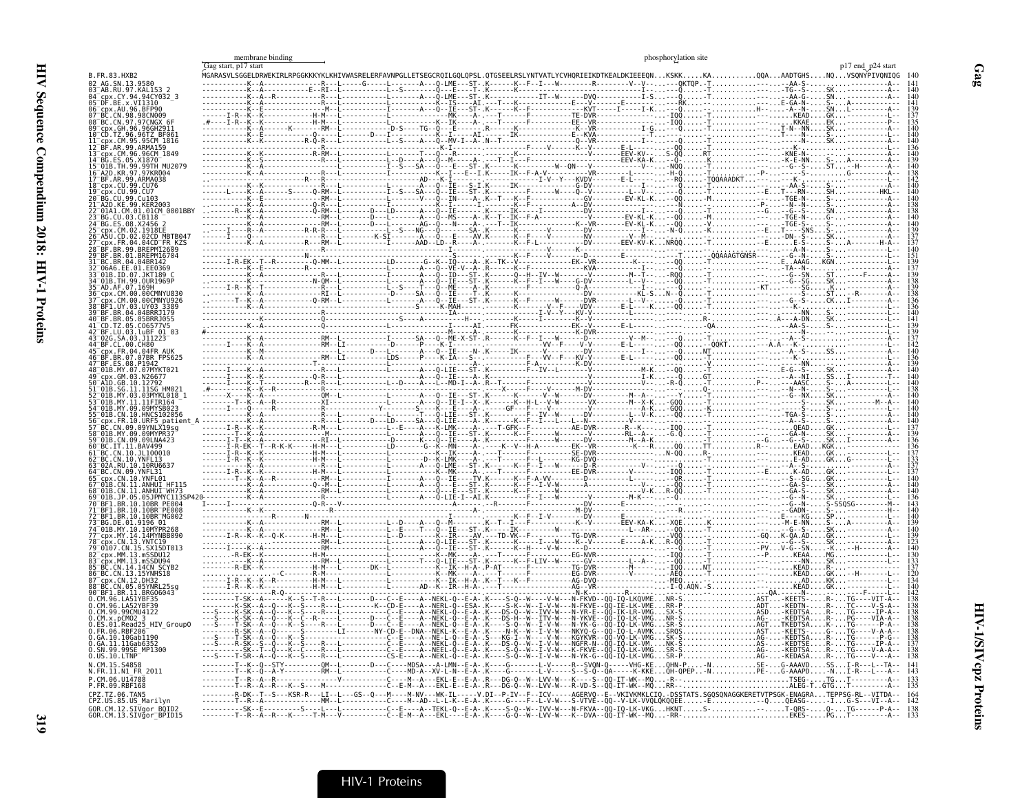membrane binding

phosphorylation site

Gag start, p17 start

p17 end_p24 start

```
B.FR.83.HXB2                MGARASVLSGGELDRWEKIRLRPGGKKKYKLKHIVWASRELERFAVNPGLLETSEGCRQILGQLQPSL.QTGSEELRSLYNTVATLYCVHQRIEIKDTKEALDKIEEEQN...KSKK.....KA...........QQA...AADTGHS....NQ...VSQNYPIVQNIQG  140
```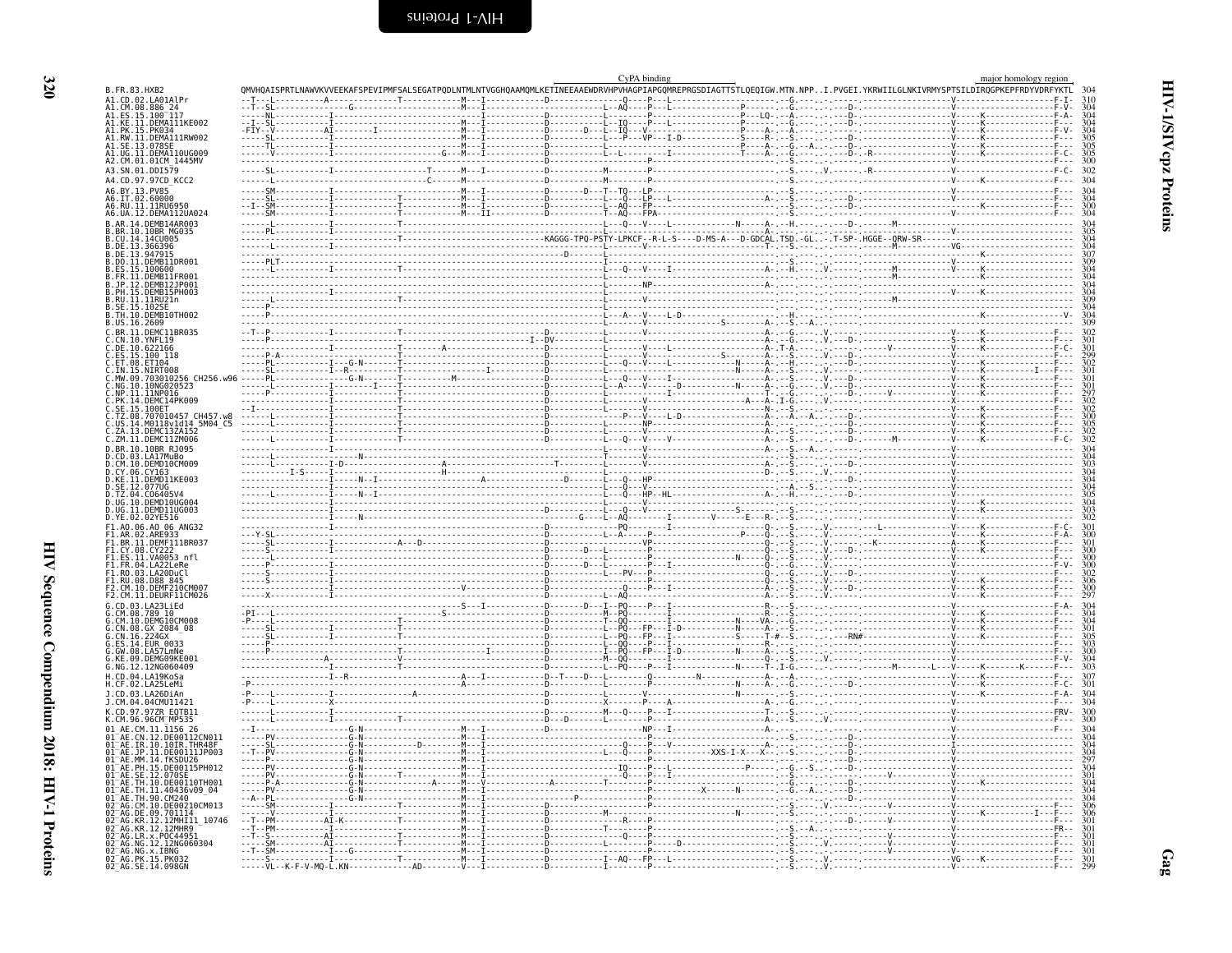CyPA binding — major homology region

```
B.FR.83.HXB2                QMVHQAISPRTLNAWVKVVEEKAFSPEVIPMFSALSEGATPQDLNTMLNTVGGHQAAMQMLKETINEEAAEWDRVHPVHAGPIAPGQMREPRGSDIAGTTSTLQEQIGW.MTN.NPP..I.PVGEI.YKRWIILGLNKIVRMYSPTSILDIRQGPKEPFRDYVDRFYKTL 304
```

Sequence alignment of HIV-1/SIVcpz Gag proteins (positions to 304 relative to B.FR.83.HXB2), including sequences from subtypes A1, A2, A3, A4, A6, B, C, D, F1, F2, G, H, J, K, 01_AE and 02_AG.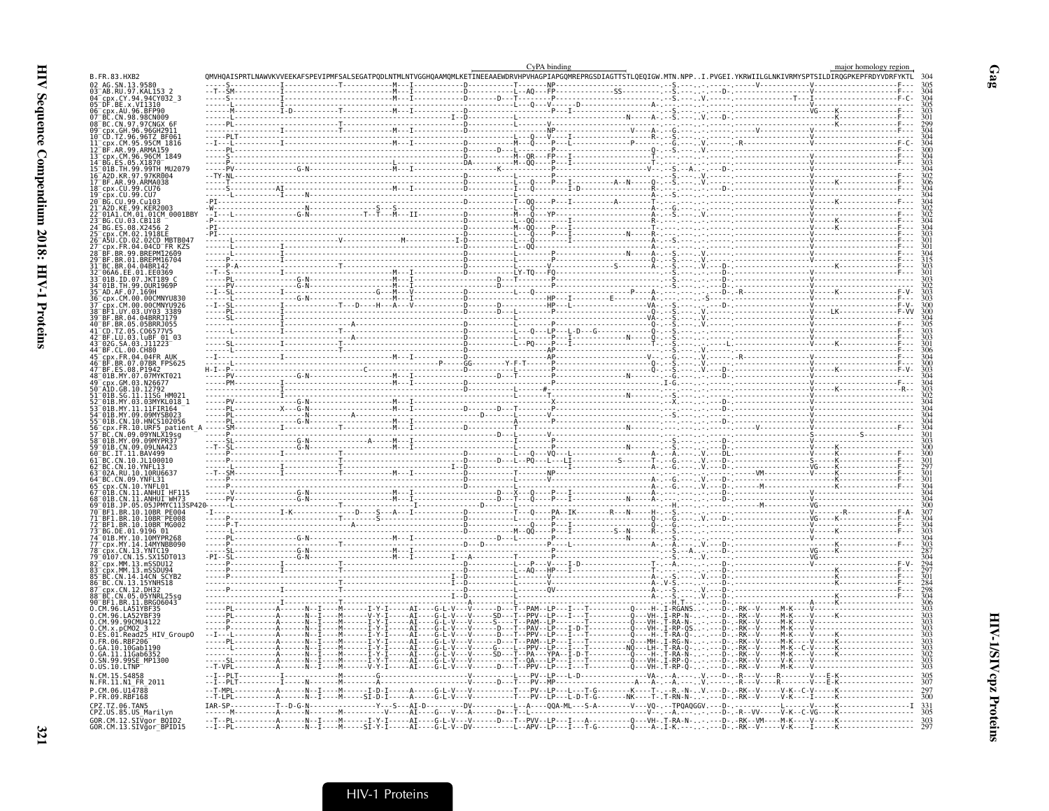```
                                                                                                    CyPA binding                                                              major homology region
B.FR.83.HXB2               QMVHQAISPRTLNAWVKVVEEKAFSPEVIPMFSALSEGATPQDLNTMLNTVGGHQAAMQMLKETINEEAAEWDRVHPVHAGPIAPGQMREPRGSDIAGTTSTLQEQIGW.MTN.NPP..I.PVGEI.YKRWIILGLNKIVRMYSPTSILDIRQGPKEPFRDYVDRFYKTL  304
```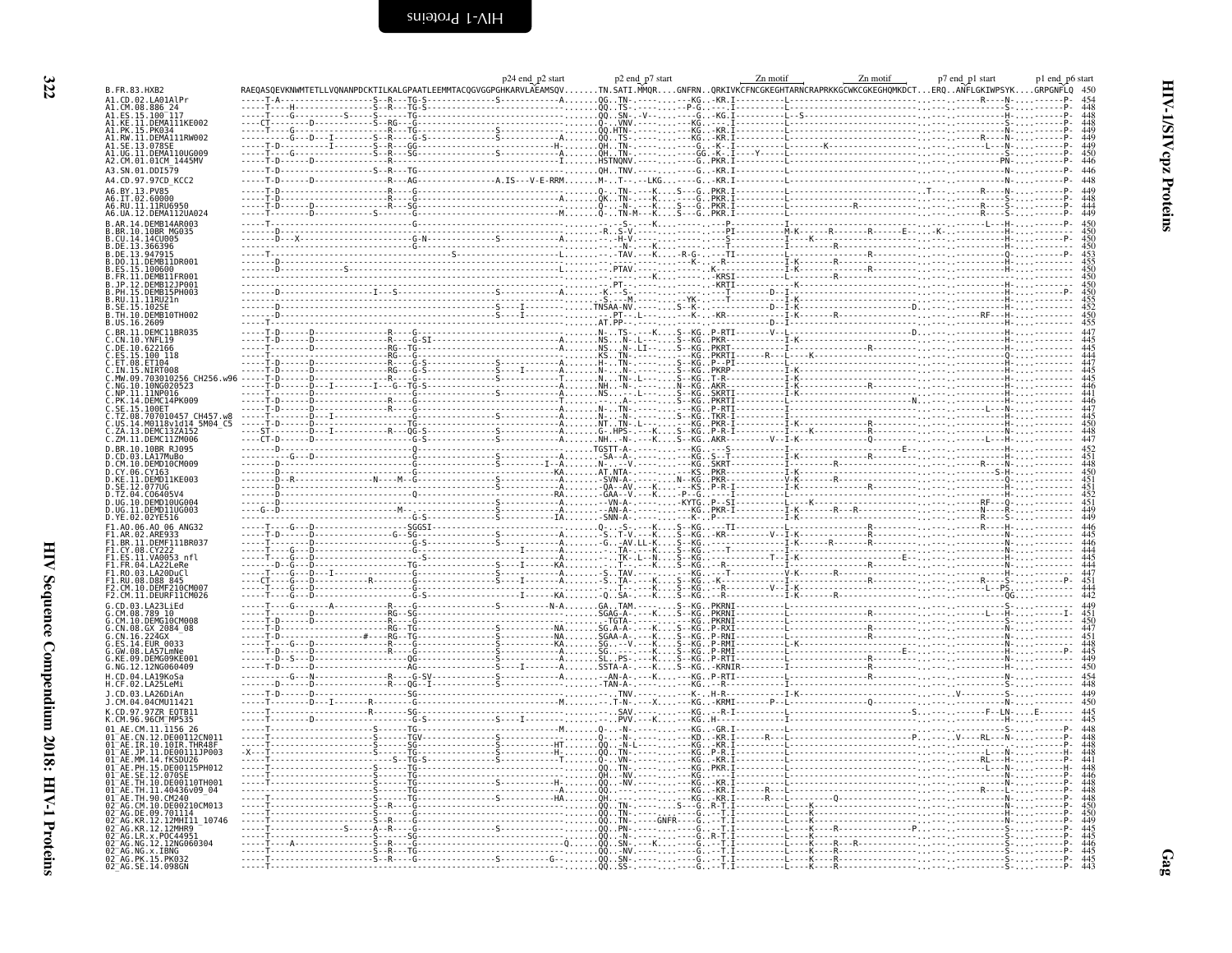```
                                                                                  p24 end_p2 start        p2 end_p7 start          Zn motif              Zn motif             p7 end_p1 start        p1 end_p6 start
B.FR.83.HXB2                    RAEQASQEVKNWMTETLLVQNANPDCKTILKALGPAATLEEMMTACQGVGGPGHKARVLAEAMSQV.......TN.SATI.MMQR....GNFRN..QRKIVKCFNCGKEGHTARNCRAPRKKGCWKCGKEGHQMKDCT...ERQ..ANFLGKIWPSYK....GRPGNFLQ  450
A1.CD.02.LA01AlPr               -----T-A--------------------S--R---TG-S-------------S-------------A.......QG..TN-..----..---KG..-KR.I---------L-------------------------------------.---.----R----N-.---------P-  454
A1.CM.08.886_24                 -----T----H-----------------S--R---TG-S----------------------------.......QQ..TS-..----..---P-G..----I---------L-------------------------------------.---.---------S-.---------P-  448
A1.ES.15.100_117                -----T----G---------S-----S-----TG------------------------------.......QQ..SN-..-V-..----..-G..-KG.I---------L--S----------------------------------.---.---------H-.---------P-  449
A1.KE.11.DEMA111KE002           ---CT-----D------------S---RG---G------------------------------.......Q-..VNV..----..---KG..---.I---------L-------------------------------------.---.---------S-.---------P-  448
A1.PK.15.PK034                  -----T----G-----------------R---TG----------------S------------.......QQ.HTN-..----..---KG..-KR.I---------L-------------------------------------.---.---------N-.---------P-  449
A1.RW.11.DEMA111RW002           -----T----G---D---I---------S--R---G-S-------------S-------------A.......QQ..TS-..----..---KG..-KR.I---------L-------------------------------------.---.---------N-.---------P-  449
A1.SE.13.078SE                  -----T-D---------I---------S--R---GG-------------------H-------.......QH..TN-..----..---G..-K-.I---------L-------K---------------------------------.---.----L---N-.---------P-  449
A1.UG.11.DEMA110UG009           -----T----G-----------------S--R---SG-------------S-------------A.......QH..TN-..----..---GG.-K-.I-----Y-----L-------------------------------------.---.---------S-.---------P-  450
A2.CM.01.01CM_1445MV            -----T-D-----D---------------R-----------------------------I.......HSTNQNV..----..--G..PKR.I---------L-------------------------------------.---.---------PN-.---------P-  446
A3.SN.01.DDI579                 -----T-D---------------------S--R---TG-------------------------.......QH..TNV..----..---G..-KR.I---------L-------------------------------------.---.---------N-.---------P-  446
A4.CD.97.97CD_KCC2              -----T-D------D--------------R---AG----------------A.IS---V-E-RRM.......M-..T-..--LKG.---G..-KR.I---------L-------------------------------------.---.---------N-.---------P-  448
A6.BY.13.PV85                   -----T-D---------------------R---G---------------------------------.......Q-..TN-..---K...S---G..PKR.I---------L-------------------------------------.T---.----R----N-.---------P-  449
A6.IT.02.60000                  -----T-D---------------------R---G-------------------------------A.......QK..TN-..---K...S---G..PKR.I---------L-------------------------------------.---.---------S-.---------P-  448
A6.RU.11.11RU6950               -----T-D------D--------------R---SG--------------------------------.......Q-..N-..---K...S---G..PKR.I---------L----------R------------------------.---.---------S-.---------P-  444
A6.UA.12.DEMA112UA024           -----T------D-----------------S---G------------------------------M.......Q-..TN-M-..-K...S---G..PKR.I---------L-------------------------------------.---.---------S-.---------P-  449
B.AR.14.DEMB14AR003             -----T-----------------------------G-------------------------------.......-S-..---K..-----.---P-------I---------------------------------------.---.----L---H-.---------P-  450
B.BR.10.10BR_MG035              -------D-----------------------------------------------------------.......R..S-V..-----------.---PI---------M-K------R------R------E-----.K---.-----------H-.----------  450
B.CU.14.14CU005                 -------D---X-------------------G-N------------S--------------A.......---H-V..-----------.---S-------I----K--------------------------------.---.-----------H-.----------  450
B.DE.13.366396                  -------------------------------G-------------------------------.......--N-..---K..-----------.---T-------I-------R---------------------------.---.-----------H-.----------  450
B.DE.13.947915                  -----T--------------------------------S---------------------L.......-TAV..---K...R-G-.---TI---------L-------R-------------------------------.---.----------Q-.---------P-  453
B.DO.11.DEMB11DR001             -------D---------------------------------------------------------.......-----------K..----.---K-------I-K------R-------------------------------.---.-----------H-.----------  455
B.ES.15.100600                  -------D-------S---------------------------------------------L.......PTAV..-----------.---K----------I-K------R-------------------------------.---.-----------H-.----------  450
B.FR.11.DEMB11FR001             -------------------------------------------------------------.......---..--------K..----.---KRSI---------L-------R-------------------------------.---.-----------H-.----------  450
B.JP.12.DEMB12JP001             -------------------------------------------------------------.......PT--..-----------.---KRTI---------K-----------------------------------------.---.-----------H-.----------  450
B.PH.15.DEMB15PH003             -------D---------------I---S-------------------S-----------A.......-K..-S-..-----------.---T-------D--I-----------------------------------------.---.-----------H-.---------P-  450
B.RU.11.11RU21n                 ---------------------------------------------------------------.......-S-..-M--.------YK.---T----------I-K-------------------------------------.---.-----------H-.----------  455
B.SE.15.102SE                   -------D----------------------------------------S---I-----------.......TNSAA-NV..-------S--K-.---------D--I-K----------------------D-----------.---.-----------H-.----------  452
B.TH.10.DEMB10TH002             -------D----------------------------------------S---I-----------.......---PT--..L---------K-..--KR-----------I-K------R-------------------------.---.----RF---H-.----------  450
B.US.16.2609                    -----T----------------------------------------------------------.......AT.PP-..--------------.---------------I--------------------------------------.---.-----------H-.----------  455
C.BR.11.DEMC11BR035             -----T-D------D--------------R---G---------------------------------.......N-..TS-..---K...S--KG..P-RTI---------V--L---------------------D-------.---.-----------H-.----------  447
C.CN.10.YNFL19                  -----T-D------D--------------R---G-SI-----------------------A.......NS..-N-.L---.--S--KG..PKR-----------I-K-------------------------------------.---.-----------H-.----------  445
C.DE.10.622166                  -----T---------D------------RG--TG---------------------------A.......NS..-N-.LI--.--S--KG..PKRT----------I-----------R--------------------------.---.-----------H-.----------  445
C.ES.15.100_118                 -----T---------D------------RG---G-------------------------A.......KS..TN-..------.--S--KG..PKRTI-----R--L----K-----------------------------.---.-----------Q-.----------  444
C.ET.08.ET104                   -----T-D------D--------------R---G-S-------------S-----------A.......H-..TN-..------.--S--KG..P--PI---------L-------------------------------------.---.-----------H-.----------  447
C.IN.15.NIRT008                 -----T-D------D--------------R---G-S-------------S-------I---A.......N-..N-..------.--S--KG..PKRP----------I-K-------------------------------------.---.-----------H-.----------  445
C.MW.09.703010256_CH256.w96     -----T-D------D--------------R---G-S-------------S-----------A.......N..TN-L--------.---S-KG..T-R----------I-K-------------------------------------.---.-----------H-.----------  445
C.NG.10.10NG020523              -----T-D------D---I---------I--G--TG-S-------------S-----------A.......NH..-N-..------.---N-KG..AKR-----------I-K-------R-------------------------.---.-----------H-.----------  446
C.NP.11.11NP016                 -----T-D------D--------------R---G-------------------------A.......NS..------L---.--S--KG..SKRTI---------I-K-------------------------------------.---.-----------H-.----------  441
C.PK.14.DEMC14PK009             -----T-D------D--------------R---G-----------------------------.......------A-..------.--S--KG..PKRTI---------L-------------------------N-------.---.-----------H-.----------  446
C.SE.15.100ET                   -----T-D------D--------------R---G-------------------------A.......N-..TN-..------.--S--KG..P-RTI---------L-------------------------------------.---.----L---N-.----------  447
C.TZ.08.707010457_CH457.w8      -----T-D------I--------------------G-------------S-----------A.......N-..-N-..------.--S--KG..TKR-I---------L-------------------------------------.---.-----------H-.----------  445
C.US.14.M0118v1d14_5M04_C5      -----T-D------D--------------------G-------------S-----------A.......NT..TN-.L---.--S--KG..PKR-----------I-K-------------------------------------.---.-----------H-.----------  450
C.ZA.13.DEMC13ZA152             ----ST--------D---I----------R---QG-S-------------S-----------A.......G-.HPS-..---K...S--KG..P-R-I---------I----K-----------------------------.---.-----------H-.----------  448
C.ZM.11.DEMC11ZM006             ----CT-D------D--------------------G-------------S-----------A.......NH..-N-..---K...S--KG..AKR---------V--I-K-------------Q--------------------.---.----L---H-.----------  447
D.BR.10.10BR_RJ095              -------D----------------------------Q-------------S-----------A.......TGSTT-A-..---------.---KG..--S----------I-----------------------E-----------.---.-----------H-.----------  452
D.CD.03.LA17MuBo                -------G---D-----------------------G-------------S-----------A.......-SA-A-..---------.---KG..S--TI---------I-K-------------------------------------.---.-----------H-.----------  451
D.CM.10.DEMD10CM009             -------D----------------------------G-------------S-------I--A.......N-..-V--..-------.---KG..SKRT----------I-----------R--------------------------.---.-----------H-.----------  448
D.CY.06.CY163                   -------D----------------------------G-------------S-----------KA.......AT.NTA-..----------.--KS..PKR-----------I-K-------------------------------------.---.-----------S-H-.----------  450
D.KE.11.DEMD11KE003             -------D--R-----------N----M-G------------------S-----------A.......-SVN-A-..-------.---N-KG..PKR-----------V-K-------------------------------------.---.-----------Q-.----------  451
D.SE.12.077UG                   -------D-------------------------G-------------S-----------A.......-QA--AV..---K....-KS..P-R-I---------I-K-------R-------------------------.---.-----------H-.----------  451
D.TZ.04.C06405V4                -------D-------------------------Q----------------S-----------RA.......-GAA--V..---K.....P---G..-T---------I-K-------------------------------------.---.-----------H-.----------  452
D.UG.10.DEMD10UG004             -------D-----------------------------G-------------S-----------A.......-VN-A-..---------.---KYTG..P--SI---------K-----------------------------------.---.----RF---Q-.----------  451
D.UG.11.DEMD11UG003             ----G--D-----------------------M---G-------------S-----------A.......-AN-A-..---------.---KG..PKR-I---------I-K------R---R--------------------.---.----N----R-.----------  449
D.YE.02.02YE516                 -------D-----------------------------G-S-----------S-----------IA.......-SNN-A-..---------.---K...P-----------I-K-------------------------------------.---.----R----S-.----------  449
F1.AO.06.AO_06_ANG32            -----T----G---D--------------SGGSI--------------------------.......Q--..S-..---K...S--KG..P--KG..----TI---------------------R-------------------------.---.----R----H-.----------  446
F1.AR.02.ARE933                 -----T-D------D-------------G--SG---------------S-----------A.......-S..T-V..---K...S--KG..-KR---------V--I-K---------R---------------------------.---.-----------N-.----------  445
F1.BR.11.DEMF111BR037           -----T----------D---------------G-S-------------S-----------A.......-G..-AV.LL-K..-.S--KG..--------------I-K------R-----R-------------------------.---.-----------N-.----------  446
F1.CY.08.CY222                  -----T----G---D---------------------------------------I---A.......---TA--..---K.....S--KG..---T----------I-----------------------------------------.---.-----------N-.----------  444
F1.ES.11.VA0053_nfl             -----T----G---D---------------------S---------------------------.......---TK-.L--N...S--KG..----------------T--I-K---------------E-----------------.---.-----------H-.----------  445
F1.FR.04.LA22LeRe               -----D-G--D---------------------TG---------------S---I---KA.......---T--..---K...S--KG..--R-----------I-----------------------------------------.---.-----------N-.----------  444
F1.RO.03.LA20DuCl               -----T----G---D---I----------------G-------------------------.......-S..TAV..-----------.---KG..---------------V-K------R-------------------------.---.-----------H-.----------  447
F1.RU.08.D88_845                ----CT----G---D----------R---------G---------------S---I---A.......-S..TA-..---K...S--KG..-K-----------I-------------R--------------------------.---.----R----S-.---------P-  451
F2.CM.10.DEMF210CM007           -----T----G---D---------------------G-S-------------------------.......-------K...S--KG..--R---------V--I-K-------------------------------------.---.----L--PS-.----------  444
F2.CM.11.DEURF11CM026           -----T----G---D---------------------G-S-------------------I---KA.......-Q..SA---..---K...S--KG..--R-----------I-K------R-------------------------.---.-----------QG-.----------  442
G.CD.03.LA23LiEd                -----T----G---------A---------R---G-------------S----------N-A.......GA..TAM.----------S--KG..PKRNI---------L-------------------------------------.---.-----------S-.----------  449
G.CM.08.789_10                  -----T----------D------------RG--SG-----------------------------.......SGAG-A-..---K...S--KG..PKRNI---------L-------------------------------------.---.----L---H-.---------I-  451
G.CM.10.DEMG10CM008             -----T-D------D--------------R---G-------------------------------.......-TGTA-..----------S--KG..PKRNI---------L-------------------------------------.---.-----------S-.----------  450
G.CN.08.GX_2084_08              -----T-D------D-------------RG--TG---------------S-----------NA.......SG.A-A-..---K...S--KG..P-RXI---------L-------------------------------------.---.-----------N-.----------  447
G.CN.16.224GX                   -----T-D------D------#---RG--TG---------------S-----------NA.......SGAA-A-..---K...S--KG..P-RNI---------L-------------------------------------.---.-----------N-.----------  451
G.ES.14.EUR_0033                -----T----G---D--------------R---G-------------S-----------KA.......SG..--V..---K...S--KG..P-RMI---------L-K-------------------------------------.---.-----------N-.----------  448
G.GW.08.LA57LmNe                -----T-D------D--------------R---G-------------S-----------A.......SG..----..---K...S--KG..P-RMI---------L----------------------E---------------.---.-----------H-.---------P-  445
G.KE.09.DEMG09KE001             -----D--S---D-----------------------QG-------------S-----------A.......SL..PS-..---K...S--KG..P-RTI---------L-------------------------------------.---.-----------N-.----------  449
G.NG.12.12NG060409              -----T-D------D-----------------------AG-------------S---I---A.......SSTA-A-..---K...S--KG..-KRNIR---------I-------------------------------------.---.-----------N-.----------  450
H.CD.04.LA19KoSa                -----T----G---N--------------R---G-SV-------------S-----------A.......-AN-A-..---K...-KG..P-RTI---------L-------------------------------------.---.-----------N-.----------  454
H.CF.02.LA25LeMi                -------D------D--------------R---QG-I-------------S-----------.......-TAN-A-..----------.---KG..--R-----------L-------------------------------------.---.-----------N-.----------  452
J.CD.03.LA26DiAn                -----T-D------D--------------------SG---------------------------.......----TNV..-----------K-..H-R-----------I-K---------------------------V-------.---.-----------S-.----------  449
J.CM.04.04CMU11421              -----T--------D---I--------R-------G-----------------------------M.......-T-N-..---X.....-KG..-KRMI---------P--L-----------------Q--------------------.---.-----------N-.----------  450
K.CD.97.97ZR_EQTB11             -----T-------------------------SG-------------------------------.......SAV..-----------.---KG..--R-I---------L-------------------------S-------.---.-----F--LN-.---E-------  445
K.CM.96.96CM_MP535              -----T--------D---------------G-S-----------S---I-----------.......PVV..---K......-KG..H-----------I---------------------------------------.---.-----------H-.----------  445
01_AE.CM.11.1156_26             -----T-----------------------S------TG-----------------------------M.......Q-..-N-..---------.---KG..-GR.I---------L-------------------------------------.---.-----------S-.---------P-  448
01_AE.CN.12.DE00112CN011        -----T-----------------------S------TGV-----------S---------------.......Q-..-N-..-----------KD..-KR.I-------R---L----------------------------P.------.V----RL---N-.---------P-  448
01_AE.IR.10.10IR.THR48F         -----T-----------------------S------SG-----------S---------------HT.......QQ..-N-L-..-----------KG..-KR.I---------L-------------------------------------.---.-----------N-.---------P-  448
01_AE.JP.11.DE00111JP003        -X---T-----------------------S------TG-----------S---------------H-.......QQ..TN-..----------.---KG..P-R.I---------L-------------------------------------.---.----L---N-.---------H-  448
01_AE.MM.14.fKSDU26             -----T---------------------------S--TG-S-----------------------T.......Q-..VN-..----------.---KG..-KR.I---------L-------------------------------------.---.----RL---H-.---------P-  441
01_AE.PH.15.DE00115PH012        -----T-----------------------S------TG-----------------------------.......QQ..TN-..----------.---KG..PKR.I---------L-------------------------------------.---.----L---N-.---------H-  448
01_AE.SE.12.070SE               -----T-----------------------S------TG-----------------------------.......QH..-NV..----------.---KG..---.I---------L-------------------------------------.---.-----------N-.---------P-  446
01_AE.TH.10.DE00110TH001        -----T-----------------------S------TG-----------S---------------H.......QQ..-NV..----------.---KG..-KR.I---------L-------------------------------------.---.-----------N-.---------P-  448
01_AE.TH.11.40436v09_04         -----T-----------------------S------TG-----------------------------A.......QQ..----..----------.---KG..-KR.I----R----L-------------------------------------.---.----R----L-.---------P-  448
01_AE.TH.90.CM240               -----T-----------------------S------TG-----------S---------------HA.......QH..----..----------.---KG..-KR.I----R----L----------Q--------------------------.---.-----------N-.---------P-  448
02_AG.CM.10.DE00210CM013        -----T------------------------S--R---G-------------------------------.......QQ..TN-..--------S---G..R-T.I---------L----K-------------------------------.---.-----------N-.---------P-  450
02_AG.DE.09.701114              -----T-----------------------S--R---G-------------------------------.......QQ..TN-..----------.---G..--T.I---------L----K-------------------------------.---.-----------S-.---------P-  450
02_AG.KR.12.12MHI11_10746       -----T-----------------------S--R---G-------------------------------.......QQ..TN-..---GNFR----G..--T.I---------L----K-------------------------------.---.-----------N-.---------P-  449
02_AG.KR.12.12MHR9              -----T---------------S------A--R---G-------------------------------.......QQ..PN-..----------.---G..--T.I---------L----K-----R-------------P-------.---.-----------S-.---------P-  445
02_AG.LR.x.POC44951             -----T-----------------------S--R---SG-------------------------------.......QQ..-N-..----------.---G..R-T.I---------L----K-------------------------------.---.-----------S-.---------P-  445
02_AG.NG.12.12NG060304          -----T----A------------------S--R---G----------------------------Q.......QQ..SN-..---K.....---G..--T.I---------L----K----R---R---------------------.---.-----------S-.---------P-  446
02_AG.NG.x.IBNG                 -----T-----------------------S--R---TG-------------------------------.......QQ..NV-..----------.---G..--T.I---------L----K-------------------------------.---.-----------S-.---------P-  445
02_AG.PK.15.PK032               -----T-----------------------S--R---G-------------S---------G-------.......QQ..SN-..----------.---G..--T.I---------L----K----R--------------------------.---.-----------S-.---------P-  445
02_AG.SE.14.098GN               -----T-----------------------S--R---G-------------------------------.......QQ..SS-..----------.---G..--T.I---------L----K----R--------------------------.---.-----------S-.---------P-  443
```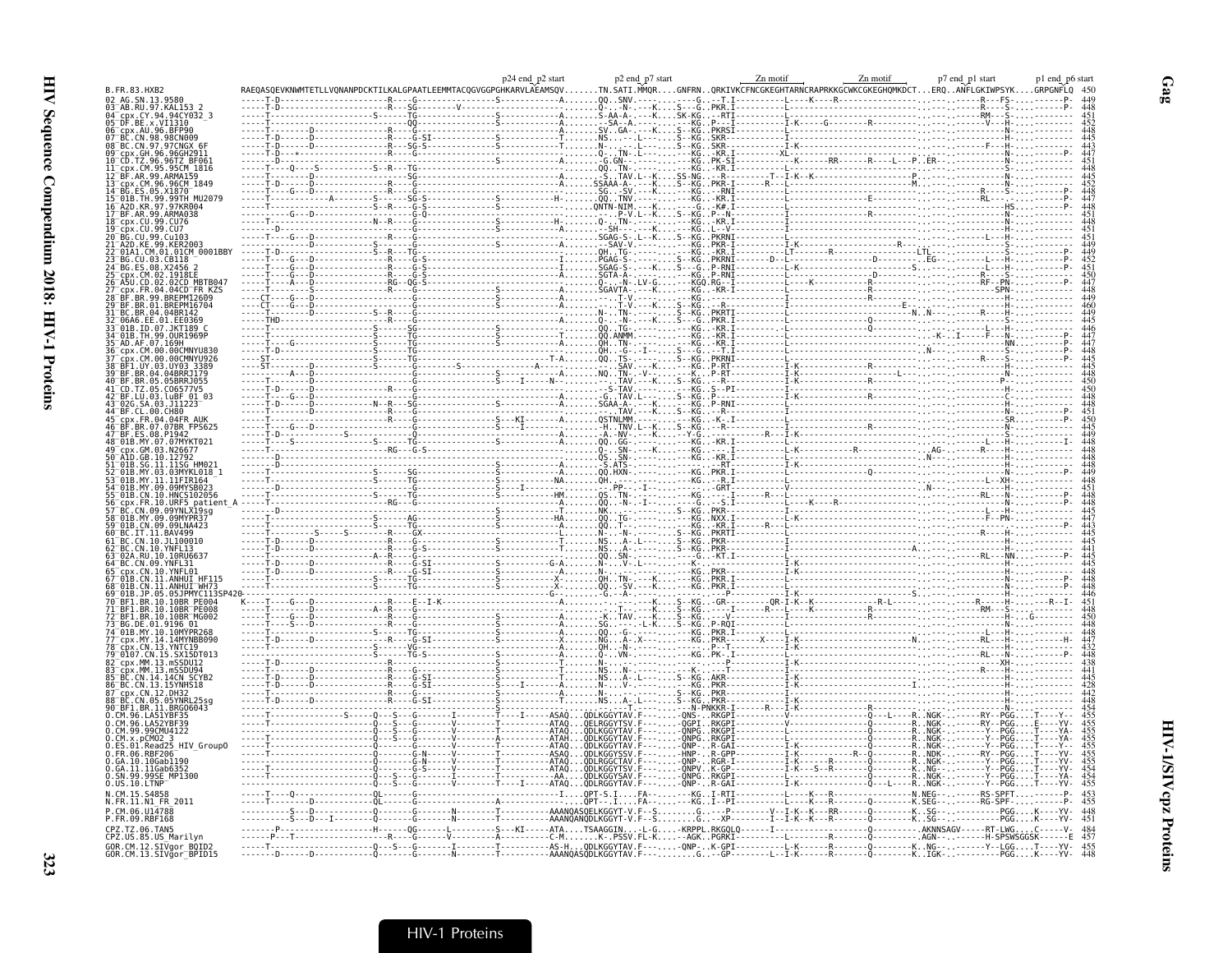```
                                    p24 end_p2 start   p2 end_p7 start    Zn motif    Zn motif    p7 end_p1 start   p1 end_p6 start

B.FR.83.HXB2                  RAEQASQEVKNWMTETLLVQNANPDCKTILKALGPAATLEEMMTACQGVGGPGHKARVLAEAMSQV.......TN.SATI.MMQR....GNFRN..QRKIVKCFNCGKEGHTARNCRAPRKKGCWKCGKEGHQMKDCT...ERQ..ANFLGKIWPSYK....GRPGNFLQ  450

02_AG.SN.13.9580                 449
03_AB.RU.97.KAL153_2             448
04_cpx.CY.94.94CY032_3           451
05_DF.BE.x.VI1310                452
06_cpx.AU.96.BFP90               448
07_BC.CN.98.98CN009              448
08_BC.CN.97.97CNGX_6F            443
09_cpx.GH.96.96GH2911            447
10_CD.TZ.96.96TZ_BF061           451
11_cpx.CM.95.95CM_1816           448
12_BF.AR.99.ARMA159              445
13_cpx.CM.96.96CM_1849           452
14_BG.ES.05.X1870                448
15_01B.TH.99.99TH_MU2079         447
16_A2D.KR.97.97KR004             448
17_BF.AR.99.ARMA038              451
18_cpx.CU.99.CU76                448
19_cpx.CU.99.CU7                 451
20_BG.CU.99.Cu103                451
21_A2D.KE.99.KER2003             449
22_01A1.CM.01.01CM_0001BBY       449
23_BG.CU.03.CB118                452
24_BG.ES.08.X2456_2              451
25_cpx.CM.02.1918LE              450
26_A5U.CD.02.02CD_MBTB047        447
27_cpx.FR.04.04CD_FR_KZS         448
28_BF.BR.99.BREPM12609           449
29_BF.BR.01.BREPM16704           460
31_BC.BR.04.04BR142              449
32_06A6.EE.01.EE0369             445
33_01B.ID.07.JKT189_C            446
34_01B.TH.99.OUR1969P            447
35_AD.AF.07.169H                 447
36_cpx.CM.00.00CMNYU830          448
37_cpx.CM.00.00CMNYU926          445
38_BF1.UY.03.UY03_3389           448
39_BF.BR.04.04BRRJ179            448
40_BF.BR.05.05BRRJ055            450
41_CD.TZ.05.C06577V5             450
42_BF.LU.03.luBF_01_03           448
43_02G.SA.03.J11223              448
44_BF.CL.00.CH80                 451
45_cpx.FR.04.04FR_AUK            448
46_BF.BR.07.07BR_FPS625          445
47_BF.ES.08.P1942                449
48_01B.MY.07.07MYKT021           448
49_cpx.GM.03.N26677              448
50_A1D.GB.10.12792               448
51_01B.SG.11.11SG_HM021          448
52_01B.MY.03.03MYKL018_1         449
53_01B.MY.11.11FIR164            448
54_01B.MY.09.09MYSB023           451
55_01B.CN.10.HNCS102056          448
56_cpx.FR.10.URF5_patient_A      448
57_BC.CN.09.09YNLX19sg           445
58_01B.MY.09.09MYPR37            447
59_01B.CN.09.09LNA423            443
60_BC.IT.11.BAV499               445
61_BC.CN.10.JL100010             445
62_BC.CN.10.YNFL13               445
63_02A.RU.10.10RU6637            441
64_BC.CN.09.YNFL31               445
65_cpx.CN.10.YNFL01              448
67_01B.CN.11.ANHUI_HF115         448
68_01B.CN.11.ANHUI_WH73          448
69_01B.JP.05.05JPMYC113SP420     446
70_BF1.BR.10.10BR_PE004          451
71_BF1.BR.10.10BR_PE008          448
72_BF1.BR.10.10BR_MG002          450
73_BG.DE.01.9196_01              448
74_01B.MY.10.10MYPR268           448
77_cpx.MY.14.14MYNBB090          447
78_cpx.CN.13.YNTC19              432
79_0107.CN.15.SX15DT013          448
82_cpx.MM.13.mSSDU12             438
83_cpx.MM.13.mSSDU94             441
85_BC.CN.14.14CN_SCYB2           445
86_BC.CN.13.15YNHS18             428
87_cpx.CN.12.DH32                442
88_BC.CN.05.05YNRL25sg           448
90_BF1.BR.11.BRG06043            454
O.CM.96.LA51YBF35                455
O.CM.96.LA52YBF39                455
O.CM.99.99CMU4122                455
O.CM.x.pCMO2_3                   455
O.ES.01.Read25_HIV_GroupO        455
O.FR.06.RBF206                   455
O.GA.10.10Gab1190                455
O.GA.11.11Gab6352                454
O.SN.99.99SE_MP1300              454
O.US.10.LTNP                     455

N.CM.15.S4858                    453
N.FR.11.N1_FR_2011               455

P.CM.06.U14788                   448
P.FR.09.RBF168                   451

CPZ.TZ.06.TAN5                   484
CPZ.US.85.US_Marilyn             457

GOR.CM.12.SIVgor_BQID2           455
GOR.CM.13.SIVgor_BPID15          448
```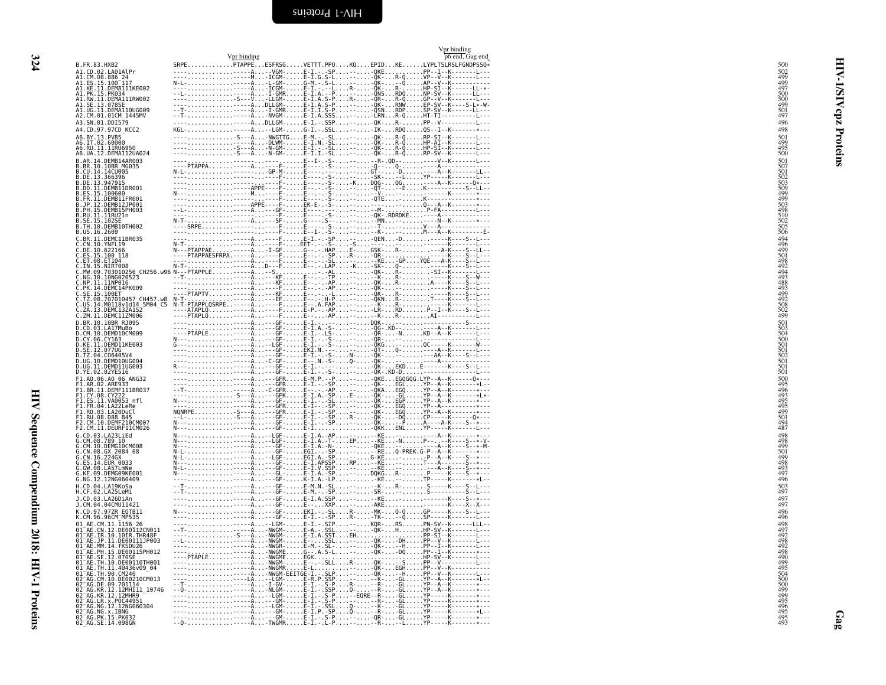```
                                                                 Vpr binding
                          Vpr binding                            p6 end, Gag end
B.FR.83.HXB2              SRPE............PTAPPE...ESFRSG.....VETTT.PPQ....KQ....EPID...KE......LYPLTSLRSLFGNDPSSQ*   500
A1.CD.02.LA01AlPr         ----...............-----A.....-VGM-.....E-I.-.-SP....-.....-QKE.........PP--I--K-------L---   502
A1.CM.08.886_24           ----...............-----M.....-ICGM-.....E-I.G.S-L....-.....-QK-....R-Q.....VP--V--K-------L---   499
A1.ES.15.100_117          N-L-...............-----A.....-L-GM-.....G-M.-.S-L....-.....-QK-.....-Q.....AP--V--K-----------   499
A1.KE.11.DEMA111KE002     ----...............-----A.....-ICGM-.....E-I.-.-L....R-....-QK-....R-.......HP-SI--K-------LL-*-   497
A1.PK.15.PK034            --L-...............-----A.....-I-GMR.....E-I.A.--P....-.....-QNS....RDQ.....NP-SV--K-------LL---   500
A1.RW.11.DEMA111RW002     ----...............S---V.....-LLGM-.....E-I.A.S-P....R-.....-QR-....R-Q.....GP--V--K-------L---   500
A1.SE.13.078SE            ----...............-----A.....DLLGM-.....E-I.A.S-P....-.....-QK-....RNW.....EP-SV--K----S-L*-W-   499
A1.UG.11.DEMA110UG009     --T-...............-----A.....-I-GMR.....E-I.I.S-P....-.....-QSN....RDP.....SP-SV--K-------LL---   501
A2.CM.01.01CM_1445MV      --T-...............-----A.....-NVGM-.....E-I.A.SSS....-.....-LRN....R-Q.....HT-TI--------------   497
A3.SN.01.DDI579           ----...............-----A.....DLLGM-.....E-I.-.SSP....-.....-QK-....R-......PP--V----------L---   496
A4.CD.97.97CD_KCC2        KGL-...............-----A.....-LGM-.....G-I.-.SSL....-.....-IK-....RDQ.....QS--I--K-------*---   498
A6.BY.13.PV85             ----...............S---A.....-NWGTTG....E-M.-.-SL....-.....-QK-....R-Q.....RP-SI--K-------L---   501
A6.IT.02.60000            ----...............-----A.....-DLWM-.....E-I.N.-SL....-.....-QK-....R-Q.....HP-AI--K-------L---   499
A6.RU.11.11RU6950         ----...............S---A.....-N-GM-.....E-I.-.-SL....-.....-QK-....R-Q.....HP-SI--K-------L---   495
A6.UA.12.DEMA112UA024     ----...............S---A.....-N-GM-.....E-I.I.-SL....-.....-QK-....R-Q.....RP-SV--K-------L---   500
B.AR.14.DEMB14AR003       ----...............-------....-----.....E--I-.-S-....-.....--R-.QD-.........V--K-------L---   501
B.BR.10.10BR_MG035        ----PTAPPA.........A------F-.....E-----S-....-.....-Q--.....Q-..........A--------------   507
B.CU.14.14CU005           N-L-...............-------GP-M-.....E-----S-....-.....GT-.....-D.........A--K-------LL-   501
B.DE.13.366396            ----...............-------F-.....E-----S-....-.....-SK-....--L.....YP------K-------L---   502
B.DE.13.947915            ----...............-------F-.....E-----S-....-K....DQG-....QG........A--K-----Q*--   503
B.DO.11.DEMB11DR001       ----...............-----APPE-----.....E-I.-.-S-....-.....-QT-....--E.....K----------S-LL-   509
B.ES.15.100600            N---...............-----M.......F-.....E-----S-....-.....--V-.............K-------*---   499
B.FR.11.DEMB11FR001       ----...............-------F-.....E-----S-....-.....-QTE....-.....K------------*---   499
B.JP.12.DEMB12JP001       ----...............-----APPE-----F-.....EK-E-.-S-....-.....-...........Q---A--K-------*---   503
B.PH.15.DEMB15PH003       --L-...............-----A.....-GF-.....E-----.-S-....-.....-M-..........P-FA------------L---   498
B.RU.11.11RU21n           ----...............-------F-.....E-----.-S-....-.....-QK-.RDRDKE.........A-------------   510
B.SE.15.102SE             N-T-...............-----A.....-SF-.....Q-----.-S-....-.....-MN.............N--K-------*---   502
B.TH.10.DEMB10TH002       ----SRPE...........-------F-.....E-----S-....-.....--T-.............V---A--------------   505
B.US.16.2609              ----...............-------F-.....E--I.-.-S-....-.....--K-.........M---A--K-----------E-   506
C.BR.11.DEMC11BR035       ----...............-----A.....-F-.....E-I.-.-SP....-.....-QEN....-D..........K----S--L---   494
C.CN.10.YNFL19            N-T-...............-----A.....-F-.....EET-.-.-S-....-S....-............K-------L---   496
C.DE.10.622166            N---PTAPPAE........-----A.....-I-GF.....G----.-HAP....E-.....GSK-....R-..........A-K----S--LL-   499
C.ES.15.100_118           ----PTAPPAESFRPA...-----A.....-----.....E-----.-SP....R-.....-QR-.............K----S--L---   501
C.ET.08.ET104             ----...............-----A.....-F-.....E-----.-SL....-.....--KE....GP....YQE---A-K----S--L---   498
C.IN.15.NIRT008           N-T-...............-----A.....D--F-.....E-----.-LAP....K....-SK-....Q-..........K----S--L---   492
C.MW.09.703010256_CH256.w96 N---PTAPPLE........-----S.....-.....-.-AL.....-.....-QK-....R-..........SI--K-------L---   494
C.NG.10.10NG020523        --T-...............-----A.....-KF-.....E-----.-TP....-.....-K-.....R-..........K----S--W---   493
C.NP.11.11NP016           ----...............-----A.....-KF-.....E-----.-AP....-.....-QK-....R-.........A----K----S--L---   488
C.PK.14.DEMC14PK009       ----...............-----A.....-F-.....E-----.-AP....-.....-QK-....-.............K----S--L---   493
C.SE.15.100ET             ----PTAPTV.........-----A.....-KF-.....E-----.-L....-.....-QK-....R-..........K----S--L---   499
C.TZ.08.707010457_CH457.w8 N-T-...............-----A.....-EF-.....E-----.-H-P....-.....-QKN....R-.........T----K----S--L---   492
C.US.14.M0118v1d14_5M04_C5 N-T-PTAPPLQSRPE....-----A.....-----.....E-----A.FAP....-.....--K-....R-.......-----K----S--L---   508
C.ZA.13.DEMC13ZA152       ----ATAPLQ.........-----A.....-F-.....E-P.-.-AP....-.....-LR-....RD.......P--I--K----S--L---   502
C.ZM.11.DEMC11ZM006       ----PTAPLQ.........-----A.....-F-.....E-----.-AP....-.....--K-....R-........AI-------------L---   499
D.BR.10.10BR_RJ095        ----...............-----A.....-GF-.....E-I.-.-S-....-.....DQK-...................S-----   501
D.CD.03.LA17MuBo          ----...............-----A.....-GF-.....E-I.A.-S-....-.....-QG..KD-..........A--K-------L---   503
D.CM.10.DEMD10CM009       ----PTAPLE.........-----A.....-GF-.....E-I.-.-LS-....-.....-QR-....-N......KD--A--K-------L---   504
D.CY.06.CY163             N---...............-----A.....-GF-.....E-I.-.-S-....-.....-QR-....-........................L---   500
D.KE.11.DEMD11KE003       G---...............-----A.....-LGF-.....E-I.-.-S-....-.....-QKG....-.....QC------K-------W---   501
D.SE.12.077UG             ----...............-----A.....-GF-.....EKI.N.-.-....-.....-QT-....Q-..........A--K-------L---   501
D.TZ.04.C06405V4          ----...............-----A.....-GF-.....E-I.-.-S-....N-....-QK-....-..........AA--K----S--L---   502
D.UG.10.DEMD10UG004       ----...............-----A.....-C-GF-.....E---.N.-S-....Q-.....-QK-....-.............A-----------   501
D.UG.11.DEMD11UG003       R---...............-----A.....-GF-.....E-I.-.-S-....-.....-QK-....EKD.....E-------K----S--L---   501
D.YE.02.02YE516           ----...............-----A.....-GF-.....E-I.-.-S-....-.....-QK..KD-D.........................L---   501
F1.AO.06.AO_06_ANG32      ----...............-----A.....-GFR-.....E-M.P.--P....-.....-QKE...EGQGQG.LYP--A--K-------Q*---   500
F1.AR.02.ARE933           ----...............-----A.....-GFR-.....E-I.-.-SP....-.....-QK-....EGL.....YP--A--K-------*L---   495
F1.BR.11.DEMF111BR037     --T-...............-----A.....-C-GFR-.....E-----.-AP....-.....-QKA....EGQ.....YP--A--K-------*---   496
F1.CY.08.CY222            ----...............S---A.....-GFK-.....E-I.-.-SP....E-.....-QK-....GL.....YP--A--K-------*L*-   493
F1.ES.11.VA0053_nfl       N---...............-----A.....-GF-.....E-I.-.-SL....-.....-QK-....EGP.....YP--A--K-------*---   495
F1.FR.04.LA22LeRe         ----...............-----A.....-GFR-.....E-I.-.-SP....-.....-QK-....EGQ.....YP--A--------------   495
F1.RO.03.LA20DuCl         NQNRPE.............S---A.....-GFR-.....E-I.-.-SP....-.....-QK-....EGQ.....YP--A--K-------*---   499
F1.RU.08.D88_845          --L-...............S---A.....-GF-.....E-I.-.-SP....R-.....-QK-....DQ.....CP------K-------Q*--   501
F2.CM.10.DEMF210CM007     N---...............-----A.....-GF-.....E-I.-.-SP....-.....-QK-....-P.....A----A-K----S--*---   494
F2.CM.11.DEURF11CM026     N---...............-----A.....-GF-.....E-I.-.........-.....-QKK...ENL.....YP------K-------L---   487
G.CD.03.LA23LiEd          N---...............-----A.....-LGF-.....E-I.A.-AP....-.....--KE....-.........-A--K-------*---   498
G.CM.08.789_10            N---...............-----A.....-LGF-.....E-I.A.-T-....EP.....--KE....-N......P--.-K----S--*-V-   498
G.CM.10.DEMG10CM008       N---...............-----A.....-GF-.....E-I.A.-N-....-.....-QKE....-............A--K----S--*-M-   499
G.CN.08.GX_2084_08        N-L-...............-----A.....-GF-.....EGI.-.-SP....-.....--RE....Q-PREK.G-P--A--K-------*---   501
G.CN.16.224GX             N-L-...............-----A.....-LGF-.....EGI.A.-SP....-.....G-KE....-.........-P--A--K----S--*---   499
G.ES.14.EUR_0033          N---...............-----A.....-GF-.....E-I.APSSP....RP.....--KE....-..........T--A--K----S--*---   498
G.GW.08.LA57LmNe          N-L-...............-----A.....-GF-.....E-I.V.SSP....-.....--KE....-..........-A--K----S--*---   493
G.KE.09.DEMG09KE001       N---...............-----A.....-GL-.....E-I.A.-SP....-.....DQKG....R-.........P-----K----S--*---   497
G.NG.12.12NG060409        ----...............-----A.....-GF-.....K-I.A.-LP....-.....--KE....-.........TP-----K-------*L--   496
H.CD.04.LA19KoSa          --T-...............-----A.....-GF-.....E-M.N.-SL....-.....--K-....R-..........S------K----S--L---   503
H.CF.02.LA25LeMi          --T-...............-----A.....-GF-.....E-M.-.-SP....-.....-SR-....-..........S------------S--L---   497
J.CD.03.LA26DiAn          ----...............-----A.....-GF-.....E-I.A.SSP....-.....--KE....-...............K----S--*---   497
J.CM.04.04CMU11421        ----...............-----A.....-GF-.....E-----.XXP....-.....-AKE....-...............K-----X--X---   497
K.CD.97.97ZR_EQTB11       N---...............-----A.....-GF-.....EKI.-.-SL....R-.....-MK-....Q-Q.....GP------K----S--L---   496
K.CM.96.96CM_MP535        ----...............-----A.....-GF-.....E-I.-.-SP....R-.....-TK-....-Q.....SP------K-------L---   496
01_AE.CM.11.1156_26       ----...............-----A.....-LGM-.....E-I.-.SIP....-.....KQR-....RS......PN-SV--K------LLL--   498
01_AE.CN.12.DE00112CN011  --T-...............-----A.....-NWGM-.....E-A.-.SSL....-.....-QK-....H.......HP-SV--K-------L---   497
01_AE.IR.10.10IR.THR48F   ----...............S---A.....-NWGM-.....E-I.A.SST....EH.....-..............PP-SI--K-------L---   492
01_AE.JP.11.DE00111JP003  --L-...............-----A.....-NWGM-.....E-----.SSL....-.....-QK-....-DH.....PP--V--K-------L---   498
01_AE.MM.14.fKSDU26       ----...............-----A.....-NWGR-.....E-M.-.-SL-....-.....-QK-....--H.....PP--I--K-------L---   492
01_AE.PH.15.DE00115PH012  ----...............-----A.....-NWGME.....G---.A.S-L....-.....-QK-....-DQ.....PP--I--K-------*---   498
01_AE.SE.12.070SE         ----PTAPLE.........-----A.....-NWGME.....EGK..........-.....-..............HP-SV--K-------L---   490
01_AE.TH.10.DE00110TH001  ----...............-----A.....-NWGM-.....E-----.-SLL....R-.....-QK-....-S.....PP--V--K-------L---   499
01_AE.TH.11.40436v09_04   ----...............-----A.....-NWGMR.....E-L.........-.....-QK-....EGH.....PP--V--K-------------   495
01_AE.TH.90.CM240         ----...............-----A.....-NWGM-EEITGE-I.-.SLP....-.....-QK-....--H.....PP--V--K-------L---   504
02_AG.CM.10.DE00210CM013  ----...............LA....-LGM-.....E-R.P.SSP....-.....--K-....-GL.....YP--A--K-------*L--   500
02_AG.DE.09.701114        --T-...............-----A.....-I-GV-.....E-I.-.-S-P....R-.....--R-....-GL.....YP--A--K-------*---   500
02_AG.KR.12.12MHI11_10746 --Q-...............-----A.....-NLGM-.....E-I.-.SSP....Q-.....--R-....-GL.....YP--A--K-------*---   499
02_AG.KR.12.12MHR9        ----...............-----A.....-LGM-.....E-I.-.-S-P.....-EQRE-....R-....-GL.....YP------K-------*---   499
02_AG.LR.x.POC44951       ----...............-----A.....-GM-.....E-I.-.-S-P....R-.....--R-....-GL.....YP------K-------*---   495
02_AG.NG.12.12NG060304    ----...............-----A.....-LGM-.....E-I.-.SSL....Q-.....--K-....-GL.....YP------K-------*---   496
02_AG.NG.x.IBNG           ----...............-----A.....-LGM-.....E-I.P.-SP....Q-.....--R-....-GL.....YP------K-------*L--   495
02_AG.PK.15.PK032         ----...............-----A.....-GM-.....E-I.-.-S-P....-.....-QR-....-GL.....YP------K-------*---   495
02_AG.SE.14.098GN         --Q-...............-----A.....-TWGMR.....E-I.-.L-P....-.....--R-....--L.....YP------K-------*---   493
```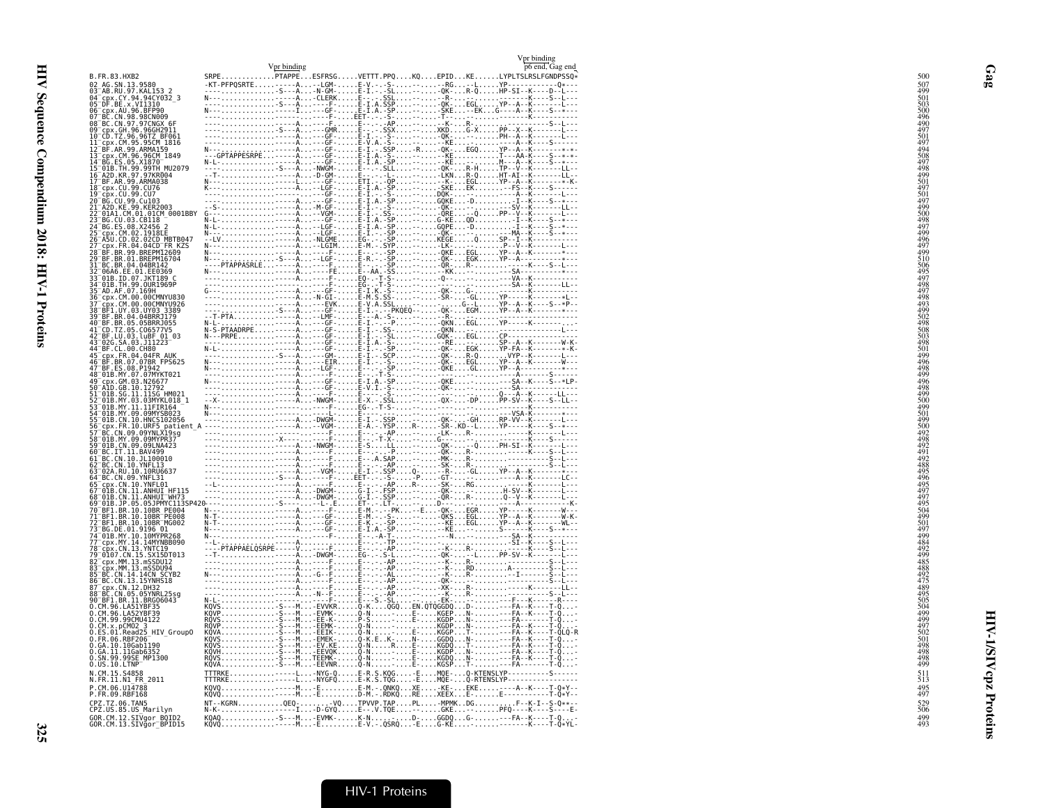```
                              Vpr binding                                                         Vpr binding
                                                                                                  p6 end, Gag end
B.FR.83.HXB2                  SRPE............PTAPPE...ESFRSG.....VETTT.PPQ....KQ....EPID...KE......LYPLTSLRSLFGNDPSSQ*   500
02_AG.SN.13.9580              -KT-PFPQSRTE....-----A....LGM-.....E-V.--S-........--RG...--L....YP-----------Q*--   507
03_AB.RU.97.KAL153_2          ----..............S---A....N-GM-.....E-I.--SL.....-...-QK-....R-Q.....HP-SI--K-----D--L---   499
04_cpx.CY.94.94CY032_3        N---..............-----A....CLERK.....E-.....SSL......--R-..................--K-----S--L---   501
05_DF.BE.x.VI1310             ----..............S---A......-F-.....E-I.A.SSP.......-QK-....EGL.....YP--A--K-------L---   503
06_cpx.AU.96.BFP90            N---..............-----I......-GF-.....E-I.A.-SP.......-SKE....--EK...G----A--K-----S--*---   500
07_BC.CN.98.98CN009           ----..............-----........F-.....EET-.--S-.........-T-.........................-   496
08_BC.CN.97.97CNGX_6F         ----..............-----A.......F-.....E---.-AP........--K-....R-.................S--L---   490
09_cpx.GH.96.96GH2911         ----..............S---A....-GMR.....E---.-SSX.......XKD....G-X.....PP--X--K--------L---   497
10_CD.TZ.96.96TZ_BF061        ----..............-----A.....-GF-.....E-I.--S-........-QK-.........PH--A--K--------L---   501
11_cpx.CM.95.95CM_1816        ----..............-----A.....-GF-.....E-V.A.-S-........--KE..................-K-----S-----   497
12_BF.AR.99.ARMA159           N---..............-----A.....-GF-.....E-I.--SSP.....-R....-QK-....EGQ.....YP--A--K-------*-*-   494
13_cpx.CM.96.96CM_1849        ----GPTAPPESRPE...-----A.....-GF-.....E-I.A.-S-........--KE...........T---AA-K-----S--*---   508
14_BG.ES.05.X1870             N-L-..............-----A.....-GF-.....E-I.A.-SP.......--KE...........M---A--K-----S--*---   497
15_01B.TH.99.99TH_MU2079      ----..............S---A....NWGM-.....E---.-SLL.......-QK-....R-H.....TP--V--K-------LL--   498
16_A2D.KR.97.97KR004          --T-..............-----A....-D-GM-.....E---.-S-........-LKN....R-Q.....HT-AI--K-------LL--   499
17_BF.AR.99.ARMA038           N---..............-----L.....-GF-.....ETI.--QP.......--K-....EGL.....YP--A--K-------*-K-   501
18_cpx.CU.99.CU76             K---..............-----A....-LGF-.....E-I.A.-SP.......-SKE....EK.........--FS--K-----S-----   497
19_cpx.CU.99.CU7              ----..............-----A.....-GF-.....E-I.--S-........DQK-.........................L---   501
20_BG.CU.99.Cu103             ----..............-----A.....-GF-.....E-I.A.-SP.......GQKE....-D.........-I--K-----S--*---   497
21_A2D.KE.99.KER2003          --S-..............-----A....-M-GF-.....E-I.--S-........-QK-...............--SV--K-------LL--   499
22_01A1.CM.01.01CM_0001BBY    G---..............-----A....-VGM-.....E-V.I.--S-.......-QRE....--Q.......PP--V--K-------L---   500
23_BG.CU.03.CB118             N-L-..............-----A.....-GF-.....E-I.A.-SP.......G-KE....QD.........-I--K-----S-----   498
24_BG.ES.08.X2456_2           N-L-..............-----A....-LGF-.....E-I.A.-SP.......GQPE....-D.........-I--K-----S--*---   497
25_cpx.CM.02.1918LE           N---..............-----A....-LGF-.....E-I.--SP........-QK-...............-MA--K-----S--*---   499
26_A5U.CD.02.02CD_MBTB047     --LV..............-----A....-NLGME.....EG--.-SP.......-KEGE....Q.......SP--I--K-----------   496
27_cpx.FR.04.04CD_FR_KZS      N---..............-----A....-LGIM.....E-M.--SYP.......--LK-.........-.....P--V--K-------L---   497
28_BF.BR.99.BREPM12609        N---..............-----A.....-GF-.....E---.--SP.......-QKE....EGL.....YP--A--K---------*---   499
29_BF.BR.01.BREPM16704        N---..............S---A....-LGF-.....E-R.--SP.......-QK-....EGK.....YP--A-----------*---   510
31_BC.BR.04.04BR142           ----PTAPPASRLE....-----A.......F-.....E---.--SP.........-QR-....R-..............-K-----S--L---   506
32_06A6.EE.01.EE0369          N---..............-----A......FE.....E-.AA.-SS........--KK.....................-SA-----------*---   495
33_01B.ID.07.JKT189_C         ----..............-----A.......F-.....EQ-.-T-S-.........-Q---.....................-VA--K-----------   497
34_01B.TH.99.OUR1969P         ----..............-----A.......F-.....EG-.-T-S-..........-....................-SA--K-------LL--   498
35_AD.AF.07.169H              G---..............-----A.....-GF-.....E-I.K.-S-.........-QK-.....G-...............-K-----------   497
36_cpx.CM.00.00CMNYU830       ----..............-----A....-N-GI-.....E-M.S.SS-........-SR-....-GL.....YP-----K-------*L--   498
37_cpx.CM.00.00CMNYU926       ----..............-----A....-EVK.....E-V.A.SSL...........G--L.....YP--A--K-----S--*P--   493
38_BF1.UY.03.UY03_3389        ----..............S---A.....-GF-.....E-I.---PKQEQ.....-QK-....EGM.....YP--A--K-----------*---   499
39_BF.BR.04.04BRRJ179         --T-PTA...........-----A....-LMF-.....E---A.-S-........--R-..............................   502
40_BF.BR.05.05BRRJ055         N-L-..............-----A.....-GF-.....E-I.---P.........-QKN....EGL.....YP-----K-----------   498
41_CD.TZ.05.C06577V5          N-S-PTAADRPE......-----A.....-GF-.....E-I.--SS-........-QKN.........................L---   503
42_BF.LU.03.luBF_01_03        N---PRPE..........-----A.....-GF-.....E-I.--SL........GQK-....EGL.....CP-----------------   503
43_02G.SA.03.J11223           ----..............-----A.....-GF-.....E-I.A.-S-........--RE.........SP--A--K-------W-K-   498
44_BF.CL.00.CH80              N-L-..............-----A.....-GF-.....E-I.--SP.......-QK-....EGK.....YP-FA--K-------*-K-   501
45_cpx.FR.04.04FR_AUK         ----..............S---A.....-GM-.....E-I.--SCP.......-QK-....R-Q.....VYP--K--K-------L---   499
46_BF.BR.07.07BR_FPS625       N---..............-----A....-EIR.....E-I.--S-........-QK-....EGL.....YP--A--K-------W---   496
47_BF.ES.08.P1942             N---..............-----A....-LGF-.....E---.--SP.......-QKE....GL.....YP--A-----------*---   498
48_01B.MY.07.07MYKT021        ----..............-----A.......F-.....E---.-T-S-........-....................-A-----S-----   499
49_cpx.GM.03.N26677           N---..............-----A.....-GF-.....E-I.A.-SP.......-QKE..................-SA--K-----S--*LP-   496
50_A1D.GB.10.12792            ----..............-----A.....-GF-.....E-V.I.-S-........-QK-......................-SA-----------   498
51_01B.SG.11.11SG_HM021       ----..............-----A.......F-.....E---.-S-.........-.....................Q---A--K-------LL--   499
52_01B.MY.03.03MYKL018_1      --X-..............-----A....NWGM-.....E-X.-.SSL.......-QX-....-DP.....PP-SV--K-----S--LL--   500
53_01B.MY.11.11FIR164         N---..............-----A.......F-.....EG-.-T-S-........-.....................-K-----------   499
54_01B.MY.09.09MYSB023        N---..............-----L.......-..............................................VSA-K---------*---   501
55_01B.CN.10.HNCS102056       ----..............-----A....-DWGM-.....E-I.--SSP.......-QK-....-GH.....RP-VV--K--------L---   499
56_cpx.FR.10.URF5_patient_A   ----..............-----A....-VGM-.....E-A.--YSP.....R....-SR-.KD--L.....YP-----K-----S--*---   500
57_BC.CN.09.09YNLX19sg        ----..............-----.......F-.....E---.--AP........-LK-....R-.................-K-----L---   492
58_01B.MY.09.09MYPR37         ----..............X---.......-F-.....E---.-T-X-........G---...................-K-----S-----   498
59_01B.CN.09.09LNA423         ----..............-----A....-NWGM-.....E-S.--LL.......-QK-.....-Q.....PH-SI--K--------L---   492
60_BC.IT.11.BAV499            ----..............-----A.......F-.....E---.--P.........-QK-....R-.................-K-----S--L---   491
61_BC.CN.10.JL100010          ----..............-----A.......F-.....E---.A.SAP........-MK-....R-......................S--L---   492
62_BC.CN.10.YNFL13            ----..............-----A.......F-.....E---.-AP.........-SK-....R-......................S--L---   488
63_02A.RU.10.10RU6637         ----..............-----A....-VGM-.....E-I.--SSP.....Q-....--R-....-GL.....YP--A--K---------*---   495
64_BC.CN.09.YNFL31            ----..............S---A.......-F-.....EET-.--S-.....-P......-GT-.....................A--K-------LC--   496
65_cpx.CN.10.YNFL01           --L-..............-----A.......F-.....E---.-AP.....R-.....-SK-....RG..............-K-------L---   495
67_01B.CN.11.ANHUI_HF115      ----..............-----A....-DWGM-.....G-I.--FSP.......-QK-....-........H-SV--K-------L---   497
68_01B.CN.11.ANHUI_WH73       ----..............-----A....-DWGM-.....G-I.--SSP.......-QR-....R-.......Q--V--K-------L---   497
69_01B.JP.05.05JPMYC113SP420  ----..............S---.......-L-.E.....ET-.-LT.........D---.......................................K-   495
70_BF1.BR.10.10BR_PE004       N---..............-----A.......F-.....E-M.--PK.....E....-QK-....EGR.....YP-----K-------W---   504
71_BF1.BR.10.10BR_PE008       N-T-..............-----A.....-GF-.....E-M.--S-........-QKS....EGL.....YP--A--K-------W-K-   499
72_BF1.BR.10.10BR_MG002       N-T-..............-----A.....-GF-.....E-K.--SP.......--KE....EGL.....YP--A--K-------WL--   501
73_BG.DE.01.9196_01           N---..............-----A.....-GF-.....E-I.A.-SP.......--KE....-........S-----K-----S--*---   497
74_01B.MY.10.10MYPR268        N---..............-----A.......F-.....E---A-T-.........--N........................-SA--K-----------   499
77_cpx.MY.14.14MYNBB090       --L-..............-----A.......F-.....E---.-TP.........-..........................-SI--K-----S--L---   484
78_cpx.CN.13.YNTC19           ----PTAPPAELQSRPE-----V.......F-.....E---.-AP.........--K-....R-.................-K-----S--L---   492
79_0107.CN.15.SX15DT013       --T-..............-----A....-DWGM-.....EG--.-S-L.......-QK-....-L.....PP-SV--K--------L---   499
82_cpx.MM.13.mSSDU12          ----..............-----A.......F-.....E---.-AP.........--K-....R-......................S--L---   485
83_cpx.MM.13.mSSDU94          ----..............-----A.......F-.....E---.-AP.........-KQ-....RD.........A-----------S--L---   488
85_BC.CN.14.14CN_SCYB2        N---..............-----A....-G-F-.....E---.-AL.........--K-....R-.........-I-------S--L---   492
86_BC.CN.13.15YNHS18          ----..............-----A.......F-.....E---.-AP.........-QK-......................S--L---   475
87_cpx.CN.12.DH32             ----..............-----A.......F-.....E---.-AP.........-XK-....R-.................-K-------LL--   489
88_BC.CN.05.05YNRL25sg        ----..............-----A....-N-F-.....E---.-AP.........--K-....R-......................S--L---   495
90_BF1.BR.11.BRG06043         N-L-..............-----A.......F-.....E--S.-SL.........-EK-.........-F---K------R----   505
O.CM.96.LA51YBF35             KQVS..............S---M....EVVKR.....Q-K.....QGQ....EN.QTQGGDQ....D-.........FA--K----T-Q...-   504
O.CM.96.LA52YBF39             KQVP..............S---M....EVMK-.....Q-N.....-.....E-.....KGEP....N-.........FA--K----T-Q...-   499
O.CM.99.99CMU4122             RQVS..............S---M....EE-K-.....P-S.....-.....E-.....KGDP....N-.........FA--K----T-Q...-   499
O.CM.x.pCMO2_3                RQVP..............S---M....EEMK-.....Q-N.....-.....-.....KGDP....N-.........FA--K----T-Q...-   497
O.ES.01.Read25_HIV_GroupO     KQVA..............S---M....EEIK-.....Q-N.....-.....E-.....KGGP....T-.........FA--K----T-QLQ-R   502
O.FR.06.RBF206                KQVS..............S---M....EMEK-.....Q-K.E..K-.....N-.....GGDQ....N-.........FA--K----T-Q...-   501
O.GA.10.10Gab1190             KQVS..............S---M....EV.KE.....Q-N.....R.....E-.....KGDQ....T-.........FA--K----T-Q...-   498
O.GA.11.11Gab6352             KQVH..............S---M....EEVQK.....Q-N.....-.....E-.....KGDP....N-.........FA--K----T-Q...-   498
O.SN.99.99SE_MP1300           RQVS..............S---M....TEEMK-.....Q-N.....-.....E-.....KGDQ....N-.........FA--K----T-Q...-   498
O.US.10.LTNP                  KQVA..............S---M....EEVNR.....Q-N.....-.....E-.....KGSP....T-.........FA--------T-Q...-   499

N.CM.15.S4858                 TTTRKE............-----L....NYG-Q.....E-R.S.KQG.....-E.....MQE-....Q-KTENSLYP----------S------   511
N.FR.11.N1_FR_2011            TTTRKE............-----L....NYGFQ.....E-K.S.TQG.....-E.....MQE-....Q-RTENSLYP-----------------   513

P.CM.06.U14788                KQVQ..............-----M....-E.........E-M.--QNKQ.....XE.....-KE-....EKE.........A--K----T-Q*Y--   495
P.FR.09.RBF168                KQVQ..............-----M....-E.........D-M.--RDKQ.....RE.....XEEX....E-.......E-----------T-Q*Y--   497

CPZ.TZ.06.TAN5                NT--KGRN.........QEQ-..........VQ....TPVVP.TAP....PL.....-MPMK...DG.........F--K-I--S-Q*-*--   529
CPZ.US.85.US_Marilyn          N-K-..............I.....-D-GVQ.....E---.V.TQE.......-.....GKE.........PFQ----K-----S-----E-   506

GOR.CM.12.SIVgor_BQID2        KQAQ..............S---M....EVMK-.....K-N.....-.....D-.....GGDQ....G-.........FA--K----T-Q...-   499
GOR.CM.13.SIVgor_BPID15       KQVQ..............-----M....-E.........E-V.--QSRQ.....-E.....G-KE-.........-------K----T-Q*YL-   493
```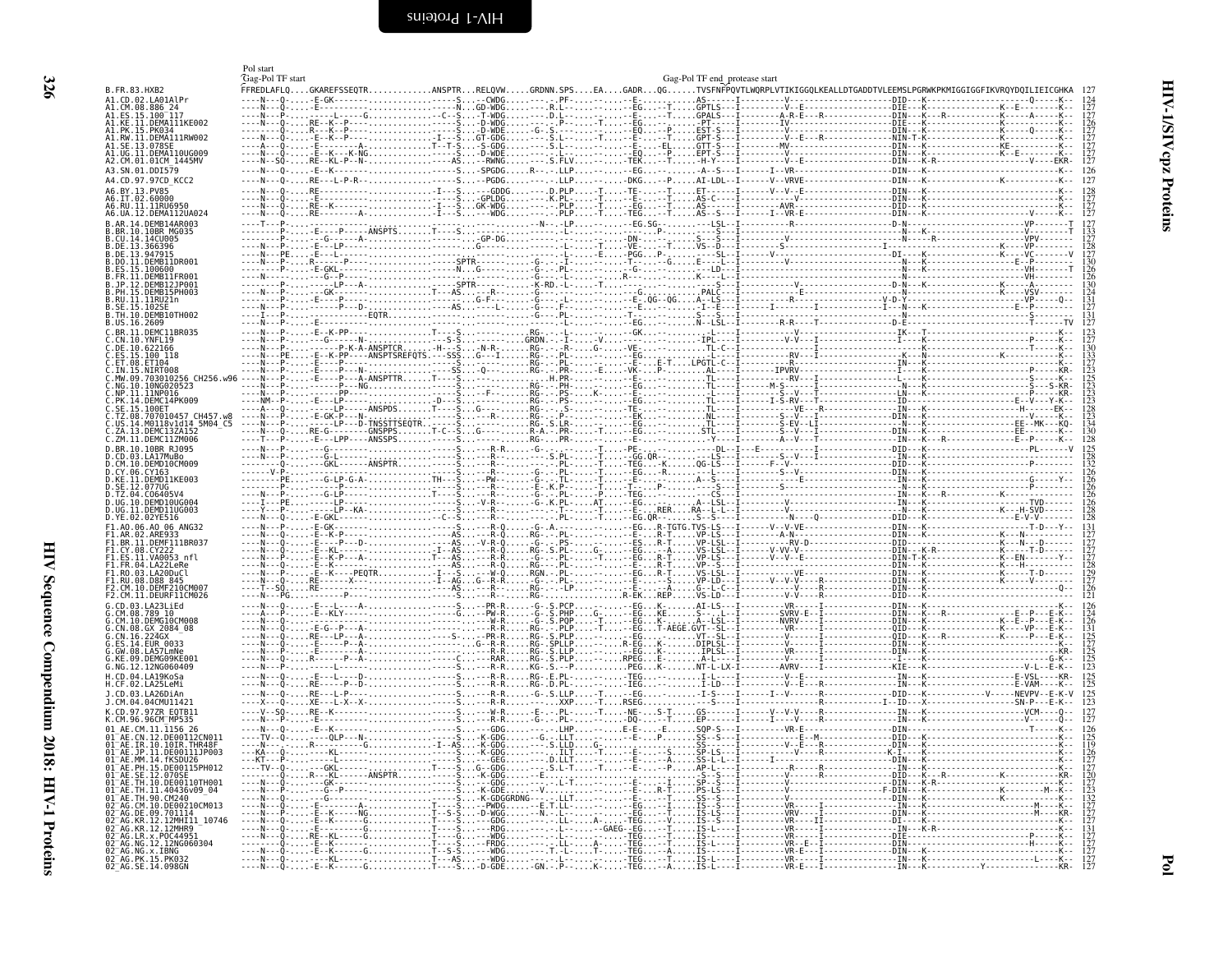Pol start

Gag-Pol TF start

Gag-Pol TF end_protease start

```
B.FR.83.HXB2              FFREDLAFLQ....GKAREFSSEQTR.............ANSPTR...RELQVW.....GRDNN.SPS....EA....GADR...QG......TVSFNFPQVTLWQRPLVTIKIGGQLKEALLDTGADDTVLEEMSLPGRWKPKMIGGIGGFIKVRQYDQILIEICGHKA  127
A1.CD.02.LA01AlPr                                                                                                                                                                                  124
A1.CM.08.886_24                                                                                                                                                                                    127
A1.ES.15.100_117                                                                                                                                                                                   127
A1.KE.11.DEMA111KE002                                                                                                                                                                              126
A1.PK.15.PK034                                                                                                                                                                                     127
A1.RW.11.DEMA111RW002                                                                                                                                                                              127
A1.SE.13.078SE                                                                                                                                                                                     127
A1.UG.11.DEMA110UG009                                                                                                                                                                              127
A2.CM.01.01CM_1445MV                                                                                                                                                                               127
A3.SN.01.DDI579                                                                                                                                                                                    126
A4.CD.97.97CD_KCC2                                                                                                                                                                                 127
A6.BY.13.PV85                                                                                                                                                                                      128
A6.IT.02.60000                                                                                                                                                                                     127
A6.RU.11.11RU6950                                                                                                                                                                                  127
A6.UA.12.DEMA112UA024                                                                                                                                                                              127
B.AR.14.DEMB14AR003                                                                                                                                                                                127
B.BR.10.10BR_MG035                                                                                                                                                                                 133
B.CU.14.14CU005                                                                                                                                                                                    127
B.DE.13.366396                                                                                                                                                                                     128
B.DE.13.947915                                                                                                                                                                                     127
B.DO.11.DEMB11DR001                                                                                                                                                                                130
B.ES.15.100600                                                                                                                                                                                     126
B.FR.11.DEMB11FR001                                                                                                                                                                                126
B.JP.12.DEMB12JP001                                                                                                                                                                                130
B.PH.15.DEMB15PH003                                                                                                                                                                                124
B.RU.11.11RU21n                                                                                                                                                                                    131
B.SE.15.102SE                                                                                                                                                                                      127
B.TH.10.DEMB10TH002                                                                                                                                                                                131
B.US.16.2609                                                                                                                                                                                       127
C.BR.11.DEMC11BR035                                                                                                                                                                                123
C.CN.10.YNFL19                                                                                                                                                                                     127
C.DE.10.622166                                                                                                                                                                                     130
C.ES.15.100_118                                                                                                                                                                                    133
C.ET.08.ET104                                                                                                                                                                                      127
C.IN.15.NIRT008                                                                                                                                                                                    123
C.MW.09.703010256_CH256.w96                                                                                                                                                                        125
C.NG.10.10NG020523                                                                                                                                                                                 125
C.NP.11.11NP016                                                                                                                                                                                    123
C.PK.14.DEMC14PK009                                                                                                                                                                                123
C.SE.15.100ET                                                                                                                                                                                      128
C.TZ.08.707010457_CH457.w8                                                                                                                                                                         125
C.US.14.M0118v1d14_5M04_C5                                                                                                                                                                         134
C.ZA.13.DEMC13ZA152                                                                                                                                                                                130
C.ZM.11.DEMC11ZM006                                                                                                                                                                                128
D.BR.10.10BR_RJ095                                                                                                                                                                                 125
D.CD.03.LA17MuBo                                                                                                                                                                                   128
D.CM.10.DEMD10CM009                                                                                                                                                                                132
D.CY.06.CY163                                                                                                                                                                                      126
D.KE.11.DEMD11KE003                                                                                                                                                                                126
D.SE.12.077UG                                                                                                                                                                                      126
D.TZ.04.C06405V4                                                                                                                                                                                   126
D.UG.10.DEMD10UG004                                                                                                                                                                                126
D.UG.11.DEMD11UG003                                                                                                                                                                                128
D.YE.02.02YE516                                                                                                                                                                                    128
F1.AO.06.AO_06_ANG32                                                                                                                                                                               131
F1.AR.02.ARE933                                                                                                                                                                                    127
F1.BR.11.DEMF111BR037                                                                                                                                                                              127
F1.CY.08.CY222                                                                                                                                                                                     127
F1.ES.11.VA0053_nfl                                                                                                                                                                                127
F1.FR.04.LA22LeRe                                                                                                                                                                                  128
F1.RO.03.LA20DuCl                                                                                                                                                                                  129
F1.RU.08.D88_845                                                                                                                                                                                   127
F2.CM.10.DEMF210CM007                                                                                                                                                                              126
F2.CM.11.DEURF11CM026                                                                                                                                                                              121
G.CD.03.LA23LiEd                                                                                                                                                                                   126
G.CM.08.789_10                                                                                                                                                                                     124
G.CM.10.DEMG10CM008                                                                                                                                                                                126
G.CN.08.GX_2084_08                                                                                                                                                                                 131
G.CN.16.224GX                                                                                                                                                                                      125
G.ES.14.EUR_0033                                                                                                                                                                                   125
G.GW.08.LA57LmNe                                                                                                                                                                                   127
G.KE.09.DEMG09KE001                                                                                                                                                                                125
G.NG.12.12NG060409                                                                                                                                                                                 123
H.CD.04.LA19KoSa                                                                                                                                                                                   125
H.CF.02.LA25LeMi                                                                                                                                                                                   125
J.CD.03.LA26DiAn                                                                                                                                                                                   125
J.CM.04.04CMU11421                                                                                                                                                                                 123
K.CD.97.97ZR_EQTB11                                                                                                                                                                                127
K.CM.96.96CM_MP535                                                                                                                                                                                 127
01_AE.CM.11.1156_26                                                                                                                                                                                126
01_AE.CN.12.DE00112CN011                                                                                                                                                                           125
01_AE.IR.10.10IR.THR48F                                                                                                                                                                            119
01_AE.JP.11.DE00111JP003                                                                                                                                                                           126
01_AE.MM.14.fKSDU26                                                                                                                                                                                127
01_AE.PH.15.DE00115PH012                                                                                                                                                                           127
01_AE.SE.12.070SE                                                                                                                                                                                  120
01_AE.TH.10.DE00110TH001                                                                                                                                                                           127
01_AE.TH.11.40436v09_04                                                                                                                                                                            123
01_AE.TH.90.CM240                                                                                                                                                                                  132
02_AG.CM.10.DE00210CM013                                                                                                                                                                           127
02_AG.DE.09.701114                                                                                                                                                                                 127
02_AG.KR.12.12MHI11_10746                                                                                                                                                                          127
02_AG.KR.12.12MHR9                                                                                                                                                                                 131
02_AG.LR.x.POC44951                                                                                                                                                                                127
02_AG.NG.12.12NG060304                                                                                                                                                                             127
02_AG.NG.x.IBNG                                                                                                                                                                                    127
02_AG.PK.15.PK032                                                                                                                                                                                  127
02_AG.SE.14.098GN                                                                                                                                                                                  127
```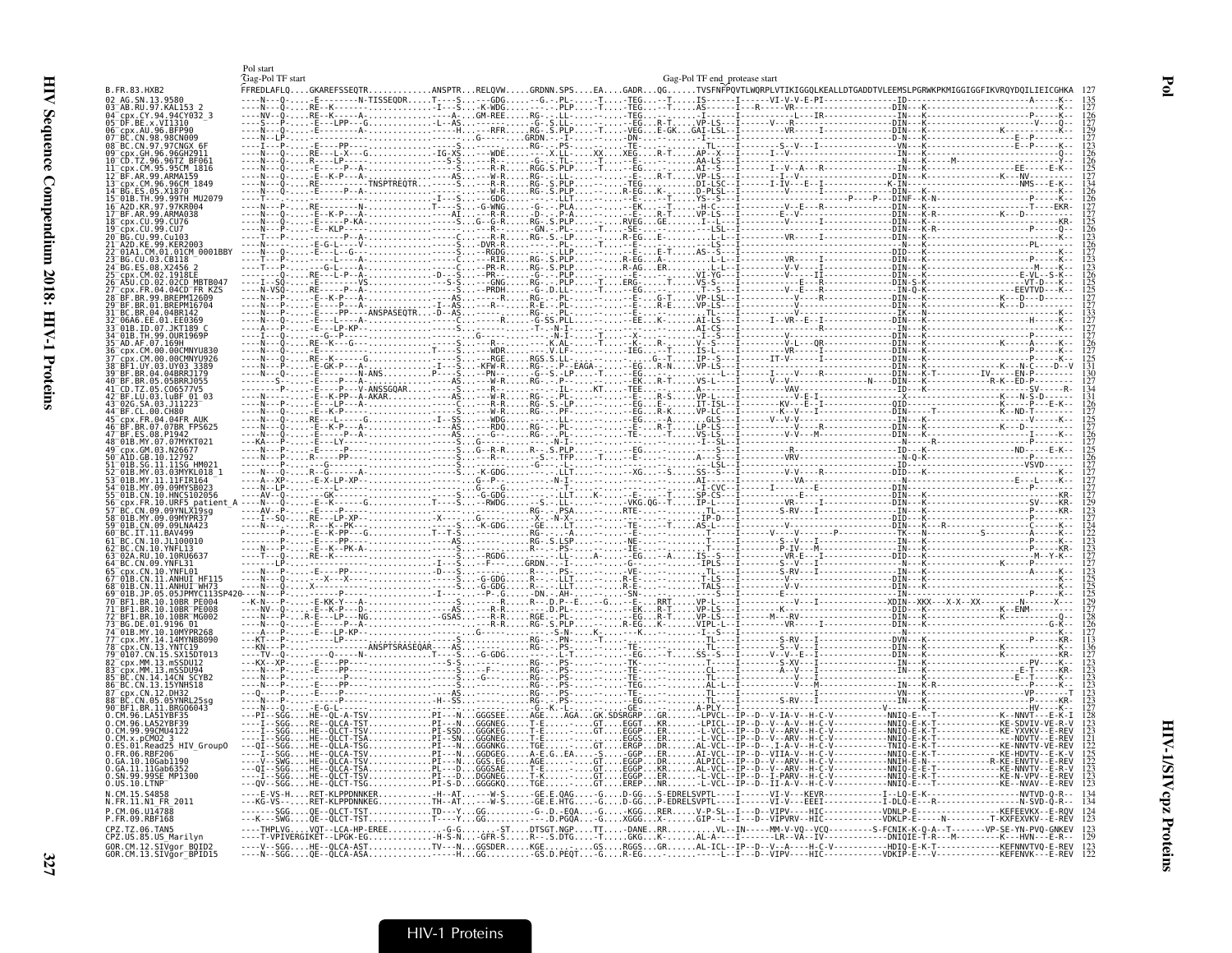Pol start

Gag-Pol TF start

Gag-Pol TF end_protease start

```
B.FR.83.HXB2         FFREDLAFLQ....GKAREFSSEQTR............ANSPTR...RELQVW.....GRDNN.SPS....EA....GADR...QG......TVSFNFPQVTLWQRPLVTIKIGGQLKEALLDTGADDTVLEEMSLPGRWKPKMIGGIGGFIKVRQYDQILIEICGHKA  127
```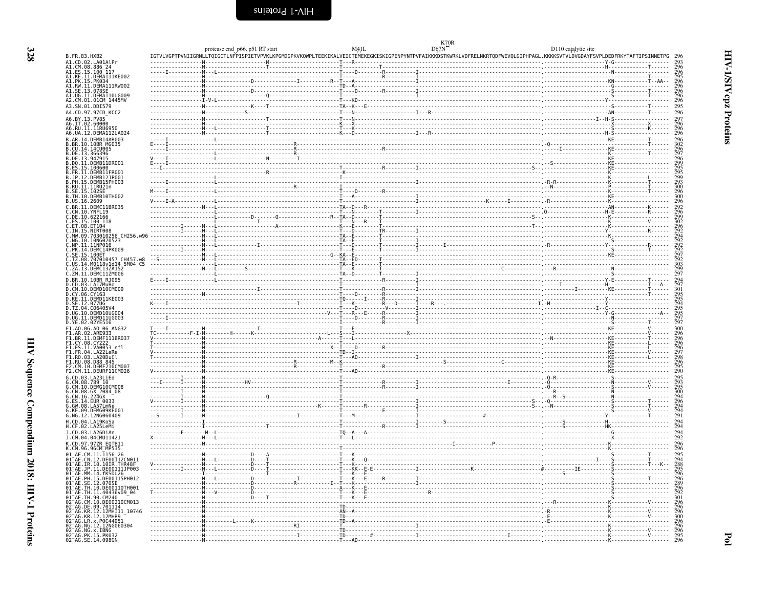```
                                                       protease end_p66, p51 RT start                 M41L            D67N K70R                  D110 catalytic site
B.FR.83.HXB2                  IGTVLVGPTPVNIIGRNLLTQIGCTLNFPISPIETVPVKLKPGMDGPKVKQWPLTEEKIKALVEICTEMEKEGKISKIGPENPYNTPVFAIKKKDSTKWRKLVDFRELNKRTQDFWEVQLGIPHPAGL.KKKKSVTVLDVGDAYFSVPLDEDFRKYTAFTIPSINNETPG 296
```

| Sequence | Length |
|---|---|
| A1.CD.02.LA01AlPr | 293 |
| A1.CM.08.886_24 | 296 |
| A1.ES.15.100_117 | 296 |
| A1.KE.11.DEMA111KE002 | 295 |
| A1.PK.15.PK034 | 296 |
| A1.RW.11.DEMA111RW002 | 296 |
| A1.SE.13.078SE | 296 |
| A1.UG.11.DEMA110UG009 | 296 |
| A2.CM.01.01CM_1445MV | 296 |
| A3.SN.01.DDI579 | 295 |
| A4.CD.97.97CD_KCC2 | 296 |
| A6.BY.13.PV85 | 297 |
| A6.IT.02.60000 | 296 |
| A6.RU.11.11RU6950 | 296 |
| A6.UA.12.DEMA112UA024 | 296 |
| B.AR.14.DEMB14AR003 | 296 |
| B.BR.10.10BR_MG035 | 302 |
| B.CU.14.14CU005 | 296 |
| B.DE.13.366396 | 297 |
| B.DE.13.947915 | 296 |
| B.DO.11.DEMB11DR001 | 299 |
| B.ES.15.100600 | 295 |
| B.FR.11.DEMB11FR001 | 295 |
| B.JP.12.DEMB12JP001 | 299 |
| B.PH.15.DEMB15PH003 | 293 |
| B.RU.11.11RU21n | 300 |
| B.SE.15.102SE | 296 |
| B.TH.10.DEMB10TH002 | 300 |
| B.US.16.2609 | 296 |
| C.BR.11.DEMC11BR035 | 292 |
| C.CN.10.YNFL19 | 296 |
| C.DE.10.622166 | 299 |
| C.ES.15.100_118 | 302 |
| C.ET.08.ET104 | 296 |
| C.IN.15.NIRT008 | 292 |
| C.MW.09.703010256_CH256.w96 | 294 |
| C.NG.10.10NG020523 | 292 |
| C.NP.11.11NP016 | 292 |
| C.PK.14.DEMC14PK009 | 292 |
| C.SE.15.100ET | 297 |
| C.TZ.08.707010457_CH457.w8 | 292 |
| C.US.14.M0118v1d14_5M04_C5 | 303 |
| C.ZA.13.DEMC13ZA152 | 299 |
| C.ZM.11.DEMC11ZM006 | 297 |
| D.BR.10.10BR_RJ095 | 294 |
| D.CD.03.LA17MuBo | 297 |
| D.CM.10.DEMD10CM009 | 301 |
| D.CY.06.CY163 | 295 |
| D.KE.11.DEMD11KE003 | 295 |
| D.SE.12.077UG | 294 |
| D.TZ.04.C06405V4 | 295 |
| D.UG.10.DEMD10UG004 | 295 |
| D.UG.11.DEMD11UG003 | 297 |
| D.YE.02.02YE516 | 297 |
| F1.AO.06.AO_06_ANG32 | 300 |
| F1.AR.02.ARE933 | 296 |
| F1.BR.11.DEMF111BR037 | 296 |
| F1.CY.08.CY222 | 296 |
| F1.ES.11.VA0053_nfl | 296 |
| F1.FR.04.LA22LeRe | 297 |
| F1.RO.03.LA20DuCl | 298 |
| F1.RU.08.D88_845 | 296 |
| F2.CM.10.DEMF210CM007 | 295 |
| F2.CM.11.DEURF11CM026 | 290 |
| G.CD.03.LA23LiEd | 295 |
| G.CM.08.789_10 | 293 |
| G.CN.10.DEMG10CM008 | 295 |
| G.CN.08.GX_2084_08 | 300 |
| G.CN.16.224GX | 294 |
| G.ES.14.EUR_0033 | 296 |
| G.GW.08.LA57LmNe | 294 |
| G.KE.09.DEMG09KE001 | 294 |
| G.NG.12.12NG060409 | 291 |
| H.CD.04.LA19KoSa | 294 |
| H.CF.02.LA25LeMi | 294 |
| J.CD.03.LA26DiAn | 294 |
| J.CM.04.04CMU11421 | 292 |
| K.CD.97.97ZR_EQTB11 | 296 |
| K.CM.96.96CM_MP535 | 296 |
| 01_AE.CM.11.1156_26 | 295 |
| 01_AE.CN.12.DE00112CN011 | 294 |
| 01_AE.IR.10.10IR.THR48F | 288 |
| 01_AE.JP.11.DE00111JP003 | 295 |
| 01_AE.MM.14.fKSDU26 | 296 |
| 01_AE.PH.15.DE00115PH012 | 296 |
| 01_AE.SE.12.070SE | 289 |
| 01_AE.TH.10.DE00110TH001 | 296 |
| 01_AE.TH.11.40436v09_04 | 292 |
| 01_AE.TH.90.CM240 | 301 |
| 02_AG.CM.10.DE00210CM013 | 296 |
| 02_AG.DE.09.701114 | 296 |
| 02_AG.KR.12.12MHI11_10746 | 296 |
| 02_AG.KR.12.12MHR9 | 300 |
| 02_AG.LR.x.POC44951 | 296 |
| 02_AG.NG.12.12NG060304 | 296 |
| 02_AG.NG.x.IBNG | 296 |
| 02_AG.PK.15.PK032 | 295 |
| 02_AG.SE.14.098GN | 296 |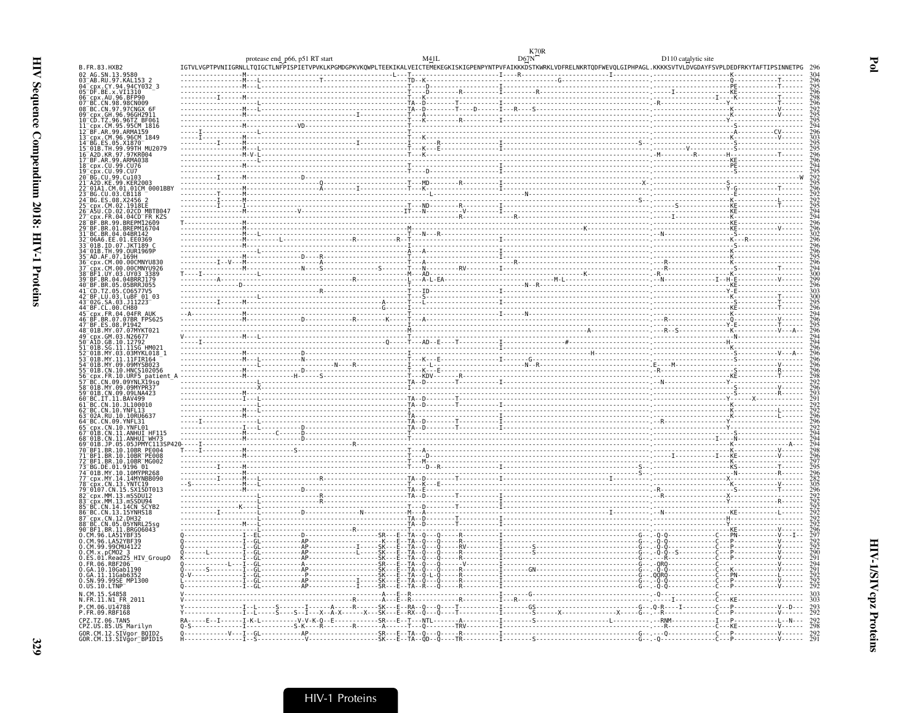```
                         protease end_p66, p51 RT start          M41L       K70R
                                                                            D67N          D110 catalytic site
B.FR.83.HXB2  IGTVLVGPTPVNIIGRNLLTQIGCTLNFPISPIETVPVKLKPGMDGPKVKQWPLTEEKIKALVEICTEMEKEGKISKIGPENPYNTPVFAIKKKDSTKWRKLVDFRELNKRTQDFWEVQLGIPHPAGL.KKKKSVTVLDVGDAYFSVPLDEDFRKYTAFTIPSINNETPG  296
```

| Sequence | Length |
|---|---|
| 02_AG.SN.13.9580 | 304 |
| 03_AB.RU.97.KAL153_2 | 296 |
| 04_cpx.CY.94.94CY032_3 | 295 |
| 05_DF.BE.x.VI1310 | 296 |
| 06_cpx.AU.96.BFP90 | 298 |
| 07_BC.CN.98.98CN009 | 296 |
| 08_BC.CN.97.97CNGX_6F | 292 |
| 09_cpx.GH.96.96GH2911 | 296 |
| 10_CD.TZ.96.96TZ_BF061 | 295 |
| 11_cpx.CM.95.95CM_1816 | 294 |
| 12_BF.AR.99.ARMA159 | 296 |
| 13_cpx.CM.96.96CM_1849 | 303 |
| 14_BG.ES.05.X1870 | 295 |
| 15_01B.TH.99.99TH_MU2079 | 295 |
| 16_A2D.KR.97.97KR004 | 296 |
| 17_BF.AR.99.ARMA038 | 296 |
| 18_cpx.CU.99.CU76 | 294 |
| 19_cpx.CU.99.CU7 | 295 |
| 20_BG.CU.99.Cu103 | 292 |
| 21_A2D.KE.99.KER2003 | 295 |
| 22_01A1.CM.01.01CM_0001BBY | 296 |
| 23_BG.CU.03.CB118 | 292 |
| 24_BG.ES.08.X2456_2 | 292 |
| 25_cpx.CM.02.1918LE | 295 |
| 26_A5U.CD.02.02CD_MBTB047 | 294 |
| 27_cpx.FR.04.04CD_FR_KZS | 294 |
| 28_BF.BR.99.BREPM12609 | 296 |
| 29_BF.BR.01.BREPM16704 | 296 |
| 31_BC.BR.04.04BR142 | 302 |
| 32_06A6.EE.01.EE0369 | 296 |
| 33_01B.ID.07.JKT189_C | 296 |
| 34_01B.TH.99.OUR1969P | 296 |
| 35_AD.AF.07.169H | 295 |
| 36_cpx.CM.00.00CMNYU830 | 296 |
| 37_cpx.CM.00.00CMNYU926 | 294 |
| 38_BF1.UY.03.UY03_3389 | 300 |
| 39_BF.BR.04.04BRRJ179 | 299 |
| 40_BF.BR.05.05BRRJ055 | 296 |
| 41_CD.TZ.05.C06577V5 | 303 |
| 42_BF.LU.03.luBF_01_03 | 300 |
| 43_02G.SA.03.J11223 | 295 |
| 44_BF.CL.00.CH80 | 296 |
| 45_cpx.FR.04.04FR_AUK | 294 |
| 46_BF.BR.07.07BR_FPS625 | 296 |
| 47_BF.ES.08.P1942 | 295 |
| 48_01B.MY.07.07MYKT021 | 296 |
| 49_cpx.GM.03.N26677 | 294 |
| 50_A1D.GB.10.12792 | 294 |
| 51_01B.SG.11.11SG_HM021 | 296 |
| 52_01B.MY.03.03MYKL018_1 | 296 |
| 53_01B.MY.11.11FIR164 | 296 |
| 54_01B.MY.09.09MYSB023 | 296 |
| 55_01B.CN.10.HNCS102056 | 296 |
| 56_cpx.FR.10.URF5_patient_A | 298 |
| 57_BC.CN.09.09YNLX19sg | 292 |
| 58_01B.MY.09.09MYPR37 | 296 |
| 59_01B.CN.09.09LNA423 | 293 |
| 60_BC.IT.11.BAV499 | 291 |
| 61_BC.CN.10.JL100010 | 292 |
| 62_BC.CN.10.YNFL13 | 292 |
| 63_02A.RU.10.10RU6637 | 296 |
| 64_BC.CN.09.YNFL31 | 296 |
| 65_cpx.CN.10.YNFL01 | 292 |
| 67_01B.CN.11.ANHUI_HF115 | 294 |
| 68_01B.CN.11.ANHUI_WH73 | 296 |
| 69_01B.JP.05.05JPMYC113SP420 | 294 |
| 70_BF1.BR.10.10BR_PE004 | 298 |
| 71_BF1.BR.10.10BR_PE008 | 296 |
| 72_BF1.BR.10.10BR_MG002 | 297 |
| 73_BG.DE.01.9196_01 | 295 |
| 74_01B.MY.10.10MYPR268 | 296 |
| 77_cpx.MY.14.14MYNBB090 | 282 |
| 78_cpx.CN.13.YNTC19 | 305 |
| 79_0107.CN.15.SX15DT013 | 296 |
| 82_cpx.MM.13.mSSDU12 | 292 |
| 83_cpx.MM.13.mSSDU94 | 292 |
| 85_BC.CN.14.14CN_SCYB2 | 292 |
| 86_BC.CN.13.15YNHS18 | 292 |
| 87_cpx.CN.12.DH32 | 292 |
| 88_BC.CN.05.05YNRL25sg | 292 |
| 90_BF1.BR.11.BRG06043 | 296 |
| O.CM.96.LA51YBF35 | 297 |
| O.CM.96.LA52YBF39 | 292 |
| O.CM.99.99CMU4122 | 292 |
| O.CM.x.pCMO2_3 | 290 |
| O.ES.01.Read25_HIV_GroupO | 291 |
| O.FR.06.RBF206 | 294 |
| O.GA.10.10Gab1190 | 291 |
| O.GA.11.11Gab6352 | 292 |
| O.SN.99.99SE_MP1300 | 292 |
| O.US.10.LTNP | 292 |
| N.CM.15.S4858 | 303 |
| N.FR.11.N1_FR_2011 | 303 |
| P.CM.06.U14788 | 293 |
| P.FR.09.RBF168 | 292 |
| CPZ.TZ.06.TAN5 | 292 |
| CPZ.US.85.US_Marilyn | 298 |
| GOR.CM.12.SIVgor_BQID2 | 292 |
| GOR.CM.13.SIVgor_BPID15 | 291 |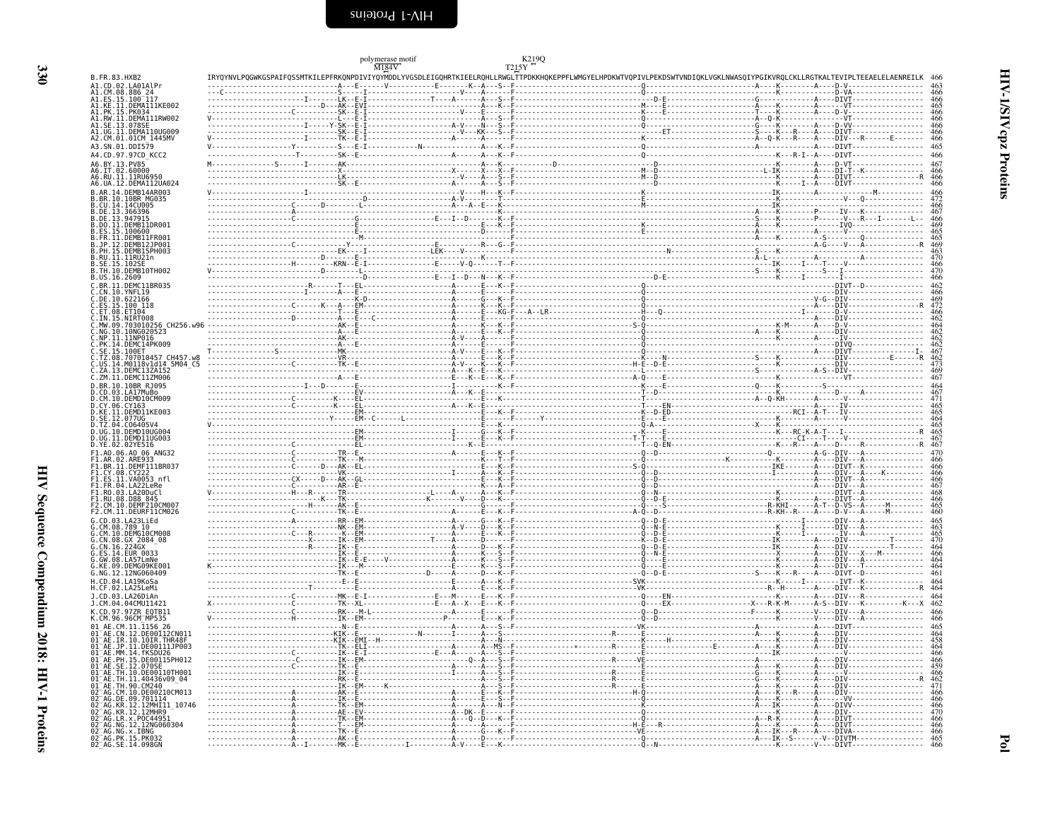# HIV-1/SIVcpz Proteins

## Pol

polymerase motif M184V — K219Q T215Y

```
B.FR.83.HXB2                  IRYQYNVLPQGWKGSPAIFQSSMTKILEPFRKQNPDIVIYQYMDDLYVGSDLEIGQHRTKIEELRQHLLRWGLTTPDKKHQKEPPFLWMGYELHPDKWTVQPIVLPEKDSWTVNDIQKLVGKLNWASQIYPGIKVRQLCKLLRGTKALTEVIPLTEEAELELAENREILK 466
A1.CD.02.LA01AlPr             ----------------------------------A---E------V------------E-------K--A---S--F------------------------------Q-------------------------A----K--------A----D-V------------------ 463
A1.CM.08.886_24               ---C---------------------------S-----I------------------------V----A------K--------------------------------------------------------------------------D-VA----------------- 466
A1.ES.15.100_117              ---------------------I-------LK--E-I-----------------T-----A-------A---S--F---------------------------D-E-----------------G-----------A----DIVT----------------- 466
A1.KE.11.DEMA111KE002         --------------------------D----AK--EVI---------------------A---K--F------------------------------M----E-----------------A----K--------A----VT------------------ 465
A1.PK.15.PK034                --------------------C----------SK--E-I------------------V------E---K--F------------------------------K----E-----------------T----K--------A----D-V------------------ 466
A1.RW.11.DEMA111RW002         V---------------------------L----E-I------------------------------------------------------------Q-----------------------A-Q-K------------VT------------------ 466
A1.SE.13.078SE                ---------------------I-----Y-SK--E-I------------------A-V-----N---S--F------------------------------Q-----------------G----K--------A----D-VV----------------- 466
A1.UG.11.DEMA110UG009         -------------------------------SK--E-I--------------------V---KK---S--F---------------------------------------ET-------------S----K---R----A----DIVT----------------- 466
A2.CM.01.01CM_1445MV          V-----------------------I------TK--E-I------------------A-------A---K--F------------------------------K-----------------------A-Q-K---R----A----DIV---R------E-------- 466
A3.SN.01.DDI579               V--------------Y--------S----E-I----------N---------------------A---K--F------------------------------Q-----------------------A----------------A----DIVT----------------- 465
A4.CD.97.97CD_KCC2            --------------------T----------SK--E-----------------------A-------A---K--F------------------------------Q------------------------------K---R-I--A----DIVT----------------- 466
A6.BY.13.PV85                 M---------------S------I-------AK---------------------------------A---K-------------D--------------------D-------------------------K--------A----D-VT------------------ 467
A6.IT.02.60000                --------------------------------X----------------------------------X---X--F------------------------------M--D--------------------------L-IK--------A----DI-T--K--------------- 466
A6.RU.11.11RU6950             V------------------------------SK--E-----------------------V-------A---S--F------------------------------M--D-------------------------------------------A----DIVT------------------R 466
A6.UA.12.DEMA112UA024         -------------------------------SK--E-----------------------A-------A---S--F-------------------------------D-------------------------K----------I--A----DIVT----------------- 466
B.AR.14.DEMB14AR003           V--------------------I----------------------------------------V-----H---K--F------------------------------K------------------------------IK--------A---------------M--------- 466
B.BR.10.10BR_MG035            --------------------------------D--------------------A-V-------T------------------------------E-----------------------------K-------------V---Q---------------- 472
B.CU.14.14CU005               --------------------C-------D--------L------------------------A---A--E---K--------------------------M----------------------------IK--------------------------------- 466
B.DE.13.366396                --------------------A---------------------------------------------------------------------------------------------------------------A----K--------P----IV---K----------- 467
B.DE.13.947915                --------------------C---------------G-----------------E----I--D--------K--F------------------------------------------------------S----K--------P-------V---R---I-------L-- 466
B.DO.11.DEMB11DR001           ------------------------------------E-------------------------------------K--F------------------------------K----E-----------------A----K--------------IVQ--------------- 469
B.ES.15.100600                ------------------------------------E-------------------------D-------K--F----------------------------------------------------------------------------------------------- 465
B.FR.11.DEMB11FR001           --------------------------------M-------------------------------------------------------------------------------------------------A----K-------S------Q------------ 465
B.JP.12.DEMB12JP001           --------------------C----------Y------------------------E-------R---G--F----------------------------------------------------------------------A-G----V---A------------------R 469
B.PH.15.DEMB15PH003           ----------------------------EK----I---------------LEK----V-------F-----------------------------------------N-----------------S----K---------------------------------- 463
B.RU.11.11RU21n               --------------------------D-----E-----------------------------K----------------------------------------------------------------A-L----------------------A-------------- 470
B.SE.15.102SE                 ----------------------H------KRN--E-I-----------------E------V-Q-----T--F------------------------------------------------------IK----I----T----V------------------ 466
B.TH.10.DEMB10TH002           V---------------------------D-------L-------------------------------------------------------------------------------------------S----K---------S---I--------------- 470
B.US.16.2609                  ---------------------------------D------------------E-----I--D---N---K--F---------------------------D-E----------------------------K---------I-------I------------- 466
C.BR.11.DEMC11BR035           ----------------------R-----T---EL-----------------------------E-----K--F------------------------------Q-------------------------------------A----DIVT--D----------- 462
C.CN.10.YNFL19                ---------------------I-------A---E------------------------------------------------------------Q------------------------------------------------DIV---------------- 466
C.DE.10.622166                ----------------------------------K-D----------------------A------G---K--F------------------------------Q---------------------------------------V-G--DIV---------------- 469
C.ES.15.100_118               --------------------C------K---A--EM----------------------A-------K---K--F------------------------------Q------------------------A----K--------A----DIV------------------R 472
C.ET.08.ET104                 ------------------------------T---E-----------------------A-------E---KG-F---A--LR---------------------H---Q---------------------------I----------------D-V---------------- 466
C.IN.15.NIRT008               ---------------------D----------A---E---C-----------------A-------E---K--F------------------------------Q-------------------------------------A----DIV---------------- 462
C.MW.09.703010256_CH256.w96   ------------------------------AK--E-------------------------------E---K--F------------------------------S-Q-----------------------------K-M--------A----D-V---------------- 464
C.NG.10.10NG020523            ------------------------------A---E-----------------------A-------E---K--F------------------------------Q------------------------A----K--------A----DIV---------------- 462
C.NP.11.11NP016               ------------------------------AK------------------------A-V-------A-------F------------------------------Q------------------------------K--------A-----IV---------------- 462
C.PK.14.DEMC14PK009           ------------------------------A---E-----------------------A-------E-------F------------------------------Q--------------------------------------------DIVQ--------------- 462
C.SE.15.100ET                 T---------------S--------------MK-------------------------A-V-----E---K--F------------------------------Q-------------------------------------A----DIVT-------------I- 467
C.TZ.08.707010457_CH457.w8    ------------------------------VR--------------------------A-------E---K--F-------------------------------K----N--------------------------K--------------DIV----------E------R 462
C.US.14.M0118v1d14_5M04_C5    --------------------C----------TK--E-----------------------A-V-----K---K--F------------------------------H-E--D-E--------------------------------------DIV---------------- 473
C.ZA.13.DEMC13ZA152           --------------------------------------------------------A---K--E---K--F------------------------------L------------------------------S----K--------A-S--DIV---------------- 469
C.ZM.11.DEMC11ZM006           ------------------------------A---E-----------------------E---K--E---K--F-----------------------------A-Q----E----------------------------K----------------VT---------------- 467
D.BR.10.10BR_RJ095            ----------------------I---D-------E------------------------I-------K---K--F------------------------------K----E--------------------------Q----K--------S---------------------- 464
D.CD.03.LA17MuBo              ----------------------------------EV-----------------------A--K--E-------------------------------------T--D---------------------------K--------------D-----A-------------- 467
D.CM.10.DEMD10CM009           --------------------C----------K----EL-------------------------E---K------------------------------------T---------------------------A--Q-KH-------A-----V------------------ 471
D.CY.06.CY163                 --------------------C----------K----EL---------------------A---K--E---K---------------------------------------------------------------------------------A----IV----------------- 465
D.KE.11.DEMD11KE003           ------------------------------------EM-------------------------E---K--F------------------------------K--D-ED----------------------------RCI--A-T---IV----------------- 465
D.SE.12.077UG                 ----------------------Y---------EM---C-------L--------------------E------F------Y--------------------E----E----------------------------------K--------A------V------------------- 464
D.TZ.04.C06405V4              V---------------------------------EL------------------------------E---K------------------------------Q-A---------------------------X-----K--------A-------------------------- 465
D.UG.10.DEMD10UG004           ------------------------------------EM---------------------I-------G---K--F------------------------------Q------------------------------K---RC-K-A-T---I--------------------R 465
D.UG.11.DEMD11UG003           ------------------------------------EM---------------------I-------E---K--F------------------------------T-T-----E-------------------------CI----T-----V----------------- 467
D.YE.02.02YE516               --------------------C-------------EL-------------------------K-E---K--F------------------------------T-Q-EN---------------------------K---R----A----D------R-------------R 467
F1.AO.06.AO_06_ANG32          --------------------C----------TR--E-----------------------A-------E---K--F------------------------------Q-D---------------------------Q-------------A-G--DIV---A------------- 470
F1.AR.02.ARE933               --------------------C----------TK--M-----------------------------K---T--F------------------------------Q-------------------------K-----------------A----DIV---A------------- 466
F1.BR.11.DEMF111BR037         --------------------C-------D---AK--EL--------------------------E---K--F------------------------------S-Q---------------------------------IKE-------A----DIVT--K------------- 466
F1.CY.08.CY222                --------------------C----------VK--------------------------I-------E---K--F------------------------------Q-D---------------------------------------I---------A----DIV---A------K-------- 466
F1.ES.11.VA0053_nfl           --------------------CX------D---AK--GL--------------------------E---K--F------------------------------Q-D-----------------------------K--------A----DIVT--A------------- 466
F1.FR.04.LA22LeRe             --------------------C----------AR--E-----------------------------K---A--F------------------------------Q-D---------------------------K--------A----DIV---A------------- 467
F1.RO.03.LA20DuCl             V-------------------H----R------TR------------------L------A-------A---K--F------------------------------Q-N---------------------------K--------A----DIVT--A------------- 468
F1.RU.08.D88_845              ----------------------------K---TK--------------K-------V---D---K----------------------------Q-D-E---------------------------K--------A----DIVT--A------------- 466
F2.CM.10.DEMF210CM007         -----------------------H--------AK--E------------------------------G------F------------------------------Q---S------------------------R-KHI-----A-T--D-VS--A-----M------- 465
F2.CM.11.DEURF11CM026         --------------------C----------TK--E-----------------------A-------E---K--F-----------------------------A-Q-D--------------------------R-KH--R-----A----D-V---A-----M------- 460
G.CD.03.LA23LiEd              --------------------A----------RR--EM----------------------A-------G---K--F------------------------------Q-D-E-----------------------------------I-------DIV---A------------- 465
G.CM.08.789_10                ---------------------------------NK--EM---------------------A-V-----D---K--F------------------------------Q-N-E-------------------------K-----I-------DIV---A------------- 463
G.CM.10.DEMG10CM008           --------------------C--R--------K--EM----------------------A-------E---K--F------------------------------Q-D-E-----------------------------K-----I-------IV---A------------- 465
G.CN.08.GX_2084_08            ---------------------X--------IK--EM----------------T------A-------D---K--F------------------------------K-D-E-----------------------------IK--------A----DIV-----------T--------- 470
G.CN.16.224GX                 ---------------------R----------IK--E-----------------------A-------D---K--F------------------------------Q-D-E-----------------------------IK--------A----DIV-----------T--------- 464
G.ES.14.EUR_0033              ----------------------------------IK--E-----------------------A-------D---K--F------------------------------Q-N-E-----------------------------X---------A----DIV---X---M-------- 464
G.GW.08.LA57LmNe              ----------------------------------IK--E-E----V--------------------A-------K---K--F------------------------------Q---E-----------------------------K--------A----DIV---A------------- 464
G.KE.09.DEMG09KE001           K---------------------------------IK--M-------------------------E-------K---S--F------------------------------Q---E-----------------------------K--------A----DIV---T------------- 464
G.NG.12.12NG060409            ----------------------------------TK--E--------------D------A-------D---K--F------------------------------Q-D-E-------------------------S-----K---R----A----DIVT--D------------- 461
H.CD.04.LA19KoSa              ---------------------------------E--E------------------------E-------A---K--F-----------------------------SVK-------------------------------K------I-------IVT--K------------- 464
H.CF.02.LA25LeMi              ---------------------T---------------------------------------A-------E---K--F------------------------------VK----------------------------R--H-------A----DIV---K-------------R 464
J.CD.03.LA26DiAn              --------------------C----------MK--E-I----------------E---M-------E---K--F------------------------------Q----EN--------------------------K--------A----DIV---R------------- 464
J.CM.04.04CMU11421            X-------------------C----------TK--XL----------------E---A--X---E---K--F------------------------------Q----EX----------------X---R-K-M-------A-S--DIV---K---------K---X 462
K.CD.97.97ZR_EQTB11           --------------------C----------ERK--M-L-------------------------E---K--F------------------------------Q-D-----------------------F-----K----------V----DIV---A------------- 466
K.CM.96.96CM_MP535            V-------------------H----------IK--EM-------------------P-------E---K--F------------------------------Q-D---------------------------K--------V----DIV---A------------- 466
01_AE.CM.11.1156_26           ------------------------------N--E-------------------------A-------A---S--F-----------------------------VK--------------------------A----------------A----DIVT----------------- 465
01_AE.CN.12.DE00112CN011      ------------------------------KIK--E----------------N------I-------A---S----------------------------R------E-----------------A----K--------A----DIV---------------- 464
01_AE.IR.10.10IR.THR48F       ------------------------------KIK--EMI--H-----------------------A---N-------------------------------M------E------H---------------A----K--------A----DIV---------------- 458
01_AE.JP.11.DE00111JP003      ------------------------------TK--ELI----------------------A-------A---MS--F-----------*----------R------E-------------E---------A----K--------A----DIV---------------- 464
01_AE.MM.14.fKSDU26           --------------------C----------IK--E-I----------------E---A-------A---S--F------------------------------E------------------------IK----------------------------------- 466
01_AE.PH.15.DE00115PH012      ----------------------C---------IK--EM-------------------Q--A-------S--F-----------------------------R-----VE-----------------------------------------------A----DIV---------------- 466
01_AE.SE.12.070SE             ------------------------------TK--E-------------------------A-------A---S--F------------------------------E-----------------------A----K--------A----DIV---------------- 459
01_AE.TH.10.DE00110TH001      ------------------------------IK--E-------------------------I-------A---S--F-----------------------------R------E-----------------G----K--------A----DIV---------------- 466
01_AE.TH.11.40436v09_04       ------------------------------RK--E-------------------------------A---S--F-----------------------------R------E-----------------G----K--------A----DIV------------------R 462
01_AE.TH.90.CM240             ------------------------------IK--EM-----K-----------------------A---S--F-----------------------------R------E-----------------A----K--------A----DIV---------------- 471
02_AG.CM.10.DE00210CM013      ---------------------A----------AK--E-----------------------A-------E---K--F------------------------------H-Q------------------------A----K---R----A----DIV---------------- 466
02_AG.DE.09.701114            ---------------------A----------TK--E-----------------------A-------E---S--F------------------------------Q---------------------------A----K--------A-----VV---------------- 466
02_AG.KR.12.12MHI11_10746     ---------------------A----------TK--EM----------------------A-------A---N--F------------------------------K-------------------------A----IK--------A----DIVV--------------- 466
02_AG.KR.12.12MHR9            ---------------------A----------AE--EV-----------------------A--DK--E-------------------------------------Q---------------------------A----K--------A----DIV---------------- 470
02_AG.LR.x.POC44951           ---------------------A----------TK--E-----------------------A---Q---K--F------------------------------Q-------------------------A-R----K--------A----DIVT--------------- 466
02_AG.NG.12.12NG060304        ---------------------A----------T---EM----------------------A-------A-------F---------------------------H-E---R--------------------------A----K--------A----DIVT--------------- 466
02_AG.NG.x.IBNG               ---------------------A----------TK--E-----------------------A-------E---S--F-----------------------------VE------------------------------IK---R----A----DIVA--------------- 466
02_AG.PK.15.PK032             ---------------------A----------AK--E-----------------------A-------D---F---F------------------------------Q------------------------A----IK--S------V---DIVTM-------------- 465
02_AG.SE.14.098GN             ---------------------A--I-------MK--E-----------I-----------A-V-----E---K------------------------------Q---N-------------------------------K------A----V---DIVT--------------- 466
```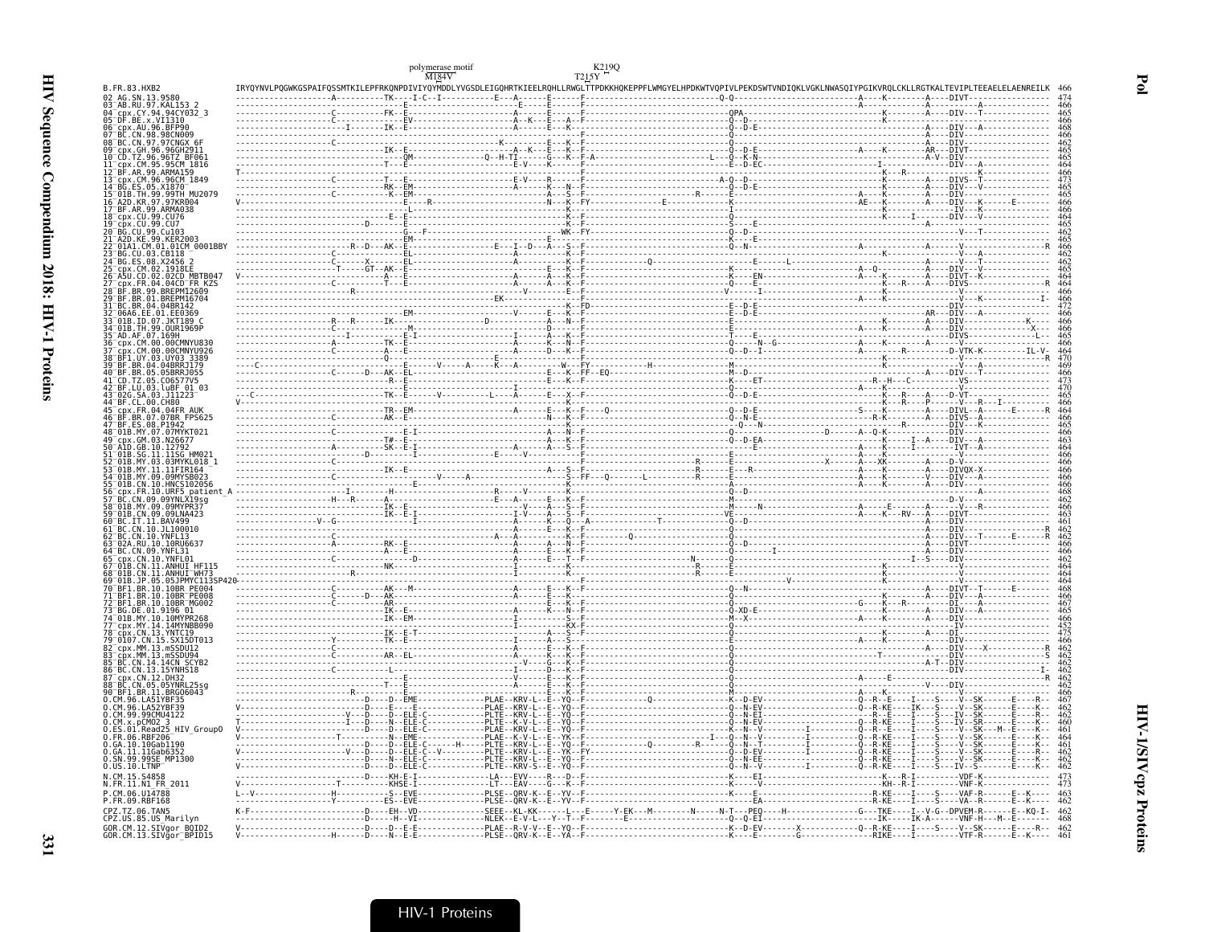```
                                        polymerase motif              K219Q
                                             M184V                   T215Y

B.FR.83.HXB2                  IRYQYNVLPQGWKGSPAIFQSSMTKILEPFRKQNPDIVIYQYMDDLYVGSDLEIGQHRTKIEELRQHLLRWGLTTPDKKHQKEPPFLWMGYELHPDKWTVQPIVLPEKDSWTVNDIQKLVGKLNWASQIYPGIKVRQLCKLLRGTKALTEVIPLTEEAELELAENREILK  466
02_AG.SN.13.9580               474
03_AB.RU.97.KAL153_2           466
04_cpx.CY.94.94CY032_3         465
05_DF.BE.x.VI1310              466
06_cpx.AU.96.BFP90             468
07_BC.CN.98.98CN009            466
08_BC.CN.97.97CNGX_6F          462
09_cpx.GH.96.96GH2911          465
10_CD.TZ.96.96TZ_BF061         463
11_cpx.CM.95.95CM_1816         464
12_BF.AR.99.ARMA159            466
13_cpx.CM.96.96CM_1849         473
14_BG.ES.05.X1870              465
15_01B.TH.99.99TH_MU2079       465
16_A2D.KR.97.97KR004           462
17_BF.AR.99.ARMA038            466
18_cpx.CU.99.CU76              464
19_cpx.CU.99.CU7               465
20_BG.CU.99.Cu103              462
21_A2D.KE.99.KER2003           465
22_01A1.CM.01.01CM_0001BBY     466
23_BG.CU.03.CB118              462
24_BG.ES.08.X2456_2            462
25_cpx.CM.02.1918LE            465
26_A5U.CD.02.02CD_MBTB047      464
27_cpx.FR.04.04CD_FR_KZS       464
28_BF.BR.99.BREPM12609         466
29_BF.BR.01.BREPM16704         466
31_BC.BR.04.04BR142            472
32_06A6.EE.01.EE0369           466
33_01B.ID.07.JKT189_C          466
34_01B.TH.99.OUR1969P          466
35_AD.AF.07.169H               465
36_cpx.CM.00.00CMNYU830        466
37_cpx.CM.00.00CMNYU926        464
38_BF1.UY.03.UY03_3389         470
39_BF.BR.04.04BRRJ179          469
40_BF.BR.05.05BRRJ055          466
41_CD.TZ.05.C06577V5           473
42_BF.LU.03.luBF_01_03         470
43_02G.SA.03.J11223            465
44_BF.CL.00.CH80               466
45_cpx.FR.04.04FR_AUK          464
46_BF.BR.07.07BR_FPS625        466
47_BF.ES.08.P1942              465
48_01B.MY.07.07MYKT021         466
49_cpx.GM.03.N26677            463
50_A1D.GB.10.12792             464
51_01B.SG.11.11SG_HM021        466
52_01B.MY.03.03MYKL018_1       466
53_01B.MY.11.11FIR164          466
54_01B.MY.09.09MYSB023         466
55_01B.CN.10.HNCS102056        466
56_cpx.FR.10.URF5_patient_A    468
57_BC.CN.09.09YNLX19sg         462
58_01B.MY.09.09MYPR37          466
59_01B.CN.09.09LNA423          463
60_BC.IT.11.BAV499             461
61_BC.CN.10.JL100010           462
62_BC.CN.10.YNFL13             462
63_02A.RU.10.10RU6637          466
64_BC.CN.09.YNFL31             466
65_cpx.CN.10.YNFL01            462
67_01B.CN.11.ANHUI_HF115       464
68_01B.CN.11.ANHUI_WH73        464
69_01B.JP.05.05JPMYC113SP420   464
70_BF1.BR.10.10BR_PE004        468
71_BF1.BR.10.10BR_PE008        466
72_BF1.BR.10.10BR_MG002        467
73_BG.DE.01.9196_01            465
74_01B.MY.10.10MYPR268         466
77_cpx.MY.14.14MYNBB090        452
78_cpx.CN.13.YNTC19            475
79_0107.CN.15.SX15DT013        466
82_cpx.MM.13.mSSDU12           462
83_cpx.MM.13.mSSDU94           462
85_BC.CN.14.14CN_SCYB2         462
86_BC.CN.13.15YNHS18           462
87_cpx.CN.12.DH32              462
88_BC.CN.05.05YNRL25sg         462
90_BF1.BR.11.BRG06043          466
O.CM.96.LA51YBF35              467
O.CM.96.LA52YBF39              462
O.CM.99.99CMU4122              462
O.CM.x.pCMO2_3                 460
O.ES.01.Read25_HIV_GroupO      461
O.FR.06.RBF206                 464
O.GA.10.10Gab1190              461
O.GA.11.11Gab6352              462
O.SN.99.99SE_MP1300            462
O.US.10.LTNP                   462
N.CM.15.S4858                  473
N.FR.11.N1_FR_2011             473
P.CM.06.U14788                 463
P.FR.09.RBF168                 462
CPZ.TZ.06.TAN5                 462
CPZ.US.85.US_Marilyn           462
GOR.CM.12.SIVgor_BQID2         462
GOR.CM.13.SIVgor_BPID15        461
```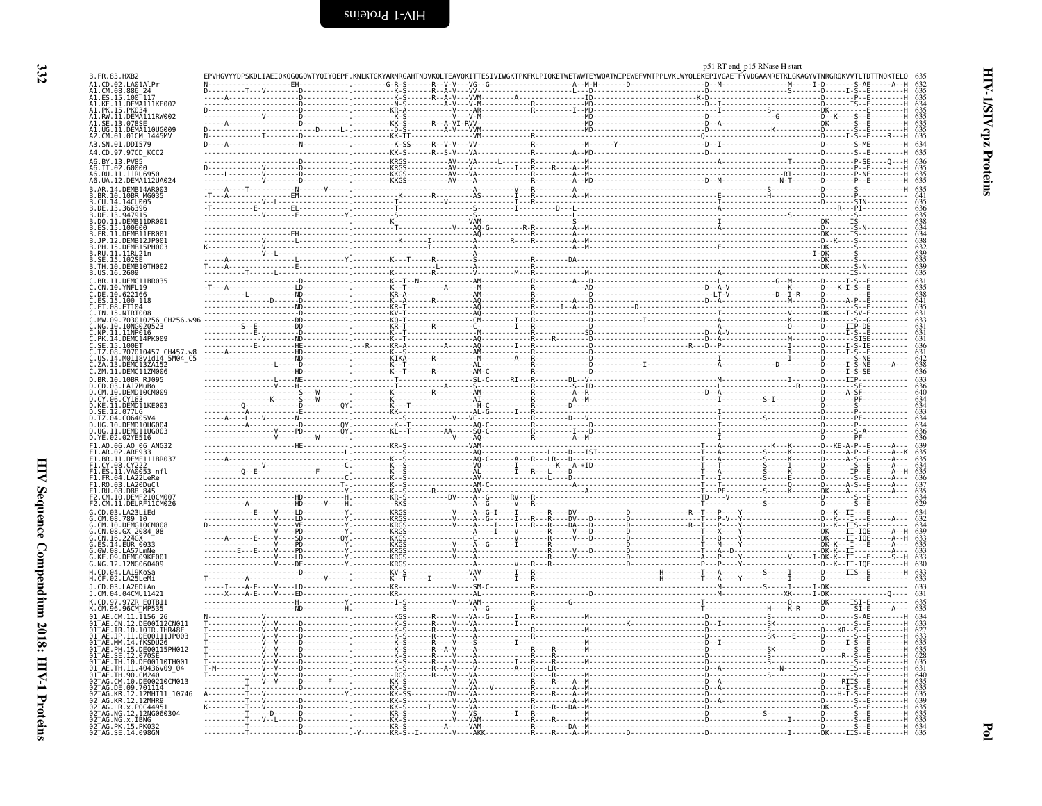p51 RT end_p15 RNase H start

```
B.FR.83.HXB2      EPVHGVYYDPSKDLIAEIQKQGQGQWTYQIYQEPF.KNLKTGKYARMRGAHTNDVKQLTEAVQKITTESIVIWGKTPKFKLPIQKETWETWWTEYWQATWIPEWEFVNTPPLVKLWYQLEKEPIVGAETFYVDGAANRETKLGKAGYVTNRGRQKVVTLTDTTNQKTELQ  635
```

| Sequence | Length |
|---|---|
| B.FR.83.HXB2 | 635 |
| A1.CD.02.LA01AlPr | 632 |
| A1.CM.08.886_24 | 635 |
| A1.ES.15.100_117 | 635 |
| A1.KE.11.DEMA111KE002 | 634 |
| A1.PK.15.PK034 | 635 |
| A1.RW.11.DEMA111RW002 | 635 |
| A1.SE.13.078SE | 635 |
| A1.UG.11.DEMA110UG009 | 635 |
| A2.CM.01.01CM_1445MV | 635 |
| A3.SN.01.DDI579 | 634 |
| A4.CD.97.97CD_KCC2 | 635 |
| A6.BY.13.PV85 | 636 |
| A6.IT.02.60000 | 635 |
| A6.RU.11.11RU6950 | 635 |
| A6.UA.12.DEMA112UA024 | 635 |
| B.AR.14.DEMB14AR003 | 635 |
| B.BR.10.10BR_MG035 | 641 |
| B.CU.14.14CU005 | 635 |
| B.DE.13.366396 | 636 |
| B.DE.13.947915 | 635 |
| B.DO.11.DEMB11DR001 | 638 |
| B.ES.15.100600 | 634 |
| B.FR.11.DEMB11FR001 | 634 |
| B.JP.12.DEMB12JP001 | 638 |
| B.PH.15.DEMB15PH003 | 632 |
| B.RU.11.11RU21n | 639 |
| B.SE.15.102SE | 635 |
| B.TH.10.DEMB10TH002 | 639 |
| B.US.16.2609 | 635 |
| C.BR.11.DEMC11BR035 | 631 |
| C.CN.10.YNFL19 | 635 |
| C.DE.10.622166 | 638 |
| C.ES.15.100_118 | 641 |
| C.ET.08.ET104 | 635 |
| C.IN.15.NIRT008 | 631 |
| C.MW.09.703010256_CH256.w96 | 633 |
| C.NG.10.10NG020523 | 631 |
| C.NP.11.11NP016 | 631 |
| C.PK.14.DEMC14PK009 | 631 |
| C.SE.15.100ET | 636 |
| C.TZ.08.707010457_CH457.w8 | 631 |
| C.US.14.M0118v1d14_5M04_C5 | 642 |
| C.ZA.13.DEMC13ZA152 | 638 |
| C.ZM.11.DEMC11ZM006 | 636 |
| D.BR.10.10BR_RJ095 | 633 |
| D.CD.03.LA17MuBo | 636 |
| D.CM.10.DEMD10CM009 | 640 |
| D.CY.06.CY163 | 634 |
| D.KE.11.DEMD11KE003 | 634 |
| D.SE.12.077UG | 633 |
| D.TZ.04.C06405V4 | 634 |
| D.UG.10.DEMD10UG004 | 634 |
| D.UG.11.DEMD11UG003 | 634 |
| D.YE.02.02YE516 | 636 |
| F1.AO.06.AO_06_ANG32 | 639 |
| F1.AR.02.ARE933 | 635 |
| F1.BR.11.DEMF111BR037 | 635 |
| F1.CY.08.CY222 | 634 |
| F1.ES.11.VA0053_nfl | 635 |
| F1.FR.04.LA22LeRe | 636 |
| F1.RO.03.LA20DuCl | 637 |
| F1.RU.08.D88_845 | 635 |
| F2.CM.10.DEMF210CM007 | 634 |
| F2.CY.11.DEURF11CM026 | 629 |
| G.CD.03.LA23LiEd | 634 |
| G.CM.08.789_10 | 632 |
| G.CN.10.DEMG10CM008 | 634 |
| G.CN.08.GX_2084_08 | 639 |
| G.CN.16.224GX | 633 |
| G.ES.14.EUR_0033 | 635 |
| G.GW.08.LA57LmNe | 633 |
| G.KE.09.DEMG09KE001 | 633 |
| G.NG.12.12NG060409 | 630 |
| H.CD.04.LA19KoSa | 633 |
| H.CF.02.LA25LeMi | 633 |
| J.CD.03.LA26DiAn | 633 |
| J.CM.04.04CMU11421 | 631 |
| K.CD.97.97ZR_EQTB11 | 635 |
| K.CM.96.96CM_MP535 | 635 |
| 01_AE.CM.11.1156_26 | 634 |
| 01_AE.CN.12.DE00112CN011 | 633 |
| 01_AE.IR.10.10IR.THR48F | 627 |
| 01_AE.JP.11.DE00111JP003 | 633 |
| 01_AE.MM.14.fKSDU26 | 633 |
| 01_AE.PH.15.DE00115PH012 | 635 |
| 01_AE.SE.12.070SE | 628 |
| 01_AE.TH.10.DE00110TH001 | 635 |
| 01_AE.TH.11.40436v09_04 | 631 |
| 01_AE.TH.90.CM240 | 640 |
| 02_AG.CM.10.DE00210CM013 | 635 |
| 02_AG.DE.09.701114 | 635 |
| 02_AG.KR.12.12MHI11_10746 | 635 |
| 02_AG.KR.12.12MHR9 | 639 |
| 02_AG.LR.x.POC44951 | 635 |
| 02_AG.NG.12.12NG060304 | 635 |
| 02_AG.NG.x.IBNG | 635 |
| 02_AG.PK.15.PK032 | 634 |
| 02_AG.SE.14.098GN | 635 |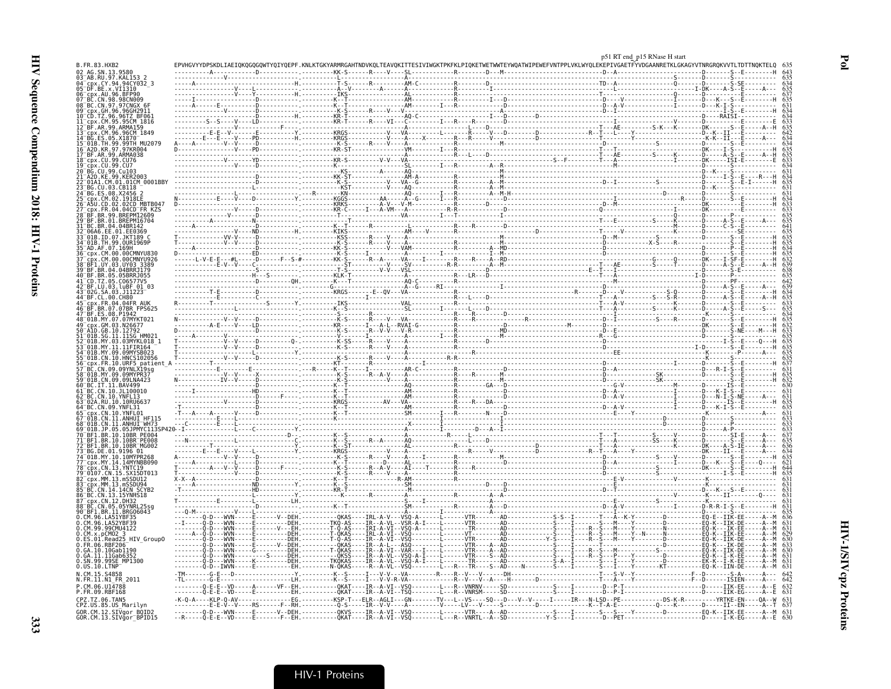p51 RT end_p15 RNase H start

```
B.FR.83.HXB2                 EPVHGVYYDPSKDLIAEIQKQGQGQWTYQIYQEPF.KNLKTGKYARMRGAHTNDVKQLTEAVQKITTESIVIWGKTPKFKLPIQKETWETWWTEYWQATWIPEWEFVNTPPLVKLWYQLEKEPIVGAETFYVDGAANRETKLGKAGYVTNRGRQKVVTLTDTTNQKTELQ  635
02_AG.SN.13.9580                                                                                   635
03_AB.RU.97.KAL153_2                                                                               635
04_cpx.CY.94.CY032_3                                                                               634
05_DF.BE.x.VI1310                                                                                  635
06_cpx.AU.96.BFP90                                                                                 637
07_BC.CN.98.98CN009                                                                                635
08_BC.CN.97.97CNGX_6F                                                                              631
09_cpx.GH.96.96GH2911                                                                              634
10_CD.TZ.96.96TZ_BF061                                                                             634
11_cpx.CM.95.95CM_1816                                                                             633
12_BF.AR.99.ARMA159                                                                                635
13_cpx.CM.96.96CM_1849                                                                             640
14_BG.ES.05.X1870                                                                                  635
15_01B.TH.99.99TH_MU2079                                                                           634
16_A2D.KR.97.97KR004                                                                               635
17_BF.AR.99.ARMA038                                                                                635
18_cpx.CU.99.CU76                                                                                  633
19_cpx.CU.99.CU7                                                                                   634
20_BG.CU.99.Cu103                                                                                  631
21_A2D.KE.99.KER2003                                                                               634
22_01A1.CM.01.01CM_0001BBY                                                                         635
23_BG.CU.03.CB118                                                                                  631
24_BG.ES.08.X2456_2                                                                                631
25_cpx.CM.02.1918LE                                                                                634
26_A5U.CD.02.02CD_MBTB047                                                                          633
27_cpx.FR.04.04CD_FR_KZS                                                                           633
28_BF.BR.99.BREPM12609                                                                             635
29_BF.BR.01.BREPM16704                                                                             635
31_BC.BR.04.04BR142                                                                                641
32_06A6.EE.01.EE0369                                                                               635
33_01B.ID.07.JKT189_C                                                                              635
34_01B.TH.99.OUR1969P                                                                              635
35_AD.AF.07.169H                                                                                   634
36_cpx.CM.00.00CMNYU830                                                                            635
37_cpx.CM.00.00CMNYU926                                                                            632
38_BF1.UY.03.UY03_3389                                                                             639
39_BF.BR.04.04BRRJ179                                                                              638
40_BF.BR.05.05BRRJ055                                                                              635
41_CD.TZ.05.C06577V5                                                                               642
42_BF.LU.03.luBF_01_03                                                                             639
43_02G.SA.03.J11223                                                                                634
44_BF.CL.00.CH80                                                                                   635
45_cpx.FR.04.04FR_AUK                                                                              635
46_BF.BR.07.07BR_FPS625                                                                            633
47_BF.ES.08.P1942                                                                                  635
48_01B.MY.07.07MYKT021                                                                             635
49_cpx.GM.03.N26677                                                                                632
50_A1D.GB.10.12792                                                                                 633
51_01B.SG.11.11SG_HM021                                                                            635
52_01B.MY.03.03MYKL018_1                                                                           635
53_01B.MY.11.11FIR164                                                                              635
54_01B.MY.09.09MYSB023                                                                             635
55_01B.CN.10.HNCS102056                                                                            635
56_cpx.FR.10.URF5_patient_A                                                                        637
57_BC.CN.09.09YNLX19sg                                                                             631
58_01B.MY.09.09MYPR37                                                                              635
59_01BC.CN.09.09LNA423                                                                             632
60_BC.IT.11.BAV499                                                                                 630
61_BC.CN.10.JL100010                                                                               631
62_BC.CN.10.YNFL13                                                                                 631
63_02A.RU.10.10RU6637                                                                              635
64_BC.CN.09.YNFL31                                                                                 635
65_cpx.CN.10.YNFL01                                                                                631
67_01B.CN.11.ANHUI_HF115                                                                           633
68_01B.CN.11.ANHUI_WH73                                                                            633
69_01B.JP.05.05JPMYC113SP420                                                                       633
70_BF1.BR.10.10BR_PE004                                                                            637
71_BF1.BR.10.10BR_PE008                                                                            635
72_BF1.BR.10.10BR_MG002                                                                            636
73_BG.DE.01.9196_01                                                                                634
74_01B.MY.10.10MYPR268                                                                             635
77_cpx.MY.14.14MYNBB090                                                                            621
78_cpx.CN.13.YNTC19                                                                                644
79_0107.CN.15.SX15DT013                                                                            635
82_cpx.MM.13.mSSDU12                                                                               631
83_cpx.MM.13.mSSDU94                                                                               631
85_BC.CN.14.14CN_SCYB2                                                                             631
86_BC.CN.13.15YNHS18                                                                               631
87_cpx.CN.12.DH32                                                                                  631
88_BC.CN.05.05YNRL25sg                                                                             631
90_BF1.BR.11.BRG06043                                                                              635
O.CM.96.LA51YBF35                                                                                  636
O.CM.96.LA52YBF39                                                                                  631
O.CM.99.99CMU4122                                                                                  631
O.CM.x.pCMO2_3                                                                                     629
O.ES.01.Read25_HIV_GroupO                                                                          630
O.FR.06.RBF206                                                                                     631
O.GA.10.10Gab1190                                                                                  630
O.GA.11.11Gab6352                                                                                  631
O.SN.99.99SE_MP1300                                                                                631
O.US.10.LTNP                                                                                       631
N.CM.15.S4858                                                                                      642
N.FR.11.N1_FR_2011                                                                                 642
P.CM.06.U14788                                                                                     632
P.FR.09.RBF168                                                                                     631
CPZ.TZ.06.TAN5                                                                                     631
CPZ.US.85.US_Marilyn                                                                               637
GOR.CM.12.SIVgor_BQID2                                                                             631
GOR.CM.13.SIVgor_BPID15                                                                            630
```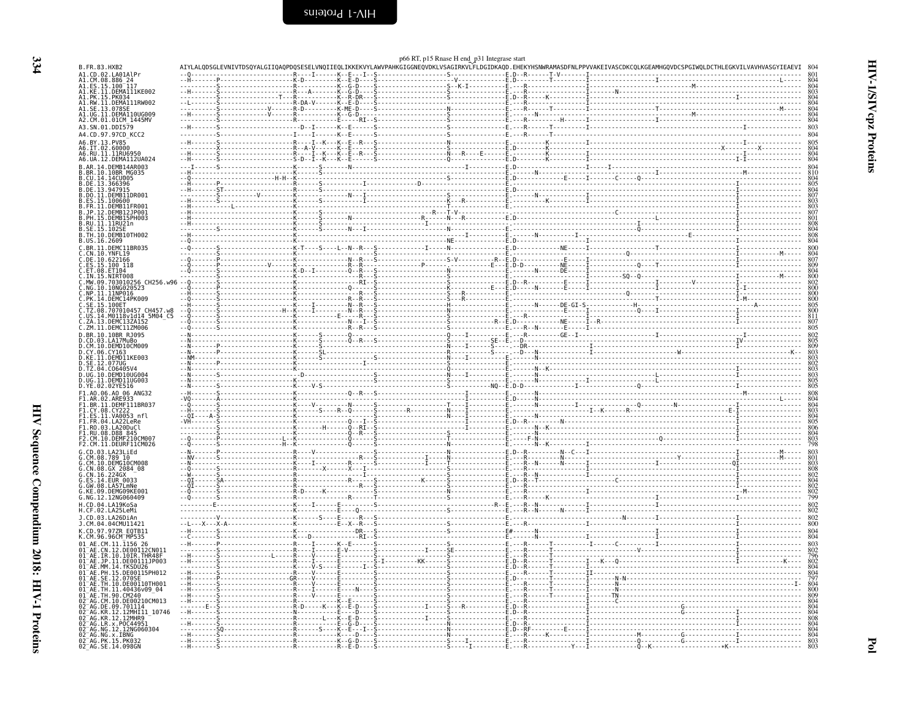p66 RT, p15 Rnase H end_p31 Integrase start

```
B.FR.83.HXB2                  AIYLALQDSGLEVNIVTDSQYALGIIQAQPDQSESELVNQIIEQLIKKEKVYLAWVPAHKGIGGNEQVDKLVSAGIRKVLFLDGIDKAQD.EHEKYHSNWRAMASDFNLPPVVAKEIVASCDKCQLKGEAMHGQVDCSPGIWQLDCTHLEGKVILVAVHVASGYIEAEVI  804
A1.CD.02.LA01AlPr             801
A1.CM.08.886_24               804
A1.ES.15.100_117              804
A1.KE.11.DEMA111KE002         803
A1.PK.15.PK034                804
A1.RW.11.DEMA111RW002         804
A1.SE.13.078SE                804
A1.UG.11.DEMA110UG009         804
A2.CM.01.01CM_1445MV          804
A3.SN.01.DDI579               803
A4.CD.97.97CD_KCC2            804
A6.BY.13.PV85                 805
A6.IT.02.60000                804
A6.RU.11.11RU6950             804
A6.UA.12.DEMA112UA024         804
B.AR.14.DEMB14AR003           804
B.BR.10.10BR_MG035            810
B.CU.14.14CU005               804
B.DE.13.366396                805
B.DE.13.947915                804
B.DO.11.DEMB11DR001           807
B.ES.15.100600                803
B.FR.11.DEMB11FR001           803
B.JP.12.DEMB12JP001           807
B.PH.15.DEMB15PH003           801
B.RU.11.11RU21n               808
B.SE.15.102SE                 804
B.TH.10.DEMB10TH002           808
B.US.16.2609                  804
C.BR.11.DEMC11BR035           800
C.CN.10.YNFL19                804
C.DE.10.622166                807
C.ES.15.100_118               809
C.ET.08.ET104                 804
C.IN.15.NIRT008               800
C.MW.09.703010256_CH256.w96   802
C.NG.10.10NG020523            800
C.NP.11.11NP016               800
C.PK.14.DEMC14PK009           800
C.SE.15.100ET                 805
C.TZ.08.707010457_CH457.w8    800
C.US.14.M0118v1d14_5M04_C5    811
C.ZA.13.DEMC13ZA152           807
C.ZM.11.DEMC11ZM006           805
D.BR.10.10BR_RJ095            802
D.CD.03.LA17MuBo              805
D.CM.10.DEMD10CM009           809
D.CY.06.CY163                 803
D.KE.11.DEMD11KE003           803
D.SE.12.077UG                 802
D.TZ.04.C06405V4              803
D.UG.10.DEMD10UG004           803
D.UG.11.DEMD11UG003           805
D.YE.02.02YE516               805
F1.AO.06.AO_06_ANG32          808
F1.AR.02.ARE933               804
F1.BR.11.DEMF111BR037         804
F1.CY.08.CY222                803
F1.ES.11.VA0053_nfl           804
F1.FR.04.LA22LeRe             805
F1.RO.03.LA20DuCl             806
F1.RU.08.D88_845              804
F2.CM.10.DEMF210CM007         803
F2.CM.11.DEURF11CM026         798
G.CD.03.LA23LiEd              803
G.CM.08.789_10                801
G.CM.10.DEMG10CM008           803
G.CN.08.GX_2084_08            808
G.CN.16.224GX                 802
G.ES.14.EUR_0033              803
G.GW.08.LA57LmNe              802
G.KE.09.DEMG09KE001           802
G.NG.12.12NG060409            799
H.CD.04.LA19KoSa              802
H.CF.02.LA25LeMi              802
J.CD.03.LA26DiAn              802
J.CM.04.04CMU11421            800
K.CD.97.97ZR_EQTB11           804
K.CM.96.96CM_MP535            804
01_AE.CM.11.1156_26           803
01_AE.CN.12.DE00112CN011      802
01_AE.IR.10.10IR.THR48F       796
01_AE.JP.11.DE00111JP003      802
01_AE.MM.14.fKSDU26           804
01_AE.PH.15.DE00115PH012      804
01_AE.SE.12.070SE             797
01_AE.TH.10.DE00110TH001      804
01_AE.TH.11.40436v09_04       800
01_AE.TH.90.CM240             809
02_AG.CM.10.DE00210CM013      804
02_AG.DE.09.701114            804
02_AG.KR.12.12MHI11_10746     804
02_AG.KR.12.12MHR9            808
02_AG.LR.x.POC44951           804
02_AG.NG.12.12NG060304        804
02_AG.NG.x.IBNG               803
02_AG.PK.15.PK032             803
02_AG.SE.14.098GN             803
```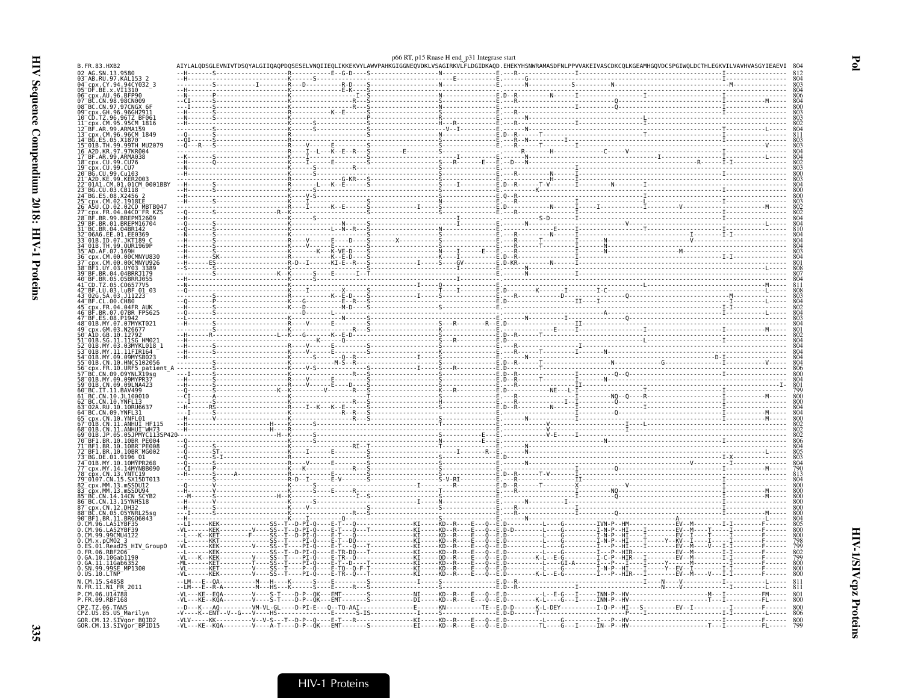p66 RT, p15 Rnase H end_p31 Integrase start

```
B.FR.83.HXB2          AIYLALQDSGLEVNIVTDSQYALGIIQAQPDQSESELVNQIIEQLIKKEKVYLAWVPAHKGIGGNEQVDKLVSAGIRKVLFLDGIDKAQD.EHEKYHSNWRAMASDFNLPPVVAKEIVASCDKCQLKGEAMHGQVDCSPGIWQLDCTHLEGKVILVAVHVASGYIEAEVI  804
```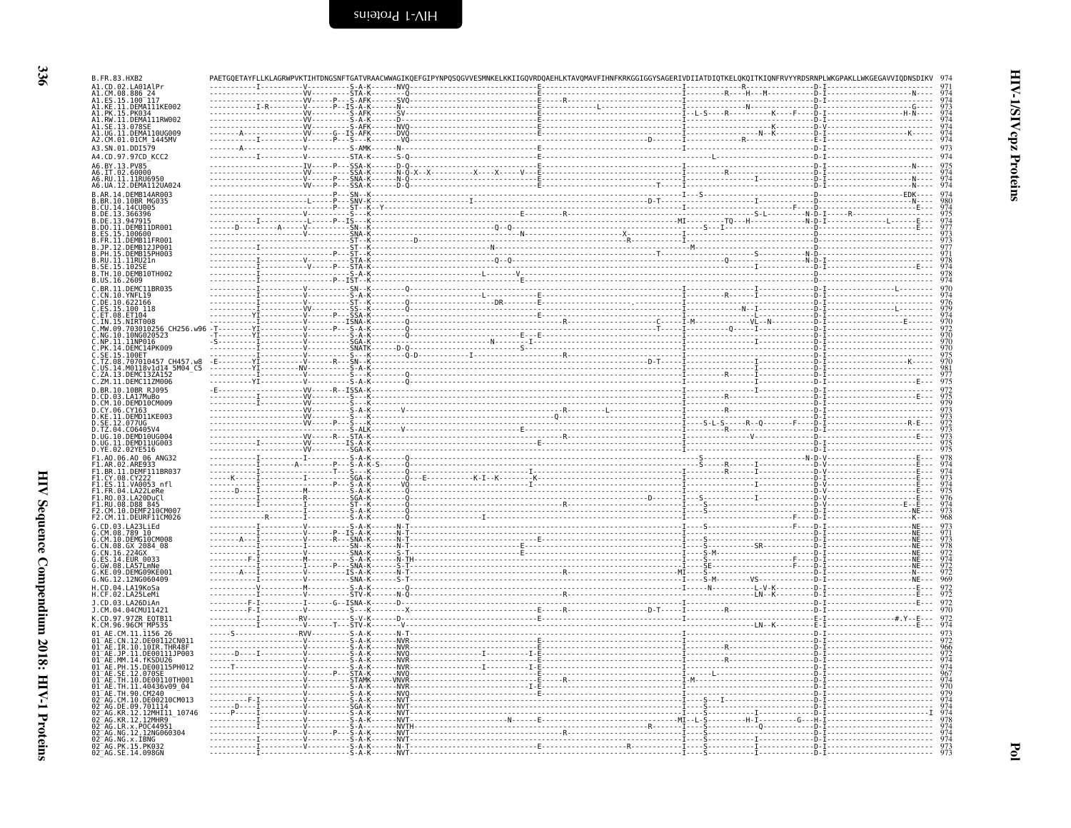```
B.FR.83.HXB2                  PAETGQETAYFLLKLAGRWPVKTIHTDNGSNFTGATVRAACWWAGIKQEFGIPYNPQSQGVVESMNKELKKIIGQVRDQAEHLKTAVQMAVFIHNFKRKGGIGGYSAGERIVDIIATDIQTKELQKQITKIQNFRVYYRDSRNPLWKGPAKLLWKGEGAVVIQDNSDIKV  974
A1.CD.02.LA01AlPr             -----------I----------V----------S-A-K------NVQ------------------------------E---------------------------------I-------------R-------------D-I--------------------N----  971
A1.CM.08.886_24               ----------------------VV---------STA-K------Q-------------------------------E---------------------------------I---------R----H---M---------D-I--------------------N----  974
A1.ES.15.100_117              ----------------------VV-------P--S-AFK------SVQ-----------------------------E-----R---------------------------I--------------------------D-I---------------------------  974
A1.KE.11.DEMA111KE002         -----------I-R--------V-------P--IS-A-K------N------------------------------E-----------L---------------------I-------------N------------D-I-------------------G----  973
A1.PK.15.PK034                ----------------------VV---------S-AFK------SV------------------------------E---------------------------------I--L-S----R----------K----F----D-I----------------H-N----  974
A1.RW.11.DEMA111RW002         ----------------------VV---------S-A-K------D-------------------------------E---------------------------------I--------------------------D-I---------------------------  974
A1.SE.13.078SE                ----------------------VV---------S-AFK------NVQ-----------------------------E---------------------------------I-------------------K-------D-V---------------------------  974
A1.UG.11.DEMA110UG009         --------A-------------VV-----G--IS-AFK------DVQ-----------------------------E---------------------------------I------------------N--K-----D-I------------------K-------  974
A2.CM.01.01CM_1445MV          -----------I----------V-------P---S---K------VQ-----------------------------E------------------------D-------I-------------R-------------D-I---------------------------  974
A3.SN.01.DDI579               --------A-------------V----------S-AMK------N-------------------------------E---------------------------------I--------------------------D-I---------------------------  973
A4.CD.97.97CD_KCC2            -----------I----------V----------STA-K------S-Q-----------------------------E----------------------------------------L-------------------D-I---------------------------  974
A6.BY.13.PV85                 ----------------------IV-----P---SSA-K------D-Q-----------------------------E---------------------------------I--------------------------D-I--------------------N----  975
A6.IT.02.60000                ----------------------VV---------SSA-K------N-Q-X--X---------X----X----V---E---------------------------------I--------R-----------------D-I---------------------------  974
A6.RU.11.11RU6950             ----------------------V------P---SNA-K------N-Q-----------------------------E---------------------------------I-----------------I--------D-I--------------------N----  974
A6.UA.12.DEMA112UA024         ----------------------VV-----P---SSA-K------D-Q-----------------------------E----------------------T----------I--------------------------D-I---------------------------  974
B.AR.14.DEMB14AR003           ------------------------------P---SN--K-----------------------------------------------------------------------I--S-----------------------D------------------EDK----  974
B.BR.10.10BR_MG035            ----------------------L-------P---SNV-K------------------I------------------------------------------D-T-------I-----------------I--------D--------------------N----  980
B.CU.14.14CU005               ----------------------L-------P---ST--K-Y---------------------------------------------------------------------I----------------------F---D-----------------------E---  974
B.DE.13.366396                ----------------------V-----------S---K-----------------------------------E-------R-------------------------------------------S-L--------N-D-I-----R-----------------  975
B.DE.13.947915                -----------I----------L-------P--IS---K-----------------------------------------------------------------------MI---------TQ--H-----------N-D-I-------------L-------E---  974
B.DO.11.DEMB11DR001           ------D--------A------V-----------SN--K----------------------Q--Q------------------------------------------I------S--I--------------------D--------------------------E---  977
B.ES.15.100600                ----------------------V-----------SNA-K-------------------------------N-------------------------X-------------I--------------------------D------------------------------  973
B.FR.11.DEMB11FR001           ----------------------------------ST--K-----------D------------------------------------------------R----------I--------------------------D------------------------------  973
B.JP.12.DEMB12JP001           -----------I----------------------ST--K---------------------N-----------------------------------------------------M-----------------------D------------------------------  977
B.PH.15.DEMB15PH003           ------------------------------P---ST--K------------------------------------------------------------T--------------------------S-----------N-D----------------------------  971
B.RU.11.11RU21n               -----------I----------V-----------STA-K-----------------------Q--Q---------------------------------------------------Q---------------------N-D-I--------------------------  978
B.SE.15.102SE                 -----------I----------V-------P---STA-K--------------------------------------------------------------------------------I-------------------D-I--------------------E---  974
B.TH.10.DEMB10TH002           -----------I----------------------S-A-K-----------------------L-------V---------------------------------------------------------------------D------------------------------  978
B.US.16.2609                  -----------I------------------P--IST--K---------------------------------------E-------------------------------------------------------------D------------------------------  974
C.BR.11.DEMC11BR035           -----------I----------V-----------SN--K------Q--------------------------------------------------------------I--------------I-------------D-I--------------L---------  970
C.CN.10.YNFL19                -----------I----------V-----------S-A-K--------------------L---------E---------------------------------------I---------R-----I-------------D-I---------------------------  974
C.DE.10.622166                -----------I----------V-----------ST--K------Q---------------DR---------E-------------------------------------I--------------------------D-I---------------------------  976
C.ES.15.100_118               -----------I----------VV----------SS--K------Q-----------------------------------------------------------------I------------N--I-------------D-I--------------L---------  979
C.ET.08.ET104                 ----------YI----------V-------P---SSA-K------------------------------------E-------------------------------------I--------------L-----------D-I---------------------------  974
C.IN.15.NIRT008               -----------I----------V-----------ISNA-K------Q------------------------R---------------------C----I-M---------VL--N-----------D-I------------------E--------  970
C.MW.09.703010256_CH256.w96   -T--------YI----------V-------P---S-A-K------Q--------------------------------------------------T--------I------------Q-----I---------------D-I---------------------------  972
C.NG.10.10NG020523            -T--------YI----------V-----------S-A-K------Q-------------------------E---E----------------------------------I--------------------------D-I---------------------------  970
C.NP.11.11NP016               -S--------I-----------V-----------SGA-K-----------------------N-------I-------------------------------------------------------------------D-I---------------------------  970
C.PK.14.DEMC14PK009           -----------I----------V-----------SNATK------D-Q--------------------------S-------------------------------------I--------------------------D-I---------------------------  970
C.SE.15.100ET                 -----------I----------V-----------S---K------Q-D-----------I-------------------------R---------------------------I--------------------------D-I---------------------------  975
C.TZ.08.707010457_CH457.w8    -E--------YI----------V------R----SN--K--------------------------------------------------------D-T-------I--------------I--------------D-I-----------------K-------  970
C.US.14.M0118v1d14_5M04_C5    ----------YI----------NV----------S-A-K------------------------------------------------------------------------I--------------------------D-I---------------------------  981
C.ZA.13.DEMC13ZA152           -----------I----------V-----------S---K------Q-------------------------------------------------------------I---------R-----I-------------D-I---------------------------  977
C.ZM.11.DEMC11ZM006           ----------YI----------V-----------S-A-K------Q-------------------------------------------------------------I--------------I-------------D-I--------------------E---  975
D.BR.10.10BR_RJ095            -E--------------------VV------R---ISSA-K----------------------------------------------------------------------I--------------------------D-I--------------------E---  972
D.CD.03.LA17MuBo              -----------I----------VV----------S---K--------------------------------------------------------------------I---------R----------------D-I---------------------------  975
D.CM.10.DEMD10CM009           -----------I----------VV----------S---K--------------------------------------------------------------------I-------------------------------D-I---------------------------  979
D.CY.06.CY163                 ----------------------VV----------S-A-K------V------------------------R---------L-----------------------------I---------R----------------D-I---------------------------  973
D.KE.11.DEMD11KE003           ----------------------VV----------S---K------------------------------Q------------------------------------I--------------------------D-I---------------------------  973
D.SE.12.077UG                 ----------------------VV------P---S---K--------------------------------------------------------------------I---S-L-S-----R--Q-------F-----D-I-----------------R-E---  972
D.TZ.04.C06405V4              ----------------------VV----------S-ALK------V-------------------E---------------------------------------I--------R-----------------D-I---------------------------  973
D.UG.10.DEMD10UG004           ----------------------VV------R---STA-K--------------------------------R-------------------------------I-------------V----------------D-I--------------------E---  973
D.UG.11.DEMD11UG003           -----------I----------VV----------IS-A-K---------------------------E------------------------------------I--------------------------D-I---------------------------  975
D.YE.02.02YE516               ----------------------VV----------SGA-K--------------------------------------------------------------------I--------------------------D-I---------------------------  975
F1.AO.06.AO_06_ANG32          -----------I----------I-----------S-A-K------Q-------------------------------------------------S-------------------------------N-D-V--------------------E---  978
F1.AR.02.ARE933               -----------I--------A---------P---S-A-K-S------Q-------------------------------------------------S-----R------I--------------------------D-V--------------------E---  974
F1.BR.11.DEMF111BR037         -----------I----------T-----------S---K------Q-----------------I---------------------------------------I---------R-----I-------------D-V--------------------E---  974
F1.CY.08.CY222                -----K-----I----------I-----------SGA-K------Q--E----------K-I--K-------K-------------------------------I--------------------------D-V--------------------E---  973
F1.ES.11.VA0053_nfl           -----------I------------------P---S-A-K------VQ----------------I------------------------------------------I--------------I-------------D-V--------------------E---  974
F1.FR.04.LA22LeRe             ------D---I-----------M-----------S-A-K------Q-------------------------------------------------------------I--------------------------D-V--------------------E---  975
F1.RO.03.LA20DuCl             -----------I----------R-----------SGA-K------Q----------------------------------------------D-------I--S-----------I-------------D-V--------------------E---  976
F1.RU.08.D88_845              -----------I----------I-----------ST--K------Q--------------------------R---------------------------------I---S------------------------D-V------------------E-E---  974
F2.CM.10.DEMF210CM007         ----------------------I-----------S-A-K------Q-----------------------------------------------------------I---S----------------------------D-I--------------------NE---  973
F2.CM.11.DEURF11CM026         ----------R-----------I-----------S-A-K------Q-----------I------------------------------------------------I--------------------F---------D-I--------------------K---  968
G.CD.03.LA23LiEd              -----------I----------V-----------S-A-K------N-T---------------------------------------------------------------I---S--------------------F----D-I--------------------NE---  973
G.CM.08.789_10                -----------I----------V-------P--IS-A-K------N-T-----------------------------------------------------------I--------------------------D-I--------------------NE---  971
G.CM.10.DEMG10CM008           --------A---I---------V-------R---SNA-K------N-T---------------------------E-----------------------------------I---S--------------------------D-I--------------------NE---  973
G.CN.08.GX_2084_08            -----------I----------I-----------SN--K------N-T-------------------------E-------------------------------------I---S------------SR-----------D-I--------------------NE---  978
G.CN.16.224GX                 -----------I----------V-----------SNA-K------S-T-------------------------E-----------------------------------I---S-M------------------------D-I--------------------NE---  972
G.ES.14.EUR_0033              ---------F-I----------V-----------S-A-K------N-TH----------------------------------------------------------I---S-------------------F----D-I--------------------NE---  974
G.GW.08.LA57LmNe              -----------I----------I-------P---SNA-K------S-T-----------------------------------------------------------I---SE------------------F----D-I--------------------NE---  972
G.KE.09.DEMG09KE001           --------A---I---------V-----------IS-A-K------N-T-----------------------R---------------------------MI---S----------------------------D-I--------------------NE---  972
G.NG.12.12NG060409            -----------I----------V-----------SNA-K------S-T-----------------------------------------------------------I---S-M------VS---------------D-I--------------------NE---  969
H.CD.04.LA19KoSa              -----------V----------M-----------S-A-K------Q----------------------------------------------------------I-----N------------L-V-K---------D-I--------------------E---  972
H.CF.02.LA25LeMi              -----------I----------V-----------STV-K------N-Q-----------------------R-------------------------------I-----------------LN--K----------D-I--------------------E---  972
J.CD.03.LA26DiAn              ---------F-I----------I------G---ISNA-K------D---------------------------------------------------------I--------------------------D-I--------------------E---  972
J.CM.04.04CMU11421            ---------F-I----------V-----------S---K------X------------------E------R--------------D-T-----I----------R----------------D-I--------------------------  970
K.CD.97.97ZR_EQTB11           -----------------------RV---------S-V-K------D-------------------E------------------------------------------I--------------------------E-I---------------#.Y--E---  972
K.CM.96.96CM_MP535            -----------I----------V------T---STV-K------N-------------------------------------------------------------I-----------------LN--K--------E-I--------------------E---  974
01_AE.CM.11.1156_26           -----S----------------RVV---------S-A-K------N-T-----------------------------------------------------------------------------------------D-I---------------------------  973
01_AE.CN.12.DE00112CN011      ----------------------V-----------S-A-K------NVR-----------------------------E-----------------------------------------------------------D-I---------------------------  972
01_AE.IR.10.10IR.THR48F       ----------------------V-----------S-A-K------NVR-----------------------------E------------------------------I--------------R------------D-I---------------------------  966
01_AE.JP.11.DE00111JP003      ------D---I-----------V-----------S-A-K------NVQ--------------I---------I-E-------------------------------I--------------------------D-I---------------------------  972
01_AE.MM.14.fKSDU26           ----------------------V-----------S-A-K------NVR-----------------------------E------------------------------I--------------R------------D-I---------------------------  974
01_AE.PH.15.DE00115PH012      ------T---------------V-----------S-A-K------NVR--------------I---------I-E-------------------------------I--------------------------D-I---------------------------  974
01_AE.SE.12.070SE             ----------------------V-------P---STA-K------NVQ-----------------------------E-----------------------------I------L-----------------------D-I---------------------------  967
01_AE.TH.10.DE00110TH001      ----------------------V-----------STAMK------VNVR----------------------------E-----R-----------------------I-M------------------------------D-I---------------------------  974
01_AE.TH.11.40436v09_04       ----------------------V-----------S-A-K------NVR----------------------I-E--------------------------------I--------------------------D-I---------------------------  970
01_AE.TH.90.CM240             ----------------------V-----------S-A-K------NVQ-----------------------------E------------------------------I--------------------------D-I---------------------------  979
02_AG.CM.10.DE00210CM013      --------F-I-----------V-----------S-A-K------NVT------------------------------------------------------------I---S---I-----------------------D-I---------------------------  974
02_AG.DE.09.701114            ------D---I-----------V-----------SGA-K------NVT------------------------------------------------------------I---S---------------------------D-I---------------------------  974
02_AG.KR.12.12MHI11_10746     -----P----I-----------V-----------S-A-K------NVT------------------------------------------------------------I---S-----------I-------------D-I--------------------------I  974
02_AG.KR.12.12MHR9            -----------I----------V-----------S-A-K------NVT-------------------N------E-----------------------------MI--L-S----------H-I----------G----H-I---------------------------  978
02_AG.LR.x.POC44951           -----------I----------V-----------S-A-K------NVTH-----------------------------------------------------------I---S------------Q-----------D-I---------------------------  974
02_AG.NG.12.12NG060304        -----------I----------V-------P---S-A-K------NVT-----------------------R-------------------------------I---S-----------I-------------D-I---------------------------  974
02_AG.NG.x.IBNG               -----------I----------V-----------S-A-K------NVT------------------------------------------------------------I---S-----------I-------------D-I---------------------------  974
02_AG.PK.15.PK032             -----------I----------V-----------S-A-K------N-T--------------------E-------------------R--------------I---S-----------I-------------D-I---------------------------  973
02_AG.SE.14.098GN             -----------I----------V-----------S-A-K------NVT------------------------------------------------------------I---S-----------I-------------D-I---------------------------  973
```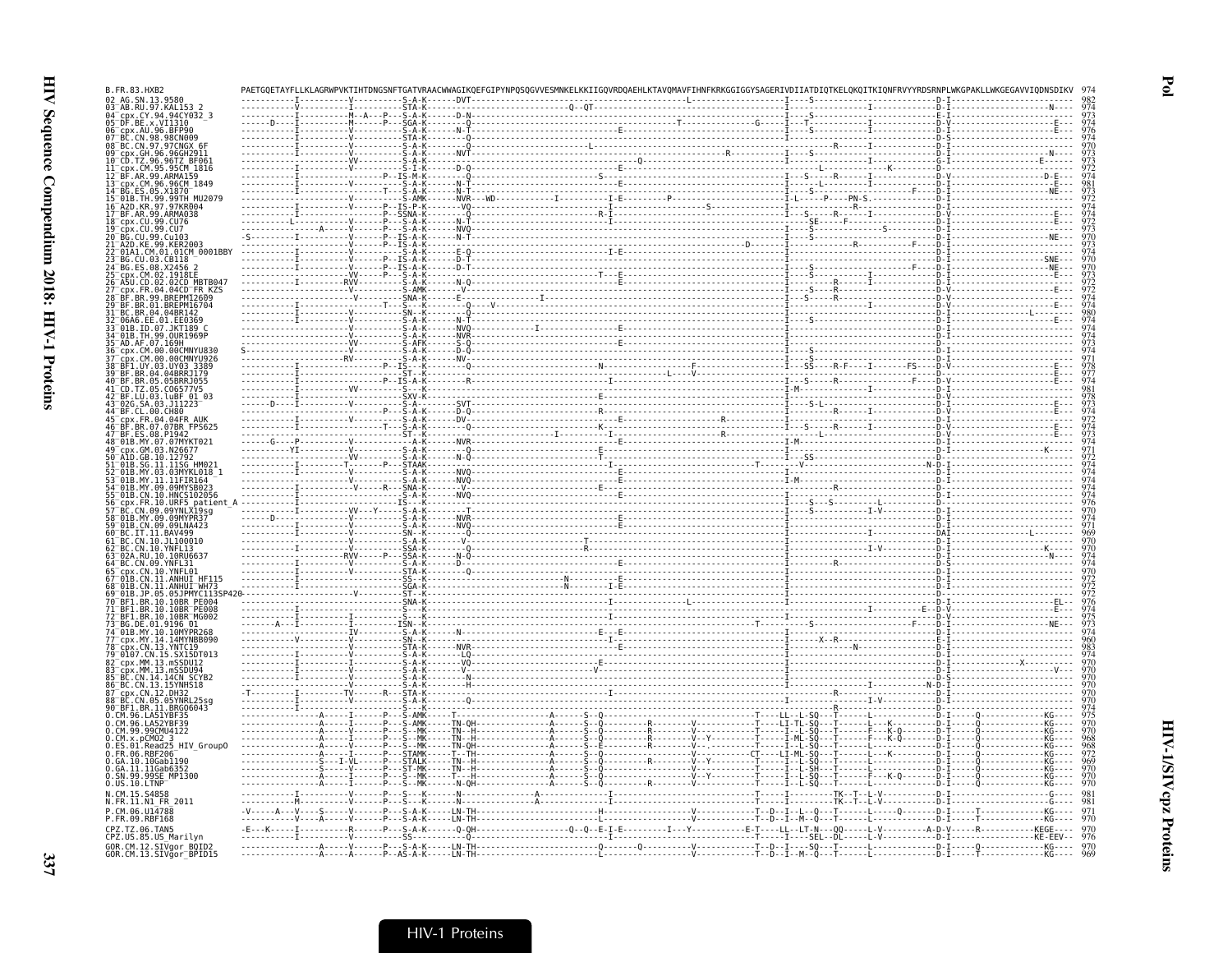The variant sequence rows are only partly transcribed. The residue characters and dashes in each aligned row could not be read reliably at this resolution, so they are left out. Only the reference sequence, the sequence names and the end positions are given.

```
B.FR.83.HXB2                 PAETGQETAYFLLKLAGRWPVKTIHTDNGSNFTGATVRAACWWAGIKQEFGIPYNPQSQGVVESMNKELKKIIGQVRDQAEHLKTAVQMAVFIHNFKRKGGIGGYSAGERIVDIIATDIQTKELQKQITKIQNFRVYYRDSRNPLWKGPAKLLWKGEGAVVIQDNSDIKV  974
02_AG.SN.13.9580                 982
03_AB.RU.97.KAL153_2             974
04_cpx.CY.94.94CY032_3           973
05_DF.BE.x.VI1310                974
06_cpx.AU.96.BFP90               976
07_BC.CN.98.98CN009              974
08_BC.CN.97.97CNGX_6F            970
09_cpx.GH.96.96GH2911            973
10_CD.TZ.96.96TZ_BF061           973
11_cpx.CM.95.95CM_1816           972
12_BF.AR.99.ARMA159              974
13_cpx.CM.96.96CM_1849           981
14_BG.ES.05.X1870                973
15_01B.TH.99.99TH_MU2079         972
16_A2D.KR.97.97KR004             974
17_BF.AR.99.ARMA038              974
18_cpx.CU.99.CU76                972
19_cpx.CU.99.CU7                 973
20_BG.CU.99.Cu103                970
21_A2D.KE.99.KER2003             973
22_01A1.CM.01.01CM_0001BBY       974
23_BG.CU.03.CB118                970
24_BG.ES.08.X2456_2              970
25_cpx.CM.02.1918LE              973
26_A5U.CD.02.02CD_MBTB047        972
27_cpx.FR.04.04CD_FR_KZS         972
28_BF.BR.99.BREPM12609           974
29_BF.BR.01.BREPM16704           974
31_BC.BR.04.04BR142              980
32_06A6.EE.01.EE0369             974
33_01B.ID.07.JKT189_C            974
34_01B.TH.99.OUR1969P            974
35_AD.AF.07.169H                 973
36_cpx.CM.00.00CMNYU830          974
37_cpx.CM.00.00CMNYU926          971
38_BF1.UY.03.UY03_3389           978
39_BF.BR.04.04BRRJ179            977
40_BF.BR.05.05BRRJ055            974
41_CD.TZ.05.C06577V5             981
42_BF.LU.03.luBF_01_03           978
43_02G.SA.03.J11223              973
44_BF.CL.00.CH80                 974
45_cpx.FR.04.04FR_AUK            972
46_BF.BR.07.07BR_FPS625          974
47_BF.ES.08.P1942                973
48_01B.MY.07.07MYKT021           974
49_cpx.GM.03.N26677              971
50_A1D.GB.10.12792               972
51_01B.SG.11.11SG_HM021          974
52_01B.MY.03.03MYKL018_1         974
53_01B.MY.11.11FIR164            974
54_01B.MY.09.09MYSB023           974
55_01B.CN.10.HNCS102056          974
56_cpx.FR.10.URF5_patient_A      976
57_BC.CN.09.09YNLX19sg           970
58_01B.MY.09.09MYPR37            974
59_01B.CN.09.09LNA423            971
60_BC.IT.11.BAV499               969
61_BC.CN.10.JL100010             970
62_BC.CN.10.YNFL13               970
63_02A.RU.10.10RU6637            974
64_BC.CN.09.YNFL31               974
65_cpx.CN.10.YNFL01              970
67_01B.CN.11.ANHUI_HF115         972
68_01B.CN.11.ANHUI_WH73          972
69_01B.JP.05.05JPMYC113SP420     972
70_BF1.BR.10.10BR_PE004          976
71_BF1.BR.10.10BR_PE008          974
72_BF1.BR.10.10BR_MG002          975
73_BG.DE.01.9196_01              973
74_01B.MY.10.10MYPR268           974
77_cpx.MY.14.14MYNBB090          960
78_cpx.CN.13.YNTC19              983
79_0107.CN.15.SX15DT013          974
82_cpx.MM.13.mSSDU12             970
83_cpx.MM.13.mSSDU94             970
85_BC.CN.14.14CN_SCYB2           970
86_BC.CN.13.15YNHS18             970
87_cpx.CN.12.DH32                970
88_BC.CN.05.05YNRL25sg           970
90_BF1.BR.11.BRG06043            974
O.CM.96.LA51YBF35                975
O.CM.96.LA52YBF39                970
O.CM.99.99CMU4122                970
O.CM.x.pCMO2_3                   968
O.ES.01.Read25_HIV_GroupO        968
O.FR.06.RBF206                   972
O.GA.10.10Gab1190                969
O.GA.11.11Gab6352                970
O.SN.99.99SE_MP1300              970
O.US.10.LTNP                     970
N.CM.15.S4858                    981
N.FR.11.N1_FR_2011               981
P.CM.06.U14788                   971
P.FR.09.RBF168                   970
CPZ.TZ.06.TAN5                   970
CPZ.US.85.US_Marilyn             976
GOR.CM.12.SIVgor_BQID2           970
GOR.CM.13.SIVgor_BPID15          969
```

HIV-1 Proteins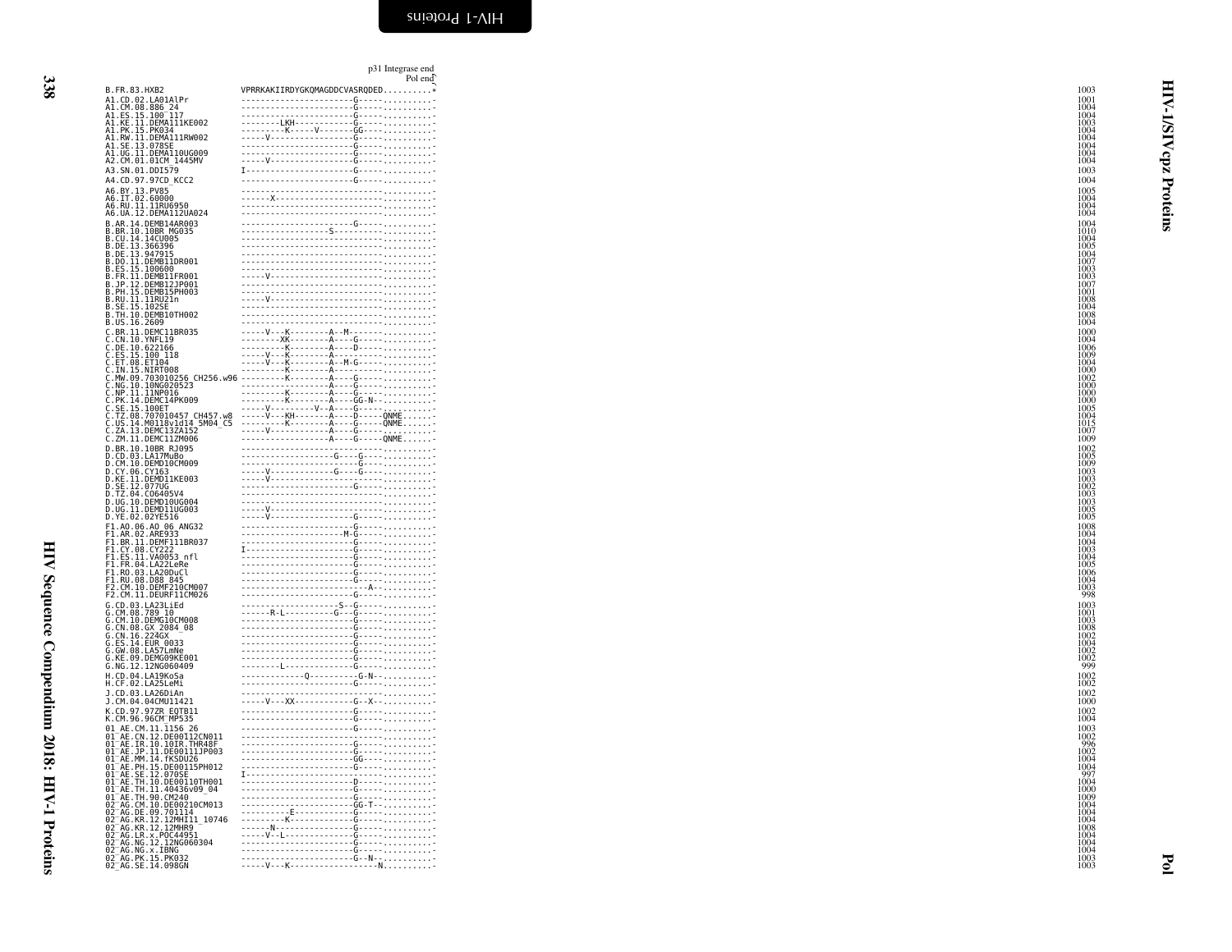```
                                p31 Integrase end
                                          Pol end
B.FR.83.HXB2                 VPRRKAKIIRDYGKQMAGDDCVASRQDED..........*      1003
A1.CD.02.LA01AlPr            ----------------------G-----..........-       1001
A1.CM.08.886_24              ----------------------G-----..........-       1004
A1.ES.15.100_117             ----------------------G-----..........-       1004
A1.KE.11.DEMA111KE002        --------LKH-----------G-----..........-       1003
A1.PK.15.PK034               ---------K-----V-------GG----..........-      1004
A1.RW.11.DEMA111RW002        -----V----------------G-----..........-       1004
A1.SE.13.078SE               ----------------------G-----..........-       1004
A1.UG.11.DEMA110UG009        ----------------------G-----..........-       1004
A2.CM.01.01CM_1445MV         -----V----------------G-----..........-       1004
A3.SN.01.DDI579              I---------------------G-----..........-       1003
A4.CD.97.97CD_KCC2           ----------------------G-----..........-       1004
A6.BY.13.PV85                ----------------------------..........-       1005
A6.IT.02.60000               ------X---------------------..........-       1004
A6.RU.11.11RU6950            ----------------------------..........-       1004
A6.UA.12.DEMA112UA024        ----------------------------..........-       1004
B.AR.14.DEMB14AR003          ----------------------G-----..........-       1004
B.BR.10.10BR_MG035           ------------------S---------..........-       1010
B.CU.14.14CU005              ----------------------------..........-       1004
B.DE.13.366396               ----------------------------..........-       1005
B.DE.13.947915               ----------------------------..........-       1004
B.DO.11.DEMB11DR001          ----------------------------..........-       1007
B.ES.15.100600               ----------------------------..........-       1003
B.FR.11.DEMB11FR001          -----V----------------------..........-       1003
B.JP.12.DEMB12JP001          ----------------------------..........-       1007
B.PH.15.DEMB15PH003          ----------------------------..........-       1001
B.RU.11.11RU21n              -----V----------------------..........-       1008
B.SE.15.102SE                ----------------------------..........-       1004
B.TH.10.DEMB10TH002          ----------------------------..........-       1008
B.US.16.2609                 ----------------------------..........-       1004
C.BR.11.DEMC11BR035          -----V---K--------A--M------..........-       1000
C.CN.10.YNFL19               --------XK--------A----G-----..........-      1004
C.DE.10.622166               ---------K--------A----D-----..........-      1006
C.ES.15.100_118              -----V---K--------A---------..........-       1009
C.ET.08.ET104                -----V---K--------A--M-G-----..........-      1004
C.IN.15.NIRT008              ---------K--------A---------..........-       1000
C.MW.09.703010256_CH256.w96  ---------K--------A---G-----..........-       1002
C.NG.10.10NG020523           ------------------A---G-----..........-       1000
C.NP.11.11NP016              ---------K--------A---G-----..........-       1000
C.PK.14.DEMC14PK009          ---------K--------A---GG-N--..........-       1000
C.SE.15.100ET                -----V----------V--A---G-----..........-      1005
C.TZ.08.707010457_CH457.w8   -----V---KH-------A----D-----QNME......-      1004
C.US.14.M0118v1d14_5M04_C5   ---------K--------A---G-----QNME......-       1015
C.ZA.13.DEMC13ZA152          -----V------------A---G-----..........-       1007
C.ZM.11.DEMC11ZM006          ------------------A---G-----QNME......-       1009
D.BR.10.10BR_RJ095           ----------------------------..........-       1002
D.CD.03.LA17MuBo             ------------------G----G----..........-       1005
D.CM.10.DEMD10CM009          ----------------------G-----..........-       1009
D.CY.06.CY163                -----V------------G----G----..........-       1003
D.KE.11.DEMD11KE003          -----V----------------------..........-       1003
D.SE.12.077UG                ----------------------G-----..........-       1002
D.TZ.04.C06405V4             ----------------------------..........-       1003
D.UG.10.DEMD10UG004          ----------------------------..........-       1003
D.UG.11.DEMD11UG003          -----V----------------------..........-       1005
D.YE.02.02YE516              -----V----------------G-----..........-       1005
F1.AO.06.AO_06_ANG32         ----------------------G-----..........-       1008
F1.AR.02.ARE933              ---------------------M-G-----..........-      1004
F1.BR.11.DEMF111BR037        ----------------------G-----..........-       1004
F1.CY.08.CY222               I---------------------G-----..........-       1003
F1.ES.11.VA0053_nfl          ----------------------G-----..........-       1004
F1.FR.04.LA22LeRe            ----------------------G-----..........-       1005
F1.RO.03.LA20DuCl            ----------------------G-----..........-       1006
F1.RU.08.D88_845             ----------------------G-----..........-       1004
F2.CM.10.DEMF210CM007        ------------------------A-..........-         1003
F2.CM.11.DEURF11CM026        ----------------------G-----..........-        998
G.CD.03.LA23LiEd             --------------------S--G-----..........-      1003
G.CM.08.789_10               ------R-L----------G---G-----..........-      1001
G.CM.10.DEMG10CM008          ----------------------G-----..........-       1003
G.CN.08.GX_2084_08           ----------------------G-----..........-       1008
G.CN.16.224GX                ----------------------G-----..........-       1002
G.ES.14.EUR_0033             ----------------------G-----..........-       1004
G.GW.08.LA57LmNe             ----------------------G-----..........-       1002
G.KE.09.DEMG09KE001          ----------------------G-----..........-       1002
G.NG.12.12NG060409           --------L-------------G-----..........-        999
H.CD.04.LA19KoSa             ------------Q----------G-N--..........-       1002
H.CF.02.LA25LeMi             ----------------------G-----..........-       1002
J.CD.03.LA26DiAn             ----------------------------..........-       1002
J.CM.04.04CMU11421           -----V---XX------------G--X--..........-      1000
K.CD.97.97ZR_EQTB11          ----------------------G-----..........-       1002
K.CM.96.96CM_MP535           ----------------------G-----..........-       1004
01_AE.CM.11.1156_26          ----------------------G-----..........-       1003
01_AE.CN.12.DE00112CN011     ----------------------------..........-       1002
01_AE.IR.10.10IR.THR48F      ----------------------G-----..........-        996
01_AE.JP.11.DE00111JP003     ----------------------G-----..........-       1002
01_AE.MM.14.fKSDU26          ----------------------GG----..........-       1004
01_AE.PH.15.DE00115PH012     ----------------------G-----..........-       1004
01_AE.SE.12.070SE            I---------------------------..........-        997
01_AE.TH.10.DE00110TH001     ----------------------D-----..........-       1004
01_AE.TH.11.40436v09_04      ----------------------G-----..........-       1000
01_AE.TH.90.CM240            ----------------------G-----..........-       1009
02_AG.CM.10.DE00210CM013     ----------------------GG-T--..........-       1004
02_AG.DE.09.701114           ---------E------------G-----..........-       1004
02_AG.KR.12.12MHI11_10746    ---------K------------G-----..........-       1004
02_AG.KR.12.12MHR9           ------N---------------G-----..........-       1008
02_AG.LR.x.POC44951          -----V--L-------------G-----..........-       1004
02_AG.NG.12.12NG060304       ----------------------G-----..........-       1004
02_AG.NG.x.IBNG              ----------------------G-----..........-       1004
02_AG.PK.15.PK032            ----------------------G--N--..........-       1003
02_AG.SE.14.098GN            -----V---K-----------------N..........-       1003
```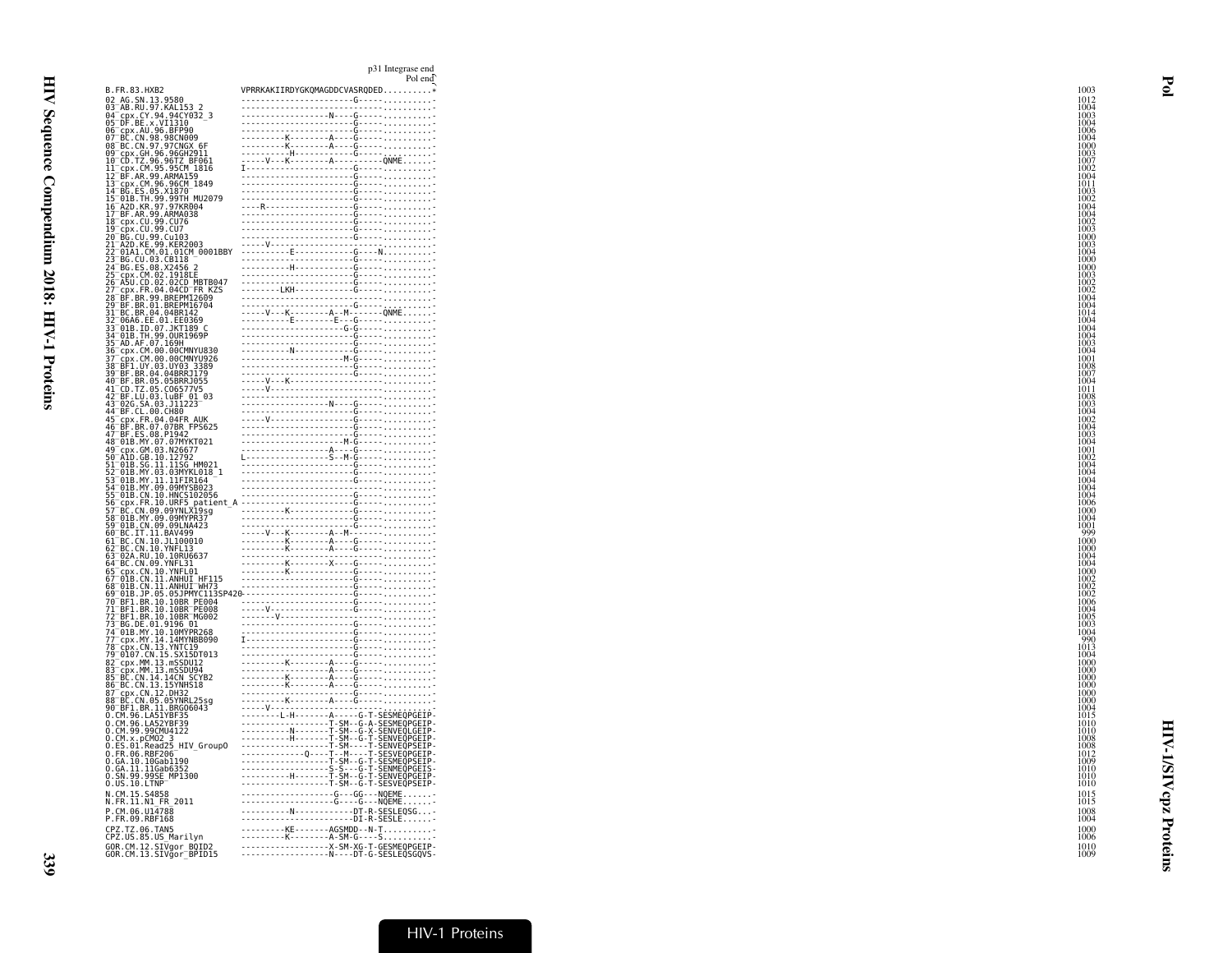p31 Integrase end
Pol end

```
B.FR.83.HXB2                   VPRRKAKIIRDYGKQMAGDDCVASRQDED..........*   1003
02_AG.SN.13.9580               -----------------------G-----..........-   1012
03_AB.RU.97.KAL153_2           ----------------------------..........-    1004
04_cpx.CY.94.94CY032_3         -----------------N----G-----..........-    1003
05_DF.BE.x.VI1310              -----------------------G-----..........-   1004
06_cpx.AU.96.BFP90             -----------------------G-----..........-   1006
07_BC.CN.98.98CN009            ---------K--------A----G-----..........-   1004
08_BC.CN.97.97CNGX_6F          ---------K--------A----G-----..........-   1000
09_cpx.GH.96.96GH2911          ----------H------------G-----..........-   1003
10_CD.TZ.96.96TZ_BF061         -----V---K--------A-----QNME......-        1007
11_cpx.CM.95.95CM_1816         I----------------------G-----..........-   1002
12_BF.AR.99.ARMA159            -----------------------G-----..........-   1004
13_cpx.CM.96.96CM_1849         -----------------------G-----..........-   1011
14_BG.ES.05.X1870              -----------------------G-----..........-   1003
15_01B.TH.99.99TH_MU2079       -----------------------G-----..........-   1002
16_A2D.KR.97.97KR004           ----R------------------G-----..........-   1004
17_BF.AR.99.ARMA038            -----------------------G-----..........-   1004
18_cpx.CU.99.CU76              -----------------------G-----..........-   1002
19_cpx.CU.99.CU7               -----------------------G-----..........-   1003
20_BG.CU.99.Cu103              -----------------------G-----..........-   1000
21_A2D.KE.99.KER2003           -----V----------------------..........-    1003
22_01A1.CM.01.01CM_0001BBY     ------------E----------G----N..........-   1004
23_BG.CU.03.CB118              -----------------------G-----..........-   1000
24_BG.ES.08.X2456_2            ----------H------------G-----..........-   1000
25_cpx.CM.02.1918LE            -----------------------G-----..........-   1003
26_A5U.CD.02.02CD_MBTB047      -----------------------G-----..........-   1002
27_cpx.FR.04.04CD_FR_KZS       --------LKH------------G-----..........-   1002
28_BF.BR.99.BREPM12609         ----------------------------..........-    1004
29_BF.BR.01.BREPM16704         -----------------------G-----..........-   1004
31_BC.BR.04.04BR142            -----V---K--------A--M-------QNME......-   1014
32_06A6.EE.01.EE0369           ------------E---------E---G-----.......-   1004
33_01B.ID.07.JKT189_C          ---------------------G-G-----..........-   1004
34_01B.TH.99.OUR1969P          -----------------------G-----..........-   1004
35_AD.AF.07.169H               -----------------------G-----..........-   1003
36_cpx.CM.00.00CMNYU830        ----------N------------G-----..........-   1004
37_cpx.CM.00.00CMNYU926        ---------------------M-G-----..........-   1001
38_BF1.UY.03.UY03_3389         -----------------------G-----..........-   1008
39_BF.BR.04.04BRRJ179          -----------------------G-----..........-   1007
40_BF.BR.05.05BRRJ055          -----V---K------------------..........-    1004
41_CD.TZ.05.CO6577V5           -----V----------------------..........-    1011
42_BF.LU.03.luBF_01_03         ----------------------------..........-    1008
43_02G.SA.03.J11223            -----------------N----G-----..........-    1003
44_BF.CL.00.CH80               -----------------------G-----..........-   1004
45_cpx.FR.04.04FR_AUK          -----V----------------------..........-    1002
46_BF.BR.07.07BR_FPS625        -----------------------G-----..........-   1004
47_BF.ES.08.P1942              -----------------------G-----..........-   1003
48_01B.MY.07.07MYKT021         ---------------------M-G-----..........-   1004
49_cpx.GM.03.N26677            -----------------A----G-----..........-    1001
50_A1D.GB.10.12792             L--------------------S--M-G-----.......-   1002
51_01B.SG.11.11SG_HM021        -----------------------G-----..........-   1004
52_01B.MY.03.03MYKL018_1       -----------------------G-----..........-   1004
53_01B.MY.11.11FIR164          -----------------------G-----..........-   1004
54_01B.MY.09.09MYSB023         ----------------------------..........-    1004
55_01B.CN.10.HNCS102056        -----------------------G-----..........-   1004
56_cpx.FR.10.URF5_patient_A    -----------------------G-----..........-   1006
57_BC.CN.09.09YNLX19sg         ---------K-------------G-----..........-   1000
58_01B.MY.09.09MYPR37          -----------------------G-----..........-   1004
59_01B.CN.09.09LNA423          -----------------------G-----..........-   1001
60_BC.IT.11.BAV499             -----V---K--------A--M------..........-     999
61_BC.CN.10.JL100010           ---------K--------A----G-----..........-   1000
62_BC.CN.10.YNFL13             ---------K--------A----G-----..........-   1000
63_02A.RU.10.10RU6637          -----------------------G-----..........-   1004
64_BC.CN.09.YNFL31             ---------K------------X----G-----......-   1004
65_cpx.CN.10.YNFL01            ---------K-------------G-----..........-   1000
67_01B.CN.11.ANHUI_HF115       -----------------------G-----..........-   1002
68_01B.CN.11.ANHUI_WH73        -----------------------G-----..........-   1002
69_01B.JP.05.05JPMYC113SP420   -----------------------G-----..........-   1002
70_BF1.BR.10.10BR_PE004        -----------------------G-----..........-   1006
71_BF1.BR.10.10BR_PE008        -----V-----------------G-----..........-   1004
72_BF1.BR.10.10BR_MG002        -------V--------------------..........-    1005
73_BG.DE.01.9196_01            -----------------------G-----..........-   1003
74_01B.MY.10.10MYPR268         -----------------------G-----..........-   1004
77_cpx.MY.14.14MYNBB090        I----------------------G-----..........-    990
78_cpx.CN.13.YNTC19            -----------------------G-----..........-   1013
79_0107.CN.15.SX15DT013        -----------------------G-----..........-   1004
82_cpx.MM.13.mSSDU12           ---------K--------A----G-----..........-   1000
83_cpx.MM.13.mSSDU94           ------------------A----G-----..........-   1000
85_BC.CN.14.14CN_SCYB2         ---------K--------A----G-----..........-   1000
86_BC.CN.13.15YNHS18           ---------K--------A----G-----..........-   1000
87_cpx.CN.12.DH32              -----------------------G-----..........-   1000
88_BC.CN.05.05YNRL25sg         ---------K--------A----G-----..........-   1000
90_BF1.BR.11.BRG06043          -----V----------------------..........-    1004
O.CM.96.LA51YBF35              --------L-H-------A-----G-T-SESMEQPGEIP-   1015
O.CM.96.LA52YBF39              -----------------T-SM--G-A-SESMEQPGEIP-    1010
O.CM.99.99CMU4122              ----------N-------T-SM--G-X-SENVEQLGEIP-   1010
O.CM.x.pCMO2_3                 ----------H-------T-SM--G-T-SENVEQPGEIP-   1008
O.ES.01.Read25_HIV_GroupO      -----------------T-SM----T-SENVEQPSEIP-    1008
O.FR.06.RBF206                 -------------Q----T--M----T-SESVEQPSEIP-   1012
O.GA.10.10Gab1190              -----------------T-SM--G-T-SESMEQPSEIP-    1009
O.GA.11.11Gab6352              -----------------S-S---G-T-SENMEQPGEIS-    1010
O.SN.99.99SE_MP1300            ----------H-------T-SM--G-T-SENVEQPGEIP-   1010
O.US.10.LTNP                   -----------------T-SM--G-T-SESVEQPSEIP-    1010

N.CM.15.S4858                  -------------------G---GG---NQEME.......-  1015
N.FR.11.N1_FR_2011             -------------------G----G---NQEME.......-  1015

P.CM.06.U14788                 ----------N------------DT-R-SESLEQSG...-   1008
P.FR.09.RBF168                 -----------------------DI-R-SESLE......-   1004

CPZ.TZ.06.TAN5                 ---------KE-------AGSMDD--N-T..........-   1000
CPZ.US.85.US_Marilyn           ---------K--------A-SM-G----S..........-   1006

GOR.CM.12.SIVgor_BQID2         -----------------X-SM-XG-T-GESMEQPGEIP-    1010
GOR.CM.13.SIVgor_BPID15        -----------------N----DT-G-SESLEQSGQVS-    1009
```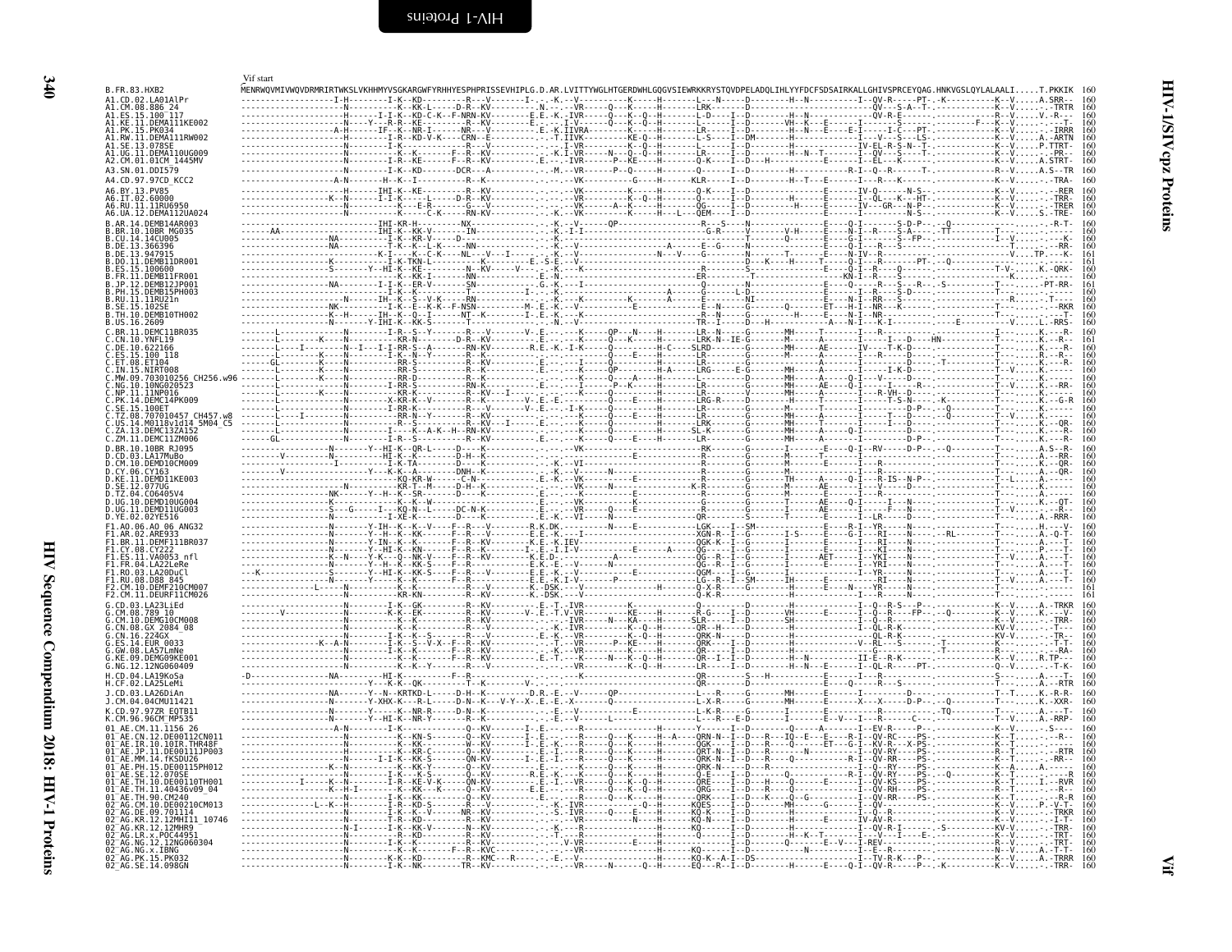# HIV-1/SIVcpz Proteins — Vif

Vif start

```
B.FR.83.HXB2   MENRWQVMIVWQVDRMRIRTWKSLVKHHMYVSGKARGWFYRHHYESPHPRISSEVHIPLG.D.AR.LVITTYWGLHTGERDWHLGQGVSIEWRKKRYSTQVDPELADQLIHLYYFDCFSDSAIRKALLGHIVSPRCEYQAG.HNKVGSLQYLALAALI.....T.PKKIK 160
A1.CD.02.LA01AlPr
A1.CM.08.886_24
A1.ES.15.100_117
A1.KE.11.DEMA111KE002
A1.PK.15.PK034
A1.RW.11.DEMA111RW002
A1.SE.13.078SE
A1.UG.11.DEMA110UG009
A2.CM.01.01CM_1445MV
A3.SN.01.DDI579
A4.CD.97.97CD_KCC2
A6.BY.13.PV85
A6.IT.02.60000
A6.RU.11.11RU6950
A6.UA.12.DEMA112UA024
B.AR.14.DEMB14AR003
B.BR.10.10BR_MG035
B.CU.14.14CU005
B.DE.13.366396
B.DE.13.947915
B.DO.11.DEMB11DR001
B.ES.15.100600
B.FR.11.DEMB11FR001
B.JP.12.DEMB12JP001
B.PH.15.DEMB15PH003
B.RU.11.11RU21n
B.SE.15.102SE
B.TH.10.DEMB10TH002
B.US.16.2609
C.BR.11.DEMC11BR035
C.CN.10.YNFL19
C.DE.10.622166
C.ES.15.100_118
C.ET.08.ET104
C.IN.15.NIRT008
C.MW.09.703010256_CH256.w96
C.NG.10.10NG020523
C.NP.11.11NP016
C.PK.14.DEMC14PK009
C.SE.15.100ET
C.TZ.08.707010457_CH457.w8
C.US.14.M0118v1d14_5M04_C5
C.ZA.13.DEMC13ZA152
C.ZM.11.DEMC11ZM006
D.BR.10.10BR_RJ095
D.CD.03.LA17MuBo
D.CM.10.DEMD10CM009
D.CY.06.CY163
D.KE.11.DEMD11KE003
D.SE.12.077UG
D.TZ.04.C06405V4
D.UG.10.DEMD10UG004
D.UG.11.DEMD11UG003
D.YE.02.02YE516
F1.AO.06.AO_06_ANG32
F1.AR.02.ARE933
F1.BR.11.DEMF111BR037
F1.CY.08.CY222
F1.ES.11.VA0053_nfl
F1.FR.04.LA22LeRe
F1.RO.03.LA20DuCl
F1.RU.08.D88_845
F2.CM.10.DEMF210CM007
F2.CM.11.DEURF11CM026
G.CD.03.LA23LiEd
G.CM.08.789_10
G.CN.10.DEMG10CM008
G.CN.08.GX_2084_08
G.CN.16.224GX
G.ES.14.EUR_0033
G.GW.08.LA57LmNe
G.KE.09.DEMG09KE001
G.NG.12.12NG060409
H.CD.04.LA19KoSa
H.CF.02.LA25LeMi
J.CD.03.LA26DiAn
J.CM.04.04CMU11421
K.CD.97.97ZR_EQTB11
K.CM.96.96CM_MP535
01_AE.CM.11.1156_26
01_AE.CN.12.DE00112CN011
01_AE.IR.10.10IR.THR48F
01_AE.JP.11.DE00111JP003
01_AE.MM.14.fKSDU26
01_AE.PH.15.DE00115PH012
01_AE.SE.12.070SE
01_AE.TH.10.DE00110TH001
01_AE.TH.11.40436v09_04
01_AE.TH.90.CM240
02_AG.CM.10.DE00210CM013
02_AG.DE.09.701114
02_AG.KR.12.12MHI11_10746
02_AG.KR.12.12MHR9
02_AG.LR.x.POC44951
02_AG.NG.12.12NG060304
02_AG.NG.x.IBNG
02_AG.PK.15.PK032
02_AG.SE.14.098GN
```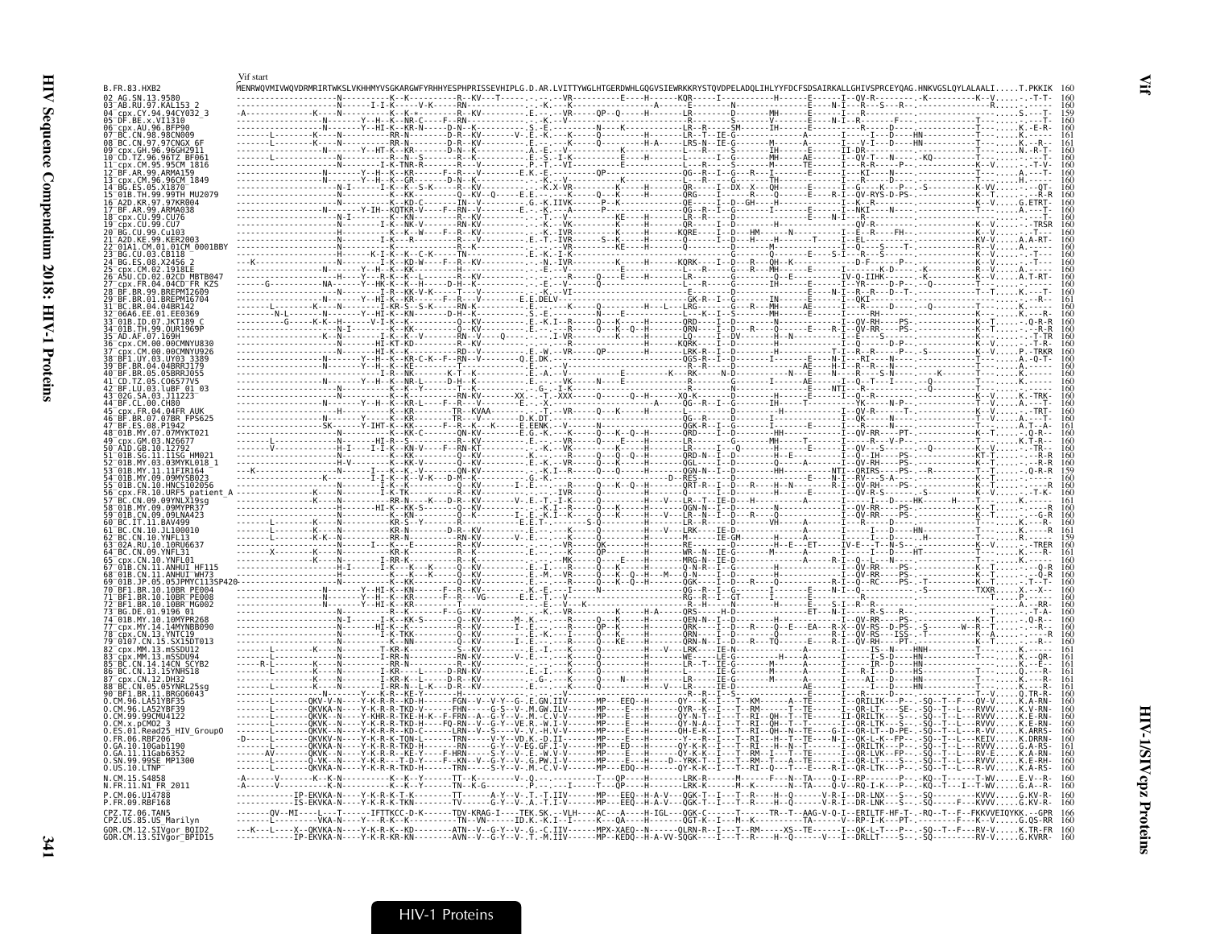Vif start

```
B.FR.83.HXB2                  MENRWQVMIVWQVDRMRIRTWKSLVKHHMYVSGKARGWFYRHHYESPHPRISSEVHIPLG.D.AR.LVITTYWGLHTGERDWHLGQGVSIEWRKKRYSTQVDPELADQLIHLYYFDCFSDSAIRKALLGHIVSPRCEYQAG.HNKVGSLQYLALAALI.....T.PKKIK  160
02_AG.SN.13.9580                                                                                                                                                                          160
03_AB.RU.97.KAL153_2                                                                                                                                                                      160
04_cpx.CY.94.94CY032_3                                                                                                                                                                    159
05_DF.BE.x.VI1310                                                                                                                                                                         160
06_cpx.AU.96.BFP90                                                                                                                                                                        160
07_BC.CN.98.98CN009                                                                                                                                                                       161
08_BC.CN.97.97CNGX_6F                                                                                                                                                                     161
09_cpx.GH.96.96GH2911                                                                                                                                                                     160
10_CD.TZ.96.96TZ_BF061                                                                                                                                                                    160
11_cpx.CM.95.95CM_1816                                                                                                                                                                    160
12_BF.AR.99.ARMA159                                                                                                                                                                       160
13_cpx.CM.96.96CM_1849                                                                                                                                                                    160
14_BG.ES.05.X1870                                                                                                                                                                         160
15_01B.TH.99.99TH_MU2079                                                                                                                                                                  160
16_A2D.KR.97.97KR004                                                                                                                                                                      160
17_BF.AR.99.ARMA038                                                                                                                                                                       160
18_cpx.CU.99.CU76                                                                                                                                                                         160
19_cpx.CU.99.CU7                                                                                                                                                                          160
20_BG.CU.99.Cu103                                                                                                                                                                         160
21_A2D.KE.99.KER2003                                                                                                                                                                      160
22_01A1.CM.01.01CM_0001BBY                                                                                                                                                                160
23_BG.CU.03.CB118                                                                                                                                                                         160
24_BG.ES.08.X2456_2                                                                                                                                                                       160
25_cpx.CM.02.1918EE                                                                                                                                                                       160
26_A5U.CD.02.02CD_MBTB047                                                                                                                                                                 160
27_cpx.FR.04.04CD_FR_KZS                                                                                                                                                                  160
28_BF.BR.99.BREPM12609                                                                                                                                                                    160
29_BF.BR.01.BREPM16704                                                                                                                                                                    161
31_BC.BR.04.04BR142                                                                                                                                                                       160
32_06A6.EE.01.EE0369                                                                                                                                                                      160
33_01B.ID.07.JKT189_C                                                                                                                                                                     160
34_01B.TH.99.OUR1969P                                                                                                                                                                     160
35_AD.AF.07.169H                                                                                                                                                                          160
36_cpx.CM.00.00CMNYU830                                                                                                                                                                   160
37_cpx.CM.00.00CMNYU926                                                                                                                                                                   160
38_BF1.UY.03.UY03_3389                                                                                                                                                                    160
39_BF.BR.04.04BRRJ179                                                                                                                                                                     160
40_BF.BR.05.05BRRJ055                                                                                                                                                                     160
41_CD.TZ.05.C06577V5                                                                                                                                                                      160
42_BF.LU.03.luBF_01_03                                                                                                                                                                    160
43_02G.SA.03.J11223                                                                                                                                                                       160
44_BF.CL.00.CH80                                                                                                                                                                          160
45_cpx.FR.04.04FR_AUK                                                                                                                                                                     160
46_BF.BR.07.07BR_FPS625                                                                                                                                                                   160
47_BF.ES.08.P1942                                                                                                                                                                         161
48_01B.MY.07.07MYKT021                                                                                                                                                                    160
49_cpx.GM.03.N26677                                                                                                                                                                       160
50_A1D.GB.10.12792                                                                                                                                                                        160
51_01B.SG.11.11SG_HM021                                                                                                                                                                   160
52_01B.MY.03.03MYKL018_1                                                                                                                                                                  160
53_01B.MY.11.11FIR164                                                                                                                                                                     159
54_01B.MY.09.09MYSB023                                                                                                                                                                    160
55_01B.CN.10.HNCS102056                                                                                                                                                                   160
56_cpx.FR.10.URF5_patient_A                                                                                                                                                               160
57_BC.CN.09.09YNLX19sg                                                                                                                                                                    161
58_01B.MY.09.09MYPR37                                                                                                                                                                     160
59_01B.CN.09.09LNA423                                                                                                                                                                     160
60_BC.IT.11.BAV499                                                                                                                                                                        160
61_BC.CN.10.JL100010                                                                                                                                                                      161
62_BC.CN.10.YNFL13                                                                                                                                                                        159
63_02A.RU.10.10RU6637                                                                                                                                                                     160
64_BC.CN.09.YNFL31                                                                                                                                                                        161
65_cpx.CN.10.YNFL01                                                                                                                                                                       160
67_01B.CN.11.ANHUI_HF115                                                                                                                                                                  160
68_01B.CN.11.ANHUI_WH73                                                                                                                                                                   160
69_01B.JP.05.05JPMYC113SP420                                                                                                                                                              160
70_BF1.BR.10.10BR_PE004                                                                                                                                                                   160
71_BF1.BR.10.10BR_PE008                                                                                                                                                                   160
72_BF1.BR.10.10BR_MG002                                                                                                                                                                   160
73_BG.DE.01.9196_01                                                                                                                                                                       160
74_01B.MY.10.10MYPR268                                                                                                                                                                    160
77_cpx.MY.14.14MYNBB090                                                                                                                                                                   160
78_cpx.CN.13.YNTC19                                                                                                                                                                       160
79_0107.CN.15.SX15DT013                                                                                                                                                                   160
82_cpx.MM.13.mSSDU12                                                                                                                                                                      161
83_cpx.MM.13.mSSDU94                                                                                                                                                                      161
85_BC.CN.14.14CN_SCYB2                                                                                                                                                                    161
86_BC.CN.13.15YNHS18                                                                                                                                                                      161
87_cpx.CN.12.DH32                                                                                                                                                                         161
88_BC.CN.05.05YNRL25sg                                                                                                                                                                    161
90_BF1.BR.11.BRGO6043                                                                                                                                                                     160
O.CM.96.LA51YBF35                                                                                                                                                                         160
O.CM.96.LA52YBF39                                                                                                                                                                         160
O.CM.99.99CMU4122                                                                                                                                                                         160
O.CM.x.pCMO2_3                                                                                                                                                                            160
O.ES.01.Read25_HIV_GroupO                                                                                                                                                                 160
O.FR.06.RBF206                                                                                                                                                                            160
O.GA.10.10Gab1190                                                                                                                                                                         161
O.GA.11.11Gab6352                                                                                                                                                                         160
O.SN.99.99SE_MP1300                                                                                                                                                                       160
O.US.10.LTNP                                                                                                                                                                              160
N.CM.15.S4858                                                                                                                                                                             160
N.FR.11.N1_FR_2011                                                                                                                                                                        160
P.CM.06.U14788                                                                                                                                                                            160
P.FR.09.RBF168                                                                                                                                                                            160
CPZ.TZ.06.TAN5                                                                                                                                                                            166
CPZ.US.85.US_Marilyn                                                                                                                                                                      160
GOR.CM.12.SIVgor_BQID2                                                                                                                                                                    160
GOR.CM.13.SIVgor_BPID15                                                                                                                                                                   160
```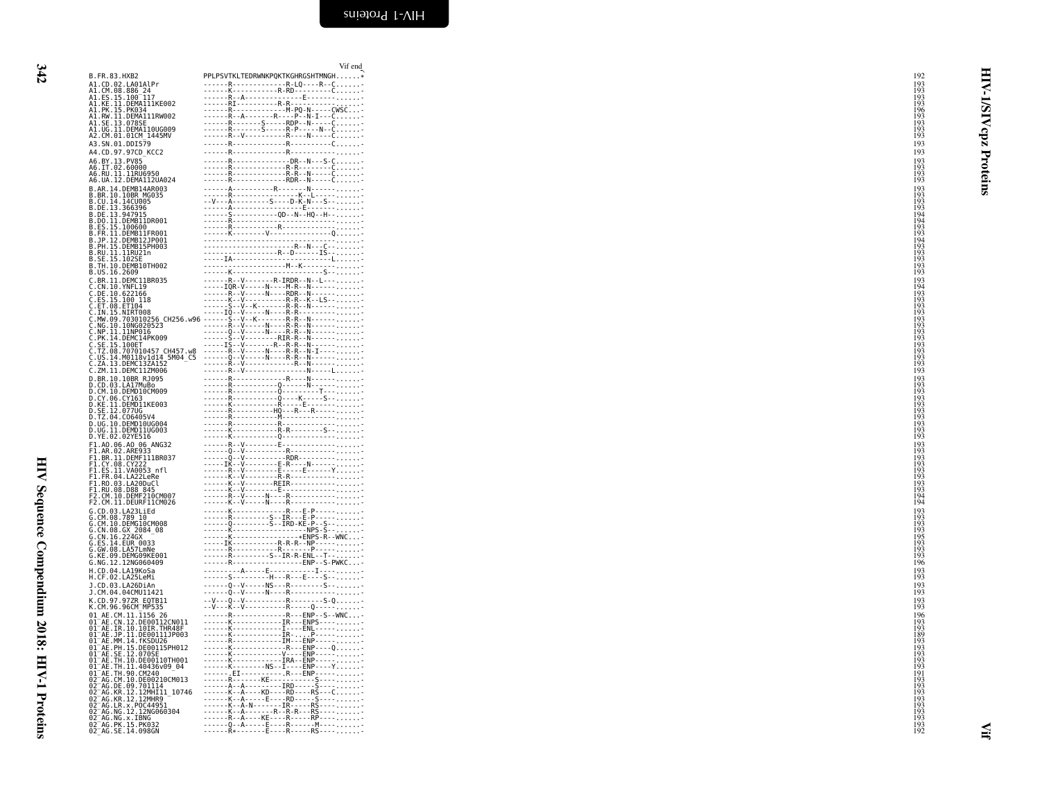```
                                                         Vif end
B.FR.83.HXB2                  PPLPSVTKLTEDRWNKPQKTKGHRGSHTMNGH......*   192
A1.CD.02.LA01AlPr             ------R-------------R-LQ----R--C.......   193
A1.CM.08.886_24               ------K-----------R-RD---------C.......   193
A1.ES.15.100_117              ------R--A---------------E------.......   193
A1.KE.11.DEMA111KE002         ------RI-----------R-R----------.......   193
A1.PK.15.PK034                ------R--------------M-PQ-N-----CWSC...   196
A1.RW.11.DEMA111RW002         ------R--A-------R----P--N-I---C.......   193
A1.SE.13.078SE                ------R--------S-----RDP--N-----C......   193
A1.UG.11.DEMA110UG009         ------R-------S-----R-P-----N--C.......   193
A2.CM.01.01CM_1445MV          ------R--V---------R--------N--C.......   193
A3.SN.01.DDI579               ------R-------------R---------C.......    193
A4.CD.97.97CD_KCC2            ------R-------------R----------.......    193
A6.BY.13.PV85                 ------R--------------DR--N---S-C.......   193
A6.IT.02.60000                ------R-------------R-R--------C.......   193
A6.RU.11.11RU6950             ------R-------------R-R--N-----C.......   193
A6.UA.12.DEMA112UA024         ------R-------------RDR--N-----C.......   193
B.AR.14.DEMB14AR003           ------A----------R--------N------.......  193
B.BR.10.10BR_MG035            ------R--------------------K--L----.......193
B.CU.14.14CU005               --V---A---------S----D-K-N---S-.......    193
B.DE.13.366396                ------A-------------------E-------.......  193
B.DE.13.947915                ------S-----------QD--N--HQ--H--.......   194
B.DO.11.DEMB11DR001           ------R--------------------------.......   194
B.ES.15.100600                ------R-----------R---------------.......  193
B.FR.11.DEMB11FR001           ------K--------V------------------Q.......193
B.JP.12.DEMB12JP001           ---------------------------------.......   194
B.PH.15.DEMB15PH003           ---------------------R--N---C--.......    193
B.RU.11.11RU21n               ------------------R--D------IS--.......   193
B.SE.15.102SE                 ---IA----------------------------L.......  193
B.TH.10.DEMB10TH002           ---------------------M--K--------.......  193
B.US.16.2609                  ------K---------------------------S--.......193
C.BR.11.DEMC11BR035           ------R--V-------R-IRDR--N--L---.......   193
C.CN.10.YNFL19                -----IQR--V-----N----M-R--N-------.......  194
C.DE.10.622166                ------R--V-----N----RDR--N-------.......  193
C.ES.15.100_118               ------K--V-----------R-R--K--LS--.......  193
C.ET.08.ET104                 ------S--V--K-------R-R--N-------.......  193
C.IN.15.NIRT008               -----IQ--V-----N----R-R----------.......  193
C.MW.09.703010256_CH256.w96   ------S--V--K-------R-R--N-------.......  193
C.NG.10.10NG020523            ------R--V-----N----R-R--N-------.......  193
C.NP.11.11NP016               ------Q--V-----N----R-R--N-------.......  193
C.PK.14.DEMC14PK009           ------S--V---------RIR-R--N------.......  193
C.SE.15.100ET                 -----IS--V--------R--R-R--N------.......  193
C.TZ.08.707010457_CH457.w8    ------R--V-----N----R-R--N-I-----.......  193
C.US.14.M0118v1d14_5M04_C5    ------Q--V-----N----R-R--N-------.......  193
C.ZA.13.DEMC13ZA152           ------R--V-----------R--N-------.......   193
C.ZM.11.DEMC11ZM006           ------R--V---------------N-----L.......   193
D.BR.10.10BR_RJ095            ------R-------------R----N-------.......  193
D.CD.03.LA17MuBo              ------R-----------Q-------N------.......  193
D.CM.10.DEMD10CM009           ------R-----------Q----------T---.......  193
D.CY.06.CY163                 ------R-----------Q-----K-----S--.......  193
D.KE.11.DEMD11KE003           ------K-----------R-----E--------.......  193
D.SE.12.077UG                 ------R----------HQ---R---R------.......  193
D.TZ.04.C06405V4              ------R-----------M--------------.......  193
D.UG.10.DEMD10UG004           ------R-----------R--------------.......  193
D.UG.11.DEMD11UG003           ------K-----------R-R---------S--.......  193
D.YE.02.02YE516               ------K-----------Q--------------.......  193
F1.AO.06.AO_06_ANG32          ------R--V--------E--------------.......  193
F1.AR.02.ARE933               ------Q--V-----------R-----------.......  193
F1.BR.11.DEMF111BR037         ------Q--V----------RDR----------.......  193
F1.CY.08.CY222                -----IK--V--------E-R-----N------.......  193
F1.ES.11.VA0053_nfl           ------R--V--------E-----E------Y.......   193
F1.FR.04.LA22LeRe             ------K--V---------R-R-----------.......  193
F1.RO.03.LA20DuCl             ------K--V-------REIR------------.......  193
F1.RU.08.D88_845              ------K--V--------E--------------.......  193
F2.CM.10.DEMF210CM007         ------R--V-----N----R------------.......  194
F2.CM.11.DEURF11CM026         ------K--V-----N----R------------.......  194
G.CD.03.LA23LiEd              ------K-------------R---E-P------.......  193
G.CM.08.789_10                ------R---------S--IR---E-P------.......  193
G.CM.10.DEMG10CM008           ------Q---------S--IRD-KE-P--S---.......  193
G.CN.08.GX_2084_08            ------K-------------------NPS-S--.......  193
G.CN.16.224GX                 ------K----------------*ENPS-R--WNC....   195
G.ES.14.EUR_0033              ------IK-----------R-R-R--NP-----.......  193
G.GW.08.LA57LmNe              ------R------------R-------P-----.......  193
G.KE.09.DEMG09KE001           ------R---------S--IR-R-ENL--T---.......  193
G.NG.12.12NG060409            ------R---------------ENP--S-PWKC....     196
H.CD.04.LA19KoSa              ---------A-----E------------I----.......  193
H.CF.02.LA25LeMi              ------S---------H---R---E----S---.......  193
J.CD.03.LA26DiAn              ------Q--V-----NS---R--------S---.......  193
J.CM.04.04CMU11421            ------Q--V-----N----R------------.......  193
K.CD.97.97ZR_EQTB11           --V---Q--V---------R----------S-Q.......  193
K.CM.96.96CM_MP535            --V---K--V----------R-----Q------.......  193
01_AE.CM.11.1156_26           ------R-------------R---ENP--S--WNC....   196
01_AE.CN.12.DE00112CN011      ------K------------IR---ENPS-----.......  193
01_AE.IR.10.10IR.THR48F       ------K------------I----ENL------.......  193
01_AE.JP.11.DE00111JP003      ------K------------IR-....P------.......  189
01_AE.MM.14.fKSDU26           ------R------------IM---ENP------.......  193
01_AE.PH.15.DE00115PH012      ------K-------------R---ENP----Q.......   193
01_AE.SE.12.070SE             ------K------------V----ENP------.......  193
01_AE.TH.10.DE00110TH001      ------K------------IRA--ENP------.......  193
01_AE.TH.11.40436v09_04       ------K--------NS--I----ENP----Y.......   193
01_AE.TH.90.CM240             ------.EI-----------.R---ENP-----.......  191
02_AG.CM.10.DE00210CM013      ------R-------KE-----------S-----.......  193
02_AG.DE.09.701114            ------A--A---------IRD-----S-----.......  193
02_AG.KR.12.12MHI11_10746     ------K--A----KD----RD----RS---C.......   193
02_AG.KR.12.12MHR9            ------K--A-----E----RD-----S-----.......  193
02_AG.LR.x.POC44951           ------K--A-N-------IR-----RS-----.......  193
02_AG.NG.12.12NG060304        ------K--A--------R--R-R--RS-----.......  193
02_AG.NG.x.IBNG               ------R--A----KE----R-----RP-----.......  193
02_AG.PK.15.PK032             ------Q--A-----E----R-----M------.......  193
02_AG.SE.14.098GN             ------R*-------E----R-----RS-----.......  192
```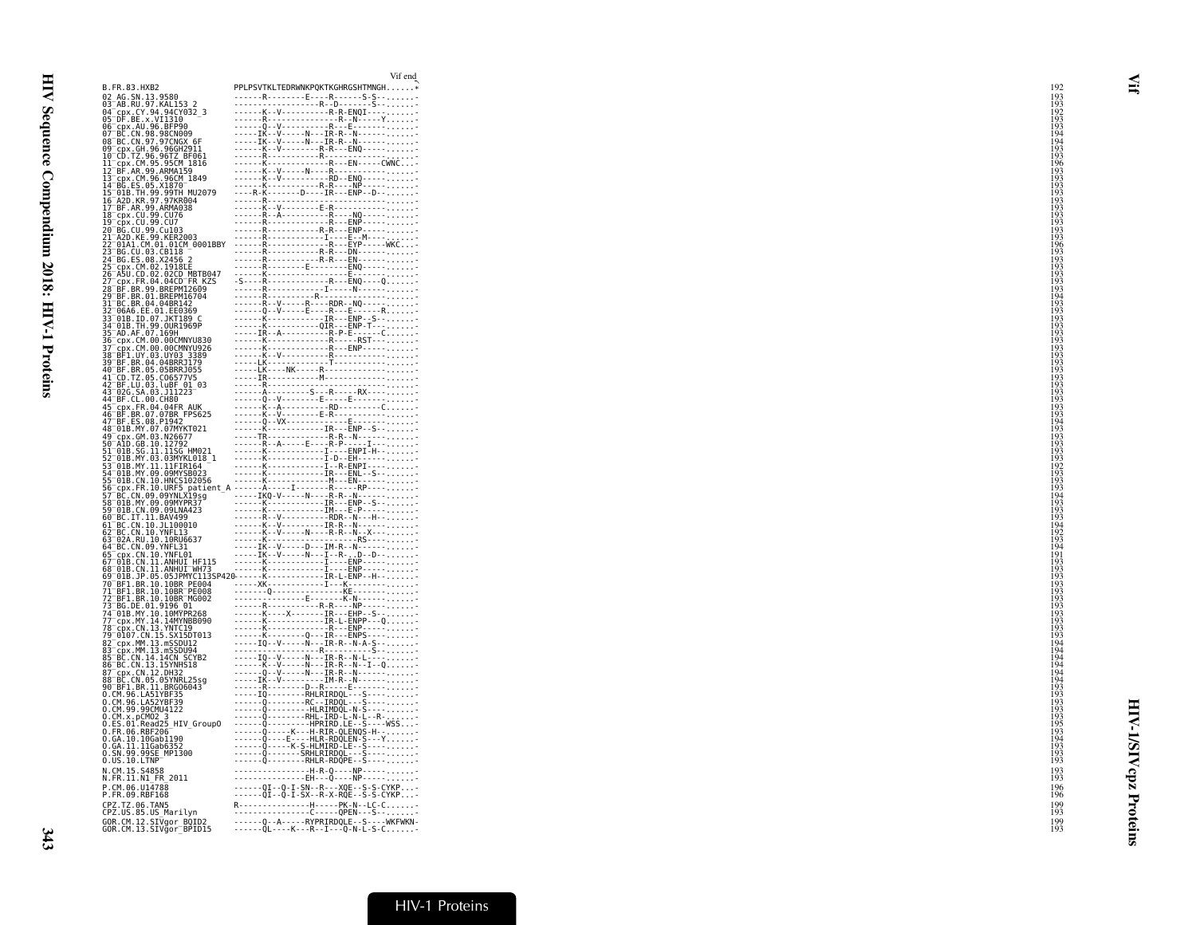Vif end

```
B.FR.83.HXB2                  PPLPSVTKLTEDRWNKPQKTKGHRGSHTMNGH......*    192
02_AG.SN.13.9580              ------R---------E----R------S-S-.......-   193
03_AB.RU.97.KAL153_2          -------------------R--D-------S-.......-   193
04_cpx.CY.94.94CY032_3        ------K--V----------R-R-ENQI----.......-   192
05_DF.BE.x.VI1310             ------R-----------------R--N-----Y.......-  193
06_cpx.AU.96.BFP90            ------Q--V-----------R---E-------.......-  193
07_BC.CN.98.98CN009           -----IK--V-----N---IR-R--N-------.......-  194
08_BC.CN.97.97CNGX_6F         -----IK--V-----N---IR-R--N-------.......-  194
09_cpx.GH.96.96GH2911         ------K--V--------R-R---ENQ------.......-  193
10_CD.TZ.96.96TZ_BF061        ------R-------------R-------------.......-  193
11_cpx.CM.95.95CM_1816        ------K-------------R---EN-----CWNC...-    196
12_BF.AR.99.ARMA159           ------K--V-----N----R------------.......-  193
13_cpx.CM.96.96CM_1849        ------K--V----------RD--ENQ------.......-  193
14_BG.ES.05.X1870             ------K-----------R-R----NP------.......-  193
15_01B.TH.99.99TH_MU2079      ----R-K-------D-----IR---ENP--D--.......-  193
16_A2D.KR.97.97KR004          ------R-------------------------.......-   193
17_BF.AR.99.ARMA038           ------K--V--------E-R------------.......-  193
18_cpx.CU.99.CU76             ------R--A-----------R-----NQ----.......-  193
19_cpx.CU.99.CU7              ------R--------------R---ENP-----.......-  193
20_BG.CU.99.Cu103             ------R-----------R-R---ENP------.......-  193
21_A2D.KE.99.KER2003          ------R--------------I-----E--M--.......-  193
22_01A1.CM.01.01CM_0001BBY    ------R--------------R---EYP-----WKC...-   196
23_BG.CU.03.CB118             ------R-----------R-R---DN-------.......-  193
24_BG.ES.08.X2456_2           ------R-----------R-R---EN-------.......-  193
25_cpx.CM.02.1918LE           ------R--------E--------ENQ------.......-  193
26_A5U.CD.02.02CD_MBTB047     ------K------------------E-------.......-  193
27_cpx.FR.04.04CD_FR_KZS      -S----R--------------R---ENQ----Q.......-  193
28_BF.BR.99.BREPM12609        ------R--------------I------N----.......-  193
29_BF.BR.01.BREPM16704        ------R-----------R--------------.......-  194
31_BC.BR.04.04BR142           ------R--V-----R-----RDR--NQ-----.......-  193
32_06A6.EE.01.EE0369          ------Q--V-----E-----R----E------R.......-  193
33_01B.ID.07.JKT189_C         ------K--------------IR---ENP--S-.......-  193
34_01B.TH.99.OUR1969P         ------K-------------QIR---ENP-T--.......-  193
35_AD.AF.07.169H              ------IR--A-----------R-P-E------C.......-  193
36_cpx.CM.00.00CMNYU830       ------K--------------R-----RST---.......-  193
37_cpx.CM.00.00CMNYU926       ------K--------------R---ENP-----.......-  193
38_BF1.UY.03.UY03_3389        ------K--V-----------R-----------.......-  193
39_BF.BR.04.04BRRJ179         ------LK---------------T----------.......-  193
40_BF.BR.05.05BRRJ055         -----LK------NK-----R------------.......-  193
41_CD.TZ.05.C06577V5          -----IR-------------M------------.......-  193
42_BF.LU.03.luBF_01_03        ------R--------------------------.......-  193
43_02G.SA.03.J11223           ------A---------S---R-----RX-----.......-  193
44_BF.CL.00.CH80              ------Q--V---------E------E------.......-  193
45_cpx.FR.04.04FR_AUK         ------K--A-----------RD---------C.......-  193
46_BF.BR.07.07BR_FPS625       ------K--V--------E-R------------.......-  193
47_BF.ES.08.P1942             ------Q--VX--------------E-------.......-  194
48_01B.MY.07.07MYKT021        ------K--------------IR---ENP--S-.......-  193
49_cpx.GM.03.N26677           -----TR--------------R-R--N------.......-  193
50_A1D.GB.10.12792            ------R--A-----E----R-P-----I----.......-  193
51_01B.SG.11.11SG_HM021       ------K--------------I----ENPI-H-.......-  193
52_01B.MY.03.03MYKL018_1      ------K--------------I-D--EH-----.......-  193
53_01B.MY.11.11FIR164         ------K--------------I--R-ENPI---.......-  192
54_01B.MY.09.09MYSB023        ------K--------------IR---ENL--S-.......-  193
55_01B.CN.10.HNCS102056       ------K--------------M----EN-----.......-  193
56_cpx.FR.10.URF5_patient_A   ------A-----I--------R-----RP----.......-  193
57_BC.CN.09.09YNLX19sg        -----IKQ-V-----N-----R-R--N------.......-  194
58_01B.MY.09.09MYPR37         ------K--------------IR---ENP--S-.......-  193
59_01B.CN.09.09LNA423         ------K--------------IM---E-P----.......-  193
60_BC.IT.11.BAV499            ------R--V-----------RDR--N---H--.......-  193
61_BC.CN.10.JL100010          ------K--V-----------IR-R--N-----.......-  194
62_BC.CN.10.YNFL13            ------K--V-----N-----R-R--N--X---.......-  192
63_02A.RU.10.10RU6637         ------K-------------------RS-----.......-  193
64_BC.CN.09.YNFL31            -----IK--V-----D-----IM-R--N-----.......-  194
65_cpx.CN.10.YNFL01           -----IK--V-----N---I--R-..D--D---.......-  191
67_01B.CN.11.ANHUI_HF115      ------K--------------I----ENP----.......-  193
68_01B.CN.11.ANHUI_WH73       ------K--------------I----ENP----.......-  193
69_01B.JP.05.05JPMYC113SP420  ------K--------------IR-L-ENP--H--.......-  193
70_BF1.BR.10.10BR_PE004       -----XK--------------I----K------.......-  193
71_BF1.BR.10.10BR_PE008       ---------Q---------------KE------.......-  193
72_BF1.BR.10.10BR_MG002       ---------------E-------K-N-------.......-  193
73_BG.DE.01.9196_01           ------R-----------R-R----NP------.......-  193
74_01B.MY.10.10MYPR268        ------K-----X--------IR---EHP--S-.......-  193
77_cpx.MY.14.14MYNBB090       ------K--------------IR-L-ENPP--Q.......-  193
78_cpx.CN.13.YNTC19           ------K--------------R----ENP----.......-  193
79_0107.CN.15.SX15DT013       ------K--------Q-----IR---ENPS---.......-  193
82_cpx.MM.13.mSSDU12          -----IQ--V-----N---IR-R--N-A-S---.......-  194
83_cpx.MM.13.mSSDU94          ---------------------R---------S-.......-  194
85_BC.CN.14.14CN_SCYB2        -----IQ--V-----N---IR-R--N-L-----.......-  194
86_BC.CN.13.15YNHS18          ------K--V-----N---IR-R--N--I--Q.......-   194
87_cpx.CN.12.DH32             ------Q--V-----N---IR-R--N-------.......-  194
88_BC.CN.05.05YNRL25sg        -----IK--V-----------IM-R--N-----.......-  194
90_BF1.BR.11.BRG06043         ------R---------D--R------E------.......-  193
O.CM.96.LA51YBF35             -----IQ--------RHLRIRDQL---S-----.......-  193
O.CM.96.LA52YBF39             ------Q--------RC--IRDQL---S-----.......-  193
O.CM.99.99CMU4122             ------Q---------HLRIMDQL-N-S-----.......-  193
O.CM.x.pCMO2_3                ------Q---------RHL-IRD-L-N-L--R-.......-  193
O.ES.01.Read25_HIV_GroupO     ------Q---------HPRIRD.LE--S----WSS....-   195
O.FR.06.RBF206                ------Q-----K---H-RIR-QLENQS-H--.......-   193
O.GA.10.10Gab1190             ------Q----E----HLR-RDQLEN-S---Y.......-   194
O.GA.11.11Gab6352             ------Q-----K-S-HLMIRD-LE--S-----.......-  193
O.SN.99.99SE_MP1300           ------Q-------SRHLRIRDQL---S-----.......-  193
O.US.10.LTNP                  ------Q--------RHLR-RDQPE--S-----.......-  193

N.CM.15.S4858                 ----------------H-R-Q-----NP-----.......-  193
N.FR.11.N1_FR_2011            ---------------EH---Q-----NP-----.......-  193

P.CM.06.U14788                ------QI--Q-I-SN--R---XQE--S-S-CYKP....-   196
P.FR.09.RBF168                ------QI--Q-I-SX--R-X-RQE--S-S-CYKP....-   196

CPZ.TZ.06.TAN5                R----------------H-----PK-N--LC-C.......-  199
CPZ.US.85.US_Marilyn          -----------------C-----QPEN---S--.......-  193

GOR.CM.12.SIVgor_BQID2        ------Q--A-----RYPRIRDQLE--S----WKFWKN-    199
GOR.CM.13.SIVgor_BPID15       ------QL----K---R--I---Q-N-L-S-C.......-   193
```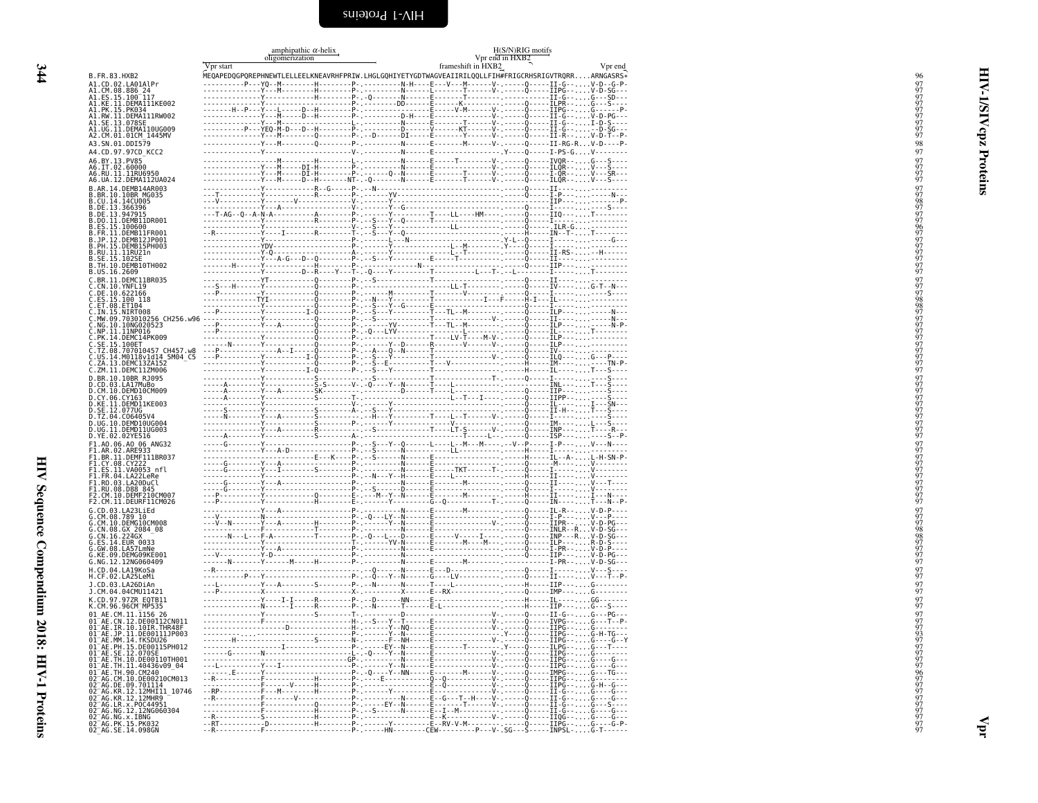# HIV-1/SIVcpz Proteins — Vpr

```
                              amphipathic α-helix                                     H(S/N)RIG motifs
                              oligomerization                                   Vpr end in HXB2
                 Vpr start                                        frameshift in HXB2                     Vpr end
B.FR.83.HXB2                  MEQAPEDQGPQREPHNEWTLELLEELKNEAVRHFPRIW.LHGLGQHIYETYGDTWAGVEAIIRILQQLLFIH#FRIGCRHSRIGVTRQRR....ARNGASRS*  96
A1.CD.02.LA01AlPr             ----------P---YQ--M---------H--------P-.-----------N-H----E----V---M-------V-.------Q-----II-G--....V-D--G-P-  97
A1.CM.08.886_24               --------------Y----M---------H--------P-.------------N------L-------T-------V-.------Q-----IIPG--....V-D-SG---  97
A1.ES.15.100_117              ------------------------------------P-.-Q---------N------E--------T---------------------Q-----II-G--....G---SD---  97
A1.KE.11.DEMA111KE002         --------------Y------------R---------P-.----------DD-----E-------K-----------.------Q-----ILPR--....G---S----  97
A1.PK.15.PK034                --------H--P---Y----L------D--H--------P-.--------N------E-------V-M-------V-.------Q-----IIPG--....G--------P-  97
A1.RW.11.DEMA111RW002         --------------Y---M------D--H--------P-.-----------D-H-----E--------------V-.------Q-----II-G--....V-D-PG---  97
A1.SE.13.078SE                --------------Y---M-------------------L-.---------N-------E--------T-------V-.------Q-----II-G--....I-D-S----  97
A1.UG.11.DEMA110UG009         ----------P----YEQ-M-D---D--H--------P-.----------D------V--------KT-------V-.------Q-----II-G--......-D-SG---  97
A2.CM.01.01CM_1445MV          --------------Y---M-------------Q--------P-.--D-------DI-----E------Y-------V-.------Q-----II-R--....V-D-T--P-  97
A3.SN.01.DDI579               --------------Y---M--------Q--------P-.----------N------E-------M-------V-.------Q-----II-RG-R...V-D---P-  98
A4.CD.97.97CD_KCC2            ------------------------------V-.----------N------E------------------.Y-----Q-----I-PS-G....V--------  97
A6.BY.13.PV85                 ----------------M--------H--------L-.----------N------E-------T---------V-.------Q-----IVQR--....G---S----  97
A6.IT.02.60000                --------------Y---M------DI-H--------P-.----------N------E----------------V-.------Q-----ILQR--....V---S----  97
A6.RU.11.11RU6950             --------------Y---M------DI-H--------P-.------Q--N------E-------T-------V-.------Q-----I-QR--....V---SR---  97
A6.UA.12.DEMA112UA024         --------------Y---M------D--H--------NT-.-Q-------N------E-------T-------V-.------Q-----ILQR--....V---S----  97
B.AR.14.DEMB14AR003           --------------Y-------------R--G-----P-.--N----------------------------------.------Q-----II----..........  97
B.BR.10.10BR_MG035            ---T----------Y-------------R--------P-.------Y-------------------------------.------Q-----I-P---.......N---  97
B.CU.14.14CU005               ----V---------Y--------V-----------------V-.------Y--------------------------.------Q-----IIP-----........P-  98
B.DE.13.366396                --------------Y----A-----------------V-.------Y--G--------------------------.------Q-----I----.........S---  97
B.DE.13.947915                ---T-AG--Q--A-N-A-----------A--------P-.------Y---------T----LL-----HM---.------Q-----IIQ---....T--------  97
B.DO.11.DEMB11DR001           --------------Y-------------R--------P-.--S----Y--Q-----T-------------------.------Q-----I-----..........  97
B.ES.15.100600                --------------Y---------------------V-.--S---Y---------------LL-------------.------Q-----ILR-G-..........  96
B.FR.11.DEMB11FR001           --R-----------Y-----I--------R--------T-.--S---Y--Q------------------------.------H-----IN--T-....T--------  97
B.JP.12.DEMB12JP001           --------------Y---------------------P-.------L---N------------------------Y-L--Q-----I----..........G---  97
B.PH.15.DEMB15PH003           --------------YDV-------------------P-.------Y-------------L--M--------Y----Q-----I----..........  97
B.RU.11.11RU21n               --------------Y-Q------------------A-.------Y-------------L--T------------Q-----II-RS-....--H-------  97
B.SE.15.102SE                 --------------Y---A-G---D--Q--------P-.--S---Y--------E----T-----------------.------Q-----II----..........  97
B.TH.10.DEMB10TH002           --------H------Y------------H--------P-.-----------N-----------------------.------Q-----IIP---..........  97
B.US.16.2609                  --------------Y-----------D--R-----Y---T-.-Q----Y-------T--------L---T-.--L-----Q-----I----..........  97
C.BR.11.DEMC11BR035           --------------YT------------Q--------P-.--S---------T---------------------.------Q-----II----...........  97
C.CN.10.YNFL19                ---S---H------Y-------------Q--------P-.-----------------LL-T------------.------Q-----IV-----....G-T--N---  97
C.DE.10.622166                ---P----------Y-------------Q--------P-.-------M--------T--------V----------.------Q-----I-----.......S---  97
C.ES.15.100_118               --------------TYI-----------Q--------P-.--N---Y---------T-----------I---F-----H-I---IL--..........  98
C.ET.08.ET104                 --------------Y-------------Q--------P-.--S---Y--G------E---------------------.------Q-----I----...........  98
C.IN.15.NIRT008               ---P----------Y----------I-Q---------P-.--S---Y---------T---TL--M-----------.------Q-----ILP---.......N---  97
C.MW.09.703010256_CH256.w96   --------------Y-------------Q--------P-.--S---------T---------------V-------.------Q-----II----.......N---  97
C.NG.10.10NG020523            ---P----------Y----A--------Q--------P-.-------YV-------T---TL--M-----------.------Q-----ILP---......N-P-  97
C.NP.11.11NP016               ---P----------Y-------------Q--------P-.-Q--LYV--------------------L--------.------Q-----IL----....T--------  97
C.PK.14.DEMC14PK009           --------------Y-------------Q--------P-.-------------T---LV-T---M-V---------.------Q-----ILP----..........  97
C.SE.15.100ET                 -------N------Y-------------Q--------P-.------Y--D------R--------V----V-----.------Q-----ILP----..........  97
C.TZ.08.707010457_CH457.w8    ---P----------Y------A--I---Q--------P-.--A---Q--N------T---------------------.------Q-----IV----..........  97
C.US.14.M0118v1d14_5M04_C5    ---P----------Y----------I-Q---------P-.--S---Y---------T--------------V-----.------Q-----ILQ-----...G---P---  97
C.ZA.13.DEMC13ZA152           --------------Y-------------Q--------P-.--S--E----------T----V--------------.------H-----IM--------....TN-P-  97
C.ZM.11.DEMC11ZM006           --------------Y----------I-Q---------P-.--S---Y---------T--------------------.------H-----IL-----....T---S---  97
D.BR.10.10BR_RJ095            --------------Y-------------S--------P-.--S---------T--------------T-------.------Q-----I----..........S---  97
D.CD.03.LA17MuBo              -----A--------Y-------------S-S------V-.-Q---Y--N-------T------L---------------.------Q-----INL-----....T---S---  97
D.CM.10.DEMD10CM009           -----A--------Y----A--------SK-----------.--------D-----T---L----------------.------Q-----IIP------........S---  97
D.CY.06.CY163                 -----A--------Y-------------S--------T-.-----------------------L--T---I----.------Q-----IIPP---...........S---  97
D.KE.11.DEMD11KE003           -----A--------Y---------------------V-.------Y---------------------------------.------Q-----IL----.......I---SN---  97
D.SE.12.077UG                 -----S--------Y-------------S--------A-.--S---Y---------------------------------.------Q-----II-H--....T---S---  97
D.TZ.04.C06405V4              -----N--------Y----A--------S--------P-.--H---Y--------T---L--T-------V-.------Q-----I-----.........S---  97
D.UG.10.DEMD10UG004           --------------Y-------------S--------P-.------Y--------------V---------------.------Q-----IM-------....L---S---  97
D.UG.11.DEMD11UG003           --------------Y----A--------R--------P-.--S-------------T---LT-S---------V-.------Q-----INP-------....T---R---  97
D.YE.02.02YE516               -----A--------Y-------------S--------A-.--S------------------T-----L------.------Q-----ISP-------.......S--P-  97
F1.AO.06.AO_06_ANG32          -----G--------Y-----------------------P-.--S---Y--Q------L----L--M--M----.--V--P-----I-P---....V---N----  97
F1.AR.02.ARE933               --------------Y----A-D----------------P-.--S-----N-------LL-----------------.------H-----I-----...........  97
F1.BR.11.DEMF111BR037         ---------------------------E----K-----P-.--S-----N-------E---------------------.------H-----IL--A-....L-H-SN-P-  97
F1.CY.08.CY222                -----G--------Y----A----------------P-.-------N-------E----------------------.------Q-----M------...V--------  97
F1.ES.11.VA0053_nfl           -----G--------Y----I--------S--------P-.--------N-----E-----TKT------T-.------Q-----I-----....V--------  97
F1.FR.04.LA22LeRe             --------------Y---------------------P-.--N---Y--H------E----L---------------.------H-----II-----....V--------  97
F1.RO.03.LA20DuCl             -----G--------Y----A----------------P-.--------N-----E------M----------------.------Q-----II-----....V---T----  97
F1.RU.08.D88_845              -----G--------Y---------------------P-.--S----------D-----E---------------------.------Q-----I------....V--------  97
F2.CM.10.DEMF210CM007         ---P----------Y----------------Q--------E-.----M--Y--N------E------M-----------.------H-----II----......I---N---  97
F2.CM.11.DEURF11CM026         ---P----------Y----------------H--------E-.-------Y---------G--Q-----------T-------Q-----IN---....T---N--P-  97
G.CD.03.LA23LiEd              --------------Y----A------------------P-.-------N-------E------M-------------.------Q-----IL-R--....V-D-P----  97
G.CM.08.789_10                ---V----------N---------------------P-.-Q---LY--N-------E----------------------.------Q-----I-P---....V---P----  97
G.CN.10.DEMG10CM008           ---V--N-------Y----A--------H--------P-.--------Y--N-----E----------------V-.------Q-----IIPR--....V-D-PG---  97
G.CN.08.GX_2084_08            --------------F-------------T--------P-.--------N-------E----------------------.------Q-----INLR--R...V-D-SG---  98
G.CN.16.224GX                 -------N---L---F-A------------T--------P-.-Q---L--D------E------V------I--------.------Q-----INP---R...V-D-SG---  98
G.ES.14.EUR_0033              --------------Y---------------------T-.--------YV-------------M----M--------.------Q-----ILP---....R-D-S----  97
G.GW.08.LA57LmNe              --------------Y----A--------------------P-.--------N------E----------------------.------Q-----I-PR--....V-D-P----  97
G.KE.09.DEMG09KE001           ---V----------Y-D-------------------P-.--------N------E----------------------.------Q-----IIP---....V-D-PG---  97
G.NG.12.12NG060409            ------N-------Y------M------H--------P-.--------N------E------M----------------.------Q-----I-PR--....V-D-SG---  97
H.CD.04.LA19KoSa              --R-----------------------------Q----------.-Q--------N------E--D-----------------.------Q-----I-----....V---S----  97
H.CF.02.LA25LeMi              -----------P---Y--------------------P-.-Q---Y--N------G----LV-------------.------Q-----II-----....V---T--P-  97
J.CD.03.LA26DiAn              ---L----------Y----A--------S--------P-.--N---------T-----L--------------------.------H-----IIP---....G--------  97
J.CM.04.04CMU11421            ---P----------X---------------------X-.-----------X------E--RX--------------.------Q-----IMP---....G--------  97
K.CD.97.97ZR_EQTB11           ----------------I-I---------R--------P-.-D-------NN------E------------------.------H-----IL-----....GG-------  97
K.CM.96.96CM_MP535            ---------------N---------I------R--------P-.--N-----------T-------E-L--------------.------H-----IIP---....G---S----  97
01_AE.CM.11.1156_26           --------------Y-------------S--------T-.------------D-------------------V-.------Q-----II-G--....G---PG---  97
01_AE.CN.12.DE00112CN011      --------------F---------------------H-.--S---Y--T------E---------------V-.------Q-----IVPG--....G---T--P-  97
01_AE.IR.10.10IR.THR48F       ---------------------D--------------H-.-------Y--NQ-----E----------------V-.------Q-----IIPG--....G--------  97
01_AE.JP.11.DE00111JP003      --------------------------------------P-.-------Y--N------E---------------Y-----Q-----IIPG--....G-H-TG---  93
01_AE.MM.14.fKSDU26           ---------H-------------------S--------N-.-------F--NH-----E---------------V-.------Q-----IIPG--....G---G--Y  97
01_AE.PH.15.DE00115PH012      ----------------I-------------------P-.------EY--N------E------T------Y-----Q-----ILPG--....G---T----  97
01_AE.SE.12.070SE             ------G-------N---------------------L-.-Q---Y--N------E---------------V-.------Q-----IIPG--....G--------  97
01_AE.TH.10.DE00110TH001      ------------------------------------GP-.-------Y--N------E---------------V-.------Q-----IIPG--....G---G---  97
01_AE.TH.11.40436v09_04       ---L----------Y----I----------------P-.-------Y--N------E---------------V-.------Q-----IIPG--....G---G---  97
01_AE.TH.90.CM240             ------.E------Y---------------------P-.-Q---Y--NN------E------M-------V-.------Q-----IMPG--....G---TG---  96
02_AG.CM.10.DE00210CM013      --R-----------F-------------H--------P-.----E-----------Q--Q--------------V-.------Q-----IIPG--....G--------  97
02_AG.DE.09.701114            --------------F-------V-----H--------P-.-----------------E--Q-------------V-.------Q-----IIPG--....G-H-G---  97
02_AG.KR.12.12MHI11_10746     --RP----------F---M---------H--------P-.-------Y------------E-----------------.------Q-----II-G--....G---G---  97
02_AG.KR.12.12MHR9            --R-----------F-------V-----------------P-.-----------N------E--G---T--H----V-.------Q-----II-G--....G---G---  97
02_AG.LR.x.POC44951           --------------F-------------H--------P-.------EY--N------E--------T-------V-.------Q-----II-G--....G---S----  97
02_AG.NG.12.12NG060304        --------------F-------------H--------P-.--S-------N------E--I--M--------------.------Q-----II-G--....G---G---  97
02_AG.NG.x.IBNG               --R-----------S---------------------P-.-----------------E--K-------------V-.------Q-----IIQG--....G---G---  97
02_AG.PK.15.PK032             --RT----------D-------------H--------P-.-----------Y------E--RV-V-M-----------.------Q-----IIPG--....G---G-P-  97
02_AG.SE.14.098GN             --R-----------F---------------------P-.------HN---------CEW---------P---V-.SG---S-----INPSL-....G-T------  97
```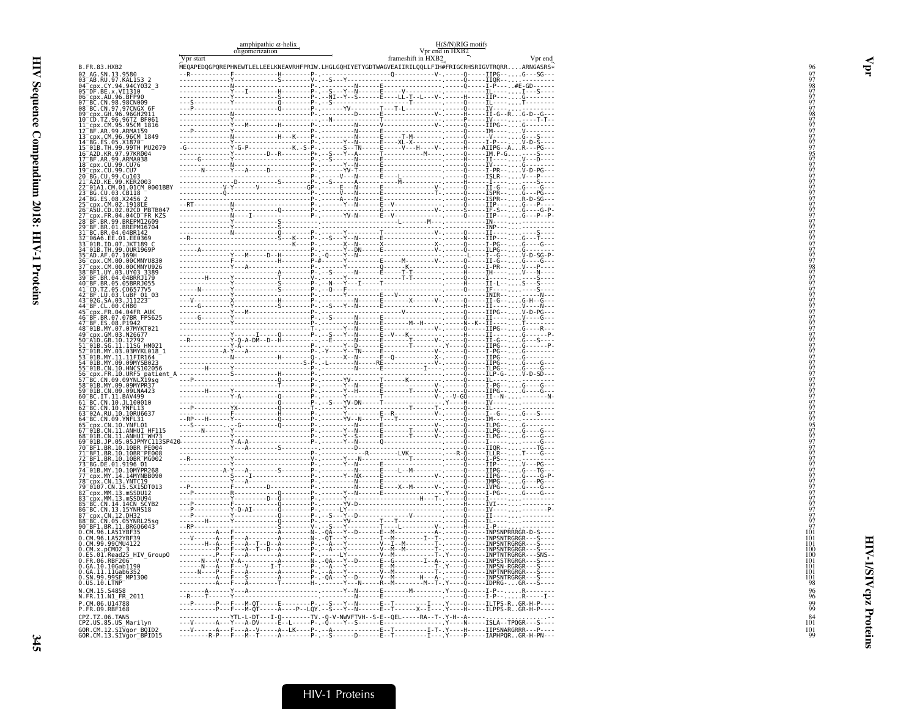```
                              amphipathic α-helix                                H(S/N)RIG motifs
                              oligomerization                              Vpr end in HXB2
                         Vpr start                                        frameshift in HXB2                    Vpr end
B.FR.83.HXB2             MEQAPEDQGPQREPHNEWTLELLEELKNEAVRHFPRIW.LHGLGQHIYETYGDTWAGVEAIIRILQQLLFIH#FRIGCRHSRIGVTRQRR....ARNGASRS*   96
02_AG.SN.13.9580         --R-----------F-------------H--------P.-------------------Q-----------V-.------Q-----IIPG--....G---SG---   97
03_AB.RU.97.KAL153_2     --------------Y-------------S--------V.--S---Y-------------------------.-------Q-----IIQR--....---------   97
04_cpx.CY.94.94CY032_3   --------------N------------------------P.-------N-----E-----------------.------Q-----I-P----.#E-GD------   98
05_DF.BE.x.VI1310        --------------Y---I---------H--------P.--S---Y--N-----E-----V----------.------------IL-----....I---S----   97
06_cpx.AU.96.BFP90       --------------Y-------------S--------P.--NI--Y--S-----E-----LL-T--L---V-.------H-----IIP-----....G--------   97
07_BC.CN.98.98CN009      --S-----------Y-------------Q--------P.--S-------------------T----------.------Q-----IL----...T--------   97
08_BC.CN.97.97CNGX_6F    ---P----------------------------------P.-------YV-------T---T-L---------.------Q-----IV-----...---------   97
09_cpx.GH.96.96GH2911    --------------N-------------Q--------P.--------D-------E----------V-.------H-----II-G--R...G-D--G---   98
10_CD.TZ.96.96TZ_BF061   --------------Y-------------Q--------P.---N-----T-----E----------------.------P-----IV-----...-------   97
11_cpx.CM.95.95CM_1816   --------------Y---M---------H--------P.--------N------V-------------V-.------Q-----IIPG---...G--------   97
12_BF.AR.99.ARMA159      ---P----------Y-------------------------P.-------N------E----------------.------Q-----IM-----...V-------   97
13_cpx.CM.96.96CM_1849   --------------Y-------------H--K-----P.--------N------E-----T-M---------.------Q-----V-----....G---S----   97
14_BG.ES.05.X1870        --------------Y-------------Q--------P.-------Y--N-----E-----XL-X--------.------Q-----I-P------V-D-S---   97
15_01B.TH.99.99TH_MU2079 -G------------Y-G-P----------K.-S-P.--------S--TN-----E-----V---H---V-.------H-----AIIPG--A...R---PG---   97
16_A2D.KR.97.97KR004     --------------Y-------------D--R-----P.--S---Y--A-----T------------M----.------Q-----IM.P-G.....--S-----   95
17_BF.AR.99.ARMA038      ------G-------Y-------------------------P.--S-------N-----E------------------.------H-----II-----....V---D---   97
18_cpx.CU.99.CU76        --------------N-------------------------P.-------Y--N-----E------------------.------Q-----IV-----....G--------   97
19_cpx.CU.99.CU7         ------N-------Y---A----D--------------P.------YV-T-----E------------------.------Q-----I-PR---...V-D-PG---   97
20_BG.CU.99.Cu103        ------------------------------------------P.------V---N-----E------L-----------.------Q-----ISLR---...V---P---   97
21_A2D.KE.99.KER2003     --------------D-------------S--------P.--S-------A-----------M------------.------H-----I-----....-------S---   97
22_01A1.CM.01.01CM_0001BBY ------------V-Y------V------------GP.------E---N-----E----------------V-.------Q-----II-G--....G----G---   97
23_BG.CU.03.CB118        ------------Q---------------------------P.------V---N-----E----------------T-.------Q-----ISPR---...G---PG---   97
24_BG.ES.08.X2456_2      ------------------------------------------P.------A---N-----E--------------------.------Q-----ISPR---...R-D-SG---   97
25_cpx.CM.02.1918LE      --RT----------N-------------------------P.-------Y--N-----E--V------------------.------Q-----IIP-----....G---P----   97
26_A5U.CD.02.02CD_MBTB047 -------------Y-------------Q--------P.-------------G-----------------V-.------S-----IF-S---...G----G-P-   97
27_cpx.FR.04.04CD_FR_KZS --------------N---I---------------------P.------YV-N-----E--V------------------.------Q-----IIP----....G---P--P-   97
28_BF.BR.99.BREPM12609   --------------Y-------------------------P.-------------------------L-------M---.------Q-----IN-----....---------   97
29_BF.BR.01.BREPM16704   --------------Y-------------S-----------P.----------------------------------------.------Q-----INP-----...---------   97
31_BC.BR.04.04BR142      --------------N-------------Q-----------P.-------Y-------T----------------V-.------Q-----II-----....----S----   97
32_06A6.EE.01.EE0369     --R-------------------------S---K-----P.--S---Y--N-----E----------------N-.------Q-----IIP-----....G---T----   97
33_01B.ID.07.JKT189_C    ------------------------------------K---P.--------X--N-----X----------------X-.------Q-----I-PG--....G----G---   97
34_01B.TH.99.OUR1969P    -----A------------------------------------P.-------Y--DN-----E----------------K-.------Q-----ILPG--...G----G---   97
35_AD.AF.07.169H         --------------Y---M------D--H--------P.--Q---Y--N-----E-----------------------L-----I--G---...V-D-SG-P-   97
36_cpx.CM.00.00CMNYU830  --------------F-------------H--------P.#-------Y-----E-----M-------V-.------Q-----II-G--...G----G---   97
37_cpx.CM.00.00CMNYU926  --------------Y---A--------------------P.------Y---------Q------K-----------.------Q-----I-PR--....V---P----   98
38_BF1.UY.03.UY03_3389   --------------Y-------------A--------P.--S------N-----E-----I-T--------.------H-----IH-----...V---N----   97
39_BF.BR.04.04BRRJ179    -------H------Y-------------T--------V.-------Y--------E-----T-T--------.------Q-----I-----....---S----   97
40_BF.BR.05.05BRRJ055    --------------Y-------------S--------P.--N---Y---I-----T------------------.------H-----II-L---...S---S----   97
41_CD.TZ.05.C06577V5     ------N-------Y-------------S--------P.--Q---F-----------------------------.------Q-----IF-----...-----S---   97
42_BF.LU.03.luBF_01_03   --------------Y-------------------------P.-------Y---------E----V------------.------------INIR---...-------N---   97
43_02G.SA.03.J11223      ---V----------X-------------H--------P.-------N-----E-----------X-----V-.------Q-----II-G--...G-H--G---   97
44_BF.CL.00.CH80         ------G-------Y-------------S--------P.--S---Y--N-----E-----------------.------H-----II----....V---N----   97
45_cpx.FR.04.04FR_AUK    --------------Y---M-----------------------P.--------------------------V----------.------Q-----IIPG---...V-D-PG---   97
46_BF.BR.07.07BR_FPS625  ------G-------Y-------------------------P.--S------N-----E-----------------.------Q-----II-----....V---G----   97
47_BF.ES.08.P1942        -------------------------------------------P.-------------N-----E-----M-H--------.------N--K--II-----....T--------   97
48_01B.MY.07.07MYKT021   --------------Y-------------------------T.-------Y--N-----E----------------V-.------Q-----IIPG--....G---R----   97
49_cpx.GM.03.N26677      --------------Y------I------Q--------P.--S---Y--N-----E--V---K---------.------H-----II-----....G------P-   97
50_A1D.GB.10.12792       --R-----------Y-Q-A-DM--D--H---------P.-------E--------N-----T-----V-.------Q-----II-G--....G---S----   97
51_01B.SG.11.11SG_HM021  --------------Y-A-------------------------P.-------Y--D-----E-----T--------.Y-----Q-----IIPG---...G-------P-   97
52_01B.MY.03.03MYKL018_1 --------------A-Y---A-------------------P.-Y----Y--TN-----E---------------V-.------Q-----I-PG--....G--------   97
53_01B.MY.11.11FIR164    --------------N-------------H--------P.-------X--N-----E--Q----------------X-.------Q-----IIPG--....G--------   97
54_01B.MY.09.09MYSB023   --------------Y-------------------S-P.--L-------N-----RE---------------V-.------Q-----IIPG--....G---G----   97
55_01B.CN.10.HNCS102056  -------H------Y-------------------------P.-------------N-----E--------------I---.------Q-----ILPG---...G---G----   97
56_cpx.FR.10.URF5_patient_A ---------S------------------H--------P.------------------E---------------------.------Q-----ILP-G---...V-D-SD---   97
57_BC.CN.09.09YNLX19sg   --P-----------------------------Q--------P.------YV--------T-------K--------------.------Q-----IL-----....--------   97
58_01B.MY.09.09MYPR37    --------------Y-------------T--------P.-------Y--N-----E-----------------V-.------Q-----I-PG--....G----G---   97
59_01B.CN.09.09LNA423    -------H------Y-------------Q--------P.-------Y--H-----E-----T-----V-.------Q-----IIPG--....G----G---   97
60_BC.IT.11.BAV499       --------------Y-A-----------Q--------P.-------Y-----------T-----------V-..-V-GQ-----II--N-....---------N-   97
61_BC.CN.10.JL100010     --------------Y-------------Q--------P.--S---YV-DN-----T-----------------.Y-----H-----IV-----....---------   97
62_BC.CN.10.YNFL13       --P-----------YX------------Q--------T.-------Y---------T-----------T---T--.------Q-----IL-----....---------   97
63_02A.RU.10.10RU6637    --------------F-------------H--------P.-------Y--------E--R-------------V-.------Q-----I--G--....G---S----   97
64_BC.CN.09.YNFL31       --RP---H------Y-------------Q--------P.------YV--N-----T---T--------------.------Q-----IM-----....---------   97
65_cpx.CN.10.YNFL01      --S-----------.-G-----------Q--------P.-------N-----E-----------------V-.------Q-----ILPG---...G--------   95
67_01B.CN.11.ANHUI_HF115 ------N-------Y-------------------------P.-------Y--N-----E-----T-----V-.------Q-----ILPG---...G---G----   97
68_01B.CN.11.ANHUI_WH73  --------------Y-------------------------P.-------Y--S-----E-----T-----V-.------Q-----ILPG---...G---G----   97
69_01B.JP.05.05JPMYC113SP420 -----------Y-A-A-------------------------P.-------Y--N-----Q-----------------------.------Q-----I-----....-------G---   97
70_BF1.BR.10.10BR_PE004  --------------Y---A-----------S--------------------------D-------------------------Q-----IIQR--....---TG---   97
71_BF1.BR.10.10BR_PE008  --------------Y-------------------------P.------------R-------LVK-----------R-Q-----ILLR--....T---G----   97
72_BF1.BR.10.10BR_MG002  --R-----------Y-------------------------V.-------Y---N-----------T-----------.------Q-----I-PS---...---------   97
73_BG.DE.01.9196_01      --------------Y-------------------------P.-------N-----E-----------------------.------Q-----IIP----....V---PG---   97
74_01B.MY.10.10MYPR268   -------------A-Y---A--------S--------P.-------N-----E-----L--M----------.------Q-----IIPG--....G---TG---   97
77_cpx.MY.14.14MYNBB090  --------------S-----I-------------------P.-------Y--NX-----E----------------V-.------Q-----IIPG--....G----G-P-   97
78_cpx.CN.13.YNTC19      --------------Y---A-----------------------P.-------N-----E-------------------------.------Q-----IMPG---...G---PG---   97
79_0107.CN.15.SX15DT013  --P-----------F-------D-----------------P.-------N-----E-----X--M--------V-.------Q-----IVPG---...G----G---   97
82_cpx.MM.13.mSSDU12     ---P----------R-------------Q--------P.-------Y--N-----E-----------------.Y-----Q-----I-PG--....G---G----   97
83_cpx.MM.13.mSSDU94     --------------Y---------D--Q-----------P.-------Y-----------------H---T-.------Q-----I-----....---------   97
85_BC.CN.14.14CN_SCYB2   ---P----------F-------------Q--------P.-------YV-D-----------------------------.------Q-----IVI-----...---------   97
86_BC.CN.13.15YNHS18     ---P----------Y-Q-AI--------Q--------P.------LY------------------------------.------Q-----IV-----....---------P-   97
87_cpx.CN.12.DH32        ---P----------Y-------------Q--------P.--S---Y--D----------------V---------.------Q-----II-----....---------   97
88_BC.CN.05.05YNRL25sg   --------H-----Y-------------Q--------P.------YV---------T-----T------------.------Q-----IL-----....---------   97
90_BF1.BR.11.BRGO6043    --RP----------Y-------------S--------V.--S---Y---------T-----L---------V-.------H-----I-P----....---------   97
O.CM.96.LA51YBF35        ----------A---F-------------A--------N.-QA---Y--D-----E--M--------A-.------Q-----INPSNPRRRGR-D-S----  101
O.CM.96.LA52YBF39        ---V------A---F---A---------A--------N.-QT---Y-------I--M------I--T-.------Q-----INPSNTRGRGR---S----  101
O.CM.99.99CMU4122        ---------H--A---F---A--T--D--A--------P.--A---Y--------V--I--M--------T-.------Q-----INPSNTRGRGR---S----  101
O.CM.x.pCM02_3           ----------P---F--+A--T--D--A--------P.--A---Y--------V--M--M--------T-.------Q-----INPSNTRGRGR---S----  100
O.ES.01.Read25_HIV_GroupO ---------P---F---A---------A--------P.------LY---------V--M-----------T-.Y-----Q-----INPTNTRGRGR---SNS--  100
O.FR.06.RBF206           ------N---V---V-A-----------A--------N.-QA---Y--D-----E--G--------I--A-.------Q-----INPSSTRGRGR---S----  101
O.GA.10.10Gab1190        ------N---A---F---V-------I-T--------P.--A---Y--------E--M-------------T-.Y-----Q-----INPSN-RGRGR---S----  101
O.GA.11.11Gab6352        ------N---P---F---A---------A--------P.--A---Y--------V--M-------------T-.------Q-----INPTNPRGRGR---S----  101
O.SN.99.99SE_MP1300      ----------A---F---S---------A--------P.-QA---Y--D-----V--M-------H---A-.------Q-----INPSNTRGRGR---S----  101
O.US.10.LTNP             ----------A---F---A---------T--------H.------Y---N-----R--M--------M--T-.Y-----Q-----IDPRG-...GR---S----   98
N.CM.15.S4858            -------A------Y---A-------------------------.-------Y--N-----E--------M--------.Y-----Q-----I-P-----....R--------   96
N.FR.11.N1_FR_2011       --R----T------Y---------------------------------.-------N-----E------------------.------Q-----I-P-----....R-----I--   96
P.CM.06.U14788           ---P------P---F---M-QT------E--------P.--S---Y--N-----E--T---------I---.Y-----Q-----ILTPS-R..GR-H-P----   99
P.FR.09.RBF168           ----------P---F---M-QT------A-----P--LQY.--S---Y--N-----E--T---------X--I---.Y-----H-----ILPPS-R..GR-H-P----   99
CPZ.TZ.06.TAN5           --------------YTL-L-DT---I-Q--------TV.-Q-V-NWVFTVH--S-E--QEL------RA--T-.Y-H--A-----------.........   84
CPZ.US.85.US_Marilyn     --V-------A---Y---A-DV------E--L------P.--Q---Y--S-----------------------.Y-----N-----ISLA--TPQGR---S----  101
GOR.CM.12.SIVgor_BQID2   ---V------A---F---A--V------A--LK-----P.--A-----------E--T--------I-T-.Y-----H-----IIPSNARGRRR---P----  101
GOR.CM.13.SIVgor_BPID15  --------R-P---F---M--T------A--------P.--S-------D-----E--T-----------I---.Y-----P-----IAPHPQR..GR-H-PN---   99
```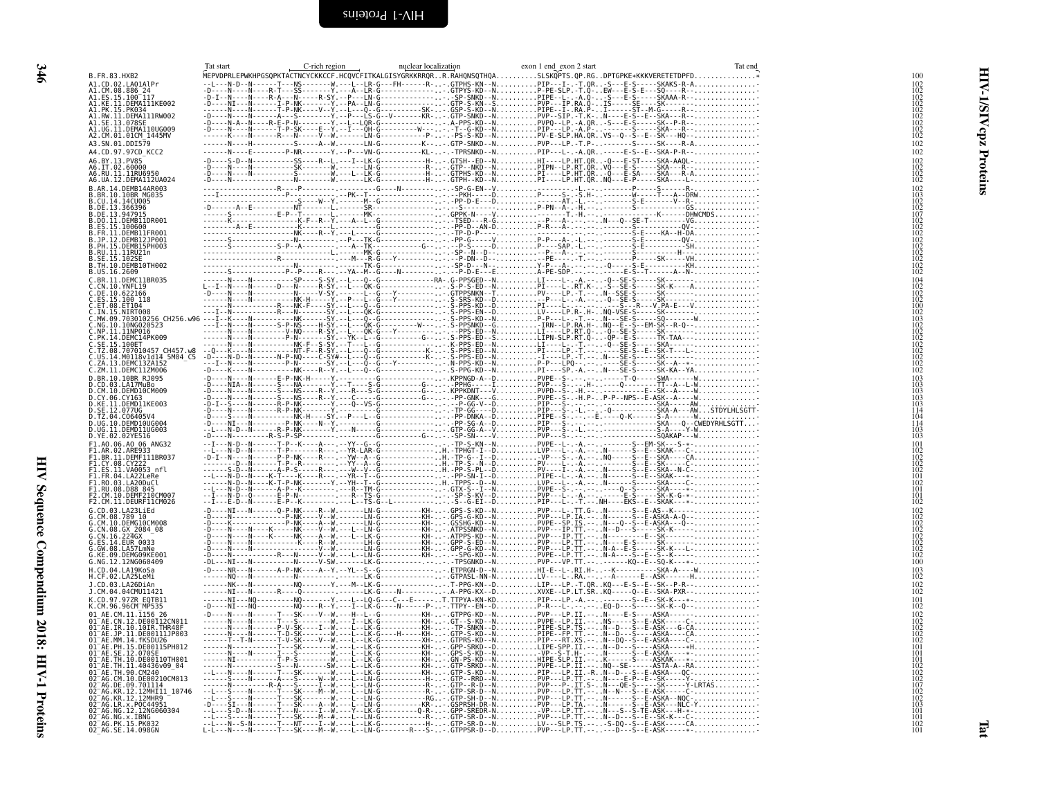# HIV-1/SIVcpz Proteins

## Tat

Tat start | C-rich region | nuclear localization | exon 1 end exon 2 start | Tat end

```
B.FR.83.HXB2   MEPVDPRLEPWKHPGSQPKTACTNCYCKKCCF.HCQVCFITKALGISYGRKKRRQR..R.RAHQNSQTHQA..........SLSKQPTS.QP.RG..DPTGPKE*KKKVERETETDPFD...............*   100
```

Note: the individual aligned sequence strings for the sequences below are not legible at this resolution; only sequence names and lengths are given.

| Sequence | Length |
|---|---|
| B.FR.83.HXB2 | 100 |
| A1.CD.02.LA01AlPr | 102 |
| A1.CM.08.886_24 | 102 |
| A1.ES.15.100_117 | 102 |
| A1.KE.11.DEMA111KE002 | 102 |
| A1.PK.15.PK034 | 102 |
| A1.RW.11.DEMA111RW002 | 102 |
| A1.SE.13.078SE | 102 |
| A1.UG.11.DEMA110UG009 | 102 |
| A2.CM.01.01CM_1445MV | 102 |
| A3.SN.01.DDI579 | 102 |
| A4.CD.97.97CD_KCC2 | 102 |
| A6.BY.13.PV85 | 102 |
| A6.IT.02.60000 | 102 |
| A6.RU.11.11RU6950 | 102 |
| A6.UA.12.DEMA112UA024 | 102 |
| B.AR.14.DEMB14AR003 | 102 |
| B.BR.10.10BR_MG035 | 103 |
| B.CU.14.14CU005 | 102 |
| B.DE.13.366396 | 102 |
| B.DE.13.947915 | 107 |
| B.DO.11.DEMB11DR001 | 102 |
| B.ES.15.100600 | 102 |
| B.FR.11.DEMB11FR001 | 102 |
| B.JP.12.DEMB12JP001 | 102 |
| B.PH.15.DEMB15PH003 | 102 |
| B.RU.11.11RU21n | 102 |
| B.SE.15.102SE | 102 |
| B.TH.10.DEMB10TH002 | 102 |
| B.US.16.2609 | 102 |
| C.BR.11.DEMC11BR035 | 104 |
| C.CN.10.YNFL19 | 102 |
| C.DE.10.622166 | 102 |
| C.ES.15.100_118 | 102 |
| C.ET.08.ET104 | 100 |
| C.IN.15.NIRT008 | 102 |
| C.MW.09.703010256_CH256.w96 | 103 |
| C.NG.10.10NG020523 | 102 |
| C.NP.11.11NP016 | 102 |
| C.PK.14.DEMC14PK009 | 102 |
| C.SE.15.100ET | 102 |
| C.TZ.08.707010457_CH457.w8 | 102 |
| C.US.14.M0118v1d14_5M04_C5 | 102 |
| C.ZA.13.DEMC13ZA152 | 102 |
| C.ZM.11.DEMC11ZM006 | 102 |
| D.BR.10.10BR_RJ095 | 103 |
| D.CD.03.LA17MuBo | 103 |
| D.CM.10.DEMD10CM009 | 103 |
| D.CY.06.CY163 | 103 |
| D.KE.11.DEMD11KE003 | 103 |
| D.SE.12.077UG | 114 |
| D.TZ.04.C06405V4 | 104 |
| D.UG.10.DEMD10UG004 | 114 |
| D.UG.11.DEMD11UG003 | 103 |
| D.YE.02.02YE516 | 103 |
| F1.AO.06.AO_06_ANG32 | 101 |
| F1.AR.02.ARE933 | 102 |
| F1.BR.11.DEMF111BR037 | 102 |
| F1.CY.08.CY222 | 102 |
| F1.ES.11.VA0053_nfl | 102 |
| F1.FR.04.LA22LeRe | 101 |
| F1.RO.03.LA20DuCl | 102 |
| F1.RU.08.D88_845 | 101 |
| F2.CM.10.DEMF210CM007 | 101 |
| F2.CM.11.DEURF11CM026 | 102 |
| G.CD.03.LA23LiEd | 102 |
| G.CM.08.789_10 | 102 |
| G.CM.10.DEMG10CM008 | 102 |
| G.CN.08.GX_2084_08 | 102 |
| G.CN.16.224GX | 102 |
| G.ES.14.EUR_0033 | 102 |
| G.GW.08.LA57LmNe | 102 |
| G.KE.09.DEMG09KE001 | 102 |
| G.NG.12.12NG060409 | 100 |
| H.CD.04.LA19KoSa | 103 |
| H.CF.02.LA25LeMi | 102 |
| J.CD.03.LA26DiAn | 102 |
| J.CM.04.04CMU11421 | 102 |
| K.CD.97.97ZR_EQTB11 | 101 |
| K.CM.96.96CM_MP535 | 102 |
| 01_AE.CM.11.1156_26 | 102 |
| 01_AE.CN.12.DE00112CN011 | 102 |
| 01_AE.IR.10.10IR.THR48F | 102 |
| 01_AE.JP.11.DE00111JP003 | 102 |
| 01_AE.MM.14.fKSDU26 | 102 |
| 01_AE.PH.15.DE00115PH012 | 101 |
| 01_AE.SE.12.070SE | 101 |
| 01_AE.TH.10.DE00110TH001 | 101 |
| 01_AE.TH.11.40436v09_04 | 102 |
| 01_AE.TH.90.CM240 | 101 |
| 02_AG.CM.10.DE00210CM013 | 102 |
| 02_AG.DE.09.701114 | 102 |
| 02_AG.KR.12.12MHI11_10746 | 107 |
| 02_AG.KR.12.12MHR9 | 102 |
| 02_AG.LR.x.POC44951 | 103 |
| 02_AG.NG.12.12NG060304 | 101 |
| 02_AG.NG.x.IBNG | 101 |
| 02_AG.PK.15.PK032 | 102 |
| 02_AG.SE.14.098GN | 101 |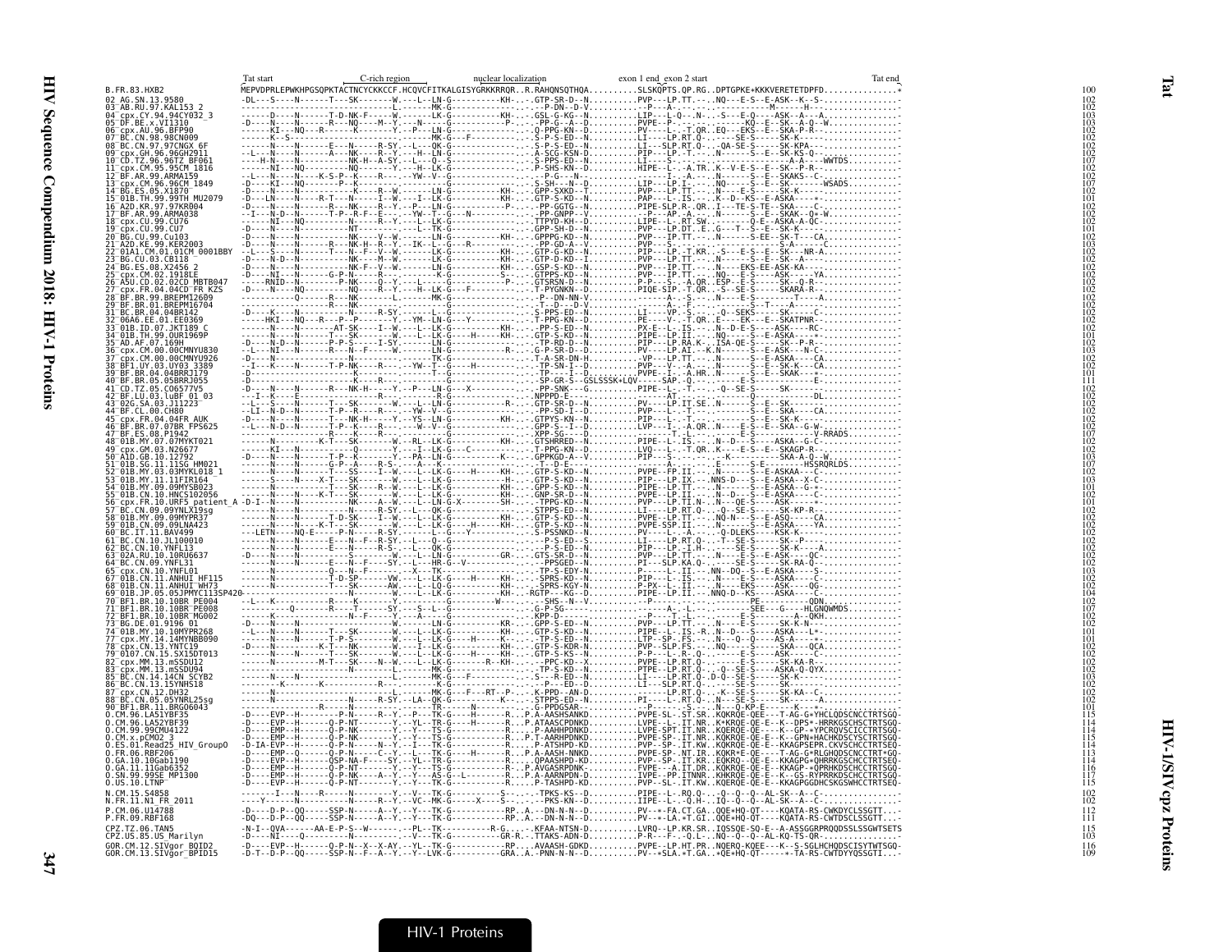```
                    Tat start                C-rich region          nuclear localization          exon 1 end  exon 2 start                      Tat end
B.FR.83.HXB2        MEPVDPRLEPWKHPGSQPKTACTNCYCKKCCF.HCQVCFITKALGISYGRKKRRQR..R.RAHQNSQTHQA..........SLSKQPTS.QP.RG..DPTGPKE*KKKVERETETDPFD..............*   100
02_AG.SN.13.9580    -DL---S----N------T---SK-------W----L--LN-G----------KH-..-.GTP-SR-D--N..........PVP---LP.TT.-..NQ---E-S--E-ASK--K--S-.............   102
03_AB.RU.97.KAL153_2 ----------------------------------L-------MK-G-----------..-.-P-DN--D-V..........-P---A-.....-........-----------M-------H---.........   102
04_cpx.CY.94.CY032_3 ------N------N-----T-D-NK-F-----W------LK-G----------KH-..-.GSL-G-KG--N..........LIP---L-Q.-.N-..-S---E-Q---ASK--A---A-.............   103
05_DF.BE.x.VI1310   -D----N------N------R----NQ----M--Y-----N-----G----------..-.-PP-G--A--D..........PVPE--P-.....-......KQ--E--SK--A-Q--W.............   103
06_cpx.AU.96.BFP90  ------KI---NQ---R-------K------Y---P---LN-G-----------..-.Q-PPG-KN--D..........PV----L-.-T.QR..EQ---EKS--E--SKA-P-R--.............   102
07_BC.CN.98.98CN009 ------K--S------------------------------MK-G---F---------..-.S-P-S-ED--N..........LI----LP.RT.Q-.-.---SE-S-----SK-K----.............   102
08_BC.CN.97.97CNGX_6F ------N------N------E---N------R-SY.--L--QK-G----------..-.S-P-S-ED--N..........LI---SLP.RT.Q..QA-SE-S-----SK-KPA---.............   102
09_cpx.GH.96.96GH2911 --L---N------N------A---NK-----R--Y---H--LN-G----------..-.A-SCG-KSN-D..........PIP---LP.-T.-..N------S--E--SK-KS-Q--.............   102
10_CD.TZ.96.96TZ_BF061 ---H---N-----------------NK-H--A-SY.--L---Q--S---------..-.S-PPS-ED--N..........LI----S-.-.-......----------A-A-----WWTDS.........   102
11_cpx.CM.95.95CM_1816 ------NI---NQ----------NQ------Y---H--LK-G-------------..-.P-SHS-KN--D..........HIPE--L-..A.TR..K--V-E-S--E--SK--P-R-.............   102
12_BF.AR.99.ARMA159 --L---N------N----K-S-P--K------R----YW--V--G---------..-.--P-G---N-..........-------I-..A..-..N-----S--E--SKAKS--C-.............   102
13_cpx.CM.96.96CM_1849 -D----KI---NQ-------P--P---------Y---P---LN-G----------..-.S-SH---N--D..........LIP---LP.I.-..NQ-----S--E--SK-----WSADS.........   107
14_BG.ES.05.X1870   -D----N------N------------K----R--W--------LN-G----------KH-..-.GPP-SXKD--I..........PVP---LP.TT.-..N------E-S-----SK-K----.............   102
15_01B.TH.99.99TH_MU2079 -D----LN-----N----R-T---N-----I--W----I--LK-G----------KH-..-.GTP-S-KD--N..........PAP---L-.IS.-..K--D--KS--E-ASKA----*.............   101
16_A2D.KR.97.97KR004 -D----N------N--------R----NK----R--Y---P---LN-G-------P-..-.-PP-GGTG--N..........PIPE-SLP.R-.QR..I---TE-S-TE--SKA-----C.............   102
17_BF.AR.99.ARMA038 --I---N-D----N------T-P---R-F---E-----YW--T--G----N------..-.-PP-GNPP--V..........-P----AP.-A.-..N------S--E--SKAK--Q*-W.............   102
18_cpx.CU.99.CU76   ------NI---NQ----------NT------N-----R--Y---L--LK-G---------..-.TTPYD-KH--D..........LIPE--L-.RT.SW..-------Q-E--ASKA-A-QC-.............   102
19_cpx.CU.99.CU7    -D----N------N---------NT-------------L--TK-G----------..-.GPP-SH-D--N..........PVP---LP.DT..E..G---T--S--E--SK-K----.............   101
20_BG.CU.99.Cu103   -D----N------N---------NKK-----V--W------LN-G----------KH-..-.GPPPG-KD--N..........PVP---IP.TT.-..N------S-EE--SK-T---CA.........   102
21_A2D.KE.99.KER2003 -D----N------N---------R----NK-H--R--Y---IK--L--G----R-----..-.-PP-GD-A--V..........PVP---S-.....-........----------S-A-------C.........   103
22_01A1.CM.01.01CM_0001BBY --L---S------N------T---N--F--V--W------LK-G----------KH-..-.GTP-G-KD--N..........PIP---LP.-T.KR..S---E-S--E--SK---NR-A.............   102
23_BG.CU.03.CB118   -D----N-D---N-----------NK-----M--W--------LN-G----------KH-..-.GTP-D-KD--I..........PVP---LP.TT.-..N------S--E--SK--A----.............   102
24_BG.ES.08.X2456_2 -D----N------N---------NK-F--V--W--------LN-G----------KH-..-.GSP-S-KD--N..........PVP---IP.TT.-..N------EKS-EE-ASK-KA----.............   102
25_cpx.CM.02.1918EE -D----NI---N-------G-P-N-----R--Y------LK-G----------S--..-.GTPPS-KD--N..........PVP---LP.TT.-..NQ---E-S-----ASK-----YA.........   102
26_A5U.CD.02.02CD_MBTB047 -----RNID---N-------P-NK-----Q--Y-----L----G-------P-..-.GTSRSN-D--N..........P-P---S-.-A.QR..ESP--E-S-----SK--Q-R--.............   102
27_cpx.FR.04.04CD_FR_KZS -D----N-----NQ---------NQ-----R--Y----H--LK-G---F---------..-.T-PYGNKN--D..........PIQE-SIP.-T.QR..-S--SE-S-----SKARA-R--.............   102
28_BF.BR.99.BREPM12609 --------------Q--------R----NK-----------L------MK-G-----------..-.-P-DN-NN-V..........-------A-.-P.-.-..N-----E-S--------T----A-.........   102
29_BF.BR.01.BREPM16704 ------------------------R----NK---------------------G-----------..-.-T--D---D-V..........-------A-.-F.-.-..-......S--T-----A-----.........   102
31_BC.BR.04.04BR142 -D----K------N---------N------R-SY.--------------G-------..-.S-PPS-ED--N..........LI----VP.-S.-..-Q--SEKS-----SK-----C-.............   102
32_06A6.EE.01.EE0369 ------HKI--NQ---R---P------Y---YM--LN-G---Y-----------..-.T-PPG-KN--D..........PE----V-.-T.QR..E----EK---E-SKATPNR---.............   102
33_01B.ID.07.JKT189_C ------N------N------AT-SK-----I--W----L--LK-G----------KH-..-.-PP-S-ED--N..........PX-E--L-.IS.-..N--D-E-S-----ASK----RC-.............   102
34_01B.TH.99.OUR1969P ------N------N------T---SK---------W-----L--LK-G----H------KH-..-.GTP-S-KD--N..........PIPE--LP.II.-..NQ----S--E-ASKA----*.............   101
35_AD.AF.07.169H    -D----N-D----N------P-P-S------I-SY.--------------G---------..-.-TP-RD-D--N..........PIP---LP.RA.K..ISA-QE-S-----SK--P-R--.............   102
36_cpx.CM.00.00CMNYU830 --L---NI----N------R---N--F------W-------LN-G--------------R-..-.G-P-SR-D--D..........PV----LP.AI.-..K.N--------S--E-ASK----N-C-.........   103
37_cpx.CM.00.00CMNYU926 -D----N-------------------------------TK-G---------------..-.T-A-SR-DN-H..........-VP---LP.TT.-..N------S--E-ASKA----CA.........   102
38_BF1.UY.03.UY03_3389 --I---K-----N------T-P-NK-----R---YW--T--G----H---------..-.-TP-SN-I--D..........PVP----A-.-.-..N------S--E--SK-K----CA.........   102
39_BF.BR.04.04BRRJ179 -D---------------------------------------T--G-------------..-.-TP----I--D..........PVPE--I-..A.HR..N------S--E--SKAK---*.............   101
40_BF.BR.05.05BRRJ055 -D-------------------------R---------------------G-------------..-.-SP-GR-S--GSLSSSK*LQV------SAP.-Q.-.-......E-S--------------E-.........   111
41_CD.TZ.05.C06577VS -D----N------N------R----NK-H-----Y---P---LN-G---X---------..-.-PP-SNK---G..........PIPE--L-.-T.-..-Q--SE-S-----SK-----C-.........   102
42_BF.LU.03.luBF_01_03 --I---K-----E-----------------R-------------R-G-------------..-.NPPPD-E---..........---------AT.-.-.-.......-Q----------DL.........   102
43_02G.SA.03.J11223 --L---S------N------T---SK------W------L--LN-G-----------R-..-.GTP-SR-D--N..........PV----LP.IT.SE..N-------S--E--SK-.............   102
44_BF.CL.00.CH80    -LI--N-D--N-------T---R-----R-----YW--V--G---------..-.-PP-SD-I--D..........PVP---L-.-.-......-------S--E--SKA---CA.........   102
45_cpx.FR.04.04FR_AUK -D----N-------N------T---NK-H-----Y---YS--LN-G---------KH-..-.GTPYS-KN--N..........PIP---L-.-T.-..N------S--E--SK-K----.............   102
46_BF.BR.07.07BR_FPS625 --L---N-D--N------R----K------R---W--V--G-------------..-.GPP-S--I--D..........LVP---I-.-A.QR..N-----E-S--E--SKA--G-W.............   102
47_BF.ES.08.P1942   --------N------------R---K----------------G------------..-.-PP-SG---D..........-----------T.-.-.-.......E-S------------V-RRADS.........   107
48_01B.MY.07.07MYKT021 ------N------K-T---SK-------W---RL--LK-G----------KH-..-.GTSHRRED--N..........PIPE--L-.IS.-..N--D---S-----ASK--G-C-.............   102
49_cpx.GM.03.N26677 ------KI---N---------------Q---------Y-------I--LK-G---C---------..-.T-PPG-KN--D..........LVQ---L-.-T.QR..K---E-S--E-SKAGP-R-.............   102
50_A1D.GB.10.12792  -D----N------N------T-P-K-------Y----L--LK-G----------K-..-.GPPKGD-A--V..........PIP---S-.....-........-K------------SKA-A-Q--W.........   103
51_01B.SG.11.11SG_HM021 ------N------N------G-P--A----R-S-----A----K-----------..-.-T--D-E---..........---------A-.-.-.......E-----S-E--------HSSRQRLDS.........   107
52_01B.MY.03.03MYKL018_1 ------N------N------T---SS-----I--W---L--LK-G-----H-----KH-..-.GTP-S-KD--N..........PVPE--FP.II.-..N------S--E-ASKAA---C-.............   102
53_01B.MY.11.11FIR164 ------S------N------X-T---SK---------W-----L--LK-G----------H-..-.GTP-S-KD--N..........PIP---LP.IX.-..NNS-D---S--E-ASK--X--C-.............   103
54_01B.MY.09.09MYSB023 ------N------N------T---SK-----R--W-----L--LK-G----------KH-..-.GTP-S-KD--N..........PIPE--LP.TT.-..N------S--E-ASKA--G-*-.............   101
55_01B.CN.10.HNCS102056 ------N------N----K-T---SK---------W-----L--LK-G----------KH-..-.GNP-SR-D--N..........PIPE--LP.II.-..N--D---S--E-ASKA----C-.............   102
56_cpx.FR.10.URF5_patient_A -D-I--N------N-------NK-----A--W-----L--LN-G-X---------SH-..-.-TPPG-KD--N..........PVP---LP.TI.N..-..-QE-S----ASK-----*-.............   101
57_BC.CN.09.09YNLX19sg ------N------N-------------R-SY.--L---QK-G---------------..-.STPPS-ED--N..........LI----LP.RT.Q-.-Q--SE-S-----SK-KP-R--.............   102
58_01B.MY.09.09MYPR37 ------N------N------T-D-SK-----I--W-----L--LK-G----------KH-..-.GTP-S-KD--N..........PVPE--LP.TT.-..NQ-N---S--E-ASQ-----CA.........   102
59_01B.CN.09.09LNA423 ------N------N----K-T---SK-----R--W-----L--LK-G-----H-----KH-..-.GTP-S-KD--N..........PVPE-SSP.TI.-..N------S--E-ASKA----YA.........   102
60_BC.IT.11.BAV499  ---LETN---NQ-E------P-N------R-SY.--L---G-----Y---------..-.S-PSSNKD--N..........PV----L-..A.-.-..-Q-DLEKS-----KSK-K----.............   102
61_BC.CN.10.JL100010 ------N------N------E---N--F-R-SY.--L---Q--G-----------..-.-P-S-ED--N..........LI----LP.RT.Q-.-T--SE-S-----SK--P----.............   102
62_BC.CN.10.YNFL13  ------N------N------E---N------R-S---L---QK-G----------..-.-P-S-ED--N..........PIP---LP.-H.-......-S---E-S-----SK-K----A-.........   102
63_02A.RU.10.10RU6637 -D----N------N-----------S------W------L--LN-G----------GR-..-.GTS-SR-D--N..........PVP---LP.TT.-..N---E-S--E-ASK-----QC-.........   102
64_BC.CN.09.YNFL31  ------N------N-----E---N---F---SY.--L--HR-G--V---------..-.-PPSGED---N..........PI---SLP.KA.Q..-----SE-S-----SK-RA-Q-.............   102
65_cpx.CN.10.YNFL01 ------N------N-----------Q----N---F--------X---TK-------------..-.-TP-S-EDY-N..........P-----L-.II.-..NN--DQ--S--E-ASKA----S-.............   103
67_01B.CN.11.ANHUI_HF115 ------N------N------T-D-SP------VW-----L--LK-G----H------KH-..-.-SPRS-KD--N..........PIP---L-.IS.-..N------S--E-ASKA----C-.............   102
68_01B.CN.11.ANHUI_WH73 ------N------N------T---SK------AW-----L--LK-G----------KH-..-.-SPRS-KGY-N..........P-PX--L-.II.-..N-----EKS----ASK----QG-.............   102
69_01B.JP.05.05JPMYC113SP420 -----------N------T---SK-------W-----L--LK-G----------KH-..-.RGTP---KG--D..........PIPE--LP.II.-..NNQ-D---KS----ASKA----C-.............   104
70_BF1.BR.10.10BR_PE004 --L---K-----N-------R----K------Y-------------G-----W-----..-.--SHS--N--V..........-P--------.-.-..-..-.......PE--------------QDN.........   102
71_BF1.BR.10.10BR_PE008 ------N------Q--------R----T-------SY---S--L--G-------------..-.G-P-SG---..........-------A-.-L.-.-......-------SEE---G----HLGNQWMDS.........   107
72_BF1.BR.10.10BR_MG002 ------N------N------N--F------Y------S-----G-------------..-.KPP-D-----..........---P----T.-L.-.-.......E-S-----A--QKH.........   102
73_BG.DE.01.9196_01 -D----N------N-----------------W----------LN-G----------KR-..-.GPP-S-ED--N..........PVP---LP.TT.-..N------E-S-----SK-K-N--.............   102
74_01B.MY.10.10MYPR268 --L---N------N------T---SK---------W-----L--LK-G----------KH-..-.GTP-S-KD--N..........PIPE--L-.IS.-..R..N--D---S----ASKA---L*-.............   101
77_cpx.MY.14.14MYNBB090 ------N------N------T-P-S----------W-----L--LK-G----H------KH-..-.-TP-S-ED--N..........LTP---SP.FS.-..N----Q--Q-----AS-A----*-.............   101
78_cpx.CN.13.YNTC19 -D----N------N----K-T---NK---------W------I--LK-G----------KH-..-.GTP-S-KDR-N..........PVP---SLP.FS.-..NQ------S-----SKA----QCA.........   102
79_0107.CN.15.SX15DT013 ------N------N------T---SK-----R--W-----L--LK-G----H------KH-..-.GTP-S-KS--N..........P-P---L-..R-.Q-.-.----E-S-----ASK-----C-.........   102
82_cpx.MM.13.mSSDU12 ------N-------M-T---SK-----N--W----L--LK-G-------R--KH-..-.--PPC-KD--X..........PVPE--LP.RT.Q-.-......E-S-----SK-KA-R--.............   102
83_cpx.MM.13.mSSDU94 ------N------N------------N---------------MK-G---------..-.-TP-S-KD--N..........PTPE--LP.RT.Q-.-Q--SE-S-----ASKA-Q-QYX.........   103
85_BC.CN.14.14CN_SCYB2 ------N------N---------------------W-----MK-G---F---------..-.S---R-ED--N..........LI----LP.RT.Q..D-Q-SE-S-----SK-K----.............   102
86_BC.CN.13.15YNHS18 ---------K-------K--------R---------------MK-G--------------..-.-P----ED--D..........LI---SLP.RT.Q-.-......SE-S-----SK-----.............   102
87_cpx.CN.12.DH32   ------N----------------------------L-----MK-G---F---RT--P..-.K-PPD--AN-D..........----------LP.RT.Q-.-..K--SE-S-----SK-KA--C-.............   102
88_BC.CN.05.05YNRL25sg ------N------N------N------R-SY.--LA--QK-G---------------..-.STPPS-ED--N..........PI----L-.-RT.Q-.-N------SE-S-----SK------A.........   102
90_BF1.BR.11.BRGO6043 ----------------R-------N----------------TR-----N-------..-.G-PPDGSAR--..........--P-------S-.-.-..N------Q-KP-E------K---*-.............   101
O.CM.96.LA51YBF35   -D----EVP--H-------P-N-------R--Y--P---TK-G----H-------R..P.A-AASHSANKD..........PVPE-SL-.ST.SR..KQRKQE-QEE---T-AG-G*YHCLQDSCNCCTRTSGQ-   115
O.CM.96.LA52YBF39   -D----EVP--H-------Q-P-NT------Y--YL--TR-G----H-------R..P.ATAASCPDNKD..........LVPE--L-.IT.NR..K*KRQE-QE-E---K--DPS*-HRRKGSCHCCTRTSGQ-   114
O.CM.99.99CMU4122   -D----EMP--H-------Q-P-NK------Y--Y---TS-G----------R..P.-AAHHPDNKD..........LVPE-SPT.IT.NR..KQERQE-QE-E---K--GP-*YPCRQVSCICCTRTSGQ-   114
O.CM.x.pCMO2_3      -D----EMP--H-------Q-P-NK------Y--Y---TS-G----------R..P.T-AARHPDNKD..........PVPE-SP-.IT.NR..KQERQE-QE-E---K--GPN*HACHKDSCYSCTRTSGQ-   115
O.ES.01.Read25_HIV_GroupO -D-IA-EVP--H-------Q-P-NK------N--Y---I--TK-G----------R..P.-P-ATSHPD-KD..........PVP--SP-.IT.KW..KQRKQE-QE-E---KKAGPSEPR.CKVSCHCCTRTSEQ-   114
O.FR.06.RBF206      -D----EMP--Q-------Q-P-N------C--Y---L--TK-G----H-------R..P.A-AASH-NNKD..........PVPE-SP-.NT.IR..KQRK*E-QE----T-AG-G*RLGHQDSCNCCTRT*GQ-   113
O.GA.10.10Gab1190   -D----EVP--H-------QSP-NA-F----SY.--YL--TR-G----------R..P.-QPAASHPD-KD..........PVP--SP-.IT.KR..EQKRQ--QE-E---KKAGPG*QHRRKGSCHCCTRTSEQ-   114
O.GA.11.11Gab6352   -D----EMP--H-------Q-P-NT------Y---Y---TS-G----------R..P.AVGASRPDNK-..........FVPE---A.IT.DR..KQRKQE-QE-E---KKAGP-*QPRHKDSCHCCTRTSGQ-   116
O.SN.99.99SE_MP1300 -D----EMP--H-------Q-P-NK----A--Y---Y---AS-G--L---------R..P.A-AARNPDN-D..........IVPE--PP.ITNNR..KHKRQE-QE-E---K--GS-RYPRRKDSCHCCTRTSGQ-   117
O.US.10.LTNP        -D----EVP--H-------Q-P-NT------Y---Y---TK-G----------R..P.TASHPD-KD..........PVP--SL-.IT.KW..KQERQE-QE-E---KKAGPGGDHCSKGSWHCCTRTSGQ-   115
N.CM.15.S4858       -------I----N------R----N------R-------Y---V---TK-G----------S-..-.-TPKS-KS--D..........PIPE--L-.RQ.Q-.-.-Q--Q--AL-SK--A--C-.............   102
N.FR.11.N1_FR_2011  ----Y-------N------------N------R---Y---VC-MK-G----X-----S-..-.-PKS-KN--D..........IIPE--L-..Q.H..IQ--Q--Q--AL-SK--A--C-.............   102
P.CM.06.U14788      -D----D-P--QQ-----SSP-N------A--Y---Y---TK-G----------RP..A.--DN-N-N--D..........PV--*-FA.CT.GA..QQE*HQ-QT----KQATA-RS-CWKDYCLSSGTT....   112
P.FR.09.RBF168      -DQ---D-P--QQ-----SSP-N------A--Y---Y---TK-G----------RP..A.--DN-N-N--D..........PV--*-LA.*T.GI..QQE*HQ-QT----KQATA-RS-CWTDSCLSSGTT....   111
CPZ.TZ.06.TAN5      -N-I--QVA-----AA-E-P-S--W-------P--L--TK-------R-G.....KFAA-NTSN-D..........LVRQ--LP.KR.SR..IQSSQE-SQ-E--A-ASSGGRPRQQDSSLSSWTSETS   115
CPZ.US.85.US_Marilyn -D----NI----Q-------P--L--N-------V---TK-G----------GR-R..TTAKS-ADN-D..........-P-R--F--.Q.L-..NQ--Q--Q--AL-KQ-TS-QR-..............   103
GOR.CM.12.SIVgor_BQID2 -D----EVP--H-------Q-P-N--X--X-AY---YL--TK-G----------RP..AVAASH-GDKD..........PVPE--LP.HT.PR..NQERQ-KQEE---K--S-SGLHCHQDSCISYTWTSGQ-   116
GOR.CM.13.SIVgor_BPID15 -D-T--D-P--QQ-----SSP-N--F--A--Y---Y--LVK-G----------GRA..A.-PNN-N-N--D..........PV--*SLA.*T.GA..*QE*HQ-QT-----*-TA-RS-CWTDYYQSSGTI....   109
```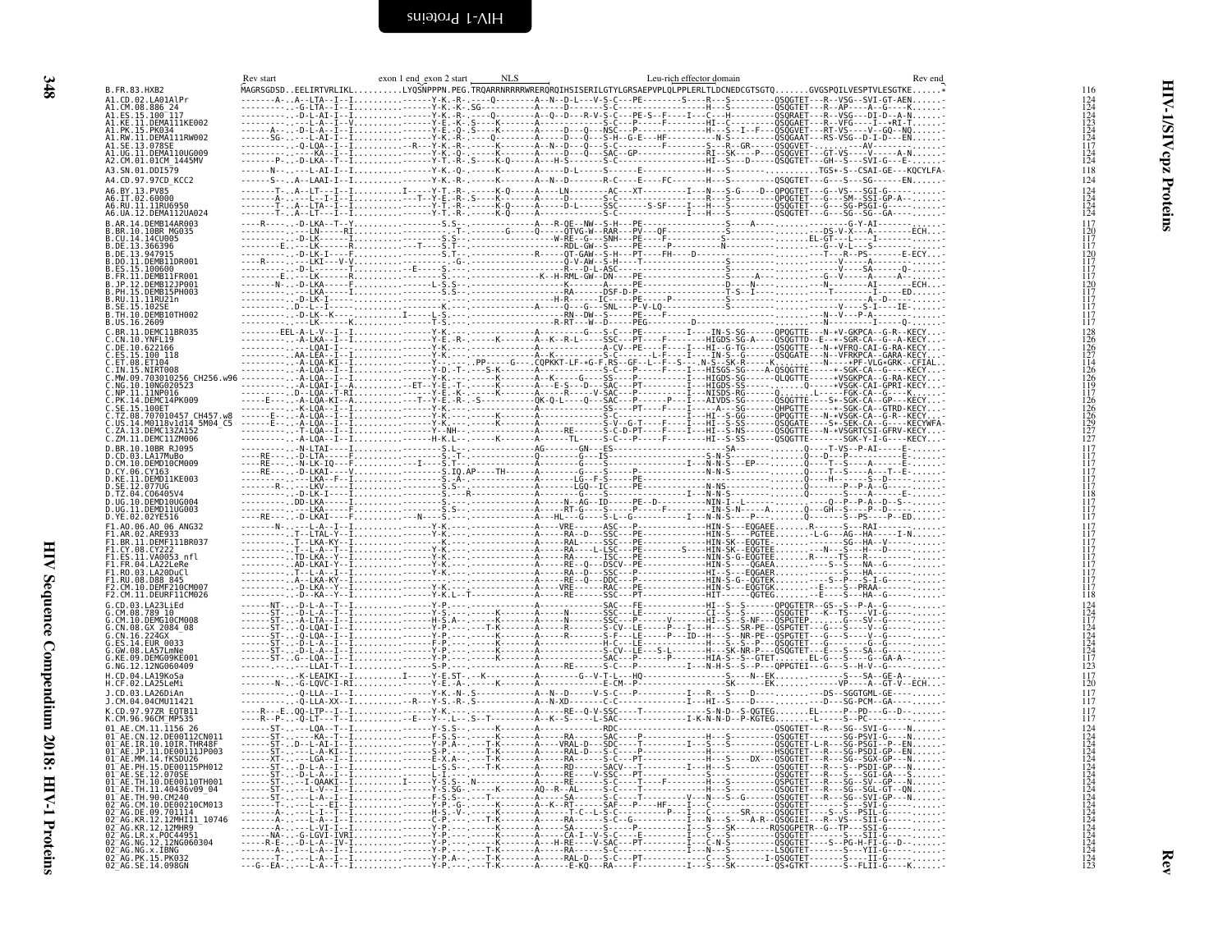# HIV-1/SIVcpz Proteins

## Rev

Alignment annotations: Rev start · exon 1 end exon 2 start · NLS · Leu-rich effector domain · Rev end

Reference sequence (116 residues):

```
B.FR.83.HXB2   MAGRSGDSD..EELIRTVRLIKL..........LYQSNPPPN.PEG.TRQARRNRRRRWRERQRQIHSISERILGTYLGRSAEPVPLQLPPLERLTLDCNEDCGTSGTQ.......GVGSPQILVESPTVLESGTKE......*   116
```

| Sequence | Length |
|---|---|
| A1.CD.02.LA01AlPr | 124 |
| A1.CM.08.886_24 | 124 |
| A1.ES.15.100_117 | 124 |
| A1.KE.11.DEMA111KE002 | 123 |
| A1.PK.15.PK034 | 124 |
| A1.RW.11.DEMA111RW002 | 124 |
| A1.SE.13.078SE | 117 |
| A1.UG.11.DEMA110UG009 | 124 |
| A2.CM.01.01CM_1445MV | 124 |
| A3.SN.01.DDI579 | 118 |
| A4.CD.97.97CD_KCC2 | 124 |
| A6.BY.13.PV85 | 124 |
| A6.IT.02.60000 | 124 |
| A6.RU.11.11RU6950 | 124 |
| A6.UA.12.DEMA112UA024 | 124 |
| B.AR.14.DEMB14AR003 | 117 |
| B.BR.10.10BR_MG035 | 120 |
| B.CU.14.14CU005 | 117 |
| B.DE.13.366396 | 117 |
| B.DE.13.947915 | 120 |
| B.DO.11.DEMB11DR001 | 117 |
| B.ES.15.100600 | 117 |
| B.FR.11.DEMB11FR001 | 117 |
| B.JP.12.DEMB12JP001 | 120 |
| B.PH.15.DEMB15PH003 | 117 |
| B.RU.11.11RU21n | 117 |
| B.SE.15.102SE | 117 |
| B.TH.10.DEMB10TH002 | 117 |
| B.US.16.2609 | 117 |
| C.BR.11.DEMC11BR035 | 128 |
| C.CN.10.YNFL19 | 126 |
| C.DE.10.622166 | 126 |
| C.ES.15.100_118 | 127 |
| C.ET.08.ET104 | 114 |
| C.IN.15.NIRT008 | 126 |
| C.MW.09.703010256_CH256.w96 | 126 |
| C.NG.10.10NG020523 | 119 |
| C.NP.11.11NP016 | 117 |
| C.PK.14.DEMC14PK009 | 126 |
| C.SE.15.100ET | 126 |
| C.TZ.08.707010457_CH457.w8 | 126 |
| C.US.14.M0118v1d14_5M04_C5 | 129 |
| C.ZA.13.DEMC13ZA152 | 127 |
| C.ZM.11.DEMC11ZM006 | 127 |
| D.BR.10.10BR_RJ095 | 117 |
| D.CD.03.LA17MuBo | 117 |
| D.CM.10.DEMD10CM009 | 117 |
| D.CY.06.CY163 | 117 |
| D.KE.11.DEMD11KE003 | 117 |
| D.SE.12.077UG | 117 |
| D.TZ.04.C06405V4 | 118 |
| D.UG.10.DEMD10UG004 | 117 |
| D.UG.11.DEMD11UG003 | 117 |
| D.YE.02.02YE516 | 117 |
| F1.AO.06.AO_06_ANG32 | 117 |
| F1.AR.02.ARE933 | 117 |
| F1.BR.11.DEMF111BR037 | 117 |
| F1.CY.08.CY222 | 117 |
| F1.ES.11.VA0053_nfl | 117 |
| F1.FR.04.LA22LeRe | 117 |
| F1.RO.03.LA20DuCl | 117 |
| F1.RU.08.D88_845 | 117 |
| F2.CM.10.DEMF210CM007 | 117 |
| F2.CM.11.DEURF11CM026 | 118 |
| G.CD.03.LA23LiEd | 124 |
| G.CM.08.789_10 | 124 |
| G.CN.10.DEMG10CM008 | 117 |
| G.CN.08.GX_2084_08 | 124 |
| G.CN.16.224GX | 124 |
| G.ES.14.EUR_0033 | 124 |
| G.GW.08.LA57LmNe | 124 |
| G.KE.09.DEMG09KE001 | 117 |
| G.NG.12.12NG060409 | 123 |
| H.CD.04.LA19KoSa | 117 |
| H.CF.02.LA25LeMi | 120 |
| J.CD.03.LA26DiAn | 117 |
| J.CM.04.04CMU11421 | 117 |
| K.CD.97.97ZR_EQTB11 | 117 |
| K.CM.96.96CM_MP535 | 117 |
| 01_AE.CM.11.1156_26 | 124 |
| 01_AE.CN.12.DE00112CN011 | 124 |
| 01_AE.IR.10.10IR.THR48F | 124 |
| 01_AE.JP.11.DE00111JP003 | 124 |
| 01_AE.MM.14.fKSDU26 | 124 |
| 01_AE.PH.15.DE00115PH012 | 124 |
| 01_AE.SE.12.070SE | 124 |
| 01_AE.TH.10.DE00110TH001 | 124 |
| 01_AE.TH.11.40436v09_04 | 124 |
| 01_AE.TH.90.CM240 | 124 |
| 02_AG.CM.10.DE00210CM013 | 124 |
| 02_AG.DE.09.701114 | 124 |
| 02_AG.KR.12.12MHI11_10746 | 124 |
| 02_AG.KR.12.12MHR9 | 124 |
| 02_AG.LR.x.POC44951 | 124 |
| 02_AG.NG.12.12NG060304 | 124 |
| 02_AG.NG.x.IBNG | 124 |
| 02_AG.PK.15.PK032 | 124 |
| 02_AG.SE.14.098GN | 123 |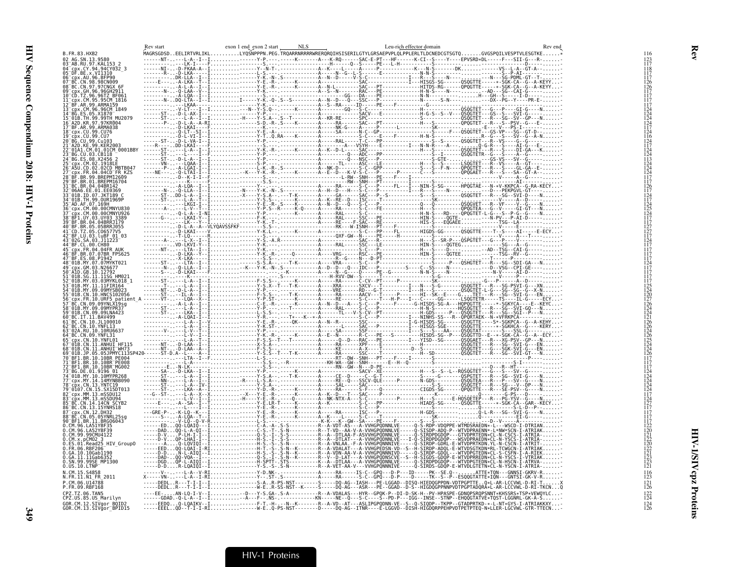# Rev

Alignment landmarks above the reference sequence: Rev start · exon 1 end / exon 2 start · NLS · Leu-rich effector domain · Rev end

```
B.FR.83.HXB2   MAGRSGDSD..EELIRTVRLIKL..........LYQSNPPPN.PEG.TRQARRNRRRRWRERQRQIHSISERILGTYLGRSAEPVPLQLPPLERLTLDCNEDCGTSGTQ.......GVGSPQILVESPTVLESGTKE......*   116
```

Each of the sequences below is aligned to B.FR.83.HXB2. The per-position residues and alignment symbols for these sequences are not reproduced here.

| Sequence | Length |
|---|---|
| B.FR.83.HXB2 | 116 |
| 02_AG.SN.13.9580 | 123 |
| 03_AB.RU.97.KAL153_2 | 117 |
| 04_cpx.CY.94.94CY032_3 | 118 |
| 05_DF.BE.x.VI1310 | 117 |
| 06_cpx.AU.96.BFP90 | 117 |
| 07_BC.CN.98.98CN009 | 126 |
| 08_BC.CN.97.97CNGX_6F | 126 |
| 09_cpx.GH.96.96GH2911 | 117 |
| 10_CD.TZ.96.96TZ_BF061 | 117 |
| 11_cpx.CM.95.95CM_1816 | 117 |
| 12_BF.AR.99.ARMA159 | 117 |
| 13_cpx.CM.96.96CM_1849 | 124 |
| 14_BG.ES.05.X1870 | 124 |
| 15_01B.TH.99.99TH_MU2079 | 124 |
| 16_A2D.KR.97.97KR004 | 117 |
| 17_BF.AR.99.ARMA038 | 117 |
| 18_cpx.CU.99.CU76 | 124 |
| 19_cpx.CU.99.CU7 | 116 |
| 20_BG.CU.99.Cu103 | 124 |
| 21_A2D.KE.99.KER2003 | 117 |
| 22_01A1.CM.01.01CM_0001BBY | 124 |
| 23_BG.CU.03.CB118 | 124 |
| 24_BG.ES.08.X2456_2 | 113 |
| 25_cpx.CM.02.1918EE | 124 |
| 26_A5U.CD.02.02CD_MBTB047 | 124 |
| 27_cpx.FR.04.04CD_FR_KZS | 124 |
| 28_BF.BR.99.BREPM12609 | 117 |
| 29_BF.BR.01.BREPM16704 | 117 |
| 31_BC.BR.04.04BR142 | 126 |
| 32_06A6.EE.01.EE0369 | 117 |
| 33_01B.ID.07.JKT189_C | 124 |
| 34_01B.TH.99.OUR1969P | 117 |
| 35_AD.AF.07.169H | 124 |
| 36_cpx.CM.00.00CMNYU830 | 125 |
| 37_cpx.CM.00.00CMNYU926 | 124 |
| 38_BF1.UY.03.UY03_3389 | 117 |
| 39_BF.BR.04.04BRRJ179 | 117 |
| 40_BF.BR.05.05BRRJ055 | 127 |
| 41_CD.TZ.05.C06577V5 | 127 |
| 42_BF.LU.03.luBF_01_03 | 117 |
| 43_02G.SA.03.J11223 | 124 |
| 44_BF.CL.00.CH80 | 117 |
| 45_cpx.FR.04.04FR_AUK | 117 |
| 46_BF.BR.07.07BR_FPS625 | 117 |
| 47_BF.ES.08.P1942 | 117 |
| 48_01B.MY.07.07MYKT021 | 124 |
| 49_cpx.GM.03.N26677 | 117 |
| 50_A1D.GB.10.12792 | 117 |
| 51_01B.SG.11.11SG_HM021 | 117 |
| 52_01B.MY.03.03MYKL018_1 | 117 |
| 53_01B.MY.11.11FIR164 | 125 |
| 54_01B.MY.09.09MYSB023 | 124 |
| 55_01B.CN.10.HNCS102056 | 120 |
| 56_cpx.FR.10.URF5_patient_A | 127 |
| 57_BC.CN.09.09YNLX19sg | 126 |
| 58_01B.MY.09.09MYPR37 | 124 |
| 59_01B.CN.09.09LNA423 | 124 |
| 60_BC.IT.11.BAV499 | 121 |
| 61_BC.CN.10.JL100010 | 126 |
| 62_BC.CN.10.YNFL13 | 126 |
| 63_02A.RU.10.10RU6637 | 124 |
| 64_BC.CN.09.YNFL31 | 126 |
| 65_cpx.CN.10.YNFL01 | 125 |
| 67_01B.CN.11.ANHUI_HF115 | 124 |
| 68_01B.CN.11.ANHUI_WH73 | 124 |
| 69_01B.JP.05.05JPMYC113SP420 | 126 |
| 70_BF1.BR.10.10BR_PE004 | 117 |
| 71_BF1.BR.10.10BR_PE008 | 117 |
| 72_BF1.BR.10.10BR_MG002 | 117 |
| 73_BG.DE.01.9196_01 | 117 |
| 74_01B.MY.10.10MYPR268 | 124 |
| 77_cpx.MY.14.14MYNBB090 | 124 |
| 78_cpx.CN.13.YNTC19 | 124 |
| 79_0107.CN.15.SX15DT013 | 124 |
| 82_cpx.MM.13.mSSDU12 | 117 |
| 83_cpx.MM.13.mSSDU94 | 124 |
| 85_BC.CN.14.14CN_SCYB2 | 127 |
| 86_BC.CN.13.15YNHS18 | 117 |
| 87_cpx.CN.12.DH32 | 117 |
| 88_BC.CN.05.05YNRL25sg | 117 |
| 90_BF1.BR.11.BRGO6043 | 117 |
| O.CM.96.LA51YBF35 | 120 |
| O.CM.96.LA52YBF39 | 120 |
| O.CM.99.99CMU4122 | 121 |
| O.CM.x.pCMO2_3 | 122 |
| O.ES.01.Read25_HIV_GroupO | 120 |
| O.FR.06.RBF206 | 122 |
| O.GA.10.10Gab1190 | 121 |
| O.GA.11.11Gab6352 | 123 |
| O.SN.99.99SE_MP1300 | 123 |
| O.US.10.LTNP | 121 |
| N.CM.15.S4858 | 116 |
| N.FR.11.N1_FR_2011 | 123 |
| P.CM.06.U14788 | 121 |
| P.FR.09.RBF168 | 126 |
| CPZ.TZ.06.TAN5 | 122 |
| CPZ.US.85.US_Marilyn | 124 |
| GOR.CM.12.SIVgor_BQID2 | 124 |
| GOR.CM.13.SIVgor_BPID15 | 126 |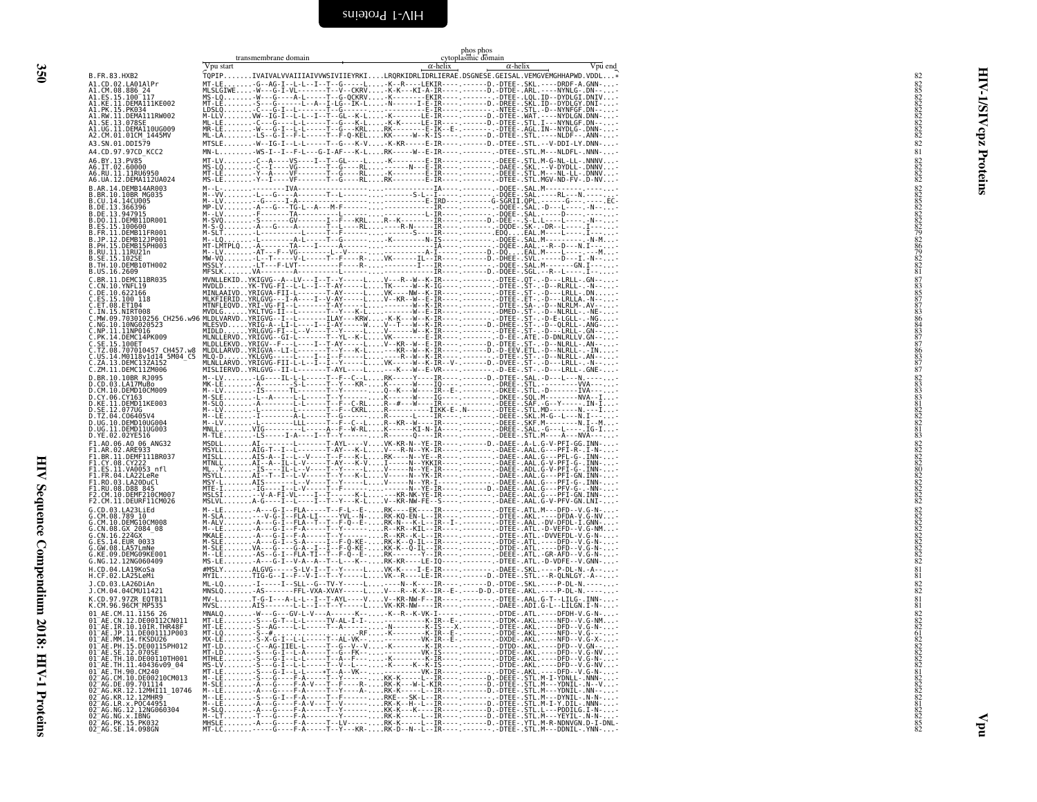```
                                                                    phos phos
                          transmembrane domain                   cytoplasmic domain
         Vpu start                                      α-helix              α-helix        Vpu end

B.FR.83.HXB2                 TQPIP.......IVAIVALVVAIIIAIVVWSIVIIEYRKI....LRQRKIDRLIDRLIERAE.DSGNESE.GEISAL.VEMGVEMGHHAPWD.VDDL...*   82
A1.CD.02.LA01AlPr            MT-LE.......-G--AG-I--L-L--I--T--G-----L....-K--R-----LEKIR----.------D.-DTEE-.SKL.----DRDF-A.GNN-...-   82
A1.CM.08.886_24              MLSLGIWE....-W---G-I-VL-------T--V--CKRV....-K-K---KI-A-IR----.------D.-DTDE-.ARL.-----NYNLG-.DN-...-   82
A1.ES.15.100_117             MS-LQ.......-W----G----A-L-----T--G-QCKRV....-K--------EKIR----.-------.-DTEE-.LQL.ID--DYDLGI.DNIV...-   85
A1.KE.11.DEMA111KE002        MT-LE.......-S----G-----L--A--I-LG--IK-L....-N------I-E-IR----.------D.-DREE-.SKL.ID--DYDLGY.DNI-...-   82
A1.PK.15.PK034               LDSLQ.......-C---G-I--L-----T--G---------....-----------E-IR----.-------.-NTEE-.STL.-D--NYNFGF.DN-...-   82
A1.RW.11.DEMA111RW002        M-LLV.......VW--IG-I--L-L--I--T--GL--K-L....-K--------LE-IR----.------D.-DTEE-.WAT.-----NYDLGN.DNN-...-   82
A1.SE.13.078SE               ML-LE.......-C---G-----L-L-----T--G---K-L....-K-K------LE-IR----.------D.-DTEE-.STL.I---NYNLGF.DN-...-   82
A1.UG.11.DEMA110UG009        MR-LE.......-W---G-I--L-L-----T--G---KRL....RK--------E-IK--E-.-------.-DTEE-.AGL.IN--NYDLG-.DNN-...-   82
A2.CM.01.01CM_1445MV         ML-LA.......-S---G-I--F-L-----T--F-Q-KEL....KK-------W--K-IS----.------D.-DTEE-.STL.----NLDF--.ANN-...-   82
A3.SN.01.DDI579              MTSLE.......-W--IG-I--L-L-----T--G---K-V....-K-KR-----E-IR----.------D.-DTEE-.STL.---V-DDI-LY.DNN-...-   82
A4.CD.97.97CD_KCC2           MN-L........-WS-I--I--F-L---G-I-AF---K-L....RK-----W--E-IR----.-------.-DTEE-.STL.M---NLDFL-.NNN-...-   81
A6.BY.13.PV85                MT-LV.......-C--A----VS----I--T--GL----L....-K-------E-IR----.-------.-DEEE-.STL.M-G-NL-LL-.NNNV...-   82
A6.IT.02.60000               MS-LQ.......-C--I----VG-------T--G----RL....------N---E-IR----.-------.-DAEE-.SKL.--V-DYDLL-.DNNV...-   82
A6.RU.11.11RU6950            MT-LE.......-Y--A----VF-------T--G----RL....-K-------E-IR----.-------.-DEEE-.STL.M---NL-LL-.DNNV...-   82
A6.UA.12.DEMA112UA024        MS-LE.......-Y--I----VF-------T--G----RL....RK--------E-IR----.-------.-DTEE-.STL.MGV-ND-FV-.D-NV...-   82
B.AR.14.DEMB14AR003          M--L-..................IVA.............................IA----.-------.-DQEE-.SAL.M----------.-----...-   82
B.BR.10.10BR_MG035           M--VV.......-L---G----A-------T--L-----------S-L--I----.-------.-DQEE-.SAL.-----RL---N.-----...-   82
B.CU.14.14CU005              M--LV.......-G---I-A---------------------E-IRD---.------G-SGRII.QPL.------G-----...EC   85
B.DE.13.366396               MP-LV.......-A---G---TG-L--A---M-F-----------------IR----.-------.-DQEE-.SAL.-D---L-----.-N-...-   82
B.DE.13.947915               M--LV.......-F-------TA-------------------------L-IR----.-------.-DQEE-.SAL.-----D-----.-----...-   82
B.DO.11.DEMB11DR001          M-SVQ.......-S----G---GV------I--F---KRL....R--K--------IR----.------D.-DEE--.S-L.L---L-----.N-...-   82
B.ES.15.100600               M-S-Q.......-A---G----A-------T--L----RL....-----R-N-----IR----.-------.-DQDE-.SK-.-DR--L-----I-...-   82
B.FR.11.DEMB11FR001          M-SLT.......-L------------T--F---------........-----S-----IR----.-------.EDQ..EAL.M----L-----I-...-   79
B.JP.12.DEMB12JP001          M--LQ.......-L--------A-L-----T--G----------K-------N-IS----.-------.-DQEE-.SAL.M----------N-M...-   82
B.PH.15.DEMB15PH003          MT-LMTPLQ...-A-------TA---I-----A-----------------IA----.-------.-DQEE-.AAL.--R--D---N.I-...-   86
B.RU.11.11RU21n              M--LV.......-AT---F--VG-------L--V------------------A-I----.------D.-DQ..EAL.M-----L-----M...-   79
B.SE.15.102SE                MW-VQ.......-L--T-----V-L-----T--F----R....VK-----IL----IR----.------D.-DHEE-.SVL.------D---I.-N-...-   82
B.TH.10.DEMB10TH002          MSSLY.......-LT---F-LVT-----------F----R.....---------I-IR----.-------.-DQEE-.SAL.M-----GN.I-...-   82
B.US.16.2609                 MFSLK.......-VA---------A------------L....---------------IR----.------D.-DQEE-.SGL.--R--L-----I-...-   81
C.BR.11.DEMC11BR035          MVNLLEKID..YKIGVG--A--LV---I--T--Y-----L....V---R--W--K-IR----.-------.-DTEE-.QT-.-D---LRLL-.GN-...-   87
C.CN.10.YNFL19               MVDLD......YK-TVG-FI--L-L--I--T-AY-----L....TK-----W--K-IG----.-------.-DTEE-.ST-.-D--RLRLL-.-N-...-   83
C.DE.10.622166               MINLAAIVD..YRIGVA-FII-L-------T-AY-----L....VK----NW--K-IR----.-------.-DTEE-.ST-.-D---LRLL-.DN...-   85
C.ES.15.100_118              MLKFIERID..YRLGVG---I-A----I--V-AY-----L....V--KR--W--E-IR----.-------.-DTEE-.ET-.-D---LRLLA.-N-...-   87
C.ET.08.ET104                MTNFLEQVD..YRI-VG-FI--L-------T-AY-----L....------W--K-IR----.-------.-DTEE-.SA-.-D--NLRLM-.AV-...-   87
C.IN.15.NIRT008              MVDLG......YKLTVG-II--L-------T--Y---K-L....------W--E-IR----.-------.-DMED-.ST-.-D--NLRLL-.-NE-...-   83
C.MW.09.703010256_CH256.w96  MLDLVARVD..YRIGVG--I--L-------ILAY----KRW....-K-K---W--K-IR----.-------.-DTEE-.ST-.-D-E-LGLL-.-NG...-   86
C.NG.10.10NG020523           MLESVD.....YRIG-A--LI--L---I--I-AY-----W....V--T---W--K-IR----.------D.-DHEE-.ST-.-D--QLRLL-.ANG-...-   84
C.NP.11.11NP016              MIDLD......YRLGVG-FI--L--V----T--Y-----L....V-----W--K-IR----.-------.-DTEE-.ST-.-D---LRLL-.GN-...-   83
C.PK.14.DEMC14PK009          MLNLLERVD..YRLGVG--GI-L-------T--YL-K--L....VK-------K-IR----.-------.-D-EE-.ATE.-D-DNLRLLV.GN-...-   87
C.SE.15.100ET                MLDLLEKVD..YRIGV--F---L----I--T-AY-----L....V--KR--W--E-IR----.------D.-DTEE-.ST-.-D--NLRLL-.AN-...-   87
C.TZ.08.707010457_CH457.w8   MLDLLARVD..YRIGVA--LI-L-------I--Y---K-L....---KR--W--K-IR----.------D.-D-EEV.ETL.-D--NLRLL-.-IN...-   86
C.US.14.M0118v1d14_5M04_C5   MLQ-D-.....YKLGVG-----L----I--F-------L....-----R--W--K-IR----.-------.-DTEE-.ST-.-D--NLRLL-.AN-...-   83
C.ZA.13.DEMC13ZA152          MLNLLARVD..YRIGVG-FII-L-L--I--I--Y-----L....VK-----W--K-IR--V-.------D.-DVEE-.ST-.-D---LRLL-.-N-...-   87
C.ZM.11.DEMC11ZM006          MISLIERVD..YRLGVG--II-L-------T-AYL----L....---K---W--E-VR----.-------.-D-EE-.ST-.-D---LRLL-.GNE-...-   87
D.BR.10.10BR_RJ095           M--LV.......-LG----IL-L-L-----T--F--C--L....RK------Y----IR----.------D.-DTEE-.SAL.-D---L---N.-----...-   82
D.CD.03.LA17MuBo             MK-LE.......-L------------T--Y---KR-....K-------W---IQ----.-------.-DREE-.STL.----------VVA-...-   83
D.CM.10.DEMD10CM009          M--LV.......-IS-----TL--------T--Y--------....Q--K---W--IR--E-.-------.-DKEE-.STL.-D-------IVA-...-   83
D.CY.06.CY163                M-SLE.......-L--A-----L-L-----T--Y--------....-K-------W---IG----.-------.-DKEE-.SQL.M--------NVA-I...-   83
D.KE.11.DEMD11KE003          M-SLQ.......-L---A----L-L-----T--F--C-RL....-R--#---W---IR----.-------.-DEEE-.SAF.-G--Y-----IN-I...-   81
D.SE.12.077UG                M--LV.......-L------------T--F--CKRL....R--------IIKK-E-.N-------.-DTEE-.STL.MD-------N.--I...-   82
D.TZ.04.C06405V4             M--LE.......-I----A-L-----T--G-------....R-------L----IR----.-------.-DEEE-.SKL.M-G--L---N.I-...-   82
D.UG.10.DEMD10UG004          M--LV.......-L-------LLL-----T--F--C--L....R--KR--W----IR----.-------.-DEEE-.SKF.M---------N.I--M...-   82
D.UG.11.DEMD11UG003          MNLL........VIG-------L------A--F--W-RL....K-------KI-N-IA----.-------.-DREE-.SAL.-G----L------IG-I...-   81
D.YE.02.02YE516              M-TLE.......-LS-----I-A---I--T--Y---------....R--------Q----IR----.-------.-DEEE-.STL.M---A---NVA--...-   83
F1.AO.06.AO_06_ANG32         MSDLL.......AI------------T-AYL----V....VK-KR-N--YE-IR----.------D.-DAEE-.A-L.G-V-PFI-GG.INN-...-   82
F1.AR.02.ARE933              MSYLL.......AIG-T--I--L-------T-AY---K-L....V---R-N--YK-IR----.-------.-DAEE-.AAL.G---PFI-R-.I-N-...-   82
F1.BR.11.DEMF111BR037        MISLL.......AIS-A--I--L--V----T--F---K-L....RK----N--YE--R----.-------.-DAEE-.AAL.G---PFL-G-.INN-...-   82
F1.CY.08.CY222               MTNLL.......AI--A--IL-L-V-----T-AY---K-V....I------N--YKIR----.-------.-DAEE-.AAL.G-V-PFI-G-.INN-...-   82
F1.ES.11.VA0053_nfl          ML..Y.......-IS----IL-L--V----T--Y----L....V-----N--YK-IR----.-------.-DAEE-.ADL.G-V-PFI-G-.INN-...-   80
F1.FR.04.LA22LeRe            MSYLL.......AI--T--I--L-V-----T--Y---K-L....V-----N--YK-IR----.-------.-DAEE-.AAL.G---PFI-GN.INN-...-   82
F1.RO.03.LA20DuCl            MSY-L.......AIS------L--V-----T--Y--------L....-----N--YR-I-----.-------.-DAEE-.AAL.G---PFI-G-.INN-...-   82
F1.RU.08.D88_845             MTE-I.......-IG----I--L-V-----T--F-----------....----N--YE-IR----.------D.-DAEE-.AAL.G---PFV-G-.-NN-...-   82
F2.CM.10.DEMF210CM007        MSLSI.......-V-A-FI-VL----I--T-------K-L....----KR-NK-YE-IR----.-------.-DAEE-.AAL.G---PFI-GN.INN-...-   82
F2.CM.11.DEURF11CM026        MSLVL.......A-G----I--L-------T--Y---K-L....V--KR-NW-FE--S----.-------.-DAEE-.AAL.G-V-PFV-GN.LNI-...-   82
G.CD.03.LA23LiEd             M--LE.......-A---G-I--FLA-----T--F-L--E....RK----EK----IR----.-------.-DTEE-.ATL.M---DFD--V.G-N-...-   82
G.CM.08.789_10               M-SLA.......--V-G-I--FLA-LI----YVL--N....RK-KQ-EN-L--IR----.-------.-DTEE-.AKL.-----DFDA-V.G-NV...-   82
G.CM.10.DEMG10CM008          M-RLV.......-A---G-I--FLA--T--F-Q--E....RK-N---K--L--IR--I-.-------.-DTEE-.AAL.-DV-DFDL-I.GNN-...-   82
G.CN.08.GX_2084_08           M--LE.......-A---G-I--F-A-----T--Y--------....R--KR--KIL--IR----.-------.-DTEE-.ATL.-D-VEFD--V.G-NM...-   82
G.CN.16.224GX                MKALE.......-A---G-I--F-A-----T--Y--------....R--KR--K-L--IR----.-------.-DTEE-.ATL.-DVVEFDL-V.G-N-...-   82
G.ES.14.EUR_0033             M-SLE.......-A---G-I--S-A-----I--F-Q-KE....RK-K--Q-IL--IR----.-------.-DTDE-.ATL.-----DFD--V.G-N-...-   82
G.GW.08.LA57LmNe             M-SLE.......VA---G----G-A--I--I--F-Q-KE....KK-K--Q-IL--IR----.-------.-DTDE-.ATL.-----DFD--V.G-N-...-   82
G.KE.09.DEMG09KE001          M--LE.......-AS--G-I--FLA-TI--T--F-Q--E....RK-------Y--IR----.-------.-DEEE-.ATL.-GR-AFD--V.G-N-...-   82
G.NG.12.12NG060409           MS-LE.......-A---G-I--V-A--A--T--L----K-....RK-KR----LE-IQ----.-------.-DTEE-.ATL.-D-VDFE--V.GNN-...-   82
H.CD.04.LA19KoSa             #MSLY.......ALGVG----S-LV-I--T--Y-----L....VK-K---I-E-IR----.-------.-DAEE-.SKL.-----P-DL-N.-A-...-   81
H.CF.02.LA25LeMi             MYIL........TIG-G--I--F--V-I--T--Y-----L....VK--R----LE-IR----.------D.-DTEE-.STL.--R-QLNLGY.-A-...-   81
J.CD.03.LA26DiAn             ML-LQ.......-I-----I--SLL--G--TV-Y-----L....-----N--K----IR----.------D.-DTDE-.SKL.-----P-DL-N.-----...-   82
J.CM.04.04CMU11421           MNSLQ.......-AS-------FFL-VXA-XVAY-----L....V---R--K-X--IR--E-.------D-D.-DTEE-.AKL.-----P-DL-N.-----...-   82
K.CD.97.97ZR_EQTB11          MV-L........T-G-I--A-L-L--I--T-AYL-----V....V--KR-NW-F---IR----.-------.-DTEE-.AAL.G-T--LILG-.INN-...-   81
K.CM.96.96CM_MP535           MVSL........AIS-------L-L--I--T--Y-----L....VK-KR-NW-Y---IR----.-------.-DAEE-.ADI.G-L--LILGN.I-N-...-   81
01_AE.CM.11.1156_26          MNALQ.......-W---G---GV-L-V--A------K-......-K--R--K-VK-I-----.-------.-DTDE-.ATL.-----DFDH-V.G-N-...-   82
01_AE.CN.12.DE00112CN011     MT-LE.......-S---G-T--L-L-----TV-AL-I-I-....-----------K-IR--E-.-------.-DTDK-.AKL.-----NFD--V.G-NM...-   82
01_AE.IR.10.10IR.THR48F      MT-LE.......-S--AG----L-L-----T--A---------....-N---------K-IS---X.-------.-DTEE-.AKL.-----DFD--V.G-N-...-   82
01_AE.JP.11.DE00111JP003     MT-LQ.......-S--#.......................-RF....-K--------K-IR--E-.-------.-DTEE-.AKL.-----NFD--V.G---...-   61
01_AE.MM.14.fKSDU26          MX-LE.......-S-X-G-I--L-L-----T--AL-VK-....-----------VK-IR--E-.-------.-DXDE-.AKL.-----NFD--V.G-X-...-   82
01_AE.PH.15.DE00115PH012     MT-LD.......-C--AG-IIEL-L-----T--G--V--V....-K--------K-IR----.-------.-DTDD-.AKL.-----DFD--V.GN-...-   82
01_AE.SE.12.070SE            MT-LD.......-S---G-I--L-A-----T--G--FK-.....---------VK-IS----.-------.-DTDE-.AKL.-----DFD--V.G-NV...-   82
01_AE.TH.10.DE00110TH001     MTHLE.......-S---G-I--L-L-----T--A--F-----....-K--------K-IR----.-------.-DTDE-.AKL.-----DFD--V.G-N-...-   82
01_AE.TH.11.40436v09_04      MS-LV.......-S---G-I--L-L-----TV-V--L-----....-K--------K-IS----.-------.-DTDE-.AKL.-----DFD--V.G-NV...-   82
01_AE.TH.90.CM240            MT-LE.......-S---G-I--L-L----*T--A--VK-....---------VK-IR----.-------.-DTEE-.AKL.-----DFD--V.G-N-...-   81
02_AG.CM.10.DE00210CM013     M--LE.......-S---G----F-A-----T--Y--------....KK-K-----L--IR----.------D.-DEEE-.STL.M-I-YDNLL-.NNN-...-   82
02_AG.DE.09.701114           M-SLE.......-A---G-I--F-A-V---T--F-----R....RK-K---W-L-KIR----.------D.-DTEE-.STL.M---YDNIL-.N--V...-   82
02_AG.KR.12.12MHI11_10746    M--LE.......-A---G----F-A-----T--Y-----A....RK-K-----L--IR----.-------.-DTEE-.STL.M---YDNIL-.NN-...-   82
02_AG.KR.12.12MHR9           M--LE.......-S---G-I--F-A-----T--F--------....RKE---SK-L--IR----.-------.-DTEE-.STL.M---DYNIL-.N-N-...-   82
02_AG.LR.x.POC44951          M--LE.......-A---G-I--F-A-V---T--V--------....RK-K-H---L--IR----.------D.-DTEE-.STL.M-I-Y.DIL-.NNN-...-   81
02_AG.NG.12.12NG060304       M-SLQ.......-A---G----F-A-----T--Y--------....KK-K---K---IR----.------D.-DTEE-.STL.L---PDDILG.I-N-...-   82
02_AG.NG.x.IBNG              M--LT.......-A---G----F-A-----T--Y--------....RK-K-----L--IR----.------D.-DTEE-.STL.M---YEYIL-.N-N-...-   85
02_AG.PK.15.PK032            MHSLE.......-A---G----F-A-----T--LV-------....RK-K-----L--IR----.------D.-DTEE-.YTL.M-R-NDNVGN.D-I-DNL-   85
02_AG.SE.14.098GN            MT-LC.......-----G----F-A-----T--Y---KR-....RK-D--N--L--IR----.-------.-DTEE-.STL.M---DDNIL-.YNN-...-   82
```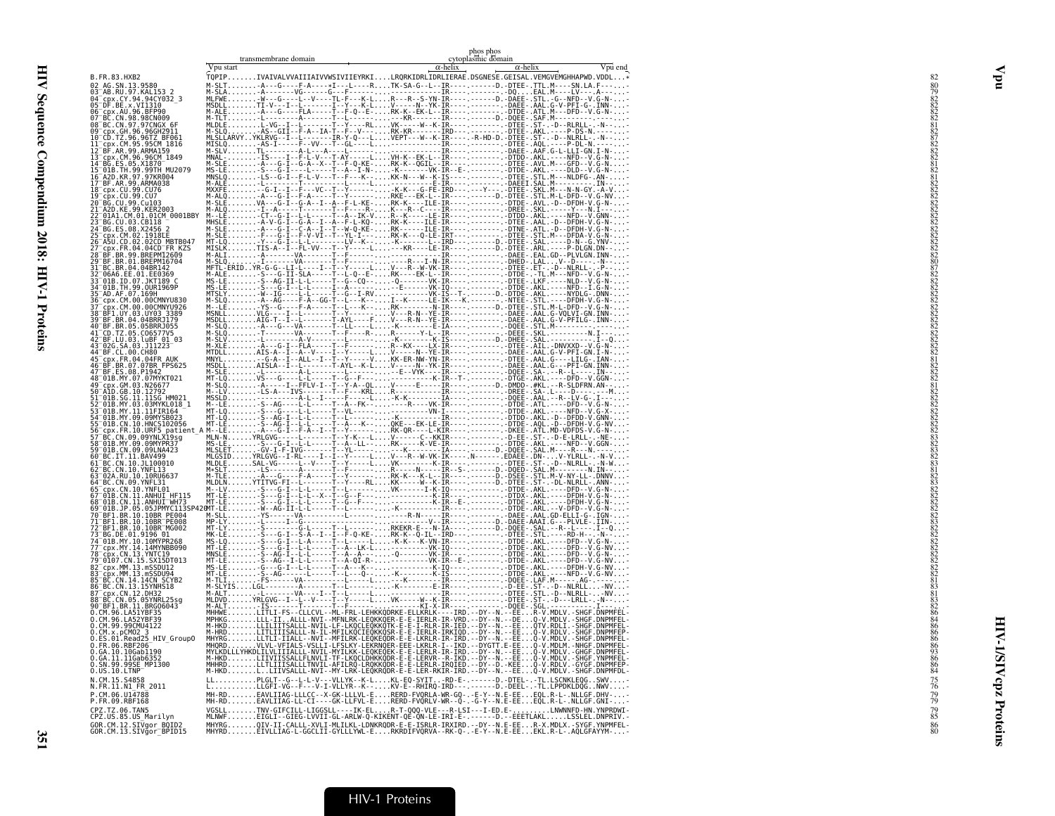```
                          transmembrane domain                              phos phos
                                                                        cytoplasmic domain
                    Vpu start                                       α-helix                α-helix          Vpu end
B.FR.83.HXB2        TQPIP.......IVAIVALVVAIIIAIVVWSIVIIEYRKI....LRQRKIDRLIDRLIERAE.DSGNESE.GEISAL.VEMGVEMGHHAPWD.VDDL...*    82
02_AG.SN.13.9580    M-SLT.......A----G----F-A-----*I---L-----R....TK-SA-G--L--IR----.------D.-DTEE-.TTL.M----SN.LA.F-----.-    80
03_AB.RU.97.KAL153_2 M-SLA.......-A------VG-----G---F---------........-----------.--------.-DQ...EAL.M----LV----.A-----.-    79
04_cpx.CY.94.CY032_3 MLFWE.......-W----G----L---V----TL-F---K-L...R---R--S-YN-IR----.------D.-DAEE-.STL.-G--NFD--V.G-N--..-    82
05_DF.BE.x.VI1310   MSDLL.......TI-V---I--L-------I--Y---K-L...V------N--YK-IR----.--------.-DAEE-.AAL.G-V-PFI-G-.INN--..-    82
06_cpx.AU.96.BFP90  M-ALE.......-A---G----FLA-----T--F-Q--E-....RK-K--EK-L--IR----.--------.-DTDE-.ATL.M----DFD--V.G-N--..-    82
07_BC.CN.98.98CN009 M-TLT.......-I-----------A-------T--Y--------....--KR-------IR----.------D.-DQEE-.SAF.M---------.-----..-    82
08_BC.CN.97.97CNGX_6F MLDLE.......L-VG--I--L-------T--Y----RL....VK-----W--K-IR----.--------.-DTEE-.ST-.-D--RLRLL-.-N---..-    81
09_cpx.GH.96.96GH2911 M-SLQ.......-AS--GII--F-A--IA-T--F--V------....RK-KR---------IRD---.--------.-DTEE-.AKL.-----P-DS-N.------.-    82
10_CD.TZ.96.96TZ_BF061 MLSLLARVY..YKLRVG--I--L-------IR-Y-Q---L...VEPT----W--K-IR----.-R-HD-D.-DTEE-.ST-.-D--NLRLL-.-N---..-    87
11_cpx.CM.95.95CM_1816 MISLQ.......-AS-I-----F--VV---T--GL----L....-----------IR----.--------.-DTEE-.AQL.-----P-DL-N.------.-    82
12_BF.AR.99.ARMA159  M-SLV.......TL---------A-L---A------------........---------IR----.--------.-DAEE-.AAF.G-L-LLI-GN.I-N--..-    82
13_cpx.CM.96.96CM_1849 MNAL-.......-IS---I--F-L-V---T-AY-----L...VH-K--EK-L--IR----.--------.-DTDD-.AKL.M----NFD--V.G-N--..-    82
14_BG.ES.05.X1870    M-SLE.......-A---G-I--G-A--X---T--F-Q-KE-....RK-K--QGIL--IR----.--------.-DTEE-.AVL.M----GFD--V.G-N--..-    81
15_01B.TH.99.99TH_MU2079 MS-LE.......-S---G-I--L-------T--A--I-N-....-K-------VK-IR--E-.--------.-DTDE-.AKL.M----DLD--V.G-N--..-    82
16_A2D.KR.97.97KR004 MNSLQ.......-LS--G-I--F-L-V---T--F---K-....KK-N---W--K-IS----.--------.-DTEE-.STL.M---NLDFG-.AN----..-    81
17_BF.AR.99.ARMA038  M-ALE.......-L--------T-------L-----L----........---------E-IR----.--------.-DAEEI.SAL.M---------.IN----..-    82
18_cpx.CU.99.CU76    MXXFE.......--G-I--I--F---VC--T--Y--------....-K-K---G-FE-IRD---.---Y---.-DTEE-.SKL.M----N-N-GY.-A-V--..-    82
19_cpx.CU.99.CU7     M-ALQ.......-A---G-I--F-A-----T--Y----Q---L...RKE---EK-L--IR----.------D.-DTEE-.STL.M-L-DFD--V.G-NV--..-    82
20_BG.CU.99.Cu103    M-SLE.......VA---G-I--G-A--I--A--F-L-KE-....RK-K----ILE-IR----.--------.-DTEE-.AVL.-D--DFDH-V.G-N--..-    82
21_A2D.KE.99.KER2003 M-ALQ.......-I--A-----T-------T--F---R--L...K---R--C-----IR----.--------.-DREE-.SKL.--------Y---N.I----..-    82
22_01A1.CM.01.01CM_0001BBY M--LE.......-CT--G-I--SLA----T--A--IK-V....R--K----LE-IR----.--------.-DTDD-.AKL.-----NFD--V.GNN--..-    82
23_BG.CU.03.CB118    MHSLE.......-A-V-G-I--G-A--I--A--F-L-KQ-....RK-K----ILE-IR----.--------.-DTEE-.AAL.-D--DFDH-V.G-N--..-    82
24_BG.ES.08.X2456_2  M-SLE.......-A---G-I--C-A--I--T-W-Q-KE-....RK------ILE-IR----.--------.-DTNE-.ATL.-D--DFDH-V.G-N--..-    82
25_cpx.CM.02.1918LE  M-SLE.......-F---G-I--F-V-VI--T--YL-I----....RK-K----Q-LE-IRT---.--------.-DTEE-.STL.M---DFDA-V.G-N--..-    87
26_A5U.CD.02.02CD_MBTB047 MT-LQ.......-Y---G-I--L-------LV--K-----....-K--------L--IRD---.--------.-DTEE-.SAL.-----D-N--G.YNV---.-    82
27_cpx.FR.04.04CD_FR_KZS MISLK.......TIS-A--I--FL-VV---T--Y-----L....---KR-----LE-IR----.------D.-DTEE-.ARL.----P-DLGN.DN----.-    82
28_BF.BR.99.BREPM12609 M-ALI.......-A----------VA------T--------........-----------IR----.--------.-DAEE-.EAL.GD--PLVLGN.INN---.-    82
29_BF.BR.01.BREPM16704 M-SLQ.......-I-------VA------T--F--------........R----I-N-IR----.--------.-DHED-.LAL..V--D-----.-N----.-    80
31_BC.BR.04.04BR142  MFTL-ERID..YR-G-G--LI-L-----I--T--Y-----L...V---R--W-VK-IR----.--------.-DTEE-.ET-.-D--NLRLL-.-P---..-    87
32_06A6.EE.01.EE0369 M-ALE.......-CT--G-I--SLA----T--L-Q--E-....RK---EK-L--IR----.--------.-DTDE-.-TL.M---NFD--V.G-N--..-    82
33_01B.ID.07.JKT189_C MS-LE.......-S--AG-II-L-L-----T--G--CQ-....-Q-------VK-IR----.--------.-DTEE-.LKF.-----NLD--V.G-N--..-    82
34_01B.TH.99.OUR1969P MS-LE.......-S---G-I--L-L-----I--A---------....--E------VK-IQ----.--------.-DTDE-.AKL.-----NFD--I.G-N--..-    82
35_AD.AF.07.169H     MTSLY.......-W--IG-----L-----T--G--I-RV....-K------VK-IS--T-.--------D.-DTDE-.AKL.-----NYDLG-.DNN---.-    82
36_cpx.CM.00.00CMNYU830 M-SLQ.......-A--AG----F-A--GG-T--L---K-....I--K-----LE-IK---K.--------.-NTEE-.STL.-----DFDH-V.G-N--..-    82
37_cpx.CM.00.00CMNYU926 M--LE.......-YS--G----F-A-----T--L---K-....RK-------N-IR----.------D.-DTEE-.STL.M-L-DFD--V.G-N--..-    82
38_BF1.UY.03.UY03_3389 MSNLL.......VLG---I--L-------T--Y-------........V---R-N--YE-IR----.--------.-DAEE-.AAL.G-VQLVI-GN.INN---.-    82
39_BF.BR.04.04BRRJ179 MSDLL.......AIG-T--I--L-------T-AYL----F...V---R-N--YE-IR----.--------.-DAEE-.AAL.G-V-PFILG-.INN---.-    82
40_BF.BR.05.05BRRJ055 M-SLQ.......-A---G---VA-------T--LL-----L...-K--------E-IA----.--------.-DQEE-.STL.M---------.------.-    82
41_CD.TZ.05.C06577V5 M-SLQ.......-T-------VA-------T--F----R-...L---------Y-L--IR----.--------.-DEEE-.SKL.---------N.I----..-    82
42_BF.LU.03.luBF_01_03 M-SLV.......-L-------A-V-------T--------L........-K----------K-IS----.------D.-DHEE-.SAL.----------.I--Q---.-    82
43_02G.SA.03.J11223  M-XLE.......-A---G-I--FLA-----T--F-------....R--KX-----LX-IR----.--------.-DTEE-.AIL.-DNVXXD--V.G-N--..-    82
44_BF.CL.00.CH80     MTDLL.......AIS-A--I--A--V----I--Y-----L...V------N--YE-IR----.--------.-DAEE-.AAL.G-V-PFI-GN.I-N--..-    82
45_cpx.FR.04.04FR_AUK MNYL........--G-A--I--ALL--I--T--Y-----V...KK-ER-NW-YN-IR----.--------.-DTEE-.AAL.G----LILG-.IAN----.-    81
46_BF.BR.07.07BR_FPS625 MSDLL.......AISLA--I--L-------T-AYL--K-L...V------N--YK-IR----.--------.-DAEE-.AAL.G---PFI-GN.INN---.-    82
47_BF.ES.08.P1942    M-SLE.......-L-------A----------T--------........--E--VYK---IR----.--------.-DQEE-.SA---R--L-----.IN----.-    82
48_01B.MY.07.07MYKT021 MT-LQ.......VS---G----L-L-----T--G--F-----........-----K-IR--T-.--------.-DTGE-.AKL.----DFD--V.GGN---.-    82
49_cpx.GM.03.N26677  M-SLQ.......-A----I--FFLV-I--T--Y-A--QL...V-----E-----IR----.------D.-DMDD-.#KL.--R-SLDFRN.AN----.-    81
50_A1D.GB.10.12792   M--LV.......-LS-A---IVS-------T--F---KRL...R-------N-----IR----.--------.-DREE-.SA-.L----D-----.--M---.-    82
51_01B.SG.11.11SG_HM021 MSSLD.......--------A-L--I------F-----L...-K-K--------IR----.--------.-DQEE-.AAL.--R--LV-G-.I-----.-    82
52_01B.MY.03.03MYKL018_1 M--LE.......-S--AG----L-L-----T--A--FK-----........R------VK-IR----.--------.-DTDE-.ATL.-----DFD--V.G-N--..-    82
53_01B.MY.11.11FIR164 MT-LQ.......-S---G----L-L-----T--VL--------........------VN-I-----.--------.-DTDE-.AKL.-----NFD--V.G-X--..-    82
54_01B.MY.09.09MYSB023 MT-LQ.......-S--AG-I--L-L-----T--G--------........-K----------K-IR----.--------.-DTDD-.AKL.-D--DFDD-V.GNN---.-    82
55_01B.CN.10.HNCS102056 MT-LE.......-S--AG-I--L-L-----T--A---K---....QKE---EK-LE-IR----.--------.-DTEE-.AQL.-D--DFDH-V.G-NV--..-    82
56_cpx.FR.10.URF5_patient_A M--LE.......-A---G-I--F-A--I--T--Y---K----........RK-QR---L-KIR----.--------.-DKEE-.ATL.MD-VDFDS-V.G-N--..-    82
57_BC.CN.09.09YNLX19sg MLN-N.......YRLGVG-----L-------T--Y-K---L...V------C--KKIR----.--------.-D-EE-.ST-.-D-E-LRLL-.-NE---.-    82
58_01B.MY.09.09MYPR37 MS-LE.......-S---G-I--L-L-----T--A--LL-----........RK------K-VE-IR----.--------.-DTDE-.AKL.-----NFD--V.GGN--..-    82
59_01B.CN.09.09LNA423 MLSLET......-GV-I-F-IVG-------T--YL---------........-K--------A-------.------D.-DQEE-.SAL.M----R---N.------.-    83
60_BC.IT.11.BAV499   MLGSID......YRLGVG--I-RL----I--I--Y-----L...V---R--W-VK-IR----.N--------.EDAEE-.DN-...V-YLRLL-.-N-V--..-    82
61_BC.CN.10.JL100010 MLDLE.......SAL-VG------L--V----T--Y-----L...VK--------K-IR----.--------.-DTEE-.ST-.-D--NLRLL-.-N-W--..-    82
62_BC.CN.11.YNFL13   M+SLT.......-LS---------A-----T--F--------........R------N--IS--S-.--------D.-DQED-.SAL.M-------N.IN----..-    83
63_02A.RU.10.10RU6637 M-TLE.......-A---G----F-A-----T--Y-------........RK-K---K-L--IR----.------D.-DSEE-.STL.M-V-NY-LL-.DNNV---.-    81
64_BC.CN.09.YNFL31   MLDLN.......YTITVG-FI--L-------T-Y----RL....KK-----W--K-IR----.--------.-DTEE-.ST-.-DL-NLRLL-.ANN---.-    83
65_cpx.CN.10.YNFL01  M--LV.......-S---G-I--L-L-----T--L---------........VK-------I-K-IQ----.--------.-DTDE-.AKL.-----DFD--V.G-N--..-    82
67_01B.CN.11.ANHUI_HF115 MT-LE.......-S---G-I--L-L--X--T--G--F-----........----------K-IR----.--------.-DTDX-.AKL.-----DFDH-V.G-N--..-    82
68_01B.CN.11.ANHUI_WH73 MT-LE.......-S---G-I--L-L-----T--G--F-----........----------K-IR--E-.--------.-DTDE-.AKL.-----DFDH-V.G-N--..-    82
69_01B.JP.05.05JPMYC113SP420 MT-LE.......-W--AG-II-L-L-----T--L---------........-K---------VK-IR----.--------.-DTEE-.ARL.----V-DFD-V.G-N--..-    82
70_BF1.BR.10.10BR_PE004 M-SLL.......-YS------VA-------L----------........---R-N-----IR----.--------.-DAEE-.AAL.GD-ELLI-G-.IGN---.-    82
71_BF1.BR.10.10BR_PE008 MP-LY.......-L-----I--G--------T--------........-------V-----IR----.------D.-DAEE-AAAI.G--PLVLE-.IIN---.-    83
72_BF1.BR.10.10BR_MG002 MT-LY.......-S-------G--L-------T--L---------........RKEKR-E---N-IA----.------D.-DQEE-.SAL.--R--L-----.I--Q---.-    82
73_BG.DE.01.9196_01  MK-LE.......-S---G-I--S-A--I--I--F-Q-KE-....RK-K--Q-IL--IRD---.--------.-DTEE-.STL.-----RD-H---.-N---..-    82
74_01B.MY.10.10MYPR268 MS-LQ.......-S---G-I--L-L-----T--L---------........-K-K----K-VN-IR----.--------.-DTDE-.AKL.-----DFD--V.G-N--..-    82
77_cpx.MY.14.14MYNBB090 MT-LE.......-S---G-I--L-L-----T--A--LK-L....----------VK-IQ----.--------.-DTDE-.AKL.-----DFD--V.G-NV--..-    82
78_cpx.CN.13.YNTC19  MNSLE.......-S--AG-I--L-L-----T--A----A----........-Q------VK-IR----.--------.-DTDE-.AKL.-----DFD--V.G-N--..-    82
79_0107.CN.15.SX15DT013 MT-LE.......-S--AG--I--L-L-----T--A-QI-R-....---------VK-IR--E-.--------.-DTDE-.AKL.-----DFD--V.G-NV--..-    82
82_cpx.MM.13.mSSDU12 MS-LE.......-G---G-I--L-L-----T--A---K---........----------K-IQ----.--------.-DTDE-.AKL.-----DFDH-V.G-N--..-    82
83_cpx.MM.13.mSSDU94 MT-LE.......-S--AG-------L-----T--L---Q---........-K--------K-IS----.--------.-DTDE-.AKL.-----NFD--V.G-NV--..-    82
85_BC.CN.14.14CN_SCYB2 M-TLI.......-FS-------VA-------T--L---------........--K--------IR----.--------.-DQEE-.LAF.M------AG------..-    81
86_BC.CN.13.15YNHS18 M-SLYIS....LGL-------A-------T--L-----L...-K---------E-IR----.--------.-D-EE-.ST-.-D--NLRLL-.--NV---.-    83
87_cpx.CN.12.DH32    M-ALT.......-L-------VA---I--T--L-----L...-K--------------IR----.--------.-DTEE-.STL.-D--NLRLL-.--NV---.-    81
88_BC.CN.05.05YNRL25sg MLDVD.......YRLGVG--I--L--V---T--Y----L...VK-----W--K-IR----.--------.-DTEE-.ST-.-D--LRLL-.-N---..-    83
90_BF1.BR.11.BRGO6043 M-ALT.......-IS-------T-------T--F--------........---------KI-X-IR----.--------.-DQEE-.SGL.----------I-----.-    82
O.CM.96.LA51YBF35    MHHWE.......LITLI-FS--CLLCVL--ML-FRL-LEHKKQDRKE-ELLKRLK----IRD.--DY--N.--EE..R-V.MDLV.-SHGF.DNPMFEL-    86
O.CM.96.LA52YBF39    MPHKG.......LLL-II..ALLL-NVI--MFNLRK-LEQKKQER-E-E-IERLR-IR-VRD.--DY--N.--DE..Q-V.MDLV.-SHGF.DNPMFEL-    84
O.CM.99.99CMU4122    M-HKD.......LLILIITSALLL-NVIL-LF-LKQCLEQKKQTK-E-E-I-RLR-IR-IED.--DY--N.--EE..QTV.RDLI.-SHGF.DNPMFEL-    86
O.CM.x.pCMO2_3       M-HRD.......LLTIIISALLL-N-IL-MFILKQCIEQKKQSR-E-E-IERLR-IRKIQD.--DY--N.--EE..Q-V.RDLV.-SHGF.DNPMFEP-    86
O.ES.01.Read25_HIV_GroupO MHYRG.......LLTLI-IIALL--NVI--MFILRK-LEQKEQDR-E-E-LKRLR-IR-IRD.--DY--N.--EE..Q-V.MDLV.-SHGF.DNPMFEL-    86
O.FR.06.RBF206       MHQRD.......VLVL-VFIALS-VSLLI-LFSLKY-LEKRNQER-EEE-LKRLR-I--IKD.--DYGTT.E-EE..Q-V.MDLM.-NHGF.DNPMFEL-    86
O.GA.10.10Gab1190    MYLKDLLLYHKDLILVLIIIALLL-NVIL-MYILKK-LEQKEQEK-E-E-LERLR-IR-IRD.--DY--N.--EE..Q-V.MDLV.-SHGF.DNPMFEL-    93
O.GA.11.11Gab6352    M-HKD.......LIIVIISSALLFLNVLI-TF-LKQCLDHKKQDR-E-E-LERVR-IR-IRD.--DY--N.--EE..Q-V.MDLV.-SHGF.YNPMFEL-    86
O.SN.99.99SE_MP1300  MHHRD.......LLTLIIISALLLTNVIL-AFILRQ-LRQKKQDR-E-E-LERLR-IRQIED.--DY--D.-KEE..Q-V.MDLV.-GYGF.DNPMFEP-    86
O.US.10.LTNP         M-HKD.......L..LIIVSALLL-NVI--MY-LRK-LEQKRQDR-E-E-LER-RKIR-IRD.--DY--N.--EE..Q-V.MDLV.-SHGF.DNPMFDL-    84
N.CM.15.S4858        LL..........PLGLT--G--L-L-V--VLLYK--K-L....KL-EQ-SYIT.--RD-E-.------D.-DTEL-.-TL.LSCNKLEQG..SWV---.-    75
N.FR.11.N1_FR_2011   L...........LLGFI-VG--F---V-I-VLLYR--K-----...KV-E--RHIRQ-IRD---.------D.-DEEL-.-TL.LPPDKLDQG..NWV---.-    76
P.CM.06.U14788       MH-RD.......EAVLIIAG-LLLCC--X-GK-LLLVL-E....RERD-FVQRLA-WR-GQ-.-E-Y--N.E-EE..EQL.R-L-.NLLGF.DHV---.-    79
P.FR.09.RBF168       MH-RD.......EAVLIIAG-LL-CI----GK-LLFVL-E....RERD-FVQRLV-WR--Q-.-G-Y--N.E-EE..EQL.R-L-.NLLGF.GNI---.-    79
CPZ.TZ.06.TAN5       VGSLL.......TNV-GIFCILL-LIGGSLL----IK-EL.....R-T-QQQ-VLE---R-LSI---I-ED.E-........LNWNNFD-HN.YNPRDWI-    79
CPZ.US.85.US_Marilyn MLNWF.......EIGLI--GIEG-LVVII-GL-ARLW-Q-KIKENT-QE-QN-LE-IRI-E-.------D.--EEETLAKL......LSSLEL.DNPRIV.-    75
GOR.CM.12.SIVgor_BQID2 MHYRG.......QIV-II-CALLL-XVLI-MLILKL-LDNKRQDR-E-E-ISRLR-IRXIRD.--DY--N.E-EE..R-X.MDLX.-SYGF.YNPMFEL-    86
GOR.CM.13.SIVgor_BPID15 MHYRD.......EIVLLIAG-L-GGCLII-GYLLLYWL-E....RKRDIFVQRVA--RK-Q-.-E-Y--N.E-EE..EKL.R-L-.AQLGFAYYM-..-    80
```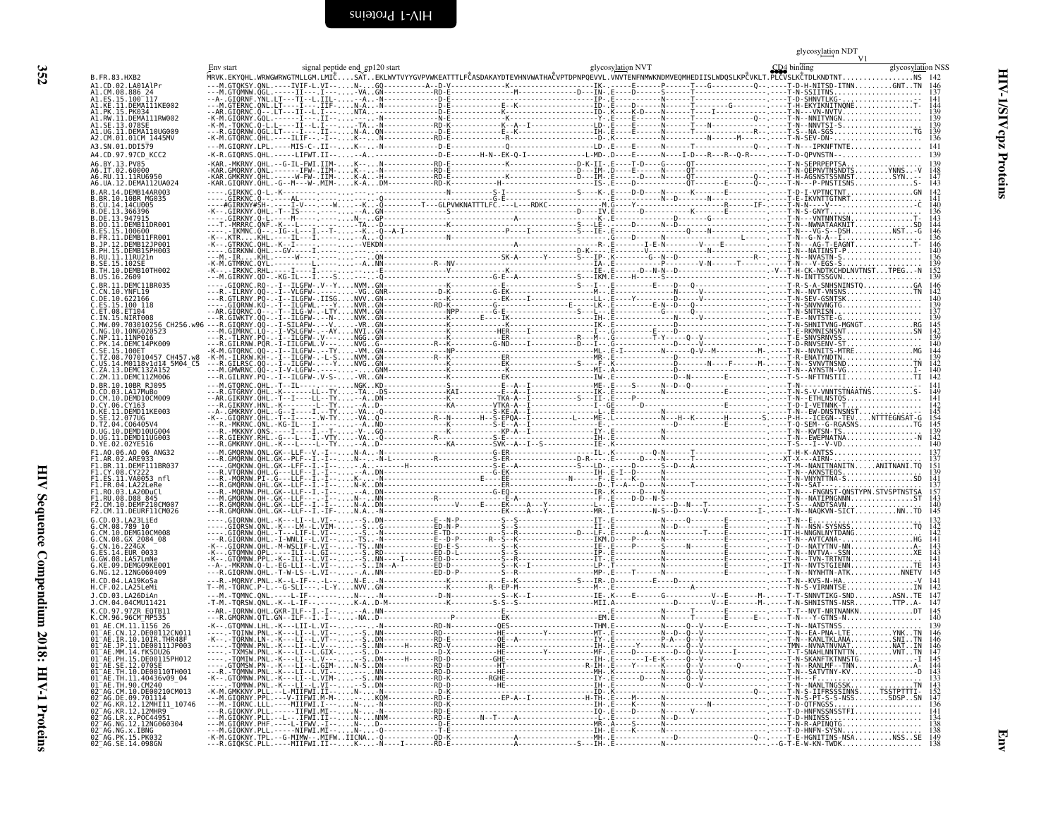# HIV-1/SIVcpz Proteins — Env

```
                  Env start         signal peptide end  gp120 start                         glycosylation NVT                        CD4 binding     glycosylation NDT   V1                glycosylation NSS
B.FR.83.HXB2             MRVK.EKYQHL.WRWGWRWGTMLLGM.LMIC....SAT..EKLWVTVYYGVPVWKEATTTLFCASDAKAYDTEVHNVWATHACVPTDPNPQEVVL.VNVTENFNMWKNDMVEQMHEDIISLWDQSLKPCVKLT.PLCVSLKCTDLKNDTNT................NS 142
A1.CD.02.LA01AlPr        146
A1.CM.08.886_24          137
A1.ES.15.100_117         141
A1.KE.11.DEMA111KE002    144
A1.PK.15.PK034           139
A1.RW.11.DEMA111RW002    139
A1.SE.13.078SE           139
A1.UG.11.DEMA110UG009    139
A2.CM.01.01CM_1445MV     136
A3.SN.01.DDI579          141
A4.CD.97.97CD_KCC2       139
A6.BY.13.PV85            139
A6.IT.02.60000           148
A6.RU.11.11RU6950        147
A6.UA.12.DEMA112UA024    143
B.AR.14.DEMB14AR003      142
B.BR.10.10BR_MG035       140
B.CU.14.14CU005          140
B.DE.13.366396           136
B.DE.13.947915           143
B.DO.11.DEMB11DR001      144
B.ES.15.100600           146
B.FR.11.DEMB11FR001      136
B.JP.12.DEMB12JP001      146
B.PH.15.DEMB15PH003      140
B.RU.11.11RU21n          136
B.SE.15.102SE            139
B.TH.10.DEMB10TH002      152
B.US.16.2609             139
C.BR.11.DEMC11BR035      146
C.CN.10.YNFL19           142
C.DE.10.622166           140
C.ES.15.100_118          139
C.ET.08.ET104            137
C.IN.15.NIRT008          139
C.MW.09.703010256_CH256.w96  145
C.NG.10.10NG020523       142
C.NP.11.11NP016          139
C.PK.14.DEMC14PK009      140
C.SE.15.100ET            144
C.TZ.08.707010457_CH457.w8   139
C.US.14.M0118v1d14_5M04_C5   142
C.ZA.13.DEMC13ZA152      140
C.ZM.11.DEMC11ZM006      142
D.BR.10.10BR_RJ095       141
D.CD.03.LA17MuBo         139
D.CM.10.DEMD10CM009      141
D.CY.06.CY163            142
D.KE.11.DEMD11KE003      145
D.SE.12.077UG            154
D.TZ.04.C06405V4         145
D.UG.10.DEMD10UG004      139
D.UG.11.DEMD11UG003      142
D.YE.02.02YE516          140
F1.AO.06.AO_06_ANG32     137
F1.AR.02.ARE933          137
F1.BR.11.DEMF111BR037    151
F1.CY.08.CY222           139
F1.ES.11.VA0053_nfl      141
F1.FR.04.LA22LeRe        137
F1.RO.03.LA20DuCl        157
F1.RU.08.D88_845         143
F2.CM.10.DEMF210CM007    140
F2.CM.11.DEURF11CM026    145
G.CD.03.LA23LiEd         132
G.CM.08.789_10           142
G.CN.10.DEMG10CM008      142
G.CN.08.GX_2084_08       141
G.CN.16.224GX            143
G.ES.14.EUR_0033         144
G.GW.08.LA57LmNe         141
G.KE.09.DEMG09KE001      143
G.NG.12.12NG060409       145
H.CD.04.LA19KoSa         141
H.CF.02.LA25LeMi         142
J.CD.03.LA26DiAn         147
J.CM.04.04CMU11421       147
K.CD.97.97ZR_EQTB11      145
K.CM.96.96CM_MP535       140
01_AE.CM.11.1156_26      139
01_AE.CN.12.DE00112CN011 146
01_AE.IR.10.10IR.THR48F  146
01_AE.JP.11.DE00111JP003 146
01_AE.MM.14.fKSDU26      147
01_AE.PH.15.DE00115PH012 145
01_AE.SE.12.070SE        144
01_AE.TH.10.DE00110TH001 143
01_AE.TH.11.40436v09_04  133
01_AE.TH.90.CM240        143
02_AG.CM.10.DE00210CM013 152
02_AG.DE.09.701114       147
02_AG.KR.12.12MHI11_10746 136
02_AG.KR.12.12MHR9       141
02_AG.LR.x.POC44951      134
02_AG.NG.12.12NG060304   138
02_AG.NG.x.IBNG          138
02_AG.PK.15.PK032        149
02_AG.SE.14.098GN        138
```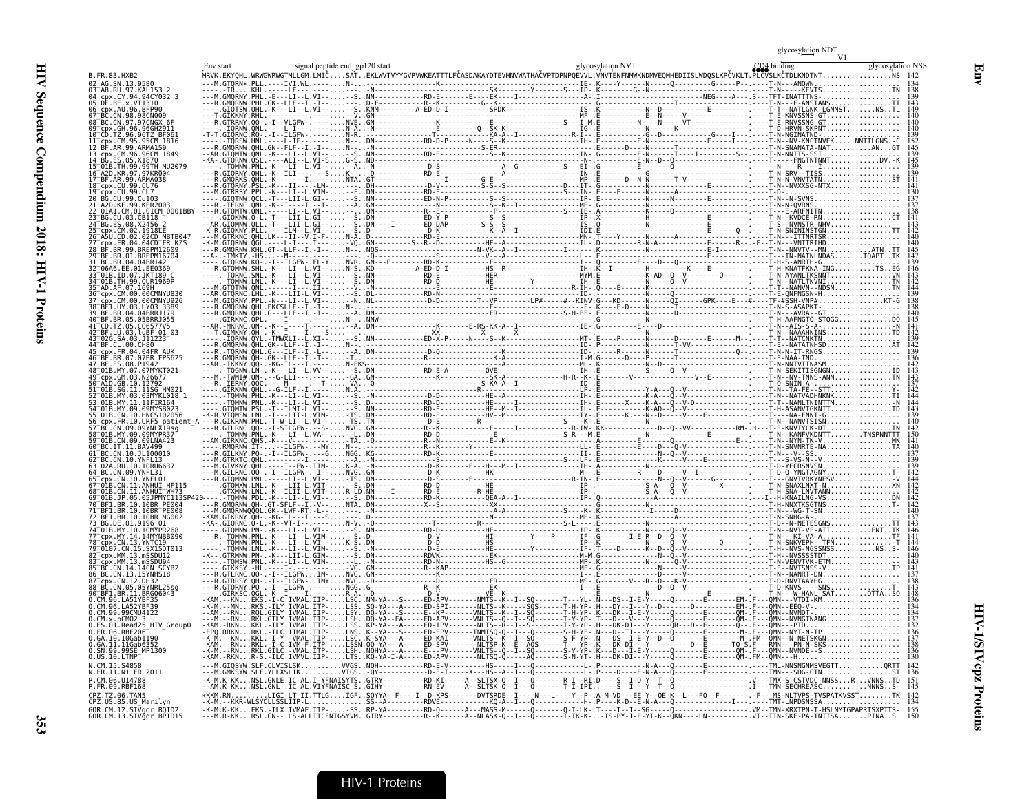# Env

# HIV-1/SIVcpz Proteins

```
                                                                                                                        glycosylation NDT
                                                                                                                                    V1
   Env start          signal peptide end  gp120 start                              glycosylation NVT                     CD4 binding              glycosylation NSS
B.FR.83.HXB2         MRVK.EKYQHL.WRWGWRWGTMLLGM.LMIC....SAT..EKLWVTVYYGVPVWKEATTTLFCASDAKAYDTEVHNVWATHACVPTDPNPQEVVL.VNVTENFNMWKNDMVEQMHEDIISLWDQSLKPCVKLT.PLCVSLKCTDLKNDTNT.................NS  142
02_AG.SN.13.9580     ---M.GTQRN*.PLL.-----IVI.WL.-------.N-...
03_AB.RU.97.KAL153_2 ------IR....KHL.------LF-...
04_cpx.CY.94.94CY032_3 ---M.GMQRNV.PHL.-E---LI--L.VI-...
05_DF.BE.x.VI1310    ---R.GMQRNW.PHL.GK--LLF--I.-I-...
06_cpx.AU.96.BFP90   -----GIQTSW.QHL.-K---LI--L.VI-...
07_BC.CN.98.98CN009  -----T.GIKKNY.RHL.-------LI--...
08_BC.CN.97.97CNGX_6F ---R.GTRRNY.QQ-.-I--VLGFW-...
09_cpx.GH.96.96GH2911 ------IQRNW.QNL.-----L-I-...
10_CD.TZ.96.96TZ_BF061 -T-T.GIQRNC.RQ-.-I--ILGFW-...
11_cpx.CM.95.95CM_1816 ------TQRSW.HNL.------L-IF-...
12_BF.AR.99.ARMA159  ---R.GMQRNW.QHL.GN--FLF--I.-I-...
13_cpx.CM.96.96CM_1849 --AR.GIQMTW.QNL.-K---LI--L.VI-...
14_BG.ES.05.X1870    -KA-.GTQRNW.QSL.-----ALI--L.VI-S...
15_01B.TH.99.99TH_MU2079 -----TQMNW.PNL.-K---LI--L.VI-...
16_A2D.KR.97.97KR004 ---R.GIQRNY.QHL.-K---ILI--...
17_BF.AR.99.ARMA038  ---R.GMQRKS.QHL.-K-------I.-...
18_cpx.CU.99.CU76    ---R.GTQRNY.PSL.-K---II-...
19_cpx.CU.99.CU7     ---M.GTRRSY.PPL.-N---LI--L.VIM-...
20_BG.CU.99.Cu103    -----GIQTNW.QCL.-T---LII-L.GI-...
21_A2D.KE.99.KER2003 ---R.-IERNC.QNL.-K--I---I.-T-...
22_01A1.CM.01.01CM_0001BBY ---R.GTQMTW.QNL.-----LI--L.VI-...
23_BG.CU.03.CB118    -----GIQKNW.Q-L.-T---LII-L.GI-...
24_BG.ES.08.X2456_2  --AR.GIQMNW.QLL.-T---LII-L.GI-...
25_cpx.CM.02.1918EE  -K-R.GIQKNY.PLL.-----LII-L.VI-...
26_A5U.CD.02.02CD_MBTB047 ---M.GTRKNC.QHL.LK---II-L.V-I-F-...
27_cpx.FR.04.04CD_FR_KZS -K-M.GIQRNW.QGL.-----L-I-...
28_BF.BR.99.BREPM12609 ---R.GMQRNW.KHL.GT--LLF--I.-I-...
29_BF.BR.01.BREPM16704 --A--.-TMKTY.-HS.---M-...
31_BC.BR.04.04BR142  -----GTQRNW.KQ-.-I--ILGFW-.FL-Y...
32_06A6.EE.01.EE0369 ---R.GTQMNW.SHL.-K---LI--L.VI-...
33_01B.ID.07.JKT189_C -----TQRNC.SNL.-K---LI--L.VI-...
34_01B.TH.99.OUR1969P -----TQMNW.LNL.-K---LI--L.VI-...
35_AD.AF.07.169H     ---M.GTQTNW.QNL.-----LI--L.VI-...
36_cpx.CM.00.00CMNYU830 --AR.GTQRNC.LHL.-K---LII-L.VI-...
37_cpx.CM.00.00CMNYU926 ---M.GIQRNY.PPL.-N---LI--L.VI-...
38_BF1.UY.03.UY03_3389 ---R.GMQRNW.QHL.EKCSLLF--I.-...
39_BF.BR.04.04BRRJ179 ---R.GMQRNW.QHL.G---LLF--I.-I-...
40_BF.BR.05.05BRRJ055 -----GIRKNC.QPL.----I-...
41_CD.TZ.05.C06577VS --AR.-MKRNC.QN-.-K--I----T.-...
42_BF.LU.03.luBF_01_03 ---T.GIMKNY.QH-.-K--I----I.--S...
43_02G.SA.03.J11223  ------IQRNW.QYL.-TMWXLI--L.XI-...
44_BF.CL.00.CH80     ---R.GMQRNW.QHL.GK--LLF--I.-I-...
45_cpx.FR.04.04FR_AUK ---R.-TQRNW.QHL.G---LLF--I.-L-...
46_BF.BR.07.07BR_FPS625 ---R.GMQRNW.QH-.GK--LLF--I.-I-...
47_BF.ES.08.P1942    --AR.-IKKNY.QQ-.-KG-IL--I.--...
48_01B.MY.07.07MYKT021 ------TQGNW.LN-.-K---LI--L.VV-...
49_cpx.GM.03.N26677  ---M.-TWMI#.QN-.--G-LLI-...
50_A1D.GB.10.12792   ---R.-IERNY.QQC.------M-...
51_01B.SG.11.11SG_HM021 -----GIRKNW.QHL.--G-ILF--I.-...
52_01B.MY.03.03MYKL018_1 -----TQMNW.PHL.-K---LI--L.VI-...
53_01B.MY.11.11FIR164 -----TQMNW.PNL.-K---LI--L.VI-...
54_01B.MY.09.09MYSB023 -----GTQMTW.PSL.-T--ILMI-L.VI-...
55_01B.CN.10.HNCS102056 -K-R.VTQMSW.LNL.-I---LIT-L.VIM-...
56_cpx.FR.10.URF5_patient_A ---R.GIKRNW.PHL.-T-W-LI--L.VI-...
57_BC.CN.09.09YNLX19sg ---R.GTLRNC.QQ-.-I-SILGFW-...
58_01B.MY.09.09MYPR37 ------TQMNW.PNL.-K---LI--L.VA-...
59_01B.CN.09.09LNA423 --AM.GIRKNC.QHS.-K---L-V-...
60_BC.IT.11.BAV499   -----RMQRNW.IT-.---ILGFW-.-MY...
61_BC.CN.10.JL100010 ---R.GILKNY.PQ-.-I--ILGFW-...
62_BC.CN.10.YNFL13   ---R.GTRKTC.QHL.------I-...
63_02A.RU.10.10RU6637 ---R.GIVKNY.QHL.----I--FW-.IIM-...
64_BC.CN.09.YNFL31   ---R.GILRNC.QQ-.-I--ILGFW-.-I-...
65_cpx.CN.10.YNFL01  ---R.GTQMNW.PNL.-----LI--L.VI-...
67_01B.CN.11.ANHUI_HF115 -----GTQMXW.LNL.-K---LII-L.VIT-...
68_01B.CN.11.ANHUI_WH73 -----GTXMNW.LNL.-K--ILIT-L.VIT-...
69_01B.JP.05.05JPMYC113SP420 -----TQMNW.PDL.-K---LI--L.VIT-...
70_BF1.BR.10.10BR_PE004 ---R.GMQRNW.QH-.GT-SFLF--I.-V-...
71_BF1.BR.10.10BR_PE008 ---M.GMQRNWQQQL.GK--LWF-RT.-I-...
72_BF1.BR.10.10BR_MG002 -KAM.GIKRNY.QH-.-KG-IL--I.--S...
73_BG.DE.01.9196_01  -KA-.GIQRNC.Q-L.-K--VT-I-...
74_01B.MY.10.10MYPR268 -----GTQMNW.PN-.-K---LI--L.VI-...
77_cpx.MY.14.14MYNBB090 ---R.-TQMNW.PNL.-K---LI--L.VIM-...
78_cpx.CN.13.YNTC19  ------TQMNW.PNL.-K---LI--L.VI-...
79_0107.CN.15.SX15DT013 ------TQMNW.LNL.-K---LI--L.VIM-...
82_cpx.MM.13.mSSDU12 -K--.GTRMNW.PN-.-K---LII-L.GIM-...
83_cpx.MM.13.mSSDU94 ------TQMSW.PNL.-K---LI--L.VIM-...
85_BC.CN.14.14CN_SCYB2 -----GIKKSY.-HL.-K---I--F-...
86_BC.CN.13.15YNHS18 ---R.GTLRNC.QQ-.-I--ILGFW-.-IM-...
87_cpx.CN.12.DH32    ---R.GTRRSY.QH-.-I--ILGFW-.IMY...
88_BC.CN.05.05YNRL25sg ---R.GTQRNY.PQ-.-I--ILGFW-...
90_BF1.BR.11.BRG06043 -----GIRKSC.QQL.-K--I----I.-...
O.CM.96.LA51YBF35    -KAM.--KN...EKS.-I-C.IVMAL.IIP-...LSC..NM-YA---S...
O.CM.96.LA52YBF39    -K-M.--MN...RKS.-LY.IVMAL.ITP-...LSS..SQ-YA---A...
O.CM.99.99CMU4122    --AM.--RN...RQL.GILY.IVMAL.IIP-...LSY..DQ-YA---S...
O.CM.x.pCMO2_3       ---M.--RN...RKL.GTLY.IVMAL.IIP-...LSH..DQ-YA--FA...
O.ES.01.Read25_HIV_GroupO -KAM.-RKN...KKL.-ILY.IVMAL.TTP-...LSS..KP-YA---A...
O.FR.06.RBF206       -EPQ.RRKN...RKL.-ILC.IIMAL.IIP-...LNS..K--YA---S...
O.GA.10.10Gab1190    -K-M.--KN...KKL.-I-Y.-VMAL.TIP-...LSC..K-SYA---A...
O.GA.11.11Gab6352    -KAM.--RN...RKL.-I-C.IVM-F.ITP-...LSSN.QQ-YA---A...
O.SN.99.99SE_MP1300  -K-M.--RN...RKL.GILC.-VMAL.IIP-...LSH..NQHYA---A...
O.US.10.LTNP         -KAM.-RKN...R-S.-ILC.IVMVL.IIP-...LTS..KQ-YA-I-A...
N.CM.15.S4858        ---M.GIQSYW.SLF.CLVISLSK..........VVGS..NQH...
N.FR.11.N1_FR_2011   ---M.GMKSYW.SLF.YLLXSLIK..........VIGS..-QY...
P.CM.06.U14788       -K-M.K-KK...NSL.GNLE.IC-AL.I-YFNAISYTS..GTRY...
P.FR.09.RBF168       --AM.K-KK...NSL.GN--.IC-AL.VIYFNAISC-S..GIHY...
CPZ.TZ.06.TAN5       *KKM.RN...........LIGI-LT-II.TTLG....IGF..SQYYA--F...
CPZ.US.85.US_Marilyn -K-M.--KKR-WLSYCLLSSLIIP-L.........SS--A...
GOR.CM.12.SIVgor_BQID2 -K-M.K-KK...EKS.-ILX.IVMAF.IIP-.....SS..RP-YA...
GOR.CM.13.SIVgor_BPID15 ---M.R-KK...RSL.GN--.LS-ALLIICFNTGSYVM..GTRY...
```

| Sequence | Length |
|---|---|
| B.FR.83.HXB2 | 142 |
| 02_AG.SN.13.9580 | 134 |
| 03_AB.RU.97.KAL153_2 | 138 |
| 04_cpx.CY.94.94CY032_3 | 139 |
| 05_DF.BE.x.VI1310 | 143 |
| 06_cpx.AU.96.BFP90 | 149 |
| 07_BC.CN.98.98CN009 | 140 |
| 08_BC.CN.97.97CNGX_6F | 140 |
| 09_cpx.GH.96.96GH2911 | 140 |
| 10_CD.TZ.96.96TZ_BF061 | 139 |
| 11_cpx.CM.95.95CM_1816 | 152 |
| 12_BF.AR.99.ARMA159 | 145 |
| 13_cpx.CM.96.96CM_1849 | 139 |
| 14_BG.ES.05.X1870 | 145 |
| 15_01B.TH.99.99TH_MU2079 | 139 |
| 16_A2D.KR.97.97KR004 | 136 |
| 17_BF.AR.99.ARMA038 | 141 |
| 18_cpx.CU.99.CU76 | 141 |
| 19_cpx.CU.99.CU7 | 130 |
| 20_BG.CU.99.Cu103 | 137 |
| 21_A2D.KE.99.KER2003 | 137 |
| 22_01A1.CM.01.01CM_0001BBY | 138 |
| 23_BG.CU.03.CB118 | 141 |
| 24_BG.ES.08.X2456_2 | 143 |
| 25_cpx.CM.02.1918EE | 143 |
| 26_A5U.CD.02.02CD_MBTB047 | 140 |
| 27_cpx.FR.04.04CD_FR_KZS | 140 |
| 28_BF.BR.99.BREPM12609 | 145 |
| 29_BF.BR.01.BREPM16704 | 147 |
| 31_BC.BR.04.04BR142 | 139 |
| 32_06A6.EE.01.EE0369 | 146 |
| 33_01B.ID.07.JKT189_C | 143 |
| 34_01B.TH.99.OUR1969P | 142 |
| 35_AD.AF.07.169H | 134 |
| 36_cpx.CM.00.00CMNYU830 | 139 |
| 37_cpx.CM.00.00CMNYU926 | 138 |
| 38_BF1.UY.03.UY03_3389 | 138 |
| 39_BF.BR.04.04BRRJ179 | 140 |
| 40_BF.BR.05.05BRRJ055 | 145 |
| 41_CD.TZ.05.C06577VS | 141 |
| 42_BF.LU.03.luBF_01_03 | 142 |
| 43_02G.SA.03.J11223 | 139 |
| 44_BF.CL.00.CH80 | 142 |
| 45_cpx.FR.04.04FR_AUK | 139 |
| 46_BF.BR.07.07BR_FPS625 | 136 |
| 47_BF.ES.08.P1942 | 142 |
| 48_01B.MY.07.07MYKT021 | 143 |
| 49_cpx.GM.03.N26677 | 143 |
| 50_A1D.GB.10.12792 | 137 |
| 51_01B.SG.11.11SG_HM021 | 142 |
| 52_01B.MY.03.03MYKL018_1 | 144 |
| 53_01B.MY.11.11FIR164 | 144 |
| 54_01B.MY.09.09MYSB023 | 143 |
| 55_01B.CN.10.HNCS102056 | 140 |
| 56_cpx.FR.10.URF5_patient_A | 136 |
| 57_BC.CN.09.09YNLX19sg | 142 |
| 58_01B.MY.09.09MYPR37 | 150 |
| 59_01B.CN.09.09LNA423 | 141 |
| 60_BC.IT.11.BAV499 | 140 |
| 61_BC.CN.10.JL100010 | 137 |
| 62_BC.CN.10.YNFL13 | 139 |
| 63_02A.RU.10.10RU6637 | 142 |
| 64_BC.CN.09.YNFL31 | 142 |
| 65_cpx.CN.10.YNFL01 | 144 |
| 67_01B.CN.11.ANHUI_HF115 | 142 |
| 68_01B.CN.11.ANHUI_WH73 | 142 |
| 69_01B.JP.05.05JPMYC113SP420 | 142 |
| 70_BF1.BR.10.10BR_PE004 | 142 |
| 71_BF1.BR.10.10BR_PE008 | 140 |
| 72_BF1.BR.10.10BR_MG002 | 137 |
| 73_BG.DE.01.9196_01 | 143 |
| 74_01B.MY.10.10MYPR268 | 146 |
| 77_cpx.MY.14.14MYNBB090 | 141 |
| 78_cpx.CN.13.YNTC19 | 144 |
| 79_0107.CN.15.SX15DT013 | 146 |
| 82_cpx.MM.13.mSSDU12 | 140 |
| 83_cpx.MM.13.mSSDU94 | 140 |
| 85_BC.CN.14.14CN_SCYB2 | 143 |
| 86_BC.CN.13.15YNHS18 | 137 |
| 87_cpx.CN.12.DH32 | 138 |
| 88_BC.CN.05.05YNRL25sg | 143 |
| 90_BF1.BR.11.BRG06043 | 148 |
| O.CM.96.LA51YBF35 | 136 |
| O.CM.96.LA52YBF39 | 134 |
| O.CM.99.99CMU4122 | 134 |
| O.CM.x.pCMO2_3 | 137 |
| O.ES.01.Read25_HIV_GroupO | 135 |
| O.FR.06.RBF206 | 136 |
| O.GA.10.10Gab1190 | 137 |
| O.GA.11.11Gab6352 | 135 |
| O.SN.99.99SE_MP1300 | 136 |
| O.US.10.LTNP | 130 |
| N.CM.15.S4858 | 142 |
| N.FR.11.N1_FR_2011 | 136 |
| P.CM.06.U14788 | 145 |
| P.FR.09.RBF168 | 145 |
| CPZ.TZ.06.TAN5 | 142 |
| CPZ.US.85.US_Marilyn | 134 |
| GOR.CM.12.SIVgor_BQID2 | 155 |
| GOR.CM.13.SIVgor_BPID15 | 150 |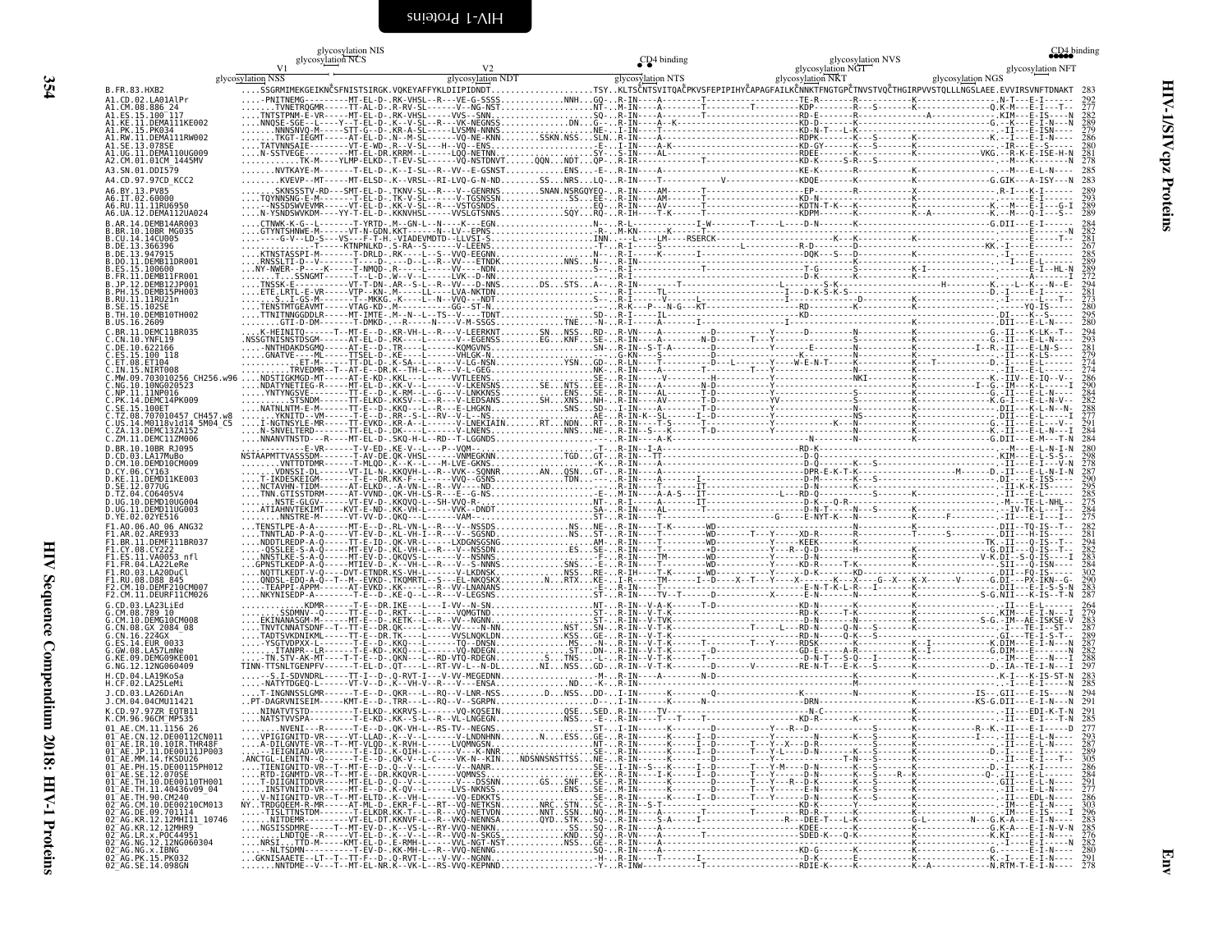```
                                        glycosylation NIS
                                   glycosylation NCS                                                                                                                                                    CD4 binding
                            V1                                         V2                          CD4 binding                      glycosylation NVS
         glycosylation NSS                          glycosylation NDT                     glycosylation NTS              glycosylation NGT                                                   glycosylation NFT
                                                                                                                          glycosylation NKT              glycosylation NGS

B.FR.83.HXB2                  ....SSGRMIMEKGEIKNCSFNISTSIRGK.VQKEYAFFYKLDIIPIDND T..................TSY..KLTSCNTSVITQACPKVSFEPIPIHYCAPAGFAILKCNNKTFNGTGPCTNVSTVQCTHGIRPVVSTQLLLNGSLAEE.EVVIRSVNFTDNAKT  283
A1.CD.02.LA01AlPr             ....-PNITNEMG---------MT-EL-D-.RK-VHSL--R---VE-G-SSSS........NNH...GQ-..R-IN----A-------T-------------------TE-R---------R---------K--------------.N-T---E-I------  292
A1.CM.08.886_24               ......TVNETRQGMR------TT-AL-D-.R-RV-SL------V--NG-NST..................NT-..M-IN----A-------T--------T-------KDP---------R---S-------K--------------Q.K-M---E-I---T--  277
A1.ES.15.100_117              ....TNTSTPNM-E-VR-----MT-EL-D-.RK-VHSL-----VVS--SNN....................SQ-..R-IN----A-------T-------------------RD-E-----------------A-------------.KIM---E-IS----N  282
A1.KE.11.DEMA111KE002         ....NNQSE-SGE--L-----Y--T-EL-D-.K--V-SL--R---VK-NEGNSS..........DN...G---.R-IN----A--K----T-------------------RD-E---------------------------------G--K---E-IN----N  289
A1.PK.15.PK034                ......NNNSNVQ-M-----STT-G--D-.KR-A-SL------LVSMN-NNNS..................NE-..I-IN----T--------------------------KD-N-T---L-K-------------------------------II---E-ISN---  279
A1.RW.11.DEMA111RW002         ......TKGT-IEGMT------AT-EL-D-.N--M-SL------VQ-NE-KNN.......SSKN.NSS...SLN..R-IN----T-------------------------RDPK-----K---S-----------K------------K.-I---E-IS----N  286
A1.SE.13.078SE                ......TATVNNSAIE------VT-E-WD-.R--V-SL---H--VQ--ENS....................-E-..I-IN----A-------T-------------------KD-GY-------K---S-------K--------------.-IR---E--S----  280
A1.UG.11.DEMA110UG009         ......N-SSTVEGE-------MT-EL-DR.KRRM--L-----LQQ-NETNN.....................SY-..S-IN----AL-----------------------RDEE-------K----S------K-----------VKG.--R-K-E-ISE-H-N  281
A2.CM.01.01CM_1445MV          .......TK-M---YLMP-ELKD-.T-EV-SL-----VQ-NSTDNVT.......QQN...NDT...QP-..R-IN----A--------------------------KD-K-----S-R---S-------K------------------M---E-I-----N  278
A3.SN.01.DDI579               ......NVTKAYE-M-------T-EL-D-.K--I-SL--R--VV--E-GSNST...................ENS..-E-..R-IN----A------------------------KE-K----------K-----K-------------------M---E-L-N----  285
A4.CD.97.97CD_KCC2            .......KVEVP--MT-----MT-ELSD-.K--VRSL--RI-LVQ-G-N-ND........SS...NRS...LQ-..R-IN----T------------V-------------KDQE-------K----------K----------G.GIK---A-ISY---N  283
A6.BY.13.PV85                 .......SKNSSSTV-RD----SMT-EL-D-.TKNV-SL--R---V--GENRNS........SNAN.NSRGQYEQ-..R-IN----AM-------T--------------EP--------R-----------K---------------.R-I---K-I------  289
A6.IT.02.60000                ....TQYNNSNG-E-M-------T-EL-D-.TK-V-SL------V-TGSNSSN...................SS...EE-..R-IN----AM-------T--------------KD-N-----------------K-----------------E-I------  293
A6.RU.11.11RU6950             ....-NSSDSWVEVMR-----VT-EL-D-.KK-V-SL--R---VSTGSNDS......................EQ-..R-IN----AV-------T--------------KDTN-T-K------------K-------------K---M---E-IS----G-I  289
A6.UA.12.DEMA112UA024         ....N-YSNDSWVKDM-----YY-T-EL-D-.KKNVHSL-----VVSLGTSNNS.............SQY...RQ-..R-IH----T-K-----T--------------KDPM-----K---K--A-----------K---M---Q-I---S-  289
B.AR.14.DEMB14AR003           ....CTNWK-K-G--L-------T-YRTD-.M--GN-L--N---K---EGN....................N---..R-L-----------I-W--------T-----L----D-N-------K------------------G.DII---E-I--------  284
B.BR.10.10BR_MG035            ....GTYNTSHNWE-M-----VT-N-GDN.KKT-----N--LV--EPNS......................R--..M-KN-------K-----T------------------------------------------------------------------N  282
B.CU.14.14CU005               ....-----G-V--LD-S---VS---F-T-H--VIADEVMDTD--LLVSI-S........................INN..-L-----LM----RSERCK-------------K----K--------------------E-------T-  281
B.DE.13.366396                ........-------T-----KTNPNLKD-.S-RA--S-------V-LEENS...................-T-..R-I----T----------------L-----------R-D--------D--------------KK.-I----E-------  267
B.DE.13.947915                ....KTNSTASSPI-M-------T-DRLD-.RK----L--S-VVQ-EEGNN......................N---..R-I----K-----------------------DQK---S--D--------K--------------.I----E-------  285
B.DO.11.DEMB11DR001           ....RNSSLTI-D--V-------T---D-.-----D--L--R--VV---ETNDK..........NNS.....N---..R-IN-----------------------------------------K----------------------E-L------  289
B.ES.15.100600                ....NY-NWER--P----K-----T-NMQD-.R----L--S----VV----NDN...................S---..R-I---------------------------T-G-------S---------K-I--------------E-I---HL-N  289
B.FR.11.DEMB11FR001           ......T....SSNGMT------T--L-D-.W--V--L----LVK--D-NS...................S---..R-I------------------------------D-K-------K----------------------A-------I  272
B.JP.12.DEMB12JP001           ....TNSSK-E-----------VT-T-DN-.AR--S--R--V---D-NNS.............DS...STS...A---..R-IN---------T--------------------L---------S---------H-----K---L--K---N--E-  294
B.PH.15.DEMB15PH003           ....ETE_LRTL-E-VR-----VTP--KN-.M-----LL----LVA-NKTDN....................-----..R-I----TL-------------------I---D-K-S-K-S----------------------D.-I----E-I------  281
B.RU.11.11RU21n               ....S..I-GS-M-------T--MKKG.-K----L--N--VVQ---NDT....................S---..R-I--------V-----L-------------------------D-----------K-----I-------------T-  273
B.SE.15.102SE                 ....TENSTMTGEAVMT-----VTAG-KD-.M-------GG--ST-N.........................---..R-K---P----N-G---KT---------------RD-----------K------------------YQ-IS-----N  280
B.TH.10.DEMB10TH002           ....TTNITNNGGDDLR-----MT-IMTE-.M--N--L--TS--V---TDNT...................SD-..R-I----IL-----------------------KD------------------------------DI---K--S----  295
B.US.16.2609                  ......GTI-D-DM------T-DMKD--.-R----N----V-M-SSGS.............TNE...-N-..R-I----A----------------I----------------------------------------DII---E-L-N---  285
C.BR.11.DEMC11BR035           ....K-HNITQ-------T--MT-E--D-.KR-VH-L--R---V-LEERKNT.......SN...NSS...RD-..R-VN----A---------------------D---Y----------------K--------------G.-II---K-IK--T--  294
C.CN.10.YNFL19                .NSSGTNISNSTDSGM-----AT-EL-D-.RK----L------V--EGENSS............EG...KNF...SE-..R-IN----A-----N-D------T---Y-----------------K--------------G.-II---E-L-N---  293
C.DE.10.622166                ....-NNTHDAKDSGMQ-----AT-E--D-.TR----L------KQMGVNS......................SN-..R-IN--S-T-A------------------Y-------E--------N--------------I--R.-II---E-LN-S---  281
C.ES.15.100_118               ....GNATVE-----ML-----TTSEL-D-.KE----------VHLGK-N.......................G---..R-IN-----------D-----------K-------------------K--------------.-II---E-LS-----  279
C.ET.08.ET104                 ........ET-M-------TT-DL-D-.K-SA--L-------V-LG-NSN.................YSN...GD-..R-LN----T-----------D---L----Y----W-E-N-T-------K-------T----------D.-I----E-L----  274
C.IN.15.NIRT008               .........TRVEDMR--T--AT-E--DR.K--TH-L--R---V-L-GEG........................NK-..R-IN----A--------T-----------T---Y-------------------------------II---E-L----  274
C.MW.09.703010256_CH256.w96   ....NDSTIGKMGD-MT-----AT-E-KD-.KKL-------V-VTLEENS.......................SE-..R-IN----A-----------------------Y-------------------------------II---E-L-----  286
C.NG.10.10NG020523            ....NDATYNETIEG-R-----MT-EL-D-.KK-V--L-----V-LKENSNS...........SE...NTS...EE-..R-IN----A---------------------Y-----------------K--------------I--G.-IM---K-I-----I  290
C.NP.11.11NP016               ....YNTYNGSVE--------TT-E--D-.K-RM--L--G--V-LNKNSS.......................ENS...SE-..R-IN----AL--------T-D--------------------K--------------G.-II---E-LN-S---  284
C.PK.14.DEMC14PK009           .......STSNDM------TT-E--ELKD-.KKSV--L--R---V-LEDSANS.........SH...XNS...NH-..R-IN----AV--------T-D---------------------------K--------------K.G-I---E-LN-V--  282
C.SE.15.100ET                 ....NATNLNTM-E-M------TT-E--D-.KKQ---L--R---E-LHGKN.....................SNS...SD-..I-IN----A--------------------------------------------------DII---K-L-N--N-  288
C.TZ.08.707010457_CH457.w8    ......YKNITD--VM------T-E--D-.RR--S-L--RV--V--L-V-..........................AE-..R-IN-K-SL-------I--D--------------------NS-------------------DII---E-L-----I  277
C.US.14.M0118v1d14_5M04_C5    ....N-NGTNSYLE-MR-----TT-EVKD-.KR-A--L-----V-LNEKIAIN.......RT...NDN...RT-..K-IN----T-S------T-D--------Y-----------------K--------------G.-II---E-L-V---  291
C.ZA.13.DEMC13ZA152           ....N-SNVELTERD-------TT-EL-D-.DK----L------V-LNENS......................NNS...NE-..R-IN--S--K-------T-D--------Y-----------------K--------------K.-II---E-L-N---I  284
C.ZM.11.DEMC11ZM006           ....NNANVTNSTD---R----MT-EL-D-.SKQ-H-L--RD--T-LGGNDS......................---..R-IN----A-K-----------------------------N------------K----------G.DII---E-M---T-N  284
D.BR.10.10BR_RJ095            ......------E-VR-------T-V-ED-.KE-V---L---P--VQM---........................-T-..R-IN--I-A-----------------------RD-K----------------------------.-M---E-L-N-I-N  280
D.CD.03.LA17MuBo              NSTAAPMTTVASSSDM-----T-AV-DE.QK-VHSL------V-EENSNS.........TGD...GE-..R-IN----TT------------------------D-Q-----------------K--------------.KIM---E-L-S-S--  298
D.CM.10.DEMD10CM009           .........VNTTDTDMR-----T-MLQD-.K--K--L-----M-LVE-GKNS......................-K-..R-IN----A--------------------D-Q---------K---S-------------------.-II---E-I---V-N  278
D.CY.06.CY163                 .......VDNSSI-DL------VT-IL-N-.KKQVH-L--R--VVK--SQNNR.........AN...QSN...GT-..R-IN----A-----------------------DPR-E-K-T-K--------------M-----D.-II---E-L-N-I-N  287
D.KE.11.DEMD11KE003           ....T-IKDESKEIGM-----TT-E--DR.KK-F---L--R-VVQ--GSNS.....................TDN...--..R-IN----A-----I--------------D-N------------------------------.DI----E-ISS----  290
D.SE.12.077UG                 ....NCTAVHN-TIDM------AT-ELKD-.-A-VN--L---V--VV.--NS.......................-..R-IN----A-----------IT----------D-N-----------------K--------------.-II-K-K-IS----  295
D.TZ.04.C06405V4              ....TNN_GTISSTDRM-----AT-VVND-.QK-VH-LS-R---E--G-NS.....................-E-..R-IN----A-A-S----IT---------L---RD-D------------------K----------------.II---E-L-----  285
D.UG.10.DEMD10UG004           .......NSTE-GLGV------VT-EV-D-.KKQVQ-L--SH-VVQ-R-...........................---..R-IN----A---------------------D-K---Q-R--------------------------.-M---TE-L-NHL--  275
D.UG.11.DEMD11UG003           ....ATIAHNVTEKIMT-----KVT-E-ND-.KK-VH-L-----VVK--DNDT.......................SA-..R-IN----AL--------T-----------D-N-T-----N---S----------K----------.-IV-TK-L----T--  284
D.YE.02.02YE516               .......NNSTRE-M-------VT-VV-D-.QKQ----L----VAM---..............................ST-..R-IN----A-----------------------------G----E-NYT-K-------N------F------.-II---E-I---I--  275
F1.AO.06.AO_06_ANG32          ....TENSTLPE-A-A-------MT-E--D-.RL-VN-L--R---V--NSSDS..................NS...NE-..R-IN----T-K-------WD----------------K-------------K--------------.DII--TQ-IS--T--  282
F1.AR.02.ARE933               ....TNNTLAD-P-A-Q-----VT-EV-D-.KL-VH-I--R---V--SGSND....................NS...ST-..R-IN----T---------WD------T----Y------XD-R------------T------S------.DII--H-IS----  281
F1.BR.11.DEMF111BR037         ....NDDTLREDP-A-Q-----VT-E-ID-.QK-VR-L-----LXDGNSGSNG....................AM-..R-IN----T-----------WD-------Y-----KEEK---------K---------------TK.-II---Q-IS--T--  294
F1.CY.08.CY222                ....QSSLEE-S-A-Q------MT-EV-D-.KL-VH-L--R---V--NSSDN....................ES...SE-..R-IN----T-----------WD-------Y---R--Q-D------------K------------G.DII---E-IS--T--  282
F1.ES.11.VA0053_nfl           ....NNSTLKE-S-A-Q-----MT-EV-D-.QKQVS-L------V---NSNNS......................-F-..R-IN----TM------------WD-------Y-------D-N-----------K-------------V-K.DI--S-Q-IS---I  283
F1.FR.04.LA22LeRe             ....GPNSTLKEDP-A-Q-----MTIEV-D-.K--VH-L--R---V--S-NNNS...........SNS...-E-..R-IN----T-----------WD-------Y-----KD-R---------T-K-----------------.SII---Q-ISN----  284
F1.RO.03.LA20DuCl             ....NQTTLKEDT-V-Q-----DVT-ETNDR.KS--VH-L-----V-LKDNSN.........NSS...RE-..R-IN----T-K-----------WD----------------KD-------------K--------------.DII---FQ-IS----  302
F1.RU.08.D88_845              ....QNDSL-EDQ-A-Q--T--M--EVKD-.TKQMRTL--S---EL-NKQSKX..........N...RTX...KE-..I-R-----TM-------I---D---X--T---Y--X-------X---X----G--X---K-X----V-----G.DII---PX-IKN--G-  290
F2.CM.10.DEMF210CM007         ....TEAPPI-APPM-------AT-EVKD-.KK----L--R--VV-LNANANS.......................-E-..R-IN----T-----------------------E-N-T-K-L-R---I--------------------.DII---E-L-S-S-N  283
F2.CM.11.DEURF11CM026         ....NKYNISEDP-A-------VT-EV-D-.-KE-Q--L--R--V--LEGSNS.......................-E-..R-IN----TV--T-----------D----------------K--------------S-G.NII---K-IS--T-N  287
G.CD.03.LA23LiEd              ..............KDMR-------T-E--DR.IKE---L---I-VV--N-SN........................NT-..R-IN--V-A-K-------T-D--------------KD-N------------------K---------------.-II---E-L------  264
G.CM.08.789_10                ..............SSDMNV--Q-----TT-E--D-.RKT---L------VQMGTND.......................ST-..R-IN--V-T-K-----------------------RD-K-------T-K--------------------.KIM---E-ISK-I-T  279
G.CN.10.DEMG10CM008           ....EKINANASGM-M-------MT-E--D-.KETK---R--VV--NGNN..........................ST-..R-IN----V-TVK-----------------D-N------------K-----------S-G.-IM--AE-ISKSE-V  293
G.CN.08.GX_2084_08            ....TNVTCNNATSDNF--T-TT-E--DR.QK----L------VV--N-NN....................NST...SN-..R-IN--V-T-K-----------T----L---RD-N-----Q-N---S-----------------I----TE-I---ST-  287
G.CN.16.224GX                 ....TADTSVKDNIKML-----TT-E--DR.TK----L------VVSLNQKLDN....................KSS...GE-..R-IN--V-T-K------------------RD-N-----Q-K---S--------------------GI---TE-I-S-T--  289
G.ES.14.EUR_0033              ......-YSGTVDPVX-L-----TT-E--D-.KKQ---L-----TQ--DNSN........................MS...-N-..R-IN--V-T-K-----------T---Y----RDSK-----K--------K----I----------K.-DIM---E-I----N  287
G.GW.08.LA57LmNe              ......ITANPR--LR------T-E-KD-.KKQ---L------VQ-NEGDN.......................ST...DN-..R-IN--V-T-K------------------GD-E-----A-R-------K---I-------------G.DIM---E-I----N  282
G.KE.09.DEMG09KE001           ......-TN_STV-AK-MT-----T-T-E--D-.QKN---L--RD-VTQ-RDEGN.........S...TNS...-L-..R-IN--V-T-K------------------D-N-T---S-Q---I----------------------IM---E-I-N----I  288
G.NG.12.12NG060409            TINN-TTSNLTGENPFV-----T-EL-D-.QT----L--RT-VV-L--N-DL.........NI...NSS...GD-..R-IN--V-T-K-----------D--------V----RE-N-T---E-X----S---------------------D.IA--TE-I-N---I  297
H.CD.04.LA19KoSa              ....-S.I-SDVNDRL------TT-I--D-.Q-RVT-L--V-VV-MEGEDNN.......................-M-..R-IN----A------N-D----------------------------K--------------K.-I---K-IS-ST-N  283
H.CF.02.LA25LeMi              ......-NATYTDGEQ-L------VT-V--D-.K--VH-V--R---V---ENSA....................ND...-K-..R-IN-------------------------------------------K--------------.-I---E-I----N  285
J.CD.03.LA26DiAn              ....T-INGNNSSLGMR------T-E--D-.QKR---L--RQ--V-LNR-NSS..........D...NSS...DD-..I-IN-----K---------Q-----------------K-------------IS-.-GII---E-IS---N  294
J.CM.04.04CMU11421            ..PT-DAGRVNISEIM-----KMT-E--D-.TRR---L--RQ--V--SGRPN......................-.-..R-IN-----------------------------DRN----------------K------------KS-G.DII---E-I-N---  291
K.CD.97.97ZR_EQTB11           ....NINATVSTD---------T-ELKD-.KKRVS-L----VQ-KQSEIN...............QSE...SED.-R-IN----TV---------------N-C-------------------K--------------.-II---EDI-K-T-N  291
K.CM.96.96CM_MP535            ....NATSTVVSPA--------T-E-KD-.KK--S-L--R--VL-LNGEGN.....................NSS...-E-..R-IN-----T--T---T--------KD-R-----------K-------------.-II---E-I-T-N  285
01_AE.CM.11.1156_26           .........NVENI---R------T-E--D-.QK-VH-L--RS-TV--NEGNS......................ST-..I-IN-----K-------D--------Y---R--D--------S--------R--K.-II---E-I-----D  277
01_AE.CN.12.DE00112CN011      ....VPIGIGNITD-VR-----VT-LLAD-.K--V--L------V-LNDNHNN..........N....ESS...GE-..R-IN-----K-------I--D--------Y---------N-----K---S-------I--.-II---E-L-N---  293
01_AE.IR.10.10IR.THR48F       ....A-DILGNVTE-VR--T--MT-VLQD-.K-RVH-L-----LVQMNGSN......................NT-..R-IN-----K--------I--D-------T---Y--X---D-R----S-------S--------------.II---E-L-N---  287
01_AE.JP.11.DE00111JP003      ....-IEIGNIAD-VR------T-E-ID-.K-QIH-L------V---K-NNR......................SE-..R-IN-----K------I--D------T---Y-L---D-N-----K---S---------D.-I---E-L-N---  289
01_AE.MM.14.fKSDU26           .ANCTGL-LENITN---Q----T-E--D-.QK-V--L-C----VK-N--KIN....NDSNNSNSTTSS...NE-..R-IN-----K-----I--D-----------------------K--------------.-II---E-L-N---  305
01_AE.PH.15.DE00115PH012      ....TIENIGNITD-VR--T--MT-E--D-.Q--V--L------V--NANR......................SE-..I-IN--S--K-------I--D-----T---Y-M---D-N-----K---S-------------D.-I---E-L-N---  286
01_AE.SE.12.070SE             ....RTD-IGNMTD-VR--T--MT-E--DR.KKQVR-L-----VQMNSS.........................EK-..R-IN----I-K-----I--D-----T---Y-----D-N-----K---S---R--K------Q-.-II---E-L-N---  284
01_AE.TH.10.DE00110TH001      ....T-DIIGNITDDVR-----MT-EL-D-.Q--V--L-----V--DSSNN...........GS...SNF...SE-..R-IN-----K-----I--D-----T---Y---R--D-N-----K---S---------------.GII---E-L-N---  291
01_AE.TH.11.40436v09_04       ......INSTVNITD-VR----MT-E--D-.K-QV--L-----LVS-NKNSS.....................ENS...SE-..M-IN-----K-----I--D-----T---E-N-----K---S---------------.-II---E-L-N---  277
01_AE.TH.90.CM240             ....V-NIIGNITD-VR--T--MT-ELTD-.K--VH-L------VQ-EDKKTS......................SE-..R-IN-----K-----I--D-----T---Y-----D-N-----K---S---------------.-II---EDL-N---  286
02_AG.CM.10.DE00210CM013      NY..TRDGQEEM-R-MR-----AT-ML-D-.EKR-F-L--RT--VQ-NETKSN........NRC..STN...SC-..R-IN-S-T---------------------K-----------K--------------.-IM---E-I-N---  303
02_AG.DE.09.701114            ....TISLTTNSTDM-------T-ELKD-.KK-T--L---V--VQ-NETVDN.........NNT..SSN...NO-..R-IN----A---------------------K-------------------------------IM---E-IS----I  296
02_AG.KR.12.12MHI11_10746     ......NITDEMR--------VT-EL-DT.KKNVF-L--R--VKQ-NENNSA.........QYD..STK...SQ-..R-IN---S-A-----I-----------R---DEE-T---L-K---------G-L-------N---G.K-A---E-I-N---  283
02_AG.KR.12.12MHR9            ....NGSISSDMRE-------T--MT-EV-D-.K--VS-L--RY-VVQ-NENKN....................SS...SQ-..R-IN----A--------------------KDEE-----------K--------------G.K-A---E-I-N-V-N  285
02_AG.LR.x.POC44951           ....-TANDTQE--R-------VT-EL-D-.K--V--L--KV-VVQ-N-SKGS......................KNDD..SQ-..R-IN----A--------------------SDED-K---Q-K-----K--------------K.KI---E-I-N---  276
02_AG.NG.12.12NG060304        ....NRSI..TTD-M------KMT-EL-D-.E-RMH-L-----VVL-NGT-NST...................NSS...GE-..R-IN----A-----------------------------------K--------------.-I---E-I---N  282
02_AG.NG.x.IBNG               ......NLTSDMN--------TT-EV-D-.KK-MH-L--R---VQ-NENG........................SQ-..R-IN----A--------------------KD-G-------K--------K--------------K.-I---E-I-N---  280
02_AG.PK.15.PK032             ....GKNISAAETE--LT--T--TT-F--D-.Q-RVT-L--V--VV--NGNN........................-H-..R-IN----T-----I-----------------D-K---------------K--------------K.-I---E-I-N---  291
02_AG.SE.14.098GN             ......NNTDME--V---T--MT-EL-NR.K--VK-L--RS-VVQ-KEPNND.....................-Y-..R-INW-----------T-------------RDIE-K-----K------K--A-----------N.RTM-T-E-I-N---  278
```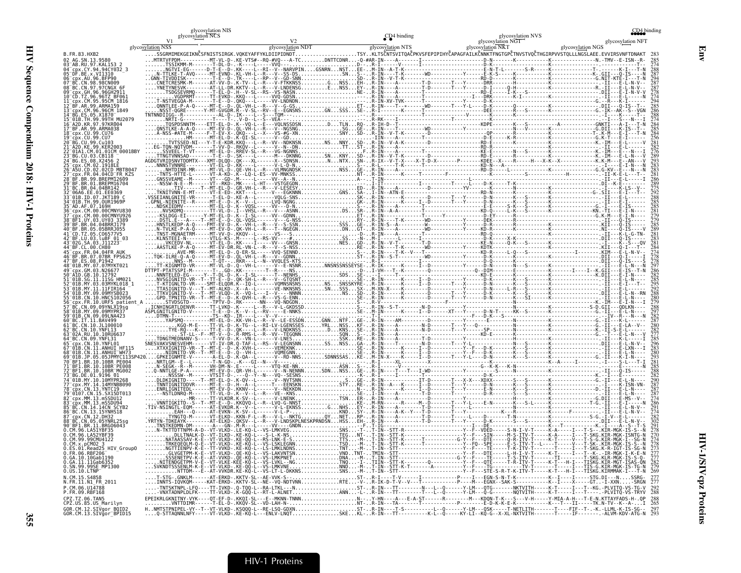```
                                   glycosylation NIS
                                   glycosylation NCS                                          CD4 binding                 glycosylation NVS                              CD4 binding
                      V1                                   V2                                                             glycosylation NGT                   glycosylation NFT
              glycosylation NSS                  glycosylation NDT                    glycosylation NTS              glycosylation NKT            glycosylation NGS

B.FR.83.HXB2   ....SSGRMIMEKGEIKNCSFNISTSIRGK.VQKEYAFFYKLDIIPIDNDT...................TSY..KLTSCNTSVITQACPKVSFEPIPIHYCAPAGFAILKCNNKTFNGTGPCTNVSTVQCTHGIRPVVSTQLLLNGSLAEE.EVVIRSVNFTDNAKT  283
02_AG.SN.13.9580                 288
03_AB.RU.97.KAL153_2             274
04_cpx.CY.94.94CY032_3           288
05_DF.BE.x.VI1310                287
06_cpx.AU.96.BFP90               294
07_BC.CN.98.98CN009              287
08_BC.CN.97.97CNGX_6F            287
09_cpx.GH.96.96GH2911            276
10_CD.TZ.96.96TZ_BF061           274
11_cpx.CM.95.95CM_1816           294
12_BF.AR.99.ARMA159              285
13_cpx.CM.96.96CM_1849           286
14_BG.ES.05.X1870                288
15_01B.TH.99.99TH_MU2079         274
16_A2D.KR.97.97KR004             284
17_BF.AR.99.ARMA038              285
18_cpx.CU.99.CU76                284
19_cpx.CU.99.CU7                 256
20_BG.CU.99.Cu103                281
21_A2D.KE.99.KER2003             282
22_01A1.CM.01.01CM_0001BBY       276
23_BG.CU.03.CB118                289
24_BG.ES.08.X2456_2              293
25_cpx.CM.02.1918LE              285
26_A5U.CD.02.02CD_MBTB047        283
27_cpx.FR.04.04CD_FR_KZS         281
28_BF.BR.99.BREPM12609           286
29_BF.BR.01.BREPM16704           289
31_BC.BR.04.04BR142              275
32_06A6.EE.01.EE0369             292
33_01B.ID.07.JKT189_C            288
34_01B.TH.99.OUR1969P            285
35_AD.AF.07.169H                 285
36_cpx.CM.00.00CMNYU830          281
37_cpx.CM.00.00CMNYU926          279
38_BF1.UY.03.UY03_3389           279
39_BF.BR.04.04BRRJ179            285
40_BF.BR.05.05BRRJ055            289
41_CD.TZ.05.CO6577V5             283
42_BF.LU.03.luBF_01_03           283
43_02G.SA.03.J11223              281
44_BF.CL.00.CH80                 284
45_cpx.FR.04.04FR_AUK            274
46_BF.BR.07.07BR_FPS625          278
47_BF.ES.08.P1942                278
48_01B.MY.07.07MYKT021           297
49_cpx.GM.03.N26677              286
50_A1D.GB.10.12792               282
51_01B.SG.11.11SG_HM021          285
52_01B.MY.03.03MYKL018_1         295
53_01B.MY.11.11FIR164            292
54_01B.MY.09.09MYSB023           288
55_01B.CN.10.HNCS102056          280
56_cpx.FR.10.URF5_patient_A      279
57_BC.CN.09.09YNLX19sg           288
58_01B.MY.09.09MYPR37            297
59_01B.CN.09.09LNA423            282
60_BC.IT.11.BAV499               287
61_BC.CN.10.JL100010             280
62_BC.CN.10.YNFL13               282
63_02A.RU.10.10RU6637            277
64_BC.CN.09.YNFL31               285
65_cpx.CN.10.YNFL01              296
67_01B.CN.11.ANHUI_HF115         283
68_01B.CN.11.ANHUI_WH73          280
69_01B.JP.05.05JPMYC113SP420     293
70_BF1.BR.10.10BR_PE004          281
71_BF1.BR.10.10BR_PE008          288
72_BF1.BR.10.10BR_MG002          288
73_BG.DE.01.9196_01              282
74_01B.MY.10.10MYPR268           290
77_cpx.MY.14.14MYNBB090          287
78_cpx.CN.13.YNTC19              287
79_0107.CN.15.SX15DT013          287
82_cpx.MM.13.mSSDU12             274
83_cpx.MM.13.mSSDU94             286
85_BC.CN.14.14CN_SCYB2           274
86_BC.CN.13.15YNHS18             274
87_cpx.CN.12.DH32                282
88_BC.CN.05.05YNRL25sg           302
90_BF1.BR.11.BRGO6043            291
O.CM.96.LA51YBF35                278
O.CM.96.LA52YBF39                276
O.CM.99.99CMU4122                278
O.CM.x.pCMO2_3                   278
O.ES.01.Read25_HIV_GroupO        273
O.FR.06.RBF206                   277
O.GA.10.10Gab1190                277
O.GA.11.11Gab6352                282
O.SN.99.99SE_MP1300              279
O.US.10.LTNP                     269
N.CM.15.S4858                    277
N.FR.11.N1_FR_2011               277
P.CM.06.U14788                   292
P.FR.09.RBF168                   288
CPZ.TZ.06.TAN5                   288
CPZ.US.85.US_Marilyn             265
GOR.CM.12.SIVgor_BQID2           297
GOR.CM.13.SIVgor_BPID15          293
```

HIV-1 Proteins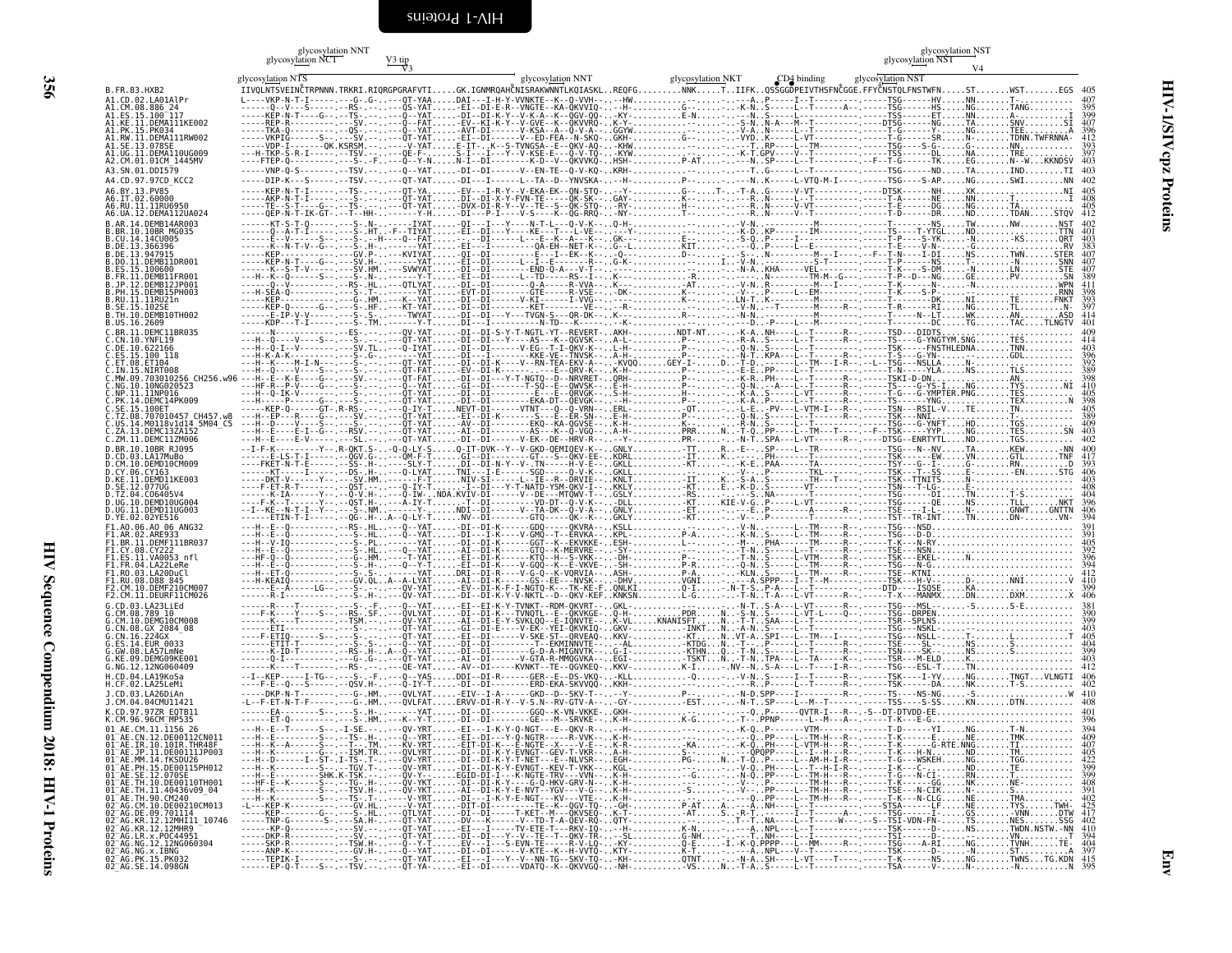# HIV-1/SIVcpz Proteins — Env

Annotations above the alignment: glycosylation NTS · glycosylation NCT · glycosylation NNT · V3 tip · V3 · glycosylation NNT · glycosylation NKT · CD4 binding · glycosylation NST · glycosylation NST · glycosylation NST · V4

Reference sequence:

```
B.FR.83.HXB2   IIVQLNTSVEINCTRPNNNTRKRIRIQRGPGRAFVTI.....GK.IGNMRQAHCNISRAKWNNTLKQIASKL..REQFG.........NNK....T..IIFK..QSSGGDPEIVTHSFNCGGE.FFYCNSTQLFNSTWFN.....ST.......WST.......EGS  405
```

Aligned sequences (sequence name and end position):

| Sequence | End position |
|---|---|
| A1.CD.02.LA01AlPr | 407 |
| A1.CM.08.886_24 | 395 |
| A1.ES.15.100_117 | 399 |
| A1.KE.11.DEMA111KE002 | 407 |
| A1.PK.15.PK034 | 396 |
| A1.RW.11.DEMA111RW002 | 412 |
| A1.SE.13.078SE | 393 |
| A1.UG.11.DEMA110UG009 | 397 |
| A2.CM.01.01CM_1445MV | 403 |
| A3.SN.01.DDI579 | 403 |
| A4.CD.97.97CD_KCC2 | 402 |
| A6.BY.13.PV85 | 405 |
| A6.IT.02.60000 | 408 |
| A6.RU.11.11RU6950 | 405 |
| A6.UA.12.DEMA112UA024 | 412 |
| B.AR.14.DEMB14AR003 | 402 |
| B.BR.10.10BR_MG035 | 401 |
| B.CU.14.14CU005 | 403 |
| B.DE.13.366396 | 383 |
| B.DE.13.947915 | 407 |
| B.DO.11.DEMB11DR001 | 407 |
| B.ES.15.100600 | 407 |
| B.FR.11.DEMB11FR001 | 389 |
| B.JP.12.DEMB12JP001 | 411 |
| B.PH.15.DEMB15PH003 | 398 |
| B.RU.11.11RU21n | 393 |
| B.SE.15.102SE | 397 |
| B.TH.10.DEMB10TH002 | 414 |
| B.US.16.2609 | 401 |
| C.BR.11.DEMC11BR035 | 409 |
| C.CN.10.YNFL19 | 414 |
| C.DE.10.622166 | 403 |
| C.ES.15.100_118 | 396 |
| C.ET.08.ET104 | 392 |
| C.IN.15.NIRT008 | 389 |
| C.MW.09.703010256_CH256.w96 | 398 |
| C.NG.10.10NG020523 | 410 |
| C.NP.11.11NP016 | 405 |
| C.PK.14.DEMC14PK009 | 398 |
| C.SE.15.100ET | 405 |
| C.TZ.08.707010457_CH457.w8 | 389 |
| C.US.14.M0118v1d14_5M04_C5 | 409 |
| C.ZA.13.DEMC13ZA152 | 403 |
| C.ZM.11.DEMC11ZM006 | 402 |
| D.BR.10.10BR_RJ095 | 400 |
| D.CD.03.LA17MuBo | 417 |
| D.CM.10.DEMD10CM009 | 393 |
| D.CY.06.CY163 | 406 |
| D.KE.11.DEMD11KE003 | 403 |
| D.SE.12.077UG | 408 |
| D.TZ.04.C06405V4 | 404 |
| D.UG.10.DEMD10UG004 | 396 |
| D.UG.11.DEMD11UG003 | 406 |
| D.YE.02.02YE516 | 394 |
| F1.AO.06.AO_06_ANG32 | 391 |
| F1.AR.02.ARE933 | 391 |
| F1.BR.11.DEMF111BR037 | 405 |
| F1.CY.08.CY222 | 392 |
| F1.ES.11.VA0053_nfl | 396 |
| F1.FR.04.LA22LeRe | 394 |
| F1.RO.03.LA20DuCl | 412 |
| F1.RU.08.D88_845 | 410 |
| F2.CM.10.DEMF210CM007 | 399 |
| F2.CM.11.DEURF11CM026 | 406 |
| G.CD.03.LA23LiEd | 381 |
| G.CM.08.789_10 | 390 |
| G.CM.10.DEMG10CM008 | 399 |
| G.CM.08.GX_2084_08 | 403 |
| G.CN.16.224GX | 405 |
| G.ES.14.EUR_0033 | 404 |
| G.GW.08.LA57LmNe | 399 |
| G.KE.09.DEMG09KE001 | 403 |
| G.NG.12.12NG060409 | 412 |
| H.CD.04.LA19KoSa | 400 |
| H.CF.02.LA25LeMi | 402 |
| J.CD.03.LA26DiAn | 410 |
| J.CM.04.04CMU11421 | 408 |
| K.CD.97.97ZR_EQTB11 | 401 |
| K.CM.96.96CM_MP535 | 396 |
| 01_AE.CM.11.1156_26 | 394 |
| 01_AE.CN.12.DE00112CN011 | 409 |
| 01_AE.IR.10.10IR.THR48F | 407 |
| 01_AE.JP.11.DE00111JP003 | 405 |
| 01_AE.MM.14.fKSDU26 | 422 |
| 01_AE.PH.15.DE00115PH012 | 399 |
| 01_AE.SE.12.070SE | 399 |
| 01_AE.TH.10.DE00110TH001 | 408 |
| 01_AE.TH.11.40436v09_04 | 391 |
| 01_AE.TH.90.CM240 | 402 |
| 02_AG.CM.10.DE00210CM013 | 425 |
| 02_AG.DE.09.701114 | 417 |
| 02_AG.KR.12.12MHI11_10746 | 402 |
| 02_AG.KR.12.12MHR9 | 410 |
| 02_AG.LR.x.POC44951 | 390 |
| 02_AG.NG.12.12NG060304 | 404 |
| 02_AG.NG.x.IBNG | 404 |
| 02_AG.PK.15.PK032 | 415 |
| 02_AG.SE.14.098GN | 395 |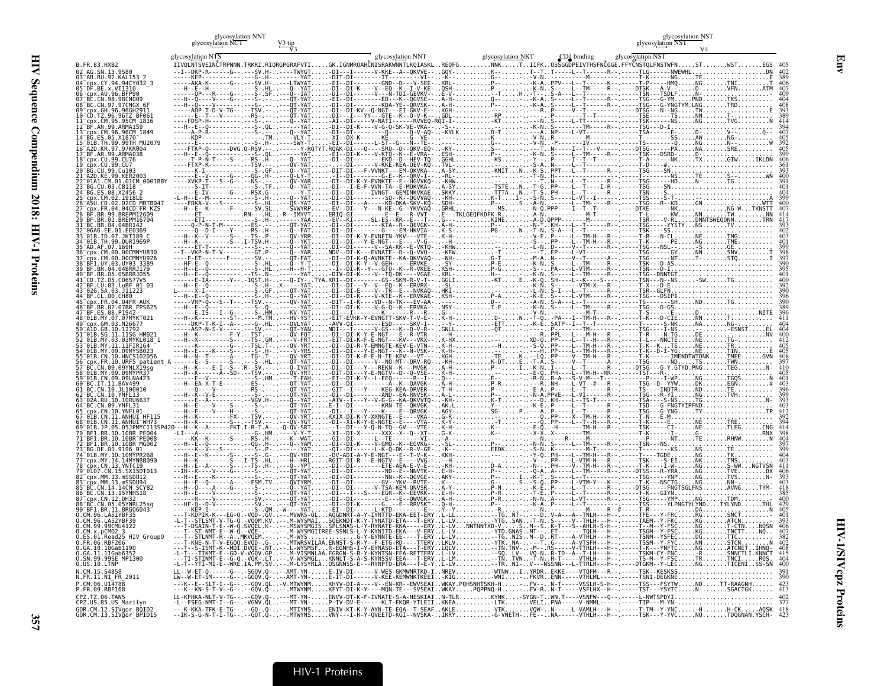**Env**

```
                      glycosylation NNT                                                                                                    glycosylation NST
                  glycosylation NCT      V3 tip                                                                                         glycosylation NST
                                           V3                                                                                                        V4
glycosylation NTS                                       glycosylation NNT              glycosylation NKT   CD4 binding   glycosylation NST

B.FR.83.HXB2    IIVQLNTSVEINCTRPNNN.TRKRI.RIQRGPGRAFVTI.....GK.IGNMRQAHCNISRAKWNNTLKQIASKL..REQFG.........NNK.....T..IIFK..QSSGGDPEIVTHSFNCGGE.FFYCNSTQLFNSTWFN.....ST.......WST.......EGS  405
02_AG.SN.13.9580                     402
03_AB.RU.97.KAL153_2                 389
04_cpx.CY.94.94CY032_3               406
05_DF.BE.x.VI1310                    407
06_cpx.AU.96.BFP90                   409
07_BC.CN.98.98CN009                  404
08_BC.CN.97.97CNGX_6F                408
09_cpx.GH.96.96GH2911                393
10_CD.TZ.96.96TZ_BF061               389
11_cpx.CM.95.95CM_1816               414
12_BF.AR.99.ARMA159                  394
13_cpx.CM.96.96CM_1849               407
14_BG.ES.05.X1870                    405
15_01B.TH.99.99TH_MU2079             392
16_A2D.KR.97.97KR004                 405
17_BF.AR.99.ARMA038                  399
18_cpx.CU.99.CU76                    406
19_cpx.CU.99.CU7                     361
20_BG.CU.99.Cu103                    393
21_A2D.KE.99.KER2003                 400
22_01A1.CM.01.01CM_0001BBY           391
23_BG.CU.03.CB118                    401
24_BG.ES.08.X2456_2                  404
25_cpx.CM.02.1918EE                  399
26_A5U.CD.02.02CD_MBTB047            400
27_cpx.FR.04.04CD_FR_KZS             407
28_BF.BR.99.BREPM12609               414
29_BF.BR.01.BREPM16704               417
31_BC.BR.04.04BR142                  393
32_06A6.EE.01.EE0369                 402
33_01B.ID.07.JKT189_C                403
34_01B.TH.99.OUR1969P                401
35_AD.AF.07.169H                     399
36_cpx.CM.00.00CMNYU830              398
37_cpx.CM.00.00CMNYU926              397
38_BF1.UY.03.UY03_3389               390
39_BF.BR.04.04BRRJ179                395
40_BF.BR.05.05BRRJ055                401
41_CD.TZ.05.CO6577V5                 400
42_BF.LU.03.luBF_01_03               392
43_02G.SA.03.J11223                  390
44_BF.CL.00.CH80                     390
45_cpx.FR.04.04FR_AUK                390
46_BF.BR.07.07BR_FPS625              389
47_BF.ES.08.P1942                    396
48_01B.MY.07.07MYKT021               411
49_cpx.GM.03.N26677                  404
50_A1D.GB.10.12792                   404
51_01B.SG.11.11SG_HM021              400
52_01B.MY.03.03MYKL018_1             412
53_01B.MY.11.11FIR164                405
54_01B.MY.09.09MYSB023               405
55_01B.CN.10.HNCS102056              408
56_cpx.FR.10.URF5_patient_A          397
57_BC.CN.09.09YNLX19sg               410
58_01B.MY.09.09MYPR37                405
59_01BC.CN.09.09LNA423               401
60_BC.IT.11.BAV499                   403
61_BC.CN.10.JL100010                 396
62_BC.CN.10.YNFL13                   399
63_02A.RU.10.10RU6637                393
64_BC.CN.09.YNFL31                   403
65_cpx.CN.10.YNFL01                  412
67_01B.CN.11.ANHUI_HF115             392
68_01B.CN.11.ANHUI_WH73              394
69_01B.JP.05.05JPMYC113SP420         414
70_BF1.BR.10.10BR_PE004              398
71_BF1.BR.10.10BR_PE008              404
72_BF1.BR.10.10BR_MG002              397
73_BG.DE.01.9196_01                  399
74_01B.MY.10.10MYPR268               403
77_cpx.MY.14.14MYNBB090              403
78_cpx.CN.13.YNTC19                  411
79_0107.CN.15.SX15DT013              406
82_cpx.MM.13.mSSDU12                 393
83_cpx.MM.13.mSSDU94                 389
85_BC.CN.14.14CN_SCYB2               418
86_BC.CN.13.15YNHS18                 385
87_cpx.CN.12.DH32                    400
88_BC.CN.05.05YNRL25sg               429
90_BF1.BR.11.BRGO6043                405
O.CM.96.LA51YBF35                    401
O.CM.96.LA52YBF39                    393
O.CM.99.99CMU4122                    406
O.CM.x.pCMO2_3                       407
O.ES.01.Read25_HIV_GroupO            382
O.FR.06.RBF206                       402
O.GA.10.10Gab1190                    408
O.GA.11.11Gab6352                    415
O.SN.99.99SE_MP1300                  404
O.US.10.LTNP                         400
N.CM.15.S4858                        391
N.FR.11.N1_FR_2011                   390
P.CM.06.U14788                       423
P.FR.09.RBF168                       413
CPZ.TZ.06.TAN5                       402
CPZ.US.85.US_Marilyn                 377
GOR.CM.12.SIVgor_BQID2               418
GOR.CM.13.SIVgor_BPID15              423
```

HIV-1/SIVcpz Proteins

HIV-1 Proteins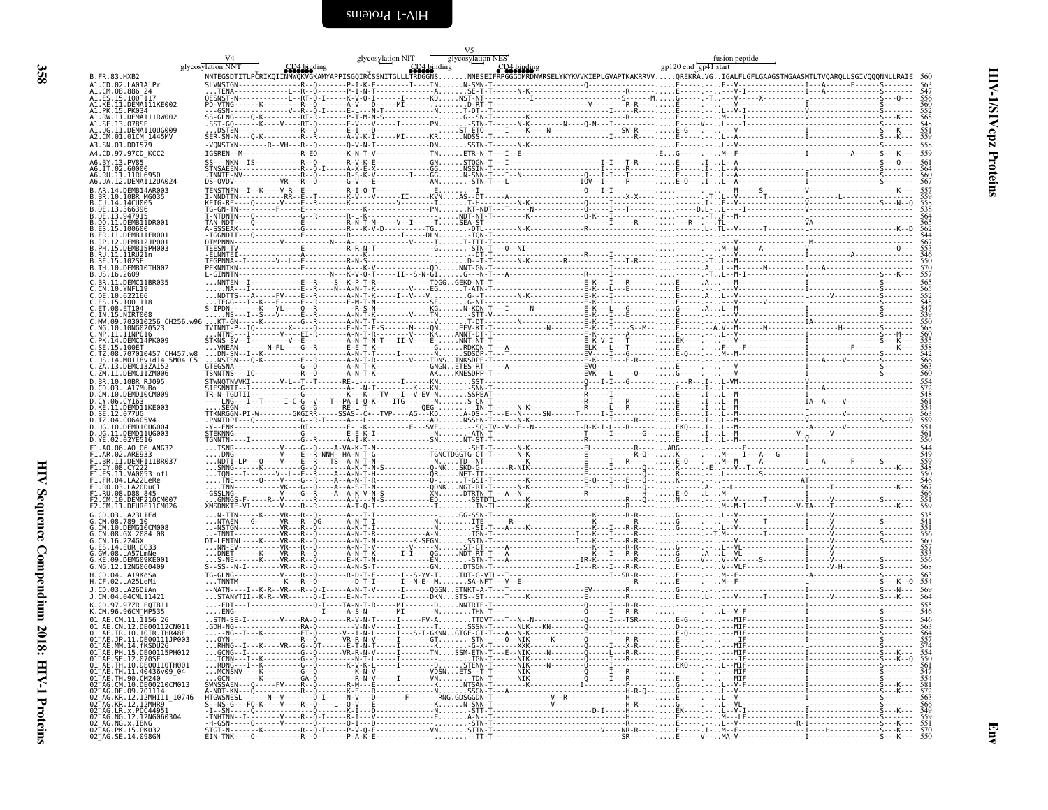```
                         V4                                     glycosylation NIT           V5                                                    fusion peptide
      glycosylation NNT          CD4 binding                                    glycosylation NES      CD4 binding                gp120 end  gp41 start
                                                                         CD4 binding

B.FR.83.HXB2                  NNTEGSDTITLPCRIKQIINMWQKVGKAMYAPPISGQIRCSSNITGLLLTRDGGNS.......NNESEIFRPGGGDMRDNWRSELYKYKVVKIEPLGVAPTKAKRRVV.....QREKRA.VG..IGALFLGFLGAAGSTMGAASMTLTVQARQLLSGIVQQQNNLLRAIE  560
A1.CD.02.LA01AlPr             563
A1.CM.08.886_24               547
A1.ES.15.100_117              556
A1.KE.11.DEMA111KE002         560
A1.PK.15.PK034                552
A1.RW.11.DEMA111RW002         568
A1.SE.13.078SE                548
A1.UG.11.DEMA110UG009         551
A2.CM.01.01CM_1445MV          559
A3.SN.01.DDI579               558
A4.CD.97.97CD_KCC2            559
A6.BY.13.PV85                 561
A6.IT.02.60000                564
A6.RU.11.11RU6950             560
A6.UA.12.DEMA112UA024         567
B.AR.14.DEMB14AR003           557
B.BR.10.10BR_MG035            559
B.CU.14.14CU005               558
B.DE.13.366396                538
B.DE.13.947915                564
B.DO.11.DEMB11DR001           565
B.ES.15.100600                562
B.FR.11.DEMB11FR001           544
B.JP.12.DEMB12JP001           567
B.PH.15.DEMB15PH003           553
B.RU.11.11RU21n               546
B.SE.15.102SE                 550
B.TH.10.DEMB10TH002           570
B.US.16.2609                  557
C.BR.11.DEMC11BR035           565
C.CN.10.YNFL19                565
C.DE.10.622166                552
C.ES.15.100_118               548
C.ET.08.ET104                 547
C.IN.15.NIRT008               539
C.MW.09.703010256_CH256.w96   550
C.NG.10.10NG020523            568
C.NP.11.11NP016               560
C.PK.14.DEMC14PK009           555
C.SE.15.100ET                 558
C.TZ.08.707010457_CH457.w8    542
C.US.14.M0118v1d14_5M04_C5    566
C.ZA.13.DEMC13ZA152           563
C.ZM.11.DEMC11ZM006           560
D.BR.10.10BR_RJ095            554
D.CD.03.LA17MuBo              572
D.CM.10.DEMD10CM009           548
D.CY.06.CY163                 561
D.KE.11.DEMD11KE003           554
D.SE.12.077UG                 563
D.TZ.04.C06405V4              559
D.UG.10.DEMD10UG004           551
D.UG.11.DEMD11UG003           561
D.YE.02.02YE516               550
F1.AO.06.AO_06_ANG32          544
F1.AR.02.ARE933               549
F1.BR.11.DEMF111BR037         559
F1.CY.08.CY222                548
F1.ES.11.VA0053_nfl           550
F1.FR.04.LA22LeRe             546
F1.RO.03.LA20DuCl             567
F1.RU.08.D88_845              566
F2.CM.10.DEMF210CM007         551
F2.CM.11.DEURF11CM026         559
G.CD.03.LA23LiEd              535
G.CM.08.789_10                541
G.CN.10.DEMG10CM008           551
G.CN.08.GX_2084_08            556
G.CN.16.224GX                 560
G.ES.14.EUR_0033              557
G.GW.08.LA57LmNe              553
G.KE.09.DEMG09KE001           556
G.NG.12.12NG060409            558
H.CD.04.LA19KoSa              563
H.CF.02.LA25LeMi              554
J.CD.03.LA26DiAn              569
J.CM.04.04CMU11421            564
K.CD.97.97ZR_EQTB11           555
K.CM.96.96CM_MP535            546
01_AE.CM.11.1156_26           546
01_AE.CN.12.DE00112CN011      563
01_AE.IR.10.10IR.THR48F       564
01_AE.JP.11.DE00111JP003      557
01_AE.MM.14.fKSDU26           574
01_AE.PH.15.DE00115PH012      554
01_AE.SE.12.070SE             550
01_AE.TH.10.DE00110TH001      561
01_AE.TH.11.40436v09_04       547
01_AE.TH.90.CM240             554
02_AG.CM.10.DE00210CM013      581
02_AG.DE.09.701114            572
02_AG.KR.12.12MHI11_10746     563
02_AG.KR.12.12MHR9            566
02_AG.LR.x.POC44951           549
02_AG.NG.12.12NG060304        559
02_AG.NG.x.IBNG               551
02_AG.PK.15.PK032             570
02_AG.SE.14.098GN             550
```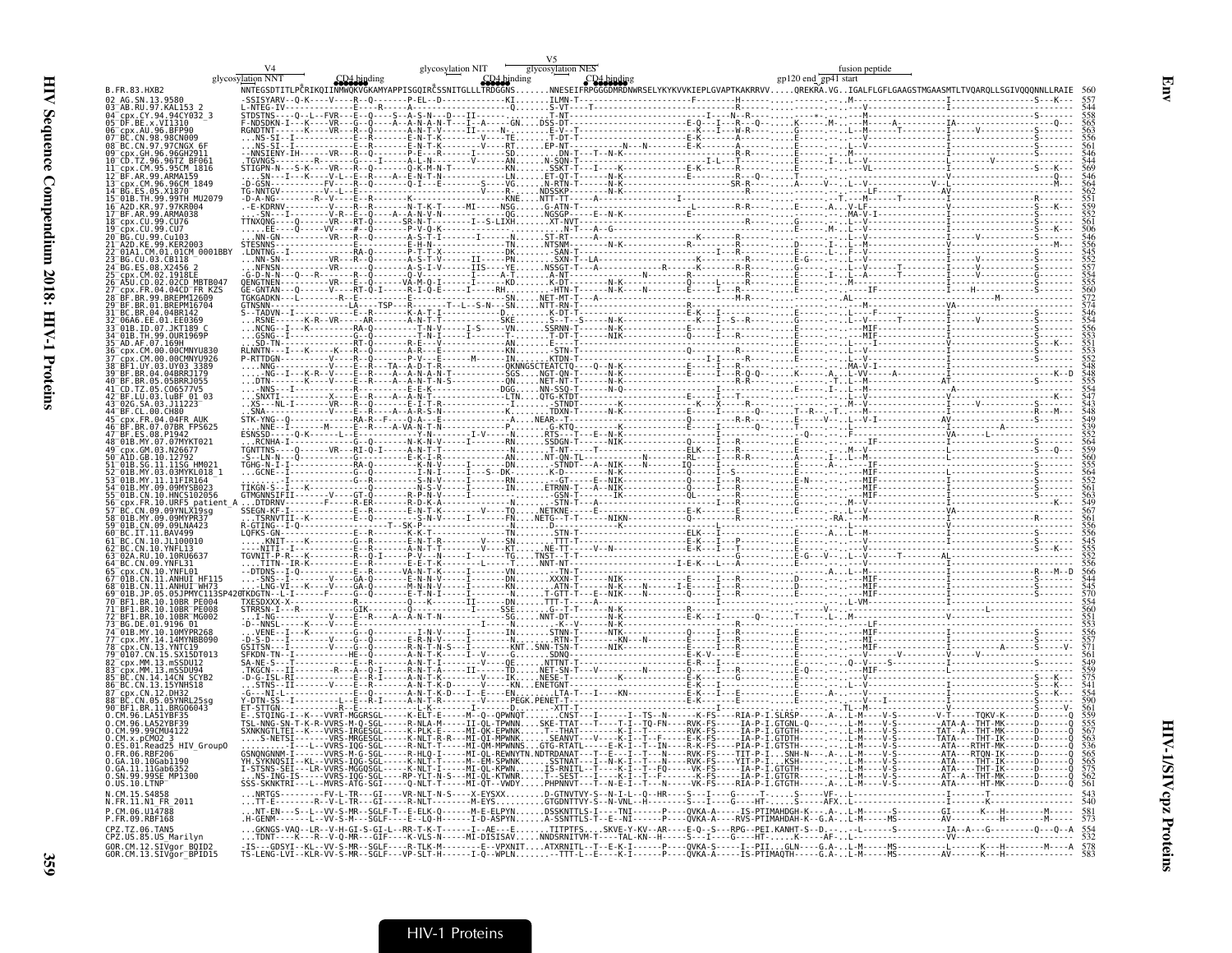**Env**

**HIV-1/SIVcpz Proteins**

Alignment annotations (left to right): V4 · glycosylation NNT · CD4 binding · glycosylation NIT · V5 · glycosylation NES · CD4 binding · CD4 binding · gp120 end · gp41 start · fusion peptide

The B.FR.83.HXB2 reference sequence is given in full below. For all other sequences, only the name and end position are given.

```
B.FR.83.HXB2                    NNTEGSDTITLPCRIKQIINMWQKVGKAMYAPPISGQIRCSSNITGLLLTRDGGNS........NNESEIFRPGGGDMRDNWRSELYKYKVVKIEPLGVAPTKAKRRVV.....QREKRA.VG..IGALFLGFLGAAGSTMGAASMTLTVQARQLLSGIVQQQNNLLRAIE  560
02_AG.SN.13.9580                557
03_AB.RU.97.KAL153_2            544
04_cpx.CY.94.94CY032_3          558
05_DF.BE.x.VI1310               565
06_cpx.AU.96.BFP90              563
07_BC.CN.98.98CN009             556
08_BC.CN.97.97CNGX_6F           561
09_cpx.GH.96.96GH2911           546
10_CD.TZ.96.96TZ_BF061          544
11_cpx.CM.95.95CM_1816          569
12_BF.AR.99.ARMA159             546
13_cpx.CM.96.96CM_1849          564
14_BG.ES.05.X1870               562
15_01B.TH.99.99TH_MU2079        551
16_A2D.KR.97.97KR004            555
17_BF.AR.99.ARMA038             552
18_cpx.CU.99.CU76               561
19_cpx.CU.99.CU7                506
20_BG.CU.99.Cu103               546
21_A2D.KE.99.KER2003            556
22_01A1.CM.01.01CM_0001BBY      545
23_BG.CU.03.CB118               552
24_BG.ES.08.X2456_2             557
25_cpx.CM.02.1918LE             554
26_A5U.CD.02.02CD_MBTB047       555
27_cpx.FR.04.04CD_FR_KZS        560
28_BF.BR.99.BREPM12609          572
29_BF.BR.01.BREPM16704          574
31_BC.BR.04.04BR142             546
32_06A6.EE.01.EE0369            554
33_01B.ID.07.JKT189_C           556
34_01B.TH.99.OUR1969P           553
35_AD.AF.07.169H                551
36_cpx.CM.00.00CMNYU830         553
37_cpx.CM.00.00CMNYU926         552
38_BF1.UY.03.UY03_3389          558
39_BF.BR.04.04BRRJ179           548
40_BF.BR.05.05BRRJ055           555
41_CD.TZ.05.C06577V5            554
42_BF.LU.03.luBF_01_03          547
43_02G.SA.03.J11223             543
44_BF.CL.00.CH80                548
45_cpx.FR.04.04FR_AUK           549
46_BF.BR.07.07BR_FPS625         530
47_BF.ES.08.P1942               552
48_01B.MY.07.07MYKT021          564
49_cpx.GM.03.N26677             559
50_A1D.GB.10.12792              560
51_01B.SG.11.11SG_HM021         555
52_01B.MY.03.03MYKL018_1        564
53_01B.MY.11.11FIR164           558
54_01B.MY.09.09MYSB023          561
55_01B.CN.10.HNCS102056         563
56_cpx.FR.10.URF5_patient_A     549
57_BC.CN.09.09YNLX19sg          567
58_01B.MY.09.09MYPR37           561
59_01BC.CN.09.09LNA423          556
60_BC.IT.11.BAV499              556
61_BC.CN.10.JL100010            545
62_BC.CN.10.YNFL13              553
63_02A.RU.10.10RU6637           552
64_BC.CN.09.YNFL31              556
65_cpx.CN.10.YNFL01             566
67_01B.CN.11.ANHUI_HF115        544
68_01B.CN.11.ANHUI_WH73         545
69_01B.JP.05.05JPMYC113SP420    570
70_BF1.BR.10.10BR_PE004         554
71_BF1.BR.10.10BR_PE008         560
72_BF1.BR.10.10BR_MG002         551
73_BG.DE.01.9196_01             553
74_01B.MY.10.10MYPR268          556
77_cpx.MY.14.14MYNBB090         557
78_cpx.CN.13.YNTC19             571
79_0107.CN.15.SX15DT013         561
82_cpx.MM.13.mSSDU12            549
83_cpx.MM.13.mSSDU94            559
85_BC.CN.14.14CN_SCYB2          575
86_BC.CN.13.15YNHS18            541
87_cpx.CN.12.DH32               554
88_BC.CN.05.05YNRL25sg          590
90_BF1.BR.11.BRGO6043           561
O.CM.96.LA51YBF35               559
O.CM.96.LA52YBF39               555
O.CM.99.99CMU4122               567
O.CM.x.pCMO2_3                  563
O.ES.01.Read25_HIV_GroupO       536
O.FR.06.RBF206                  565
O.GA.10.10Gab1190               565
O.GA.11.11Gab6352               575
O.SN.99.99SE_MP1300             562
O.US.10.LTNP                    561
N.CM.15.S4858                   543
N.FR.11.N1_FR_2011              540
P.CM.06.U14788                  581
P.FR.09.RBF168                  573
CPZ.TZ.06.TAN5                  554
CPZ.US.85.US_Marilyn            532
GOR.CM.12.SIVgor_BQID2          578
GOR.CM.13.SIVgor_BPID15         583
```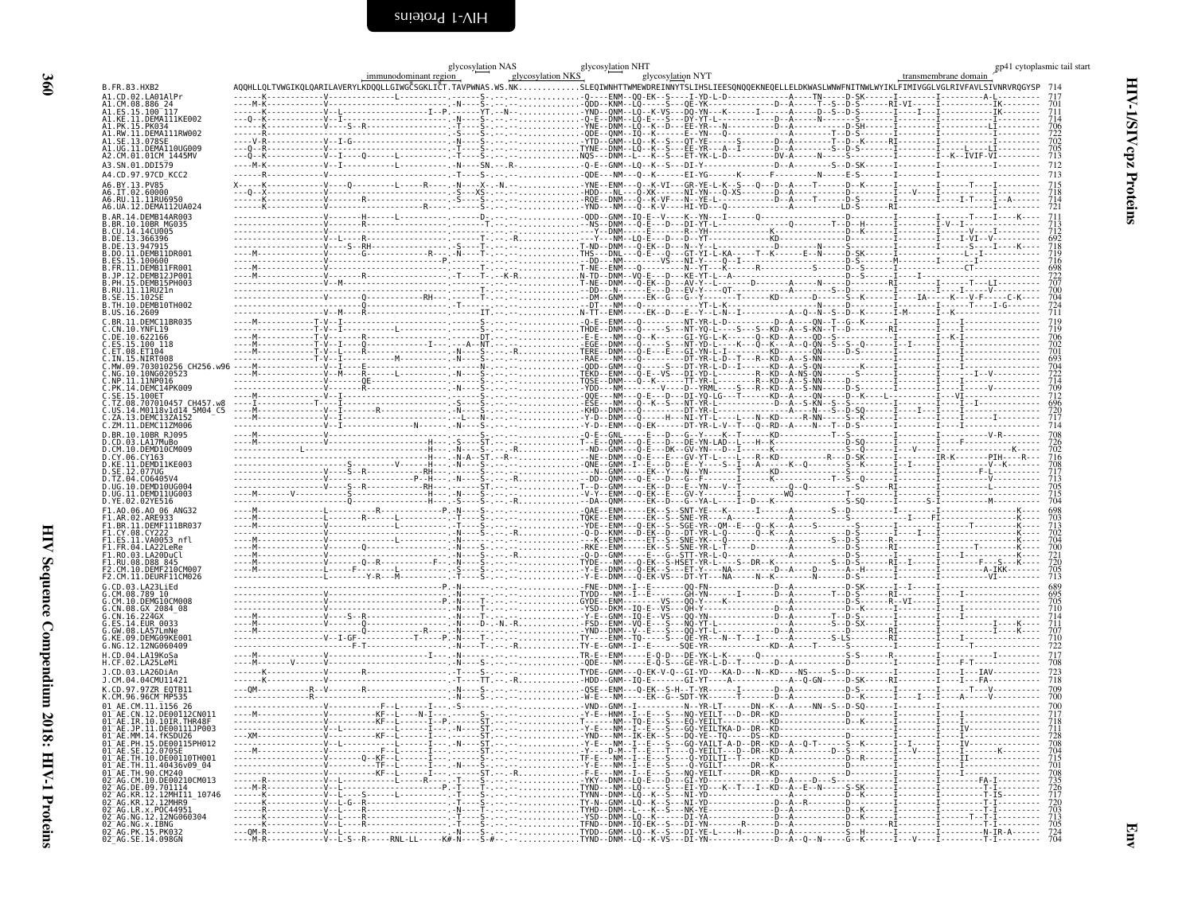**Env**

```
                                                                                  glycosylation NAS              glycosylation NHT                                                                                    gp41 cytoplasmic tail start
                                                        immunodominant region              glycosylation NKS      glycosylation NYT                                              transmembrane domain
B.FR.83.HXB2                    AQQHLLQLTVWGIKQLQARILAVERYLKDQQLLGIWGCSGKLICT.TAVPWNAS.WS.NK..............SLEQIWNHTTWMEWDREINNYTSLIHSLIEESQNQQEKNEQELLELDKWASLWNWFNITNWLWYIKLFIMIVGGLVGLRIVFAVLSIVNRVRQGYSP  714
A1.CD.02.LA01AlPr               717
A1.CM.08.886_24                 701
A1.ES.15.100_117                711
A1.KE.11.DEMA111KE002           714
A1.PK.15.PK034                  706
A1.RW.11.DEMA111RW002           722
A1.SE.13.078SE                  702
A1.UG.11.DEMA110UG009           705
A2.CM.01.01CM_1445MV            713
A3.SN.01.DDI579                 712
A4.CD.97.97CD_KCC2              713
A6.BY.13.PV85                   715
A6.IT.02.60000                  718
A6.RU.11.11RU6950               714
A6.UA.12.DEMA112UA024           721
B.AR.14.DEMB14AR003             711
B.BR.10.10BR_MG035              713
B.CU.14.14CU005                 712
B.DE.13.366396                  692
B.DE.13.947915                  718
B.DO.11.DEMB11DR001             719
B.ES.15.100600                  716
B.FR.11.DEMB11FR001             698
B.JP.12.DEMB12JP001             722
B.PH.15.DEMB15PH003             707
B.RU.11.11RU21n                 700
B.SE.15.102SE                   704
B.TH.10.DEMB10TH002             724
B.US.16.2609                    711
C.BR.11.DEMC11BR035             719
C.CN.10.YNFL19                  719
C.DE.10.622166                  706
C.ES.15.100_118                 702
C.ET.08.ET104                   701
C.IN.15.NIRT008                 693
C.MW.09.703010256_CH256.w96     704
C.NG.10.10NG020523              722
C.NP.11.11NP016                 714
C.PK.14.DEMC14PK009             709
C.SE.15.100ET                   712
C.TZ.08.707010457_CH457.w8      696
C.US.14.M0118v1d14_5M04_C5      720
C.ZA.13.DEMC13ZA152             717
C.ZM.11.DEMC11ZM006             714
D.BR.10.10BR_RJ095              708
D.CD.03.LA17MuBo                726
D.CM.10.DEMD10CM009             702
D.CY.06.CY163                   716
D.KE.11.DEMD11KE003             708
D.SE.12.077UG                   717
D.TZ.04.C06405V4                713
D.UG.10.DEMD10UG004             705
D.UG.11.DEMD11UG003             715
D.YE.02.02YE516                 704
F1.AO.06.AO_06_ANG32            698
F1.AR.02.ARE933                 703
F1.BR.11.DEMF111BR037           713
F1.CY.08.CY222                  702
F1.ES.11.VA0053_nfl             704
F1.FR.04.LA22LeRe               700
F1.RO.03.LA20DuCl               721
F1.RU.08.D88_845                720
F2.CM.10.DEMF210CM007           705
F2.CM.11.DEURF11CM026           713
G.CD.03.LA23LiEd                689
G.CM.08.789_10                  695
G.CN.10.DEMG10CM008             705
G.CN.08.GX_2084_08              710
G.CN.16.224GX                   714
G.ES.14.EUR_0033                711
G.GW.08.LA57LmNe                707
G.KE.09.DEMG09KE001             710
G.NG.12.12NG060409              722
H.CD.04.LA19KoSa                717
H.CF.02.LA25LeMi                708
J.CD.03.LA26DiAn                723
J.CM.04.04CMU11421              718
K.CD.97.97ZR_EQTB11             709
K.CM.96.96CM_MP535              700
01_AE.CM.11.1156_26             700
01_AE.CN.12.DE00112CN011        717
01_AE.IR.10.10IR.THR48F         718
01_AE.JP.11.DE00111JP003        711
01_AE.MM.14.fKSDU26             728
01_AE.PH.15.DE00115PH012        708
01_AE.SE.12.070SE               704
01_AE.TH.10.DE00110TH001        715
01_AE.TH.11.40436v09_04         701
01_AE.TH.90.CM240               708
02_AG.CM.10.DE00210CM013        735
02_AG.DE.09.701114              726
02_AG.KR.12.12MHI11_10746       717
02_AG.KR.12.12MHR9              720
02_AG.LR.x.POC44951             703
02_AG.NG.12.12NG060304          713
02_AG.NG.x.IBNG                 705
02_AG.PK.15.PK032               724
02_AG.SE.14.098GN               704
```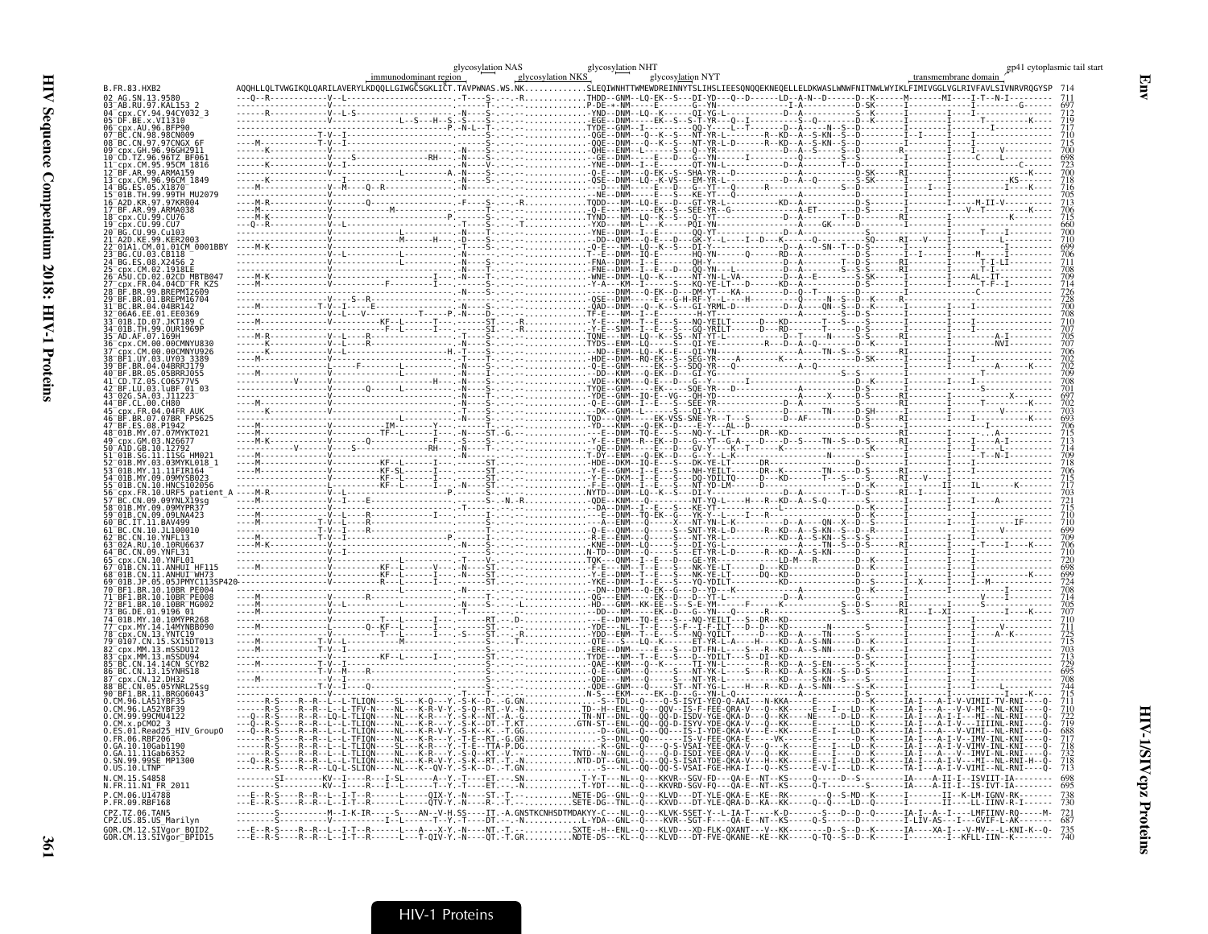```
                                                           glycosylation NAS        glycosylation NHT                                                                              gp41 cytoplasmic tail start
                                       immunodominant region        glycosylation NKS        glycosylation NYT                                         transmembrane domain
B.FR.83.HXB2                 AQQHLLQLTVWGIKQLQARILAVERYLKDQQLLGIWGCSGKLICT.TAVPWNAS.WS.NK..............SLEQIWNHTTWMEWDREINNYTSLIHSLIEESQNQQEKNEQELLELDKWASLWNWFNITNWLWYIKLFIMIVGGLVGLRIVFAVLSVNRVRQGYSP  714
02_AG.SN.13.9580             ---Q--R------------V--L---------------------.-T----S-.--.-R..............THDD--GNM--LQ-EK--S---DI-YD---Q--D------LD--A-N--D------D--K------M------MI----I-T--N-I---------  711
03_AB.RU.97.KAL153_2         ---------------------------------------------.-T----.-.--..................P-DE-*-NM-----E--------G--YN-----------------I-A------------D-SK-------I---------I--------G------  697
04_cpx.CY.94.94CY032_3       --------R----------V--L-S-----------------------N----S-.--.--..............YND--DNM--LQ--K-----S---QI-YG-L-----------D--A-------------S--K-------I---------I-------------  712
05_DF.BE.x.VI1310            ---------------------------------L--S---H--S.-S----.-.--.--..............EGE--DNM-----EK--S--S-T-YR---Q--I-----------S--Q-------------D--K-------I---------I----------K----  719
06_cpx.AU.96.BFP90           ----------------------------------------P.-N-L--T-.-.--.--..............TYDE--GNM--I---------QQ-Y-----L--T--------D--A------N--S--D-----------I---------I---------I-------  717
07_BC.CN.98.98CN009          ----------------T-V--I-----------------------S----.-.--.--..............-QGE--DNM---Q--K--S---NT-YR-L--------R--KD--A--S-KN--S--D----------I--I------I------------------  710
08_BC.CN.97.97CNGX_6F        ---M----------T-V--I-----------------------S----.-.--.--..............-QDE--DNM---Q--K--S---NT-YR-L-D-------R--KD--A--S-KN--S--D----------I---------I------------------  715
09_cpx.GH.96.96GH2911        ------K---------------------------------------N----S-.--.--..............-QHE--ENM--L-----S---Q--YR-----------D--A--S-----S--D-------R------I-----I-----V-------------  700
10_CD.TZ.96.96TZ_BF061       --------------------------------------RH------N----S-.--.--..............-GE--DNM-----S---D-----G--YN--------I---------D--A---S-----D-----------I-------I---C---L--------  708
11_cpx.CM.95.95CM_1816       ------K----------V-----------------------------N----V-.--.--..............-YNE--DNM--I--E-------QT-YN-L-------------A-------T--D---------I---------I-----------C-------  723
12_BF.AR.99.ARMA159          --------------------------L----------A.-N----S-.--.--..............-Q-E--NM---Q-EK--S--SHA-YR---D-----------A--------------D-SK------RI--------I------------------  700
13_cpx.CM.96.96CM_1849       ------K----------I-----------------------------N----S-.--.--..............-QSE--DNM--LQ--K-VS---EM-YR-L-------------D--A--Q-------S-SK------I---------I--------KS-------  718
14_BG.ES.05.X1870            ---M------------V--M-----Q--R--------------------N----S-.--.--..............-D----NM--------S----E-YT---Q-----R----------S--D----------I---I------I-----------K-----  716
15_01B.TH.99.99TH_MU2079     ------------------------------------------------T----.-.--.--..............-NE--DNM-----E---S---KE-YT--Q-----------A-------------D-----------I---------I---------------  705
16_A2D.KR.97.97KR004         ---M-R-----------V----------Q-----------------F----S-.--.-R..............TQDD---NM--LQ-E---D---ET-YR-L--------KD--A--S--------D-S--------I---------I--M-II-V---------  713
17_BF.AR.99.ARMA038          ---M------------V-----------------------------T----.-.--.--..............-Q-E---NM-----EK--S--SEE-YR--G------------A-ET----------D-S------I-----------V--T-------K----  706
18_cpx.CU.99.CU76            ---M-K-----------V---------------------P.-----S----.-.--.--..............TYND---NM--LQ--K--S---Q--YT-------------D--A--------T--D----------RI--------I-----------K-------  715
19_cpx.CU.99.CU7             ---Q--R----------V---------------------------S----T-.--.-T.............-YXD---NM--L--K----PQI-YN--------------A-----GK-----D-----------I---------I------------------  660
20_BG.CU.99.Cu103            ---------------------------L--------------N----T-.--.--..............-YNE--DNM--I--E-------QQ-YT--------------D--A-------------D-----------I--------I--T-----I------  700
21_A2D.KE.99.KER2003         ------------------------M-----H----D----S-.--.--..............-DD--QNM---Q-E---D---GK-Y--L----I--D---K--------Q-------SQ------RI---V---I-------------L----------  710
22_01A1.CM.01.01CM_0001BBY   ---M-K-----------V---------------------------N----S-.--.--..............-Q-E--NM--LQ--K--S---DI-Y------------A-----SN--T--D-S--------I---------I--------I-------  699
23_BG.CU.03.CB118            ---------------V--L-----------------L-----N----S-.--.--..............T--E--DNM--IQ-E-------HQ-YN--------Q-----RD--A---------D-S--------I--I------I-----M-----I----------  706
24_BG.ES.08.X2456_2          -------------------------------------------N----S-.--.--..............-FNA--DNM--I--E-------QH-Y-----------------D--A-------T--D-S------RI--------I-------T-I-LI----------  711
25_cpx.CM.02.1918LE          -------------------------------------------N----S-.--.--..............-FNE--DNM--I--E---D---DT-YN--L----------D--A-------S--S-S------RI--------I-------T-I-----------  708
26_A5U.CD.02.02CD_MBTB047    ---M-K-----------V-------------------I----N----S-.--.--..............-WNE--DNM--LQ--K-----NT-YN-L-VA-----------D--A--E-------S-SK------I---------I-----AL--IT---------  709
27_cpx.FR.04.04CD_FR_KZS     ---------------------------F-----------I----S----.-.--.--..............-Y-A---KM--I-----S---KQ-YE-LT--D-------KD--A----------D-S--------I--------I-------T-F--I--------  714
28_BF.BR.99.BREPM12609       -------------------------------------------N----S-.--.--..............-----DNM----Q-EK--D---DM-YT---KA---------------D--D--T--------RI--------I-------------------------  726
29_BF.BR.01.BREPM16704       ------------------V----S--R-------------------N----.-.--.--..............-QSE--DNM-----E---G-H-RF-Y--L----H----------Q----N--S--D--K---R------------------------------  728
31_BC.BR.04.04BR142          ---M------------T-V--I-----E--------------------N----.-.--.--..............-QAD--DNM---Q--K--S---GI-YRML-D---------D--A-----QN--S--D--K-------I-------------------------  700
32_06A6.EE.01.EE0369         ---M------------V--L---V---------T------P.-N----D-.--.--..............TF-E---NM--I-------------H-YT--------------D--A----------D-S--------I---------I------------------  708
33_01B.ID.07.JKT189_C        ---M--------------------KF--L-----T------.--ST.-.--.-R..............-Y-E---NM--T--E--S---NQ-YEILT------D--KD-------T---S-----S------I----------I----------------------  710
34_01B.TH.99.OUR1969P        ---M--------------------F--L-----T------.--ST.-.--.-R..............-Y-E--SNM--I--E--S---GQ-YRILT-------D---KD-------T--S-----S--------I-----I----------------------  707
35_AD.AF.07.169H             ---M-R-----------V-----------------------------N----S-.--.--..............TQNE---NM--LQ--K--SS---NT-YT-L--------------D--T------N---S-------RI---I-----I------------A-I-----  705
36_cpx.CM.00.00CMNYU830      ------K-----------V------------------------N----S-.--.--..............TYDS--ENM--LQ-----S---QI-YE-------------R---D--A--Q---------D--SK------I---------I-----------NVI------  707
37_cpx.CM.00.00CMNYU926      ------K-----------V--L-----------------H.-T----S-.--.--..............--ND--ENM--LQ--K--E---QI-YN-------------------A-----TN--S--S-------I---------I-------------------  706
38_BF1.UY.03.UY03_3389       ---M-R-----------V-----------------------------N----S-.--.--..............-HDE--DNM--RQ-EK--S---SEG-YR-----A----------K--------S--D-----------RI---I-----I-------------------  702
39_BF.BR.04.04BRRJ179        ---M-------------L-----F------------L----N----S-.--.--..............-Q-E--GNM-----EK--S--DD-YR--Q----------A--Q------------D-----------I---------I-----------A------K----  702
40_BF.BR.05.05BRRJ055        ---M------------V---------------------------N----I-.--.--..............--DD--KNM--Q-EK--D---GI-YG-------------------------S--S-----------I--------I-----T-----------------  709
41_CD.TZ.05.C06577V5         ---------V-------V-------------------H-----N----S-.--.--..............-VDE--KNM--Q-E---D---G-Y--Y-----I----------------S-----------------I--------I------------------  708
42_BF.LU.03.luBF_01_03       ------------------V---------Q-----------I-----N----S-.--.--..............TYQE--GNM-----EK-----SQE-YR---D------------A-----------D-S-------I--------I--------S------------  701
43_02G.SA.03.J11223          ---M-------------V---------------------------T----.-.--.--..............-YDE--GNM--IQ-E--VG---QH-YD---------------A------X-------D-S------RI--------I-----------X---------  697
44_BF.CL.00.CH80             ---M-------------V------------------------N----S-.--.--..............-Q-E--GNM--L--E--S---SEE-YR-------------A------------D-S------RI--------I----------------K------  702
45_cpx.FR.04.04FR_AUK        ------K-----------V----------------------------T----S-.--.--..............--DK--GNM--L-----S---Q--YT---------------D--------TN-----D-SH------I---------I----------V--------  703
46_BF.BR.07.07BR_FPS625      ---M-------------V---------------------------N----S-.--.--..............TQD---QNM-----EK-VSS-SNE-YR--T---S--------D--AF----------D-S-------RI---I-----I--------------I------  693
47_BF.ES.08.P1942            ---M-------------V------------IM--------Y-----T----.-.--.--..............-YD---KNM---Q-E---D---Y-Y---A---D------------A---------D-S------RI--------I-------I----------------  706
48_01B.MY.07.07MYKT021       ---M------------V-------------TF--L-----I-----N----ST.-G.--..............---E--DNM--TQ-E---S---NQ-Y--LT-------DR-KD------------------------I-----I---------------------------  715
49_cpx.GM.03.N26677          ---M-K-----------V------------Q--------------I-----N----S-.--.--..............-Y-E--ENM--R--EK--D---QY-YT--G-A---D---D--S-----TN--S--D--S------RI---------I------I---A-I--------  713
50_A1D.GB.10.12792           -----------V-----V-----------------RH-----N----S-.--.--..............-QE-D--NM--L---K---D---GV-Y--L----D--T----------------K------------------I------I-----------------  714
51_01B.SG.11.11SG_HM021      ---M-------------V----------------------------T----.-.--.--..............T-DY--ENM---Q-EK--D---G--Y--L-K---------------N-----------S--------I---------I-----T--N-I-------  709
52_01B.MY.03.03MYKL018_1     ---M------------V---------------KF--L-----I-----.-ST.-.--.--..............-HDE--DKM--IQ-E---S---DK-YE-LT-------DR----------------------------I-----I-------------------------  718
53_01B.MY.11.11FIR164        ---M------------V---------------KF-SL-----I-----.-ST.-.--.--..............-Y-E--GNM--I--E---S---NH-YEILT-------DR--K-------TN-----D--S------RI-----I-----I--------------------  706
54_01B.MY.09.09MYSB023       ---M------------V---------------KF--L-----I-----.-ST.-.--.--..............-Y-E--DNM--I--E---S---DQ-YDILTQ-----D---KD-------T---S-----S------RI----V-----I---------------------  715
55_01B.CN.10.HNCS102056      ---M------------V---------------KF--L-----I-----N----ST.-.--.--..............-F-E--QNM--I--E---S---NT-YD-LM-------D----------------------D--K-------I-----II-----IL------K---------  717
56_cpx.FR.10.URF5_patient_A  ---M-R-----------V----------------------------------.-.--.--..............NYTD--DNM--LQ--K--S---DI-Y------------------D--A-----------T--D-S------RI---I-----I------------------  703
57_BC.CN.09.09YNLX19sg       ---M------------V--I-----E------------------------S--N.-R..............-QDE--KNM-----Q-----NT-YQ-L-----H---R--KD--A--S-Q--------S-----------I-----I-----A---------------  721
58_01B.MY.09.09MYPR37        ---M-------------V--L--------------------T------.-.--.--..............--DA--DNM--I--E---S---KE-YT--------------------------------D--K-------I-----I-------------------------  715
59_01B.CN.09.09LNA423        ---M------------V--L-----R-----------I-----S----.-.--.--..............-Y-E--DNM--TQ-EK--G---YK-Y--L-----I---R-------------------------D--K-------I-----I-------------------------  710
60_BC.IT.11.BAV499           ---M------------T-V--L-----R-----------------------S----.-.--.--..............--A-ENM---Q-----X---NT-YN-L-K----------D--A-----QN--X--D--S--------I-----I-----------IF---------  710
61_BC.CN.10.JL100010         ---M------------T-V--I-----R-----------------------S----.-.--.--..............-Q-E--QNM---Q--S--SNT-YR-L-D-------R--KD--A--S-KN--S--D--R---------I-----I---------V----------------  699
62_BC.CN.10.YNFL13           ---M------------T-V--I-----R-----------P.-----S----.-.--.--..............-R-E--ENM---Q--S---NT-YN-L-----------KD--A--S-KN--S--D-S-------I-----I-------------------------  709
63_02A.RU.10.10RU6637        ---M-K-----------V-----------------------------N----S-.--.--..............-KNE--DNM--LQ-----S---DI-YG-L--------------A-----TN--S--D--S------RI--------I--------T------I---K----  706
64_BC.CN.09.YNFL31           ---------------V--I-----R-----------------------S----.-.--.--..............N-TD--ENM---Q-----S---ET-YR-L-D-------R--KD--A--S-KN--S--D-------------I-----I-------------------------  710
65_cpx.CN.10.YNFL01          -----------------V---------------------------T----V-.--.--..............TQK---QNM--I--E---D---GE-YR--------------LD-M------R------D--K-------I-----I-------------------------  720
67_01B.CN.11.ANHUI_HF115     ---M------------V---------------KF--L-----V-----N----ST.-.--.--..............-F-E---NM--T--E---S---NK-YE-LT-------DQ--KD-------------------D--K-------I-----I-------------------------  698
68_01B.CN.11.ANHUI_WH73      ---------------V---------------KF--L-----I-----N----ST.-.--.--..............-Y-E--DNM--I--E---S---NK-YE-LT-------DQ--KD------------------D--K-------I-----I-----------K---------------  699
69_01B.JP.05.05JPMYC113SP420 -----------------V----------------R-----L-----I-----.-ST.-.--.--..............-YKE--DNM--I--E---S---YQ-YDILT------D--KD-------------------D--S------I--X-----I--I--M-------------  724
70_BF1.BR.10.10BR_PE004      -----------------V------------------------------N----.-.--.--..............--DN--DNM--Q-EK--G---D--YD--K----------------------------------D--K-------I-----I--------I---------------  708
71_BF1.BR.10.10BR_PE008      ---M-------------V---------R---------I-----------------.-.--.--..............-QG---DNM--E-----D---D--YT-L----------A----------------------D--K-------I-----I--------V-----I---------  714
72_BF1.BR.10.10BR_MG002      ---M-------------V--L-------------------I-----N----S-.--.-L..............-HD---GNM--KK-EE--S---S-E-YM------F------K----------S--D--S-------RI--------I---------------------------  705
73_BG.DE.01.9196_01          ---M------------V---------------------------T---------.-.--.--..............----D--NM--------EK--D---G--YN---Q--R-----------------------S--S-------RI---I--XI--------I---K---  707
74_01B.MY.10.10MYPR268       ---M-------------V---------------T---L-----I-----.-RT.--D-.--.--..............---E--DNM--T--E--S---NQ-YEILT--S--DR--KD-------------------D--K-------I-----I-------------------------  710
77_cpx.MY.14.14MYNBB090      ---M-------------V-------------Q--KF--L-----I-----.-ST.-.--.-R..............-YDE--NL--T--E--S--F---I-F-ILT---D--D--KD-------------S--------D--K-------I-----I----------V-----------  711
78_cpx.CN.13.YNTC19          ---------------V-------------------T---L-----I-----.-S--ST.-.--.-R..............-YDD--ENM--T--E---S---NQ-YQILT--------D--KD--A--S--TN-----S--------I-----I-------A--K---------  725
79_0107.CN.15.SX15DT013      ---M------------T-V--I----------M---------I-----T-.-.--.--..............--QTE---S---LQ--K--S---ET-YR-L-A-----H--R--KD--A--S-NN-----D--K-------I-----I-------------------------  715
82_cpx.MM.13.mSSDU12         ---M------------T-V--I------------------------------ST.-.--.--..............-ERE--DNM-----E---S---DT-FN-L-----S---R--KD--A--S-NN-----D--K-------I-----I-------------------------  703
83_cpx.MM.13.mSSDU94         ---M------------T-V--I--------------KF--L-----I-----.-ST.-.--.--..............TYDE--NM--T--E--S---D-YDILT--S---DI--KD-------------------D-S--------I-----I-------------------------  713
85_BC.CN.14.14CN_SCYB2       ---M------------T-V--I-----R-----------------------S----.-.--.--..............-QAE--KNM---Q--K--S---TI-YN-L-------R--KD--A--S-EN-----D--K-------I-----I-------------------------  729
86_BC.CN.13.15YNHS18         ---M------------T-V--M-----R-----------------------S----.-.--.--..............-Q-E--GNM---Q-----S---NT-YK-L-----S---R--KD--A--S-KN--S--D-S-------I-----I-------------------------  695
87_cpx.CN.12.DH32            ---M-------------V---------------------------N----S-.--.--..............-QDE--DNM---Q-----S---NT-YK-L-----------KD---------S-KN--S--D--K-------I-----I-------------------------  708
88_BC.CN.05.05YNRL25sg       ---M------------T-V--I-----R-----------------------S----.-.--.--..............-QDE--QNM---Q-----S---ST-YQ-L-----H---R--KD--A--S-NN-----D--K-------I-----I----------L-------------  744
90_BF1.BR.11.BRG06043        ------------------------------------------T----V-.--.--..............N-S---EKM-----EK--D---G--YN-L-Q-------------A------------D-S--------I-----I------------I----K------  715
O.CM.96.LA51YBF35            ------R-S------R--R--L--L-TLIQN-----SL---K-Q---Y.-S-K--D-.-G.GN...........-S--TDL--Q-----Q-S-ISYI-YEQ-Q-AAI---N-KKA------E-------D--K------IA-I---A-I-V-VIMII-TV-RNI----Q-  711
O.CM.96.LA52YBF39            ------R-S------R--R--L--L-TFV-N-----NL---K-R-V-Y.-S-K--D-.-V.-N..........TD--H--ENL--Q---QQV--IS-F-FEE-QRA-V---Q--KK------E---I--LD--K------IA-I---A-V-V-MI--NL-KNI----Q-  710
O.CM.99.99CMU4122            ---Q--R-S------R--R--LQ-L-TLIQN-----NL---K-R---Y.-S-K--NT.-A.-G.........TN-NT--DNL--QQ--QQ-D-ISDV-YGE-QKA-D---Q--KK------NE-----D-LD--K------IA-I---A-I-I--MI--NL-KNI----Q-  722
O.CM.x.pCMO2_3               ---Q--R-S------R--R--L--L-TLIQN-----NL---K-R---Y.-S-K--DT.-T.KT........GTN-ST--ENL--QQ--QQ-D-ISYV-YDE-QKA-V---Q--KK------E------LD--K------IA-I---A-I-V---IIIINL-RNI----Q-  719
O.ES.01.Read25_HIV_GroupO    ---Q--R-S------R--R--L--L-TLIQN-----NL---K-R-V-Y.-S-K--K-.-T.GG..........-D--GNL--Q---QQ---IS-I-YDE-QKA-V---E--KK------E---I--LD--K------IA-I---A---V-VIMI--NL-RNI----Q-  688
O.FR.06.RBF206               ------R-S------R--R--L--L-TFIQN-----NL---K-R---Y.-T-E--RT.-G.GN..........-S--DNL--QQ---------IS-V-FEE-QKA-E-----VK------E------LD--K------IA-I---A-I-V--IMV-INL-KNI----Q-  717
O.GA.10.10Gab1190            ------R-S------R--R--L--L-TLIQN-----SL---K-R---Y.-T-E--TTA-P.DG..........-K--GNL--Q-----Q-S-VSAI-YEE-QKA-V---Q--KK------E---I--LD--K------IA-I---A-I-V-VIMV-INL-KNI----Q-  718
O.GA.11.11Gab6352            ------R-S------R--R--L--L-TLIQN-----NL---K-R---Y.-S-Q--KT.-V.--.........TNTD--N--GNL--Q-----Q-D-ISDI-YEE-QRA-V---Q--KK------E---I--LD--K------IA-I---A---V-V-IMVI-NL-KNI----Q-  732
O.SN.99.99SE_MP1300          ---Q--R-S------R--R--L--L-TLIQN-----NL---K-R-V-Y.-S-K--RT.-T.-N..........NTD-DT--GNL--Q-----QQ-S-ISAT-YDE-QKA-V---H--KK------E---I--LD--K------IA-I---A-I-V---MI--NL-RNI-H--Q-  718
O.US.10.LTNP                 ------R-S------R--R--LQ-L-SLIQN-----NL---K--QV-Y.-S-K--D-.-T.GN..........-S--NL--QQ--QQ-S-VSAI-FGE-HKA-I---Q--KK------E-V-I---LD--K------IA-I---A-I-V-VIMI--NL-RNI----Q-  713
N.CM.15.S4858                --------SI----------KV--I----R---I-SL------A--Y.-T----ET.---SN..........T-Y-T---NL--Q---KKVR--SGV-FD---QA-E--NT--KS------Q------D--S-------IA-----A-II-I--ISVIIT-IA-------  698
N.FR.11.N1_FR_2011           --------S-----------KV--I----R---I-L------T--Y.-T----ET.---N..........T-YDT---NL--Q---KKVRD-SGV-FQ---QA-E--NT--KS-------Q-T---------S-------IA-----A-II-I--IS-IVT-IA-------  695
P.CM.06.U14788               ---E--R-S------R--R--L--I-T--R------L------QIX-Y.-N----ST.-T.--.........NETE-DG--GNL--Q---KLVD---DT-YLE-QKA-E--KE--RK---------Q--S-MD--K-------I---------II--K-LM-IGNV-RK-------  738
P.FR.09.RBF168               ---E--R-S------R--R--L--I-T--R------L------QTV-Y.-N----R-.-T.--.........SETE-DG--GNL--Q---KXVD---DT-YLE-QRA-D--KA--KK---------Q--Q----LD--Q-------I---------II----LL-IINV-R-I------  730
CPZ.TZ.06.TAN5               --------S-----------M--L-K-IR-----S----AN--V-H.SS-----IT.-A.GNSTKCNHSDTMDAKYY-C---NL--Q---KLVK-SSET-Y--L-IA-T-----K-D------S--D--Q-------IA-I--A-I---LMFIINV-RQ-----M-  721
CPZ.US.85.US_Marilyn         --------S----------------I-L----T--Y.-T----DT.----N..........L-YDA--GNL--Q---KVR--SGT-F-----QA-E--NT--KS-----Q-S-------I-------I-LIV-AS---I---GVIF-L-AK------  687
GOR.CM.12.SIVgor_BQID2       ---E--R-S------R--R--L--I-T--R------L------A---X-Y.-N----NT.-T.--.........SXTE--H--ENL--Q---KLVD---XD-FLK-QXANT---V--KK---------D--S--D--K-------IA-----XA-I---V-MV---L-KNI-K--Q-  735
GOR.CM.13.SIVgor_BPID15      ---E--R-S------R--R--L--I-T--R------L------T-QIV-Y.-N----QT.-T.GR........NDTE-DS--KL--Q---KLVD---DT-FVE-QKANE--KE--KK------Q-TQ--S--D--K-------I--------I--KFLL-IIN--K------  740
```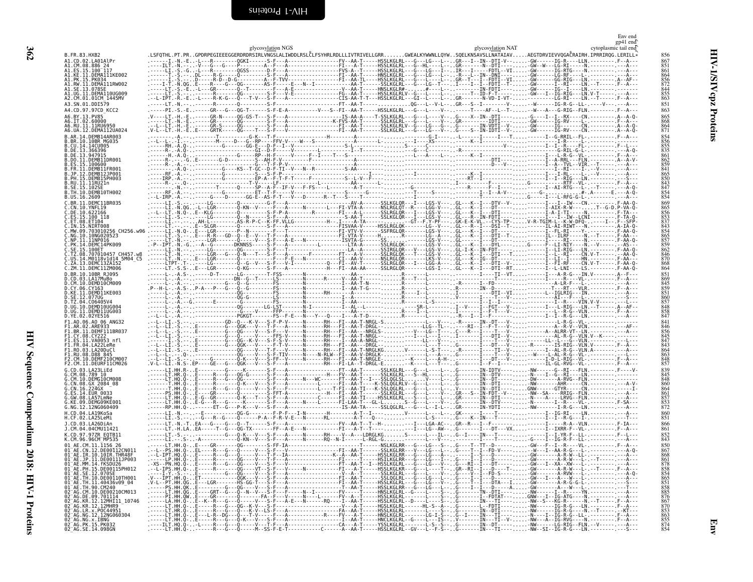Env end
gp41 end
cytoplasmic tail end

glycosylation NGS — glycosylation NAT

```
B.FR.83.HXB2                    .LSFQTHL.PT.PR..GPDRPEGIEEEGGERDRDRSIRLVNGSLALIWDDLRSLCLFSYHRLRDLLLIVTRIVELLGRR.......GWEALKYWWNLLQYW..SQELKNSAVSLLNATAIAV.....AEGTDRVIEVVQGACRAIRH.IPRRIRQG.LERILL*   856
A1.CD.02.LA01AlPr               867
A1.CM.08.886_24                 851
A1.ES.15.100_117                861
A1.KE.11.DEMA111KE002           864
A1.PK.15.PK034                  856
A1.RW.11.DEMA111RW002           872
A1.SE.13.078SE                  844
A1.UG.11.DEMA110UG009           855
A2.CM.01.01CM_1445MV            863
A3.SN.01.DDI579                 857
A4.CD.97.97CD_KCC2              863
A6.BY.13.PV85                   865
A6.IT.02.60000                  868
A6.RU.11.11RU6950               864
A6.UA.12.DEMA112UA024           871
B.AR.14.DEMB14AR003             854
B.BR.10.10BR_MG035              856
B.CU.14.14CU005                 855
B.DE.13.366396                  835
B.DE.13.947915                  861
B.DO.11.DEMB11DR001             862
B.ES.15.100600                  859
B.FR.11.DEMB11FR001             841
B.JP.12.DEMB12JP001             865
B.PH.15.DEMB15PH003             850
B.RU.11.11RU21n                 843
B.SE.15.102SE                   847
B.TH.10.DEMB10TH002             854
B.US.16.2609                    854
C.BR.11.DEMC11BR035             869
C.CN.10.YNFL19                  865
C.DE.10.622166                  856
C.ES.15.100_118                 853
C.ET.08.ET104                   837
C.IN.15.NIRT008                 843
C.MW.09.703010256_CH256.w96     854
C.NG.10.10NG020523              865
C.NP.11.11NP016                 857
C.PK.14.DEMC14PK009             859
C.SE.15.100ET                   862
C.TZ.08.707010457_CH457.w8      846
C.US.14.M0118v1d14_5M04_C5      870
C.ZA.13.DEMC13ZA152             868
C.ZM.11.DEMC11ZM006             864
D.BR.10.10BR_RJ095              851
D.CD.03.LA17MuBo                869
D.CM.10.DEMD10CM009             845
D.CY.06.CY163                   859
D.KE.11.DEMD11KE003             851
D.SE.12.077UG                   860
D.TZ.04.C06405V4                857
D.UG.10.DEMD10UG004             848
D.UG.11.DEMD11UG003             858
D.YE.02.02YE516                 847
F1.AO.06.AO_06_ANG32            841
F1.AR.02.ARE933                 846
F1.BR.11.DEMF111BR037           856
F1.CY.08.CY222                  845
F1.ES.11.VA0053_nfl             847
F1.FR.04.LA22LeRe               843
F1.RO.03.LA20DuCl               864
F1.RU.08.D88_845                863
F2.CM.10.DEMF210CM007           848
F2.CM.11.DEURF11CM026           857
G.CD.03.LA23LiEd                839
G.CM.08.789_10                  845
G.CM.10.DEMG10CM008             848
G.CM.08.GX_2084_08              860
G.CN.16.224GX                   864
G.ES.14.EUR_0033                861
G.GW.08.LA57LmNe                857
G.KE.09.DEMG09KE001             853
G.NG.12.12NG060409              872
H.CD.04.LA19KoSa                860
H.CF.02.LA25LeMi                851
J.CD.03.LA26DiAn                866
J.CM.04.04CMU11421              861
K.CD.97.97ZR_EQTB11             852
K.CM.96.96CM_MP535              843
01_AE.CM.11.1156_26             850
01_AE.CN.12.DE00112CN011        867
01_AE.IR.10.10IR.THR48F         868
01_AE.JP.11.DE00111JP003        861
01_AE.MM.14.fKSDU26             878
01_AE.PH.15.DE00115PH012        858
01_AE.SE.12.070SE               854
01_AE.TH.10.DE00110TH001        865
01_AE.TH.11.40436v09_04         851
01_AE.TH.90.CM240               858
02_AG.CM.10.DE00210CM013        885
02_AG.DE.09.701114              876
02_AG.KR.12.12MHI11_10746       867
02_AG.KR.12.12MHR9              870
02_AG.LR.x.POC44951             853
02_AG.NG.12.12NG060304          863
02_AG.NG.x.IBNG                 855
02_AG.PK.15.PK032               874
02_AG.SE.14.098GN               854
```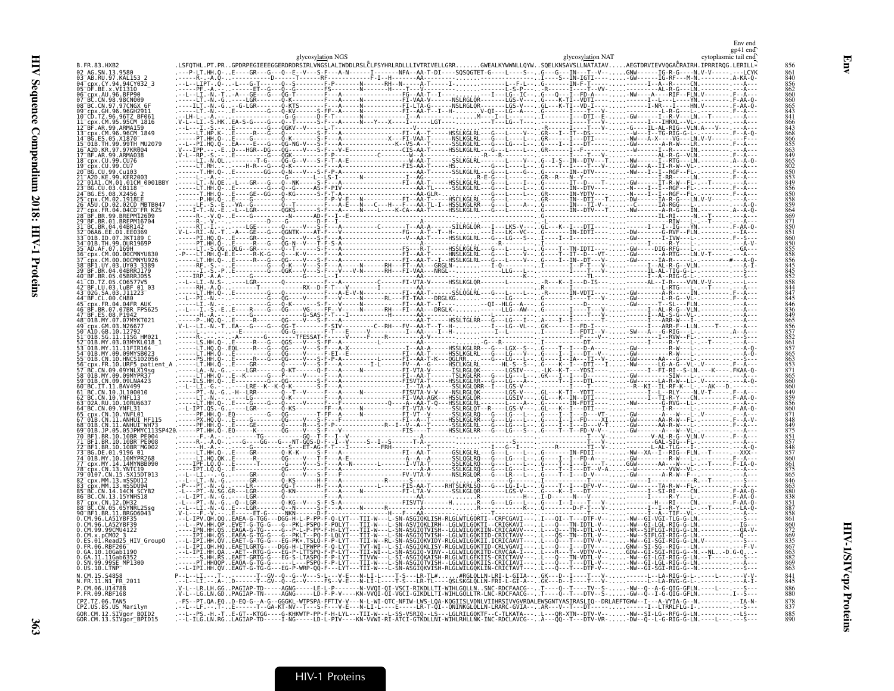```
                                                                                                                                                    Env end
                                                                                                                                                    gp41 end
                                            glycosylation NGS                                          glycosylation NAT                            cytoplasmic tail end
B.FR.83.HXB2              .LSFQTHL.PT.PR..GPDRPEGIEEEGGERDRDRSIRLVNGSLALIWDDLRSLCLFSYHRLRDLLLIVTRIVELLGRR.......GWEALKYWWNLLQYW..SQELKNSAVSLLNATAIAV.....AEGTDRVIEVVQGACRAIRH.IPRRIRQG.LERILL*   856
```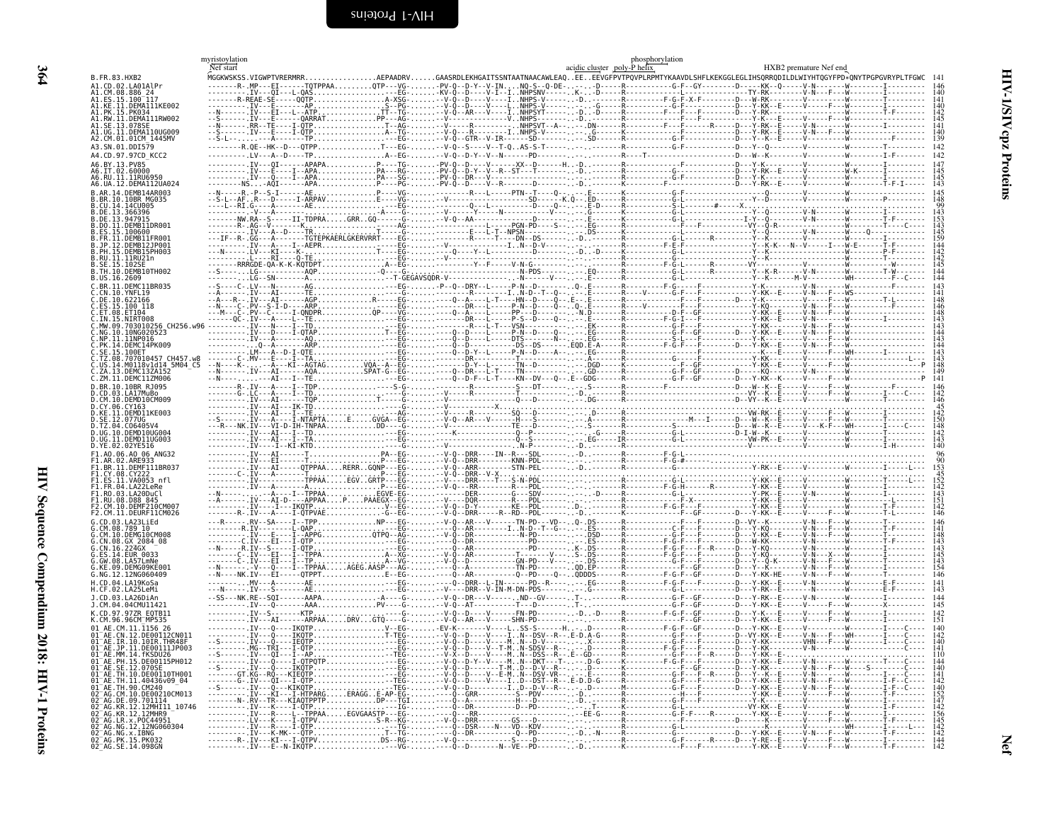# HIV-1/SIVcpz Proteins

## Nef

Annotations: myristoylation · Nef start · acidic cluster · poly-P helix · phosphorylation · HXB2 premature Nef end

The individual alignment columns for the sequences below are not legible at this resolution; only sequence names and end positions are given.

```
B.FR.83.HXB2                MGGKWSKSS.VIGWPTVRERMRR.................AEPAADRV......GAASRDLEKHGAITSSNTAATNAACAWLEAQ..EE..EEVGFPVTPQVPLRPMTYKAAVDLSHFLKEKGGLEGLIHSQRRQDILDLWIYHTQGYFPD*QNYTPGPGVRYPLTFGWC  141
A1.CD.02.LA01AlPr           146
A1.CM.08.886_24             140
A1.ES.15.100_117            141
A1.KE.11.DEMA111KE002       140
A1.PK.15.PK034              142
A1.RW.11.DEMA111RW002       145
A1.SE.13.078SE              141
A1.UG.11.DEMA110UG009       140
A2.CM.01.01CM_1445MV        139
A3.SN.01.DDI579             142
A4.CD.97.97CD_KCC2          142
A6.BY.13.PV85               147
A6.IT.02.60000              145
A6.RU.11.11RU6950           145
A6.UA.12.DEMA112UA024       143
B.AR.14.DEMB14AR003         145
B.BR.10.10BR_MG035          148
B.CU.14.14CU005             99
B.DE.13.366396              143
B.DE.13.947915              153
B.DO.11.DEMB11DR001         143
B.ES.15.100600              145
B.FR.11.DEMB11FR001         150
B.JP.12.DEMB12JP001         144
B.PH.15.DEMB15PH003         142
B.RU.11.11RU21n             142
B.SE.15.102SE               145
B.TH.10.DEMB10TH002         144
B.US.16.2609                144
C.BR.11.DEMC11BR035         143
C.CN.10.YNFL19              141
C.DE.10.622166              148
C.ES.15.100_118             146
C.ET.08.ET104               148
C.IN.15.NIRT008             143
C.MW.09.703010256_CH256.w96 143
C.NG.10.10NG020523          144
C.NP.11.11NP016             143
C.PK.14.DEMC14PK009         144
C.SE.15.100ET               143
C.TZ.08.707010457_CH457.w8  143
C.US.14.M0118v1d14_5M04_C5  148
C.ZA.13.DEMC13ZA152         149
C.ZM.11.DEMC11ZM006         141
D.BR.10.10BR_RJ095          146
D.CD.03.LA17MuBo            142
D.CM.10.DEMD10CM009         146
D.CY.06.CY163               45
D.KE.11.DEMD11KE003         142
D.SE.12.077UG               150
D.TZ.04.C06405V4            148
D.UG.10.DEMD10UG004         142
D.UG.11.DEMD11UG003         143
D.YE.02.02YE516             140
F1.AO.06.AO_06_ANG32        96
F1.AR.02.ARE933             90
F1.BR.11.DEMF111BR037       153
F1.CY.08.CY222              45
F1.ES.11.VA0053_nfl         152
F1.FR.04.LA22LeRe           142
F1.RO.03.LA20DuCl           143
F1.RU.08.D88_845            151
F2.CM.10.DEMF210CM007       142
F2.CM.11.DEURF11CM026       146
G.CD.03.LA23LiEd            146
G.CM.08.789_10              141
G.CN.10.DEMG10CM008         148
G.CN.08.GX_2084_08          143
G.CN.16.224GX               143
G.ES.14.EUR_0033            143
G.GW.08.LA57LmNe            143
G.KE.09.DEMG09KE001         154
G.NG.12.12NG060409          146
H.CD.04.LA19KoSa            141
H.CF.02.LA25LeMi            143
J.CD.03.LA26DiAn            144
J.CM.04.04CMU11421          145
K.CD.97.97ZR_EQTB11         142
K.CM.96.96CM_MP535          151
01_AE.CM.11.1156_26         140
01_AE.CN.12.DE00112CN011    142
01_AE.IR.10.10IR.THR48F     140
01_AE.JP.11.DE00111JP003    141
01_AE.MM.14.fKSDU26         110
01_AE.PH.15.DE00115PH012    144
01_AE.SE.12.070SE           140
01_AE.TH.10.DE00110TH001    141
01_AE.TH.11.40436v09_04     140
01_AE.TH.90.CM240           140
02_AG.CM.10.DE00210CM013    152
02_AG.DE.09.701114          147
02_AG.KR.12.12MHI11_10746   142
02_AG.KR.12.12MHR9          156
02_AG.LR.x.POC44951         143
02_AG.NG.12.12NG060304      142
02_AG.NG.x.IBNG             145
02_AG.PK.15.PK032           144
02_AG.SE.14.098GN           142
```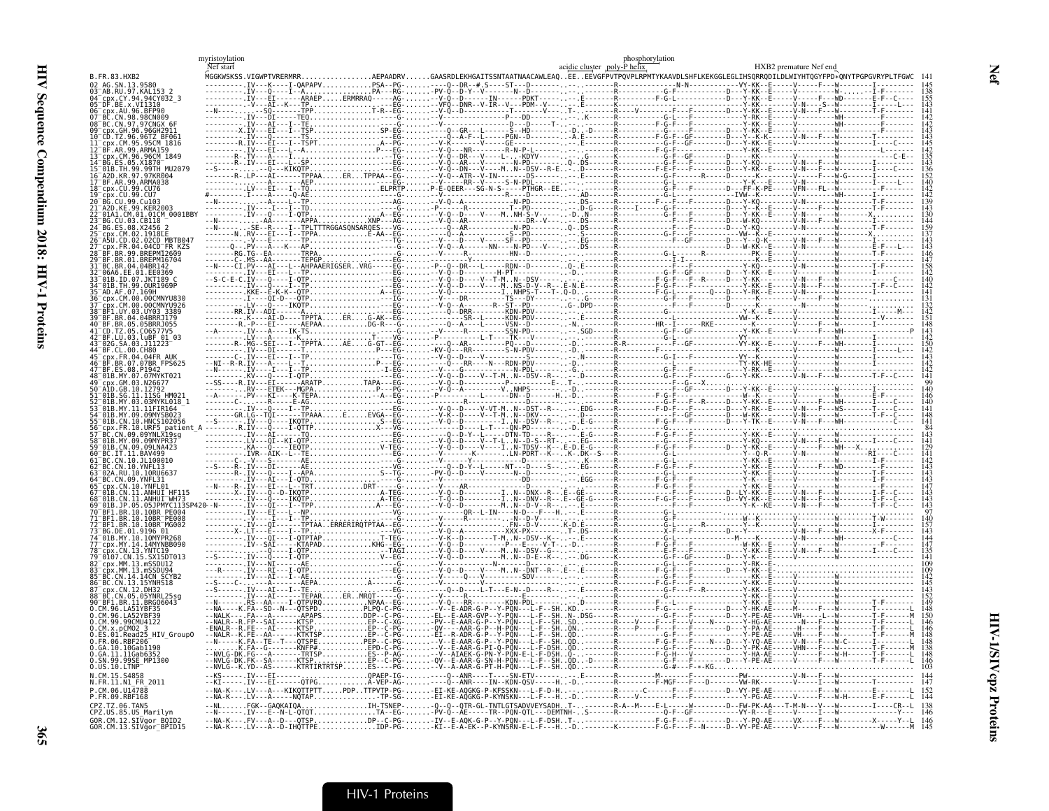myristoylation
Nef start

acidic cluster poly-P helix

phosphorylation

HXB2 premature Nef end

```
B.FR.83.HXB2    MGGKWSKSS.VIGWPTVRERMRR.................AEPAADRV......GAASRDLEKHGAITSSNTAATNAACAWLEAQ..EE..EEVGFPVTPQVPLRPMTYKAAVDLSHFLKEKGGLEGLIHSQRRQDILDLWIYHTQGYFPD*QNYTPGPGVRYPLTFGWC  141
```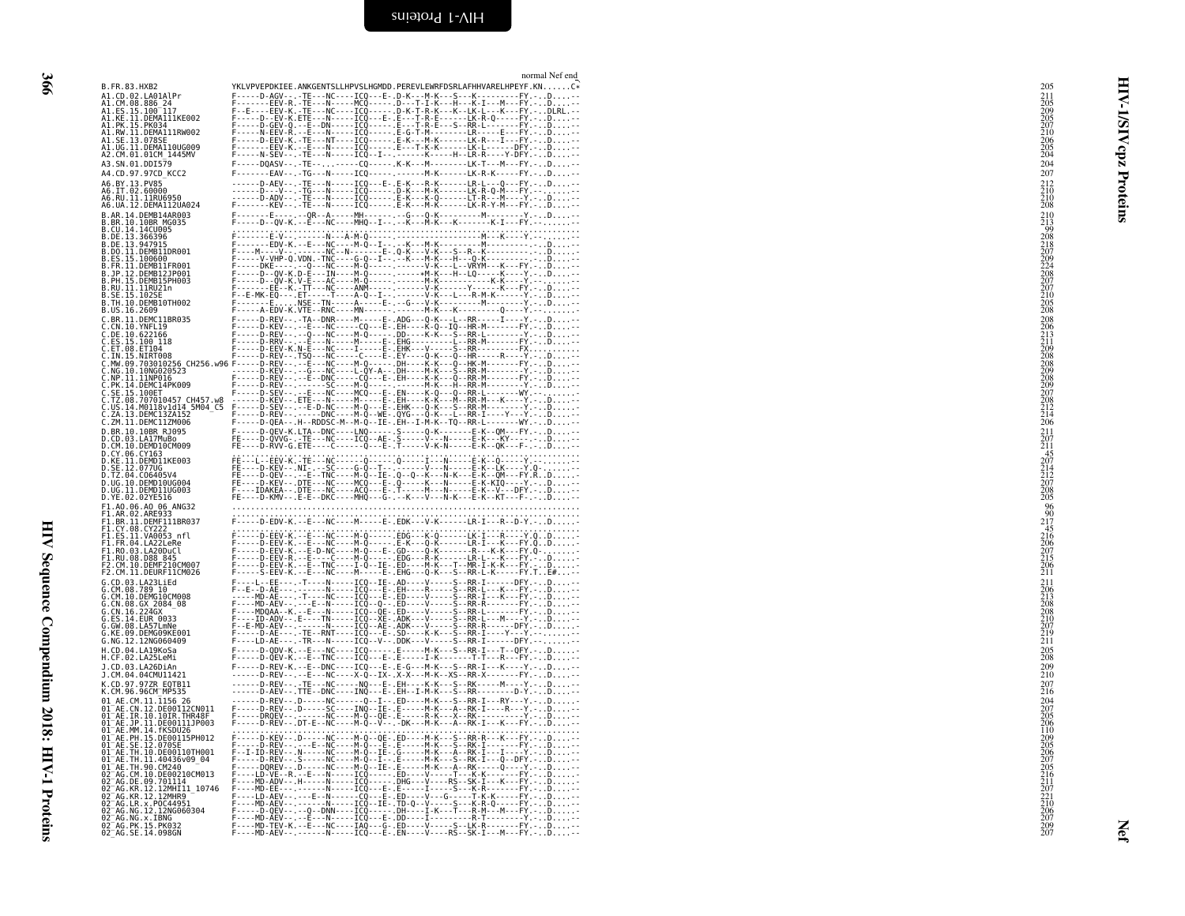normal Nef end

```
B.FR.83.HXB2                 YKLVPVEPDKIEE.ANKGENTSLLHPVSLHGMDD.PEREVLEWRFDSRLAFHHVARELHPEYF.KN......C*   205
A1.CD.02.LA01AlPr            F-----D-AGV-.-TE---NC----ICQ----E-.D-K---M-K---S---K---------FY.-..D.....--   211
A1.CM.08.886_24              F-------EEV-R.-TE---N-----MCQ------.D---T-I-K---H---K-I---M---FY.-..D.....--   205
A1.ES.15.100_117             F--E----EEV-K.-TE---NC----ICQ------.D-K-T-R-K---K--LK-L---K---FY.-..DLRL.--   209
A1.KE.11.DEMA111KE002        F-----D--EV-K.ETE----N----ICQ----E-.E---T-R-E------LK-R-Q-----FY.-..D.....--   205
A1.PK.15.PK034               F-----D-GEV-Q.--E--DN-----ICQ------.E---T-R-E---S--RR-L-------FY.-..D.....--   207
A1.RW.11.DEMA111RW002        F-----N-EEV-R.--E---NC----ICQ------.E-G-T-M--------LR-----E---FY.-..D.....--   210
A1.SE.13.078SE               F-----D-EEV-K.-TE---NT----ICQ------.E-K---M-K------LK-R---I---FY.-..D.....--   206
A1.UG.11.DEMA110UG009        F-------EEV-K.--E---N-----ICQ------.E---T-K-K------LK-L-------DFY.-..D.....--   205
A2.CM.01.01CM_1445MV         F-----N-SEV-.-TE---N-----ICQ--I-------------K------H--LR-R----Y-DFY.-..D.....--   204
A3.SN.01.DDI579              F-----DQASV-.-TE------.-----CQ------.K-K---M-----------LK-T---M---FY.-..D.....--   204
A4.CD.97.97CD_KCC2           F-------EAV-.-TG---N-----ICQ------.------M-K------LK-R-K-----FY.-..D.....--   207
A6.BY.13.PV85                ------D-AEV-.-TE---N-----ICQ----E-.E-K---R-K------LR-L---Q---FY.-..D.....--   212
A6.IT.02.60000               ------D---V-.-TG---N-----ICQ------.D-K---M-K------LK-R-Q-M---FY.-..........   210
A6.RU.11.11RU6950            ------D-ADV-.-TE---NC----ICQ------.E-K---K-Q------LT-R---M---Y.-..D.....--   210
A6.UA.12.DEMA112UA024        F-------KEV-.-TE---N-----ICQ------.E-K---M-K------LK-R-Y-M---FY.-..D.....--   208
B.AR.14.DEMB14AR003          F-------E----.--QR--A-----MH------.--G---Q-K-----------M----------Y.-..D.....--   210
B.BR.10.10BR_MG035           F-----D--QV-K.--E---NC----MHQ--I---.-K---M-K----K--------K-I---FY.-........--   213
B.CU.14.14CU005              .............................................................................   99
B.DE.13.366396               F-------E-V-.------N---A-M-Q------.----------------------M---K----Y.-.........--   208
B.DE.13.947915               F-------EDV-K.--E---NC----M-Q--I---.-K---M-K---------M----------.-..D.....--   218
B.DO.11.DEMB11DR001          F-----M---V-.-------NC--N----ICQ----E-.Q-K---V-K---S--R--K------------.-..D.....--   207
B.ES.15.100600               F-----V-VHP-Q.VDN.-TNC----G-Q--I---.-K---M-K---H---Q-K--------------.-..D.....--   209
B.FR.11.DEMB11FR001          F-----DKE------Q--NC----M-Q------.-------V-K---L--VRYM---K---FY.-..D.....--   224
B.JP.12.DEMB12JP001          F-----D--QV-K.D-E---IN----M-Q------.-------*M-K---H--LQ-------K---Y.-..D.....--   208
B.PH.15.DEMB15PH003          F-----D--QV-K.V-E---AC----M-Q------.-------M-K---------------K-K----Y.-..D.....--   207
B.RU.11.11RU21n              F-------EE--K.-TT---NC----ANM------.-------V-K--------Y------K---FY.-..D.....--   207
B.SE.15.102SE                F--E-MK-EQ---.ET-----T----A-Q--I---.-------V-K---L---R-M-K-------Y.-..D.....--   210
B.TH.10.DEMB10TH002          F-------E-----.NSE--TN-----A-----E-.--G---V-K-----------M---------Y.-..D.....--   205
B.US.16.2609                 F-----A-EDV-K.VTE--RNC----MN------.--------M-K---K--------Q-----Y.-........--   208
C.BR.11.DEMC11BR035          F-----D-REV-.-TA--DNR----M-----E-.ADG---Q-K---L--RR------I---Y.-..D.....--   208
C.CN.10.YNFL19               F-----D-KEV-.--E---NC----CQ---E-.EH----K-Q--IQ--HR-M-------FY.-..D.....--   206
C.DE.10.622166               F-----D-REV-.--Q---NC----M-Q------.DD----K-K---S--RR-L---------Y.-..D.....--   213
C.ES.15.100_118              F-----D-RRV-.--E---N-----M-----E-.EHG-----------L--RR-M-------FY.-..D.....--   211
C.ET.08.ET104                F-----D-EEV-K.N-E---NC----I------E-.EHK---V------S--RR----------FX.-........--   209
C.IN.15.NIRT008              F-----D-REV-.-TSQ---NC-----C-----E-.EY----Q-K---Q--HR-----R---Y.-..D.....--   208
C.MW.09.703010256_CH256.w96  F-----D-REV-.--E---NC----M-Q------.DH----K-K---Q--HK-M-------FY.-..D.....--   208
C.NG.10.10NG020523           ------D-KEV-.--G---NC----L-QY-A--.DH----M-K---S--RR-M--------Y.-..D.....--   209
C.NP.11.11NP016              F-----D-REV-.--E--DNC----CQ---E-.EH----K-K---Q--RR-M-------FY.-..D.....--   208
C.PK.14.DEMC14PK009          F-----D-REV-.-------SC----M-Q------.-------M-K---H--RR-M--------Y.-..D.....--   209
C.SE.15.100ET                F-----D-SEV-.--E---NC----MCQ----E-.EN----K-Q---Q--RR-L--------WY.-........--   207
C.TZ.08.707010457_CH457.w8   F-----D-KEV-.ETE---N-----M-Q----E-.EH----K-K---M--RR-M------K----Y.-..D.....--   208
C.US.14.M0118v1d14_5M04_C5   F-----D-SEV-.--E-DNC----M-Q----E-.EHK---Q-K---S--RR-M--------Y.-..D.....--   212
C.ZA.13.DEMC13ZA152          F-----D-REV-.------DNC----M-Q--WE-.QYG---Q-K---L--RR-I-----Y---Y.-..D.....--   214
C.ZM.11.DEMC11ZM006          F-----D-QEA--.H--RDDSC-M--M-Q--IE-.EH--I-M-K--TQ--RR-L--------WY.-..D.....--   206
D.BR.10.10BR_RJ095           F-----D-QEV-K.LTA--DNC----LNQ------.S------Q-K---------E-K--QM---FY.-..D.....--   211
D.CD.03.LA17MuBo             FE----D-QVVG-.-TE---NC----ICQ--AE-.S------V---N------E-K---KY-------.D.....--   207
D.CM.10.DEMD10CM009          FE----D-RVV-G.ETE----C------Q----E-.T------V-K-N------E-K--QK---F-..D.....--   211
D.CY.06.CY163                .............................................................................   45
D.KE.11.DEMD11KE003          F-----L--EEV-K.-TE---NC-------Q------.Q------I---N------E-K--Q-------Y.........   207
D.SE.12.077UG                FE----D-KEV-.NI-.-SC----G-Q--T--.-------V---N------E-K--LK-----Y.Q-.......--   214
D.TZ.04.C06405V4             FE----D-QEV-.--E-TNC----M-Q--IE-.Q--Q-K---N-K---E-K--QM---FY.R..D.....--   212
D.UG.10.DEMD10UG004          F-----D-KEV-.DTE---NC----MCQ----E-.Q------K---N------E-K-KIQ----Y.-..D.....--   207
D.UG.11.DEMD11UG003          F----IDAKEA--.DTE---NC----ACQ----E-.T------M---N------E-K--V---DFY.-..D.....--   208
D.YE.02.02YE516              FE----D-KMV-.E-E--DKC----MHQ---G-.--K---V---N-K---E-K--KT---F-..D.....--   205
F1.AO.06.AO_06_ANG32         .............................................................................   96
F1.AR.02.ARE933              .............................................................................   90
F1.BR.11.DEMF111BR037        F-----D-EDV-K.--E---NC----M-----E-.EDK---V-K-------LR-I---R-D-Y.-..D.....--   217
F1.CY.08.CY222               .............................................................................   45
F1.ES.11.VA0053_nfl          F-----D-EEV-K.--E---NC----M-Q------.EDG---K-Q------LK-I---R----Y.Q..D.....--   216
F1.FR.04.LA22LeRe            F-----D-EEV-K.--E---NC----M-Q------.E-K---Q-K------LR-I---K---FY.Q..D.....--   206
F1.RO.03.LA20DuCl            F-----D-EEV-K.--E-D-NC----M-Q----E-.GD----Q-K------R---K-K---FY.Q........--   207
F1.RU.08.D88_845             F-----D-EEV-R.--E----C----M-Q------.EDG---R-K------LR-L---K---FY.-..D.....--   215
F2.CM.10.DEMF210CM007        F-----D-EEV-K.--E-TNC----I-Q--IE-.ED----M-K---T--MR-I-K-K---FY.-..D.....--   206
F2.CM.11.DEURF11CM026        F-----S-EEV-K.--E---NC----M------E-.EHG---Q-K---S--RR-L-K-----FY.T..E#....--   211
G.CD.03.LA23LiEd             F----L--EE---.-T----N-----ICQ--IE-.AD----V------S--RR-I-------DFY.-..D.....--   211
G.CM.08.789_10               F--E--D-AE---.------N-----ICQ----E-.EH----R------S--RR-L---K---FY.-..D.....--   206
G.CN.10.DEMG10CM008          ------MD-AE---.-T----NC----ICQ----E-.ED----V------S--RR-I---K---FY.-..D.....--   213
G.CN.08.GX_2084_08           F-----MD-AEV-.---E--N-----ICQ--Q--.ED----V------S--RR-R-------FY.-..D.....--   208
G.CN.16.224GX                F-----MDQAA--K.--E---N-----ICQ--QE-.ED----V------S--RR-L-------FY.-..D.....--   208
G.ES.14.EUR_0033             F----ID-ADV--.E----TN-----ICQ--QE-.ADK---V------S--RR-L---M---Y.-..D.....--   210
G.GW.08.LA57LmNe             F--E-MD-AEV-.--------N-----ICQ--AE-.ADK---V------S--RR-R-------DFY.-..D.....--   207
G.KE.09.DEMG09KE001          F-----D-AE---.-TE--RNT----ICQ----E-.SD----K-K---S--RR-I-----Y---Y.-........--   219
G.NG.12.12NG060409           F-----LD-AE---.-TR---N-----ICQ--V--.DDK---V------S--RR-I-------DFY.-..D.....--   211
H.CD.04.LA19KoSa             F-----D-QDV-K.--E---NC----ICQ------.E-----M-K---S--RR-I---T--QFY.-..D.....--   205
H.CF.02.LA25LeMi             F-----D-QEV-K.--E--TNC----ICQ----E-.E-----I-K--------T-T---R---FY.-..D.....--   208
J.CD.03.LA26DiAn             F-----D-REV-K.--E--DNC----ICQ----E-.E-G---M-K---S--RR-I---K---Y.-..D.....--   209
J.CM.04.04CMU11421           ------D-REV-.--E---NC----X-Q--IX-.X-X---M-K--XS--RR-X-------FY.-..D.....--   210
K.CD.97.97ZR_EQTB11          ------D-REV-.-TE---NC----NQ----E-.EH----K-K---S--RK-----M---Y.-..D.....--   207
K.CM.96.96CM_MP535           ------D-AEV-.TTE--DNC----INQ----E-.EH--I-M-K---S--RR--------D-Y.-..D.....--   216
01_AE.CM.11.1156_26          ------D-REV-.D-----NC------Q--I--.ED----M-K---S--RR-I---RY---Y.-..D.....--   204
01_AE.CN.12.DE00112CN011     F-----D-REV-.D-----SC----INQ--IE-.E-----M-K---A--RK-I-----R---Y.-..D.....--   207
01_AE.IR.10.10IR.THR48F      F-----DRQEV-.------NC----M-Q--QE-.E-----R-K---X--RK----------Y.-..D.....--   205
01_AE.JP.11.DE00111JP003     F-----D-REV-.DT-E--NC----M-Q--V--.DK----M-K---A--RK-I---K---FY.-..D.....--   206
01_AE.MM.14.fKSDU26          .............................................................................   110
01_AE.PH.15.DE00115PH012     F-----D-KEV-.D-----NC----M-Q--QE-.ED----M-K---S--RR-R---K---FY.-..D.....--   209
01_AE.SE.12.070SE            F-----D-REV-.---E--NC----M-Q----E-.E-----M-K---S--RK-I-------FY.-..D.....--   205
01_AE.TH.10.DE00110TH001     F--I-ID-REV-.N-----NC----M-Q--IE-.G-----M-K---A--RK-I---I----Y.-..D.....--   206
01_AE.TH.11.40436v09_04      F-----D-REV-.S-----NC----M-Q--I--.E-----M-K---S--RK-I---Q--DFY.-..D.....--   207
01_AE.TH.90.CM240            F-----DQREV-.D-----NC----M-Q--IE-.E-----M-K---A--RK-----Q----Y.-..D.....--   205
02_AG.CM.10.DE00210CM013     F----LD-VE--R.--E---N-----ICQ------.ED----V------T---K-K-------FY.-..D.....--   216
02_AG.DE.09.701114           F----MD-ADV--.H-----N-----ICQ------.DHG---V-----RS--SK-I---K---FY.-..D.....--   211
02_AG.KR.12.12MHI11_10746    F----MD-EE---.-------N-----ICQ----E-.E-----I------S---K-R-------FY.-..D.....--   207
02_AG.KR.12.12MHR9           F----LD-AEV-.---E---N-----CQ----E-.ED----V---G-----T-K-K-----FY.-..D.....--   221
02_AG.LR.x.POC44951          F----MD-AEV-.-------N-----ICQ--IE-.TD-Q---V------S---K-R-Q-----FY.-..D.....--   210
02_AG.NG.12.12NG060304       F-----D-QEV---.--Q--DNN----ICQ------.DH----I-K---T---R-M---M---FY.-..D.....--   206
02_AG.NG.x.IBNG              F----MD-AEV-.--E---NC----ICQ----E-.DD----I------------R-T-------Y.-..D.....--   207
02_AG.PK.15.PK032            F----MD-TEV-K.--E---NC----IAQ---G-.ED----V------S--LK-R---------FY.-..D.....--   209
02_AG.SE.14.098GN            F----MD-AEV-.-------N-----ICQ----E-.EN----V-----RS--SK-I---M---FY.-..D.....--   207
```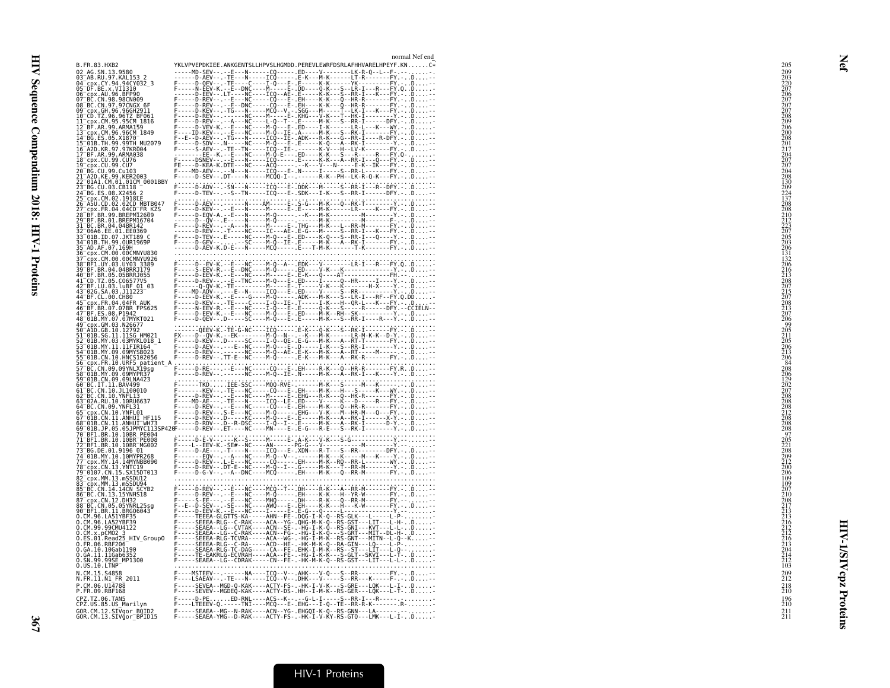```
                                                                                                   normal Nef end
B.FR.83.HXB2                    YKLVPVEPDKIEE.ANKGENTSLLHPVSLHGMDD.PEREVLEWRFDSRLAFHHVARELHPEYF.KN......C*   205
02_AG.SN.13.9580                -----MD-SEV--.--E---N------CQ------.ED----V---------LK-R-Q--L--F-.-......-.  209
03_AB.RU.97.KAL153_2            ------D-AEV--.-TE---N------ICQ------.E-K---M-K------LT-R-------FY.-..D.....-- 203
04_cpx.CY.94.CY032_3            F-----D-QEV--.-TE----C-----I-Q---E.E------K-K-------Y-----------FY.-..D.....-- 220
05_DF.BE.x.VI1310               F-----N-EEV-K.--E--DNC-----M------E.DD----Q-K----S--LR-I---R---FY.Q..D.....-- 207
06_cpx.AU.96.BFP90              ------D-EEV--.LT----NC-----ICQ--AE.E------K-K----S--RR-I---K---FY.-..D.....-- 206
07_BC.CN.98.98CN009             F-----D-REV--.--E---NC-----CQ---E.EH-----K-K----Q--HR-R--------FY.-..D.....-- 207
08_BC.CN.97.97CNGX_6F           F-----D-REV--.--E--DNC-----CQ---E.EH-----K-K----Q--HR-R--------FY.-..D.....-- 207
09_cpx.GH.96.96GH2911           F-----D-KEV--.-TG---N------MCQ--V-.SGG---M-----T--LK-I---K---FY.-..D.....-- 207
10_CD.TZ.96.96TZ_BF061          F-----D-REV--.------NC-----M------E.KHG---V-K---T--HK-I--------Y.-..D.....-- 208
11_cpx.CM.95.95CM_1816          F-----D-REV--.--A---NC-----L-Q--T-.E------M-K----S--RR-I------DFY.-..D.....-- 209
12_BF.AR.99.ARMA159             F-----D-VEV-K.--E---NC-----M-Q---E.ED-----I-K-------LR-L---K---WY.-..D.....-- 206
13_cpx.CM.96.96CM_1849          F-----ID-KEV--.--E---NC-----M-Q--IE.A-----M-K----S--RK-I--------FY.-..D.....-- 200
14_BG.ES.05.X1870               F--E--D-AEV--.-TG---N------ICQ--IE.ADK---R-K----G--RR-I-----R-DFY.-..D.....-- 208
15_01B.TH.99.99TH_MU2079        F-----D-SDV--.N-----NC-----M-Q---E.E------K-Q----A--RK-I--------Y.-..D.....-- 201
16_A2D.KR.97.97KR004            F-----S-AEV--.-TE--TN------ICQ--IE.------K-V----H--LV-K--------FY.-..D.....-- 217
17_BF.AR.99.ARMA038             -------EE-.K---E---NC-----M-Q-E---ED-----K-K----S---R------R---FY.Q-.....-- 204
18_cpx.CU.99.CU76               F-----DSNEV--.--E---N------ICQ------.E-----K-K----A--RR-I---Q---FY.-..D.....-- 207
19_cpx.CU.99.CU7                FE----D-KEA-K.DTE---NC-----ACQ------.--K---V----N-----E-K--IK---FY.-..D.....-- 207
20_BG.CU.99.Cu103               F-----MD-AEV--.--N---N------ICQ---E.N------I-----S--RR-L--------FY.-..D.....-- 204
21_A2D.KE.99.KER2003            F-----D-SEV--.DT----N------MCQQ-I-.--------R-K--PH--LK-R-Q-K---FY.-..D.....-- 208
22_01A1.CM.01.01CM_0001BBY      ...........................................................................  130
23_BG.CU.03.CB118               F-----D-ADV--.-SN---N------ICQ---E.DDK---M-----S--RR-I---R--DFY.-..D.....-- 209
24_BG.ES.08.X2456_2             F-----D-TEV--.--S--TN------ICQ---E.SDK---I-K----S--RR-I------DFY.-..D.....-- 224
25_cpx.CM.02.1918LE             ...........................................................................  137
26_A5U.CD.02.02CD_MBTB047       F-----D-AEV--.------N------AM------E.S-G---M-K----Q--RK-T---------Y.-..D.....-- 208
27_cpx.FR.04.04CD_FR_KZS        F-----D-KEV--.--E---N------M------E.E------M-K-------LR-------K---FY.-..D.....-- 208
28_BF.BR.99.BREPM12609          F-----D-EQV-A.--E---N------M-Q------.--K---M-K----------M---------Y.-..D.....-- 210
29_BF.BR.01.BREPM16704          ------D--QV--.E-----N------M-Q------.------M-K----------M---------F.-..D.....-- 212
31_BC.BR.04.04BR142             F-----D-REV--.--A---N------M------E.THG---M-K----L--RR-M--------FY.-..D.....-- 223
32_06A6.EE.01.EE0369            F-----D-REV--.-T----NC-----IC----AE.E-G---M-K----S--RR-I---K---FY.-..D.....-- 207
33_01B.ID.07.JKT189_C           F-----D-TEV--.E-----NC-----M-Q---E.ED-----K-Q----S--RR-I---Q-----Y.-..D.....-- 205
34_01B.TH.99.OUR1969P           F-----D-GEV--.-----SC-----M-Q--IE.E------M-K----A--RK-I--------FY.-..D.....-- 203
35_AD.AF.07.169H                ------D-AEV-K.D-E---N------MCQ------.E---T-M-K---------T-K-------FY.-..D.....-- 206
36_cpx.CM.00.00CMNYU830         ...........................................................................  131
37_cpx.CM.00.00CMNYU926         ...........................................................................  132
38_BF1.UY.03.UY03_3389          F-----D--EV-K.--E---NC-----M-Q--A--.EDK----V----------LR-I---R---FY.Q..D.....-- 206
39_BF.BR.04.04BRRJ179           F-----S-EEV-R.--E--DNC-----M-Q------.ED-----V-K---K-------------Y.-..D.....-- 216
40_BF.BR.05.05BRRJ055           F-----D-EEV-K.--E---NC-----M------E.E-K---Q-----AT-------------FH.-.....-- 213
41_CD.TZ.05.CO6577VS            F-----D-REV--.--E--TNC-----M-Q---E.ED-----I-----Q--HR-----I-----Y.-..D.....-- 208
42_BF.LU.03.luBF_01_03          F-----Q-QV-K.-TE--------M------E.T-----V-K---K------H-X----Y.-..D.....-- 207
43_02G.SA.03.J11223             F----MD-ADV--.--E--N------ICQ---E.ED----V-----S--RR-------Y.-..D.....-- 215
44_BF.CL.00.CH80                F-----D-EEV-K.--E---G----M-Q------.ADK---M-K----S--LR-I---RF--FY.Q.DD.....-- 207
45_cpx.FR.04.04FR_AUK           F-----D-KEV--.-TE----C-----I-Q--IE.T-----I-K---H--QR-L---K---FY.-..D.....-- 208
46_BF.BR.07.07BR_FPS625         F-----N-EEV-R.--E---NC-----I-Q---E.E------Q-K----S-------R-----DFY.-.-CCIELN-- 213
47_BF.ES.08.P1942               F-----D-EEV-K.--E---NC-----M-Q---E.ED----M-K--RH--SK----------Y.-..D.....-- 207
48_01B.MY.07.07MYKT021          F-----D-QEV--.D-----SC-----M-Q---E.E------M-K----S--RR-I----R---Y.-..D.....-- 206
49_cpx.GM.03.N26677             ...........................................................................   99
50_A1D.GB.10.12792              ........QEEV-K.-TE-G-NC-----ICQ------.E-K----Q-K----S--RK-I--------FY.-..D.....-- 205
51_01B.SG.11.11SG_HM021         FX----D--QV-K.--EK----------M-Q--N--.-K---M-K-------LR-M-K-K--D-Y.-..D.....-- 211
52_01B.MY.03.03MYKL018_1        F-----D-KEV--.D-----SC-----I-Q--QE.E-G---M-K----A--RT-T--------FY.-..D.....-- 205
53_01B.MY.11.11FIR164           F-----D-AEV--.------E--NC-----M-Q---E.D-----I-K----S--RR-I--------Y.-..D.....-- 206
54_01B.MY.09.09MYSB023          F-----D-AEV--.------NC-----M-Q--AE.E-K---M-K----A--RT-----M-------.-..D.....-- 213
55_01B.CN.10.HNCS102056         F-----D-REV--.TT-E--NC-----M-Q------.E-K---M-K----A--RK-R--------FY.-..D.....-- 206
56_cpx.FR.10.URF5_patient_A     ...........................................................................   84
57_BC.CN.09.09YNLX19sg          F-----D-RE---.--E---NC-----CQ---E.EH-----R-K----Q--HR-R--------FY.R..D.....-- 208
58_01B.MY.09.09MYPR37           F-----D-REV--.------NC-----M-Q--IE.N-----M-K----A--RK-I----K----Y.-..D.....-- 206
59_01B.CN.09.09LNA423           ...........................................................................  129
60_BC.IT.11.BAV499              F------TKD.....IEE-SSC----MQQ-RVE.--------M-K----S-----M---K-----.-..D.....-- 202
61_BC.CN.10.JL100010            F-------KEV--.-TE---NC-----CQ---E.EH-----M-K----H---S------K---WY.-..D.....-- 207
62_BC.CN.10.YNFL13              F-----D-REV--.--E---NC-----M------E.EHG---R-K----Q--HK-R--------FY.-..D.....-- 208
63_02A.RU.10.10RU6637           F----MD-AE---.-TE---N------ICQ--LE.ED-----V-----K---D------R---FY.-..D.....-- 208
64_BC.CN.09.YNFL31              F-----D-REV--.--E---NC-----CQ---E.EH-----M-K----Q--HR-R--------FY.-..D.....-- 208
65_cpx.CN.10.YNFL01             F-----D-REV--.S-E---NC-----M-Q------.EHG---V-K----M--HR-M---Q---FY.-..D.....-- 212
67_01B.CN.11.ANHUI_HF115        F-----D-REV--.D-----KC-----M-Q---E.E------M-K----A--RK-I--------X-Y.-..D.....-- 208
68_01B.CN.11.ANHUI_WH73         F-----D-RDV--.D--R-DSC-----I-Q--I-.E------M-K----A--RK-I--------D-Y.-..D.....-- 208
69_01B.JP.05.05JPMYC113SP420    F-----D-REV--.ET----NC-----MN-----E.E-G---R-E----S--RK-I--------FY.-..D.....-- 208
70_BF1.BR.10.10BR_PE004         ...........................................................................   97
71_BF1.BR.10.10BR_PE008         F-----D-E-V-----K--S------M------E.A-K---V-K----S-G--------------Y.-..........-- 205
72_BF1.BR.10.10BR_MG002         F-----L--EEV-K.-SE#--NC----AN------PG-G---V-----------M---------Y.-..........-- 221
73_BG.DE.01.9196_01             F-----D-AE---.-T----N------ICQ---E.XDN---R-T----S--RR--------DFY.-..D.....-- 208
74_01B.MY.10.10MYPR268          F-------EQV--.-A----NC-----M-Q--V--.--------M-K----K-----M---K---Y.-..D.....-- 209
77_cpx.MY.14.14MYNBB090         F-----D-REV--.L-E---NC-----CQ------.EH-----M-K----RQ--RR-L--------WY.-..D.....-- 212
78_cpx.CN.13.YNTC19             F-----D-REV--.DT-E--NC-----M-Q--I--.G------M-K----T--RR-M---------Y.-..D.....-- 200
79_0107.CN.15.SX15DT013         F-----D-G-V--.--A--DNC-----MCQ------.EH-----M-K----Q--RR-M--------FY.-..D.....-- 206
82_cpx.MM.13.mSSDU12            ...........................................................................  109
83_cpx.MM.13.mSSDU94            ...........................................................................  109
85_BC.CN.14.14CN_SCYB2          F-----D-REV--.--E---NC-----MCQ--T--.DH-----R-K----A--RR-M--------FY.-..D.....-- 207
86_BC.CN.13.15YNHS18            F-----D-REV--.--E---NC-----M-Q------.EH-----K-K----H--YR-W--------FY.-..D.....-- 210
87_cpx.CN.12.DH32               F-----S-EE---.--E---NC-----MHQ------.DH-----R-K----Q--RR-M--------FY.-..........-- 208
88_BC.CN.05.05YNRL25sg          F--E--D-SEV--.-SE---NC-----AWQ---E.EH-----K-K----H--K-W--------FY.-..D.....-- 217
90_BF1.BR.11.BRGO6043           F-----D-EEV-K.--E---NC-----I------E.E-G---Q-----L------------------Y.-..........-- 213
O.CM.96.LA51YBF35               F-----TEEEA-GLGTTS-KA-----AHN--FE-.DQG-I-K-Q--RS-GLK---L-----L-P-......... 213
O.CM.96.LA52YBF39               F-----SEEEA-RLG--C-RAK----ACA--YG-.QHG-M-K-Q--RS-GST---LIT---L-H-..D......... 216
O.CM.99.99CMU4122               F-----SEAEA--LG--CVTAK----ACN--SE-.-HG-I-K-Q--RS-GNI---KVT---L-L-..D......... 212
O.CM.x.pCMO2_3                  F-----SEAEA--LG--C-RAK----ACA--FG-.-HG-I-K-Q--RS-GRT---MIT--DL-H-..D......... 212
O.ES.01.Read25_HIV_GroupO       F-----SEEEA-RLG-TCVRA-----ACA--WG-.-HG-I-M-K--RS-GNT---MITN--L-Q--K.......... 216
O.FR.06.RBF206                  F-----SEEEA-RLG--C-RA-----ACD--HE-.-HK-M-K-Q--RA-GIN---LQ----L-P-......... 213
O.GA.10.10Gab1190               F-----SEEEA-RLG-TC-DAG-----CA--FE-.EHK-I-M-K--RS--ST---LIT---L-Q-......... 204
O.GA.11.11Gab6352               F-----TE-EAKRLG-ECVRAH----ACA--FE-.-HG-I-K----S-GLT--SKVI---L-T-..D......... 214
O.SN.99.99SE_MP1300             F-----SEAEA--LG--CDRAK-----CN--FE-.-HK-M-K-Q--RS-GST---LIT---L-L-..D......... 212
O.US.10.LTNP                    ...........................................................................  103
N.CM.15.S4858                   F----MSTEEV--.-------NA----ICQ--V--.AHK---V-Q---S--RR---------FY.-..D.....-- 209
N.FR.11.N1_FR_2011              F----LSAEAV--.-TE--N------ICQ--V--.DHK---V------S--RR---K------F-.-..D.....-- 212
P.CM.06.U14788                  F-----SEVEA--MGD-Q-KAK----ACTY-FS-.-HK-I-V-K---S-GRE---LQK---L-I-..D......-- 218
P.FR.09.RBF168                  F-----SEVEV--MGDEQ-KAK----ACTY-DS-.HH--I-M-K--RS-GER---LQK---L-T-..D......-- 210
CPZ.TZ.06.TAN5                  F-----D-PE.....ED-RNL----ACS--K--.--G-L-I----S--RR-I---R-----.........  196
CPZ.US.85.US_Marilyn            F-----LTEEEV-Q-----TNI----MCQ---E.EHG---I-Q--TE--RR-R-K--------.R-........  210
GOR.CM.12.SIVgor_BQID2          F-----SEAEA--MG--N-RAK----ACN--YG-.EHGQI-K-Q--RS-GNN---LA-------.-.........  211
GOR.CM.13.SIVgor_BPID15         F-----SEAEA-YMG--D-RAK----ACTY-FS-.-HK-I-V-KY-RS-GTQ---LMK---L-I-..D......-- 211
```